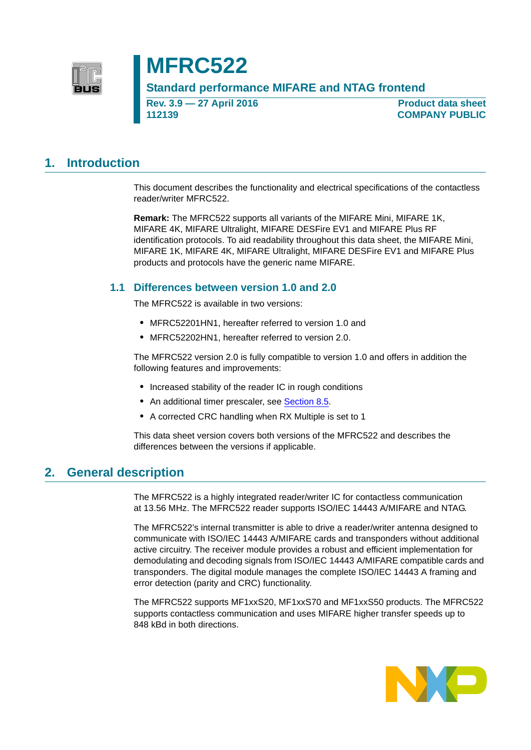# MFRC522

## Standard performance MIFARE and NTAG frontend

**Rev. 3.9 — 27 April 2016**
**112139**

**Product data sheet**
**COMPANY PUBLIC**

## 1. Introduction

This document describes the functionality and electrical specifications of the contactless reader/writer MFRC522.

**Remark:** The MFRC522 supports all variants of the MIFARE Mini, MIFARE 1K, MIFARE 4K, MIFARE Ultralight, MIFARE DESFire EV1 and MIFARE Plus RF identification protocols. To aid readability throughout this data sheet, the MIFARE Mini, MIFARE 1K, MIFARE 4K, MIFARE Ultralight, MIFARE DESFire EV1 and MIFARE Plus products and protocols have the generic name MIFARE.

### 1.1 Differences between version 1.0 and 2.0

The MFRC522 is available in two versions:

- MFRC52201HN1, hereafter referred to version 1.0 and
- MFRC52202HN1, hereafter referred to version 2.0.

The MFRC522 version 2.0 is fully compatible to version 1.0 and offers in addition the following features and improvements:

- Increased stability of the reader IC in rough conditions
- An additional timer prescaler, see Section 8.5.
- A corrected CRC handling when RX Multiple is set to 1

This data sheet version covers both versions of the MFRC522 and describes the differences between the versions if applicable.

## 2. General description

The MFRC522 is a highly integrated reader/writer IC for contactless communication at 13.56 MHz. The MFRC522 reader supports ISO/IEC 14443 A/MIFARE and NTAG.

The MFRC522's internal transmitter is able to drive a reader/writer antenna designed to communicate with ISO/IEC 14443 A/MIFARE cards and transponders without additional active circuitry. The receiver module provides a robust and efficient implementation for demodulating and decoding signals from ISO/IEC 14443 A/MIFARE compatible cards and transponders. The digital module manages the complete ISO/IEC 14443 A framing and error detection (parity and CRC) functionality.

The MFRC522 supports MF1xxS20, MF1xxS70 and MF1xxS50 products. The MFRC522 supports contactless communication and uses MIFARE higher transfer speeds up to 848 kBd in both directions.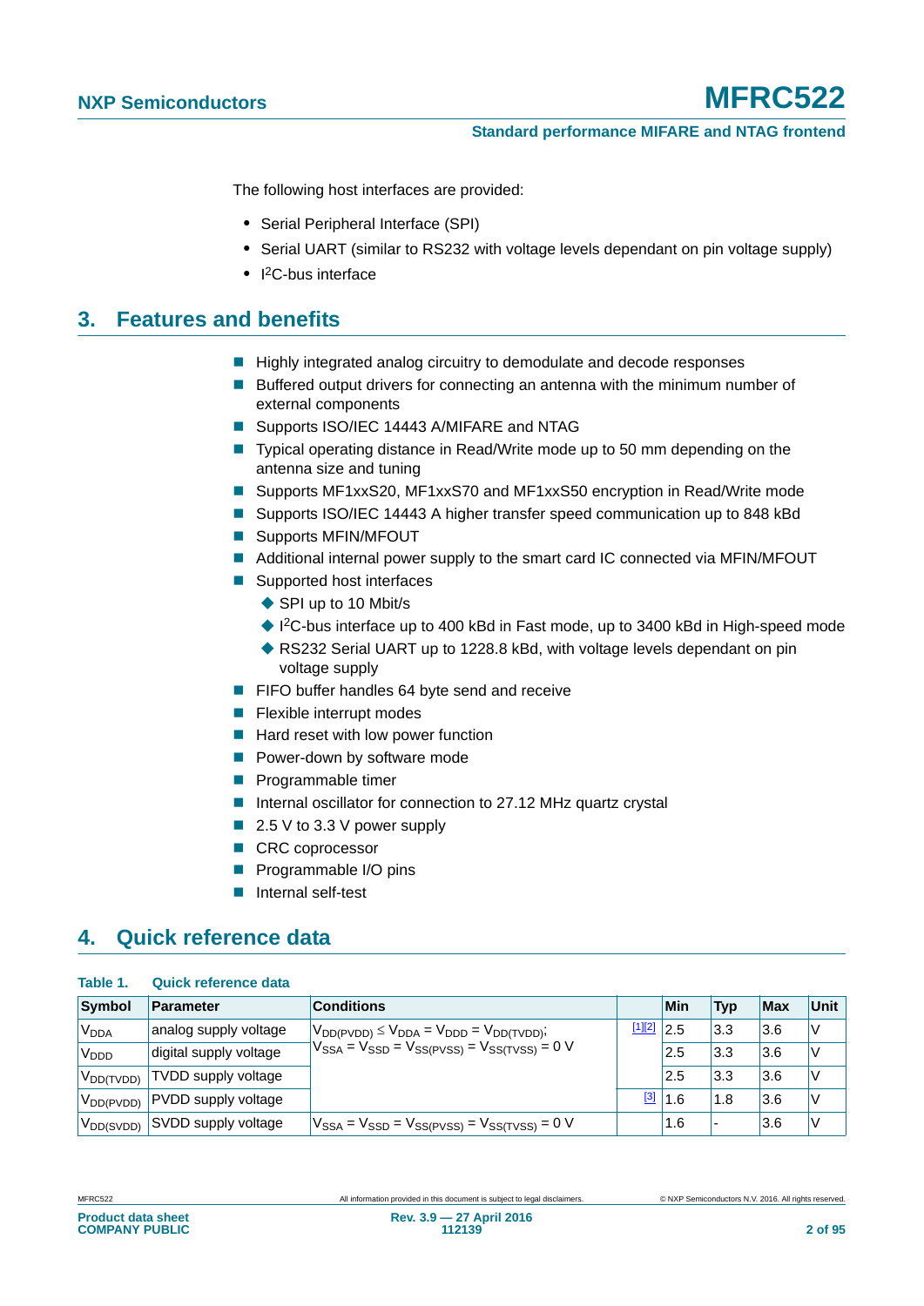The following host interfaces are provided:

- Serial Peripheral Interface (SPI)
- Serial UART (similar to RS232 with voltage levels dependant on pin voltage supply)
- $I^2C$-bus interface

## 3. Features and benefits

- Highly integrated analog circuitry to demodulate and decode responses
- Buffered output drivers for connecting an antenna with the minimum number of external components
- Supports ISO/IEC 14443 A/MIFARE and NTAG
- Typical operating distance in Read/Write mode up to 50 mm depending on the antenna size and tuning
- Supports MF1xxS20, MF1xxS70 and MF1xxS50 encryption in Read/Write mode
- Supports ISO/IEC 14443 A higher transfer speed communication up to 848 kBd
- Supports MFIN/MFOUT
- Additional internal power supply to the smart card IC connected via MFIN/MFOUT
- Supported host interfaces
  - SPI up to 10 Mbit/s
  - $I^2C$-bus interface up to 400 kBd in Fast mode, up to 3400 kBd in High-speed mode
  - RS232 Serial UART up to 1228.8 kBd, with voltage levels dependant on pin voltage supply
- FIFO buffer handles 64 byte send and receive
- Flexible interrupt modes
- Hard reset with low power function
- Power-down by software mode
- Programmable timer
- Internal oscillator for connection to 27.12 MHz quartz crystal
- 2.5 V to 3.3 V power supply
- CRC coprocessor
- Programmable I/O pins
- Internal self-test

## 4. Quick reference data

**Table 1. Quick reference data**

| Symbol | Parameter | Conditions | | Min | Typ | Max | Unit |
|---|---|---|---|---|---|---|---|
| $V_{DDA}$ | analog supply voltage | $V_{DD(PVDD)} \leq V_{DDA} = V_{DDD} = V_{DD(TVDD)}$; $V_{SSA} = V_{SSD} = V_{SS(PVSS)} = V_{SS(TVSS)} = 0$ V | [1][2] | 2.5 | 3.3 | 3.6 | V |
| $V_{DDD}$ | digital supply voltage | | | 2.5 | 3.3 | 3.6 | V |
| $V_{DD(TVDD)}$ | TVDD supply voltage | | | 2.5 | 3.3 | 3.6 | V |
| $V_{DD(PVDD)}$ | PVDD supply voltage | | [3] | 1.6 | 1.8 | 3.6 | V |
| $V_{DD(SVDD)}$ | SVDD supply voltage | $V_{SSA} = V_{SSD} = V_{SS(PVSS)} = V_{SS(TVSS)} = 0$ V | | 1.6 | - | 3.6 | V |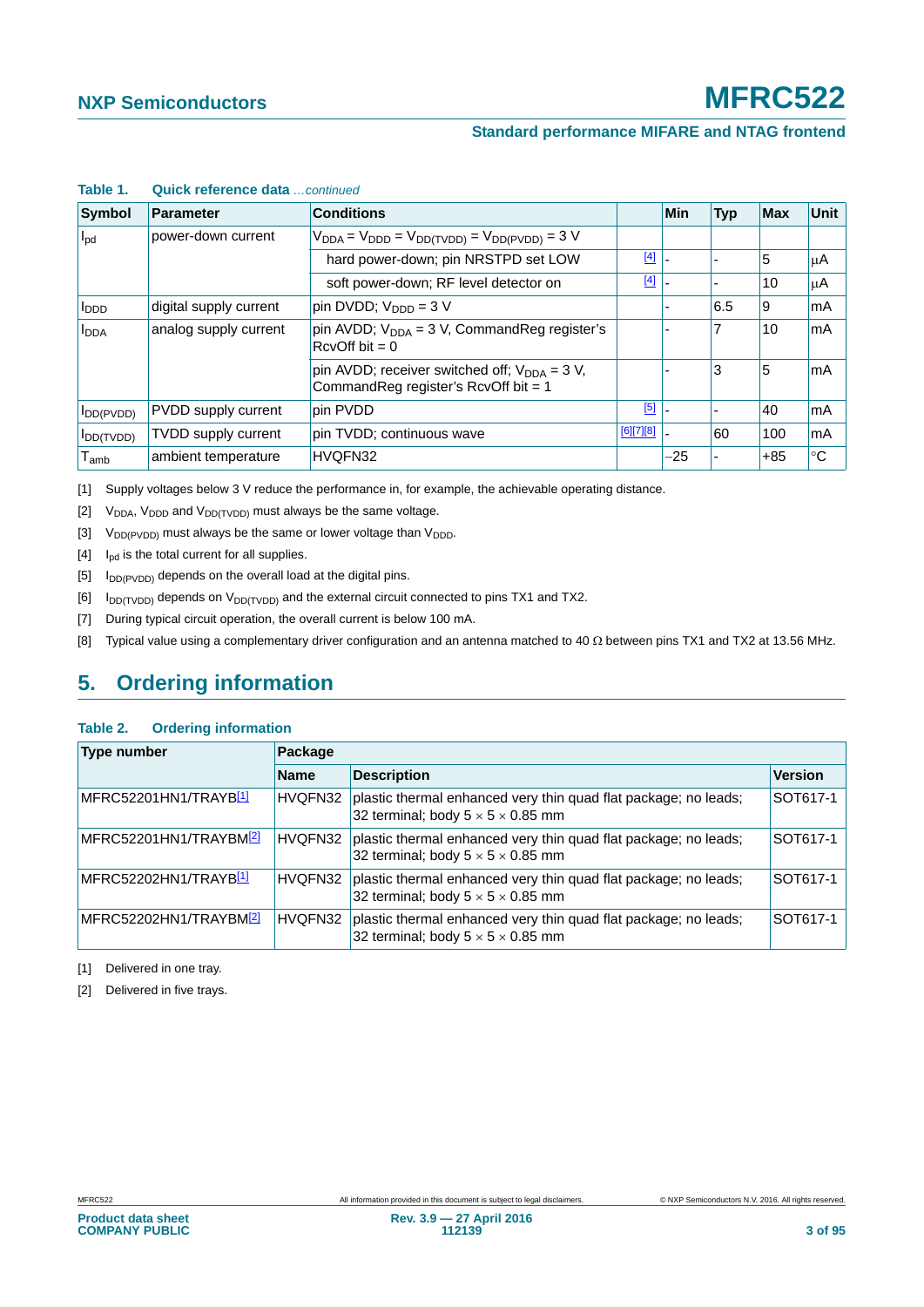**Table 1. Quick reference data** *...continued*

| Symbol | Parameter | Conditions | | Min | Typ | Max | Unit |
|---|---|---|---|---|---|---|---|
| $I_{pd}$ | power-down current | $V_{DDA} = V_{DDD} = V_{DD(TVDD)} = V_{DD(PVDD)} = 3$ V | | | | | |
| | | hard power-down; pin NRSTPD set LOW | [4] | - | - | 5 | μA |
| | | soft power-down; RF level detector on | [4] | - | - | 10 | μA |
| $I_{DDD}$ | digital supply current | pin DVDD; $V_{DDD} = 3$ V | | - | 6.5 | 9 | mA |
| $I_{DDA}$ | analog supply current | pin AVDD; $V_{DDA} = 3$ V, CommandReg register's RcvOff bit = 0 | | - | 7 | 10 | mA |
| | | pin AVDD; receiver switched off; $V_{DDA} = 3$ V, CommandReg register's RcvOff bit = 1 | | - | 3 | 5 | mA |
| $I_{DD(PVDD)}$ | PVDD supply current | pin PVDD | [5] | - | - | 40 | mA |
| $I_{DD(TVDD)}$ | TVDD supply current | pin TVDD; continuous wave | [6][7][8] | - | 60 | 100 | mA |
| $T_{amb}$ | ambient temperature | HVQFN32 | | −25 | - | +85 | °C |

[1] Supply voltages below 3 V reduce the performance in, for example, the achievable operating distance.

[2] $V_{DDA}$, $V_{DDD}$ and $V_{DD(TVDD)}$ must always be the same voltage.

[3] $V_{DD(PVDD)}$ must always be the same or lower voltage than $V_{DDD}$.

[4] $I_{pd}$ is the total current for all supplies.

[5] $I_{DD(PVDD)}$ depends on the overall load at the digital pins.

[6] $I_{DD(TVDD)}$ depends on $V_{DD(TVDD)}$ and the external circuit connected to pins TX1 and TX2.

[7] During typical circuit operation, the overall current is below 100 mA.

[8] Typical value using a complementary driver configuration and an antenna matched to 40 Ω between pins TX1 and TX2 at 13.56 MHz.

## 5. Ordering information

**Table 2. Ordering information**

| Type number | Package | | |
|---|---|---|---|
| | **Name** | **Description** | **Version** |
| MFRC52201HN1/TRAYB[1] | HVQFN32 | plastic thermal enhanced very thin quad flat package; no leads; 32 terminal; body 5 × 5 × 0.85 mm | SOT617-1 |
| MFRC52201HN1/TRAYBM[2] | HVQFN32 | plastic thermal enhanced very thin quad flat package; no leads; 32 terminal; body 5 × 5 × 0.85 mm | SOT617-1 |
| MFRC52202HN1/TRAYB[1] | HVQFN32 | plastic thermal enhanced very thin quad flat package; no leads; 32 terminal; body 5 × 5 × 0.85 mm | SOT617-1 |
| MFRC52202HN1/TRAYBM[2] | HVQFN32 | plastic thermal enhanced very thin quad flat package; no leads; 32 terminal; body 5 × 5 × 0.85 mm | SOT617-1 |

[1] Delivered in one tray.

[2] Delivered in five trays.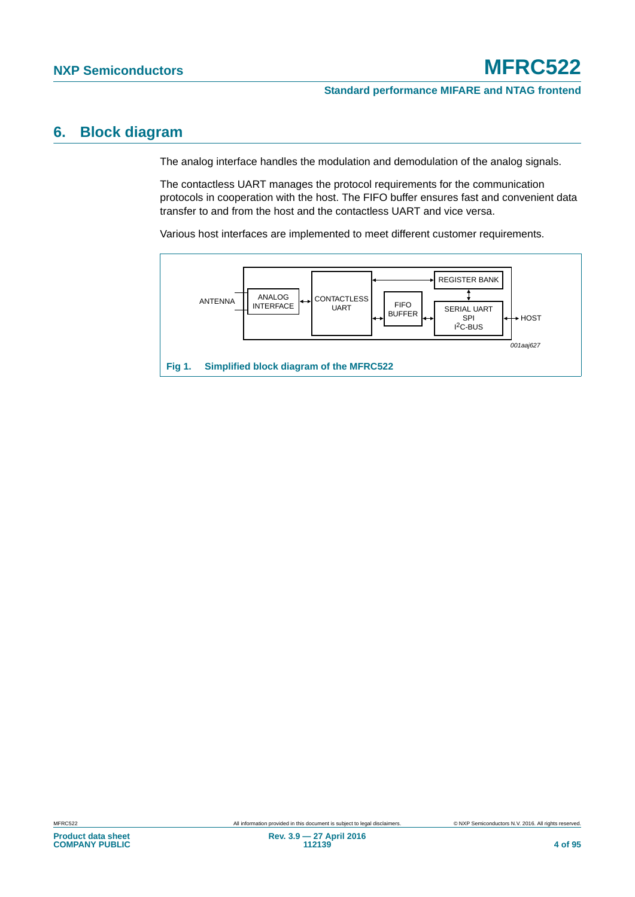## 6. Block diagram

The analog interface handles the modulation and demodulation of the analog signals.

The contactless UART manages the protocol requirements for the communication protocols in cooperation with the host. The FIFO buffer ensures fast and convenient data transfer to and from the host and the contactless UART and vice versa.

Various host interfaces are implemented to meet different customer requirements.

ANTENNA

ANALOG INTERFACE

CONTACTLESS UART

FIFO BUFFER

REGISTER BANK

SERIAL UART SPI $I^2C$-BUS

HOST

001aaj627

**Fig 1. Simplified block diagram of the MFRC522**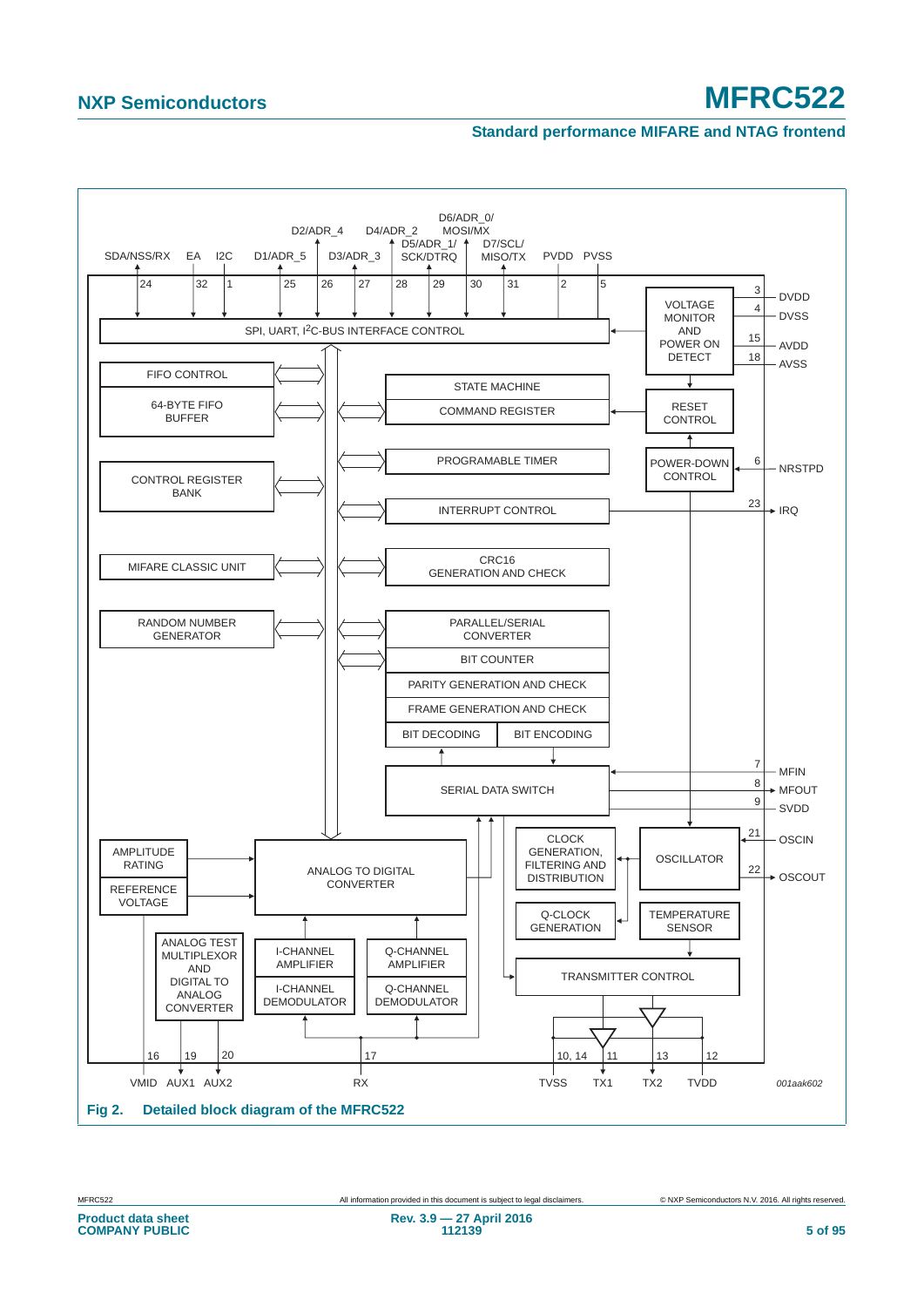SDA/NSS/RX | EA | I2C | D1/ADR_5 | D2/ADR_4 | D3/ADR_3 | D4/ADR_2 | D5/ADR_1/ SCK/DTRQ | D6/ADR_0/ MOSI/MX | D7/SCL/ MISO/TX | PVDD | PVSS

24 | 32 | 1 | 25 | 26 | 27 | 28 | 29 | 30 | 31 | 2 | 5

SPI, UART, I$^2$C-BUS INTERFACE CONTROL

VOLTAGE MONITOR AND POWER ON DETECT — 3 DVDD, 4 DVSS, 15 AVDD, 18 AVSS

FIFO CONTROL

64-BYTE FIFO BUFFER

STATE MACHINE

COMMAND REGISTER

RESET CONTROL

PROGRAMABLE TIMER

POWER-DOWN CONTROL — 6 NRSTPD

CONTROL REGISTER BANK

INTERRUPT CONTROL — 23 IRQ

MIFARE CLASSIC UNIT

CRC16 GENERATION AND CHECK

RANDOM NUMBER GENERATOR

PARALLEL/SERIAL CONVERTER

BIT COUNTER

PARITY GENERATION AND CHECK

FRAME GENERATION AND CHECK

BIT DECODING | BIT ENCODING

SERIAL DATA SWITCH — 7 MFIN, 8 MFOUT, 9 SVDD

AMPLITUDE RATING

REFERENCE VOLTAGE

ANALOG TO DIGITAL CONVERTER

CLOCK GENERATION, FILTERING AND DISTRIBUTION

OSCILLATOR — 21 OSCIN, 22 OSCOUT

Q-CLOCK GENERATION

TEMPERATURE SENSOR

ANALOG TEST MULTIPLEXOR AND DIGITAL TO ANALOG CONVERTER

I-CHANNEL AMPLIFIER

I-CHANNEL DEMODULATOR

Q-CHANNEL AMPLIFIER

Q-CHANNEL DEMODULATOR

TRANSMITTER CONTROL

16 VMID | 19 AUX1 | 20 AUX2 | 17 RX | 10, 14 TVSS | 11 TX1 | 13 TX2 | 12 TVDD

001aak602

**Fig 2. Detailed block diagram of the MFRC522**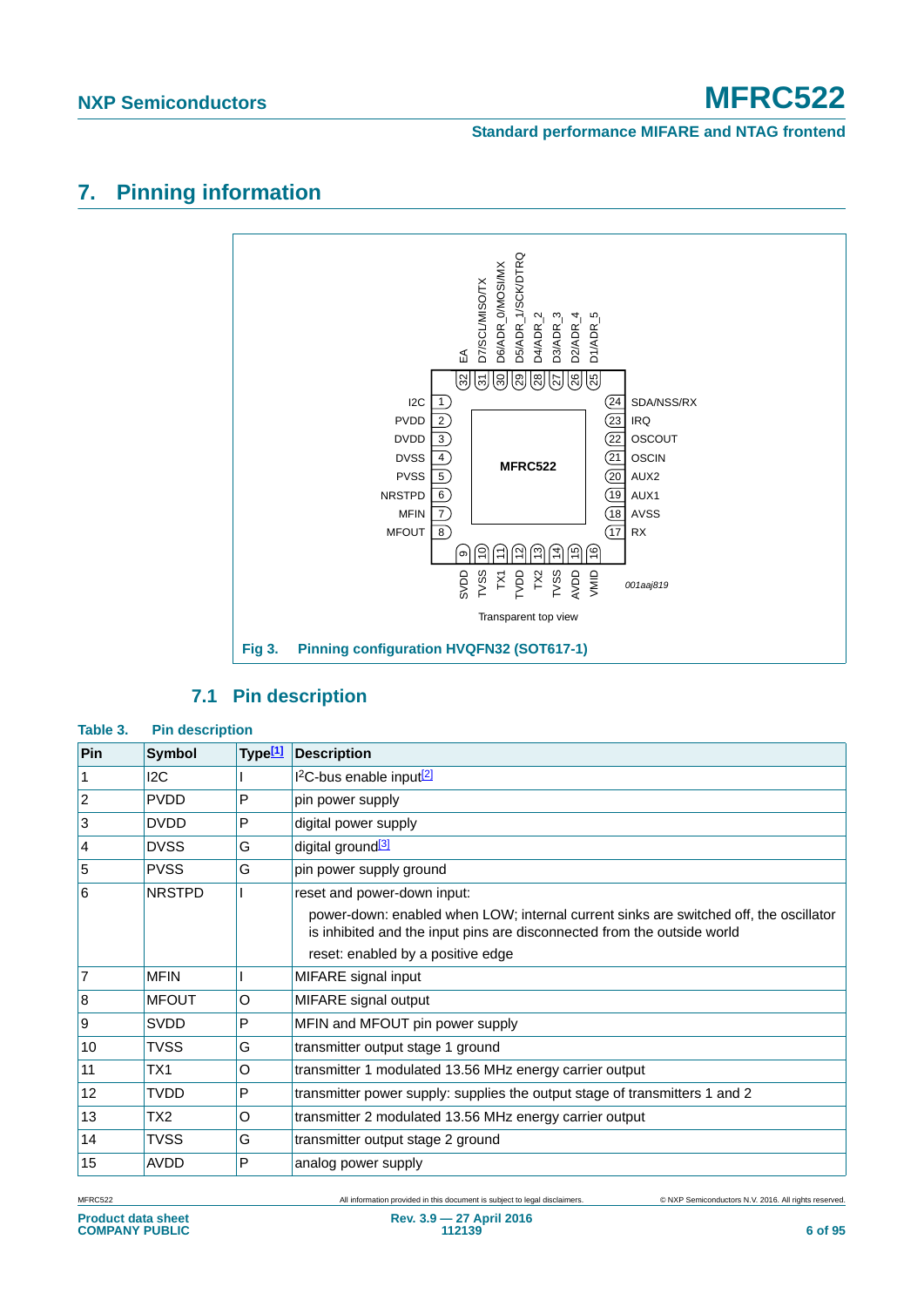# 7. Pinning information

Fig 3. Pinning configuration HVQFN32 (SOT617-1)

## 7.1 Pin description

**Table 3. Pin description**

| Pin | Symbol | Type[1] | Description |
|---|---|---|---|
| 1 | I2C | I | I$^2$C-bus enable input[2] |
| 2 | PVDD | P | pin power supply |
| 3 | DVDD | P | digital power supply |
| 4 | DVSS | G | digital ground[3] |
| 5 | PVSS | G | pin power supply ground |
| 6 | NRSTPD | I | reset and power-down input: power-down: enabled when LOW; internal current sinks are switched off, the oscillator is inhibited and the input pins are disconnected from the outside world; reset: enabled by a positive edge |
| 7 | MFIN | I | MIFARE signal input |
| 8 | MFOUT | O | MIFARE signal output |
| 9 | SVDD | P | MFIN and MFOUT pin power supply |
| 10 | TVSS | G | transmitter output stage 1 ground |
| 11 | TX1 | O | transmitter 1 modulated 13.56 MHz energy carrier output |
| 12 | TVDD | P | transmitter power supply: supplies the output stage of transmitters 1 and 2 |
| 13 | TX2 | O | transmitter 2 modulated 13.56 MHz energy carrier output |
| 14 | TVSS | G | transmitter output stage 2 ground |
| 15 | AVDD | P | analog power supply |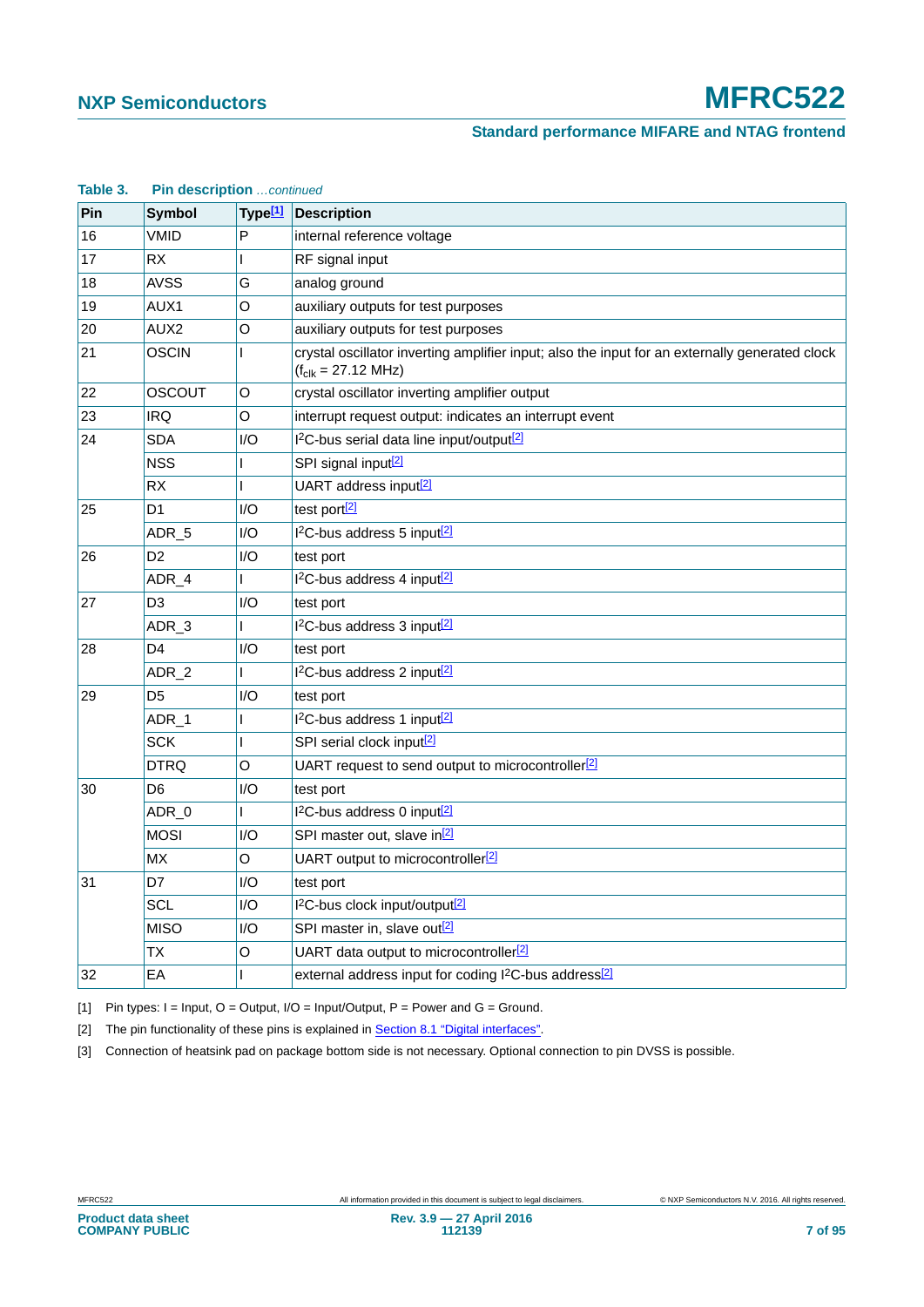**Table 3. Pin description** *...continued*

| Pin | Symbol | Type[1] | Description |
|---|---|---|---|
| 16 | VMID | P | internal reference voltage |
| 17 | RX | I | RF signal input |
| 18 | AVSS | G | analog ground |
| 19 | AUX1 | O | auxiliary outputs for test purposes |
| 20 | AUX2 | O | auxiliary outputs for test purposes |
| 21 | OSCIN | I | crystal oscillator inverting amplifier input; also the input for an externally generated clock ($f_{clk}$ = 27.12 MHz) |
| 22 | OSCOUT | O | crystal oscillator inverting amplifier output |
| 23 | IRQ | O | interrupt request output: indicates an interrupt event |
| 24 | SDA | I/O | I²C-bus serial data line input/output[2] |
| | NSS | I | SPI signal input[2] |
| | RX | I | UART address input[2] |
| 25 | D1 | I/O | test port[2] |
| | ADR_5 | I/O | I²C-bus address 5 input[2] |
| 26 | D2 | I/O | test port |
| | ADR_4 | I | I²C-bus address 4 input[2] |
| 27 | D3 | I/O | test port |
| | ADR_3 | I | I²C-bus address 3 input[2] |
| 28 | D4 | I/O | test port |
| | ADR_2 | I | I²C-bus address 2 input[2] |
| 29 | D5 | I/O | test port |
| | ADR_1 | I | I²C-bus address 1 input[2] |
| | SCK | I | SPI serial clock input[2] |
| | DTRQ | O | UART request to send output to microcontroller[2] |
| 30 | D6 | I/O | test port |
| | ADR_0 | I | I²C-bus address 0 input[2] |
| | MOSI | I/O | SPI master out, slave in[2] |
| | MX | O | UART output to microcontroller[2] |
| 31 | D7 | I/O | test port |
| | SCL | I/O | I²C-bus clock input/output[2] |
| | MISO | I/O | SPI master in, slave out[2] |
| | TX | O | UART data output to microcontroller[2] |
| 32 | EA | I | external address input for coding I²C-bus address[2] |

[1] Pin types: I = Input, O = Output, I/O = Input/Output, P = Power and G = Ground.

[2] The pin functionality of these pins is explained in Section 8.1 "Digital interfaces".

[3] Connection of heatsink pad on package bottom side is not necessary. Optional connection to pin DVSS is possible.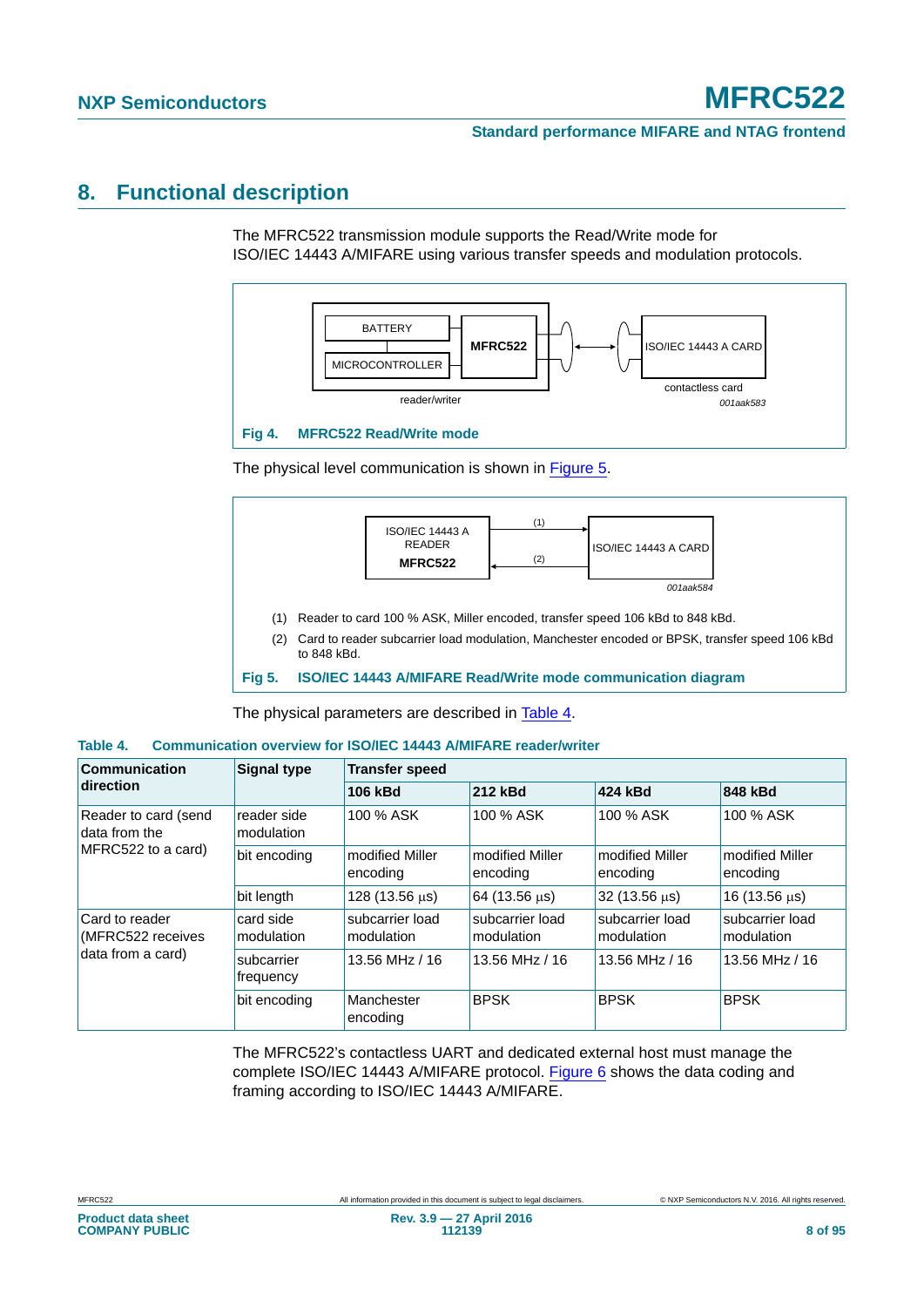# 8. Functional description

The MFRC522 transmission module supports the Read/Write mode for ISO/IEC 14443 A/MIFARE using various transfer speeds and modulation protocols.

BATTERY

MICROCONTROLLER

MFRC522

reader/writer

ISO/IEC 14443 A CARD

contactless card

*001aak583*

**Fig 4. MFRC522 Read/Write mode**

The physical level communication is shown in Figure 5.

ISO/IEC 14443 A READER **MFRC522**

(1)

(2)

ISO/IEC 14443 A CARD

*001aak584*

(1) Reader to card 100 % ASK, Miller encoded, transfer speed 106 kBd to 848 kBd.

(2) Card to reader subcarrier load modulation, Manchester encoded or BPSK, transfer speed 106 kBd to 848 kBd.

**Fig 5. ISO/IEC 14443 A/MIFARE Read/Write mode communication diagram**

The physical parameters are described in Table 4.

**Table 4. Communication overview for ISO/IEC 14443 A/MIFARE reader/writer**

| Communication direction | Signal type | Transfer speed | | | |
|---|---|---|---|---|---|
| | | **106 kBd** | **212 kBd** | **424 kBd** | **848 kBd** |
| Reader to card (send data from the MFRC522 to a card) | reader side modulation | 100 % ASK | 100 % ASK | 100 % ASK | 100 % ASK |
| | bit encoding | modified Miller encoding | modified Miller encoding | modified Miller encoding | modified Miller encoding |
| | bit length | 128 (13.56 μs) | 64 (13.56 μs) | 32 (13.56 μs) | 16 (13.56 μs) |
| Card to reader (MFRC522 receives data from a card) | card side modulation | subcarrier load modulation | subcarrier load modulation | subcarrier load modulation | subcarrier load modulation |
| | subcarrier frequency | 13.56 MHz / 16 | 13.56 MHz / 16 | 13.56 MHz / 16 | 13.56 MHz / 16 |
| | bit encoding | Manchester encoding | BPSK | BPSK | BPSK |

The MFRC522's contactless UART and dedicated external host must manage the complete ISO/IEC 14443 A/MIFARE protocol. Figure 6 shows the data coding and framing according to ISO/IEC 14443 A/MIFARE.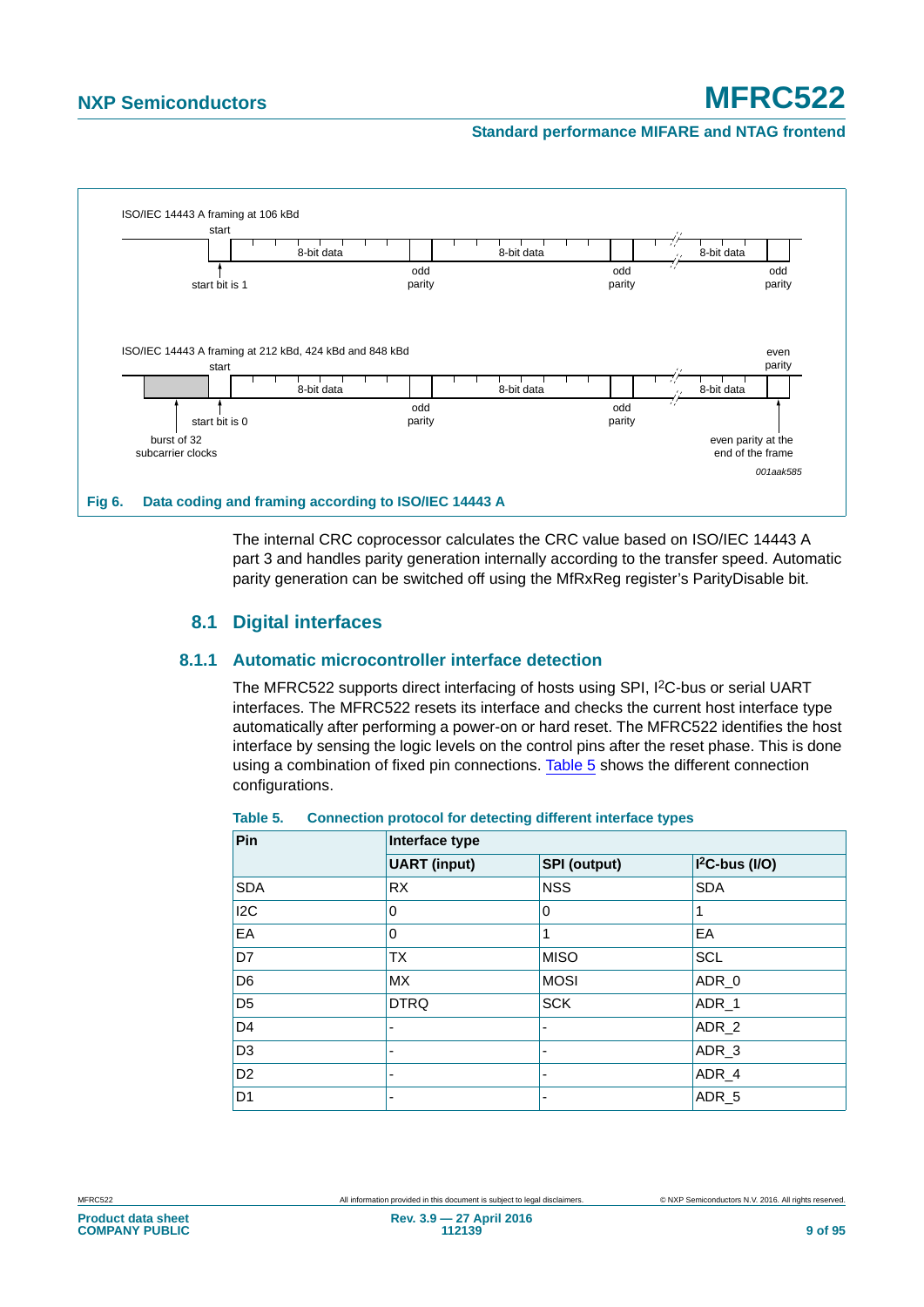ISO/IEC 14443 A framing at 106 kBd

start

8-bit data

8-bit data

8-bit data

start bit is 1

odd parity

odd parity

odd parity

ISO/IEC 14443 A framing at 212 kBd, 424 kBd and 848 kBd

start

8-bit data

8-bit data

8-bit data

even parity

start bit is 0

odd parity

odd parity

burst of 32 subcarrier clocks

even parity at the end of the frame

001aak585

**Fig 6. Data coding and framing according to ISO/IEC 14443 A**

The internal CRC coprocessor calculates the CRC value based on ISO/IEC 14443 A part 3 and handles parity generation internally according to the transfer speed. Automatic parity generation can be switched off using the MfRxReg register's ParityDisable bit.

## 8.1 Digital interfaces

### 8.1.1 Automatic microcontroller interface detection

The MFRC522 supports direct interfacing of hosts using SPI, I²C-bus or serial UART interfaces. The MFRC522 resets its interface and checks the current host interface type automatically after performing a power-on or hard reset. The MFRC522 identifies the host interface by sensing the logic levels on the control pins after the reset phase. This is done using a combination of fixed pin connections. Table 5 shows the different connection configurations.

**Table 5. Connection protocol for detecting different interface types**

| Pin | Interface type | | |
|---|---|---|---|
| | UART (input) | SPI (output) | I²C-bus (I/O) |
| SDA | RX | NSS | SDA |
| I2C | 0 | 0 | 1 |
| EA | 0 | 1 | EA |
| D7 | TX | MISO | SCL |
| D6 | MX | MOSI | ADR_0 |
| D5 | DTRQ | SCK | ADR_1 |
| D4 | - | - | ADR_2 |
| D3 | - | - | ADR_3 |
| D2 | - | - | ADR_4 |
| D1 | - | - | ADR_5 |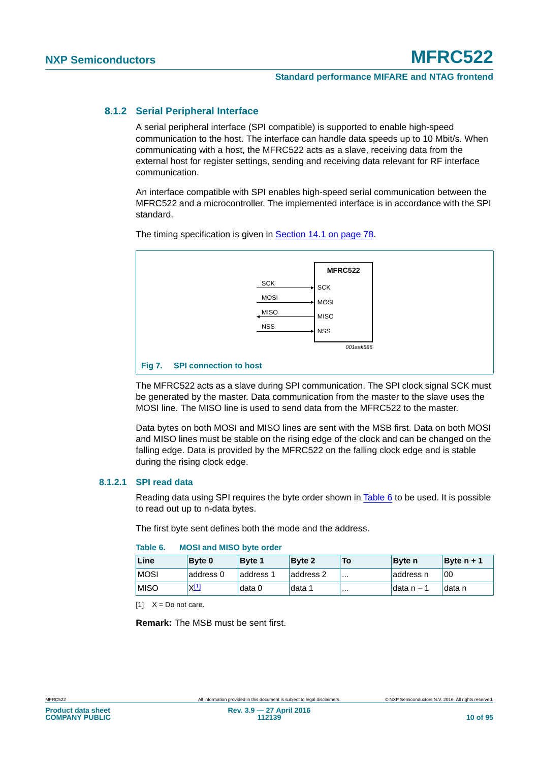### 8.1.2 Serial Peripheral Interface

A serial peripheral interface (SPI compatible) is supported to enable high-speed communication to the host. The interface can handle data speeds up to 10 Mbit/s. When communicating with a host, the MFRC522 acts as a slave, receiving data from the external host for register settings, sending and receiving data relevant for RF interface communication.

An interface compatible with SPI enables high-speed serial communication between the MFRC522 and a microcontroller. The implemented interface is in accordance with the SPI standard.

The timing specification is given in Section 14.1 on page 78.

Fig 7. SPI connection to host

The MFRC522 acts as a slave during SPI communication. The SPI clock signal SCK must be generated by the master. Data communication from the master to the slave uses the MOSI line. The MISO line is used to send data from the MFRC522 to the master.

Data bytes on both MOSI and MISO lines are sent with the MSB first. Data on both MOSI and MISO lines must be stable on the rising edge of the clock and can be changed on the falling edge. Data is provided by the MFRC522 on the falling clock edge and is stable during the rising clock edge.

#### 8.1.2.1 SPI read data

Reading data using SPI requires the byte order shown in Table 6 to be used. It is possible to read out up to n-data bytes.

The first byte sent defines both the mode and the address.

**Table 6. MOSI and MISO byte order**

| Line | Byte 0 | Byte 1 | Byte 2 | To | Byte n | Byte n + 1 |
|---|---|---|---|---|---|---|
| MOSI | address 0 | address 1 | address 2 | ... | address n | 00 |
| MISO | X[1] | data 0 | data 1 | ... | data n − 1 | data n |

[1] X = Do not care.

**Remark:** The MSB must be sent first.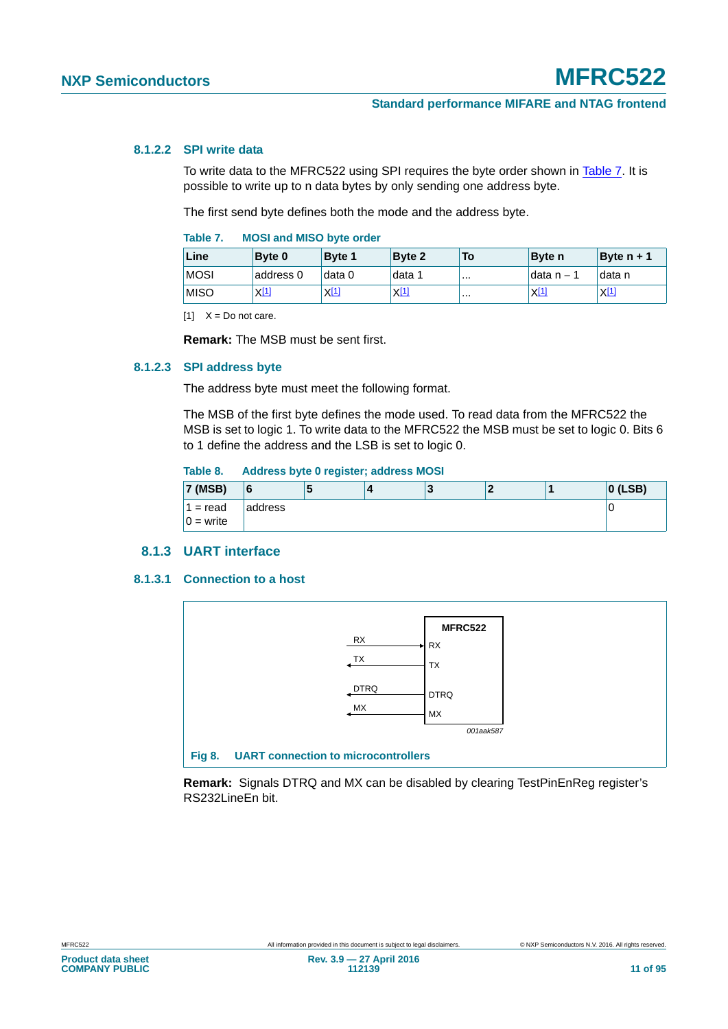#### 8.1.2.2 SPI write data

To write data to the MFRC522 using SPI requires the byte order shown in Table 7. It is possible to write up to n data bytes by only sending one address byte.

The first send byte defines both the mode and the address byte.

**Table 7. MOSI and MISO byte order**

| Line | Byte 0 | Byte 1 | Byte 2 | To | Byte n | Byte n + 1 |
|---|---|---|---|---|---|---|
| MOSI | address 0 | data 0 | data 1 | ... | data n − 1 | data n |
| MISO | X[1] | X[1] | X[1] | ... | X[1] | X[1] |

[1] X = Do not care.

**Remark:** The MSB must be sent first.

#### 8.1.2.3 SPI address byte

The address byte must meet the following format.

The MSB of the first byte defines the mode used. To read data from the MFRC522 the MSB is set to logic 1. To write data to the MFRC522 the MSB must be set to logic 0. Bits 6 to 1 define the address and the LSB is set to logic 0.

**Table 8. Address byte 0 register; address MOSI**

| 7 (MSB) | 6 | 5 | 4 | 3 | 2 | 1 | 0 (LSB) |
|---|---|---|---|---|---|---|---|
| 1 = read<br>0 = write | address | | | | | | 0 |

### 8.1.3 UART interface

#### 8.1.3.1 Connection to a host

Fig 8. UART connection to microcontrollers

**Remark:** Signals DTRQ and MX can be disabled by clearing TestPinEnReg register's RS232LineEn bit.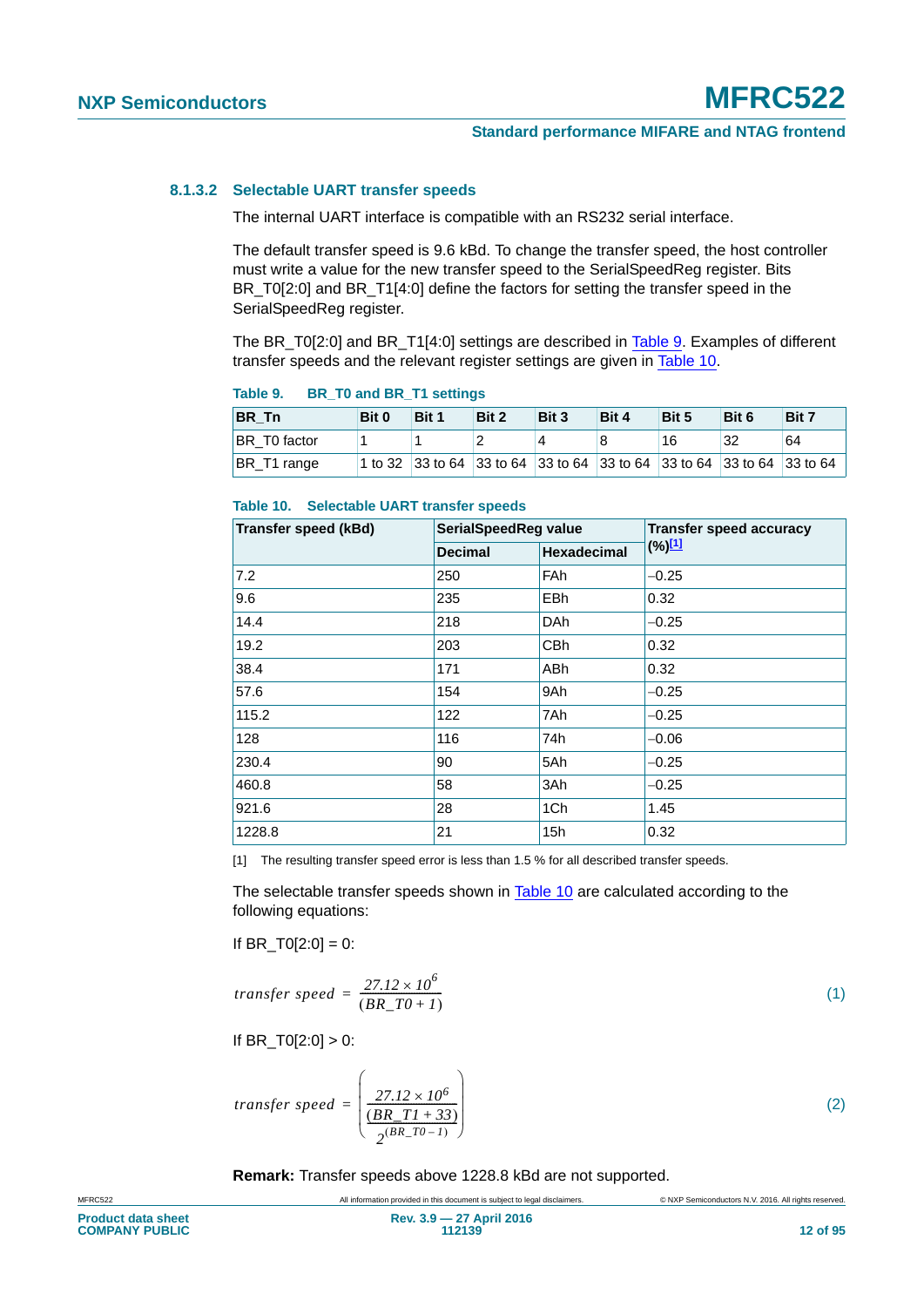#### 8.1.3.2 Selectable UART transfer speeds

The internal UART interface is compatible with an RS232 serial interface.

The default transfer speed is 9.6 kBd. To change the transfer speed, the host controller must write a value for the new transfer speed to the SerialSpeedReg register. Bits BR_T0[2:0] and BR_T1[4:0] define the factors for setting the transfer speed in the SerialSpeedReg register.

The BR_T0[2:0] and BR_T1[4:0] settings are described in Table 9. Examples of different transfer speeds and the relevant register settings are given in Table 10.

**Table 9. BR_T0 and BR_T1 settings**

| BR_Tn | Bit 0 | Bit 1 | Bit 2 | Bit 3 | Bit 4 | Bit 5 | Bit 6 | Bit 7 |
|---|---|---|---|---|---|---|---|---|
| BR_T0 factor | 1 | 1 | 2 | 4 | 8 | 16 | 32 | 64 |
| BR_T1 range | 1 to 32 | 33 to 64 | 33 to 64 | 33 to 64 | 33 to 64 | 33 to 64 | 33 to 64 | 33 to 64 |

**Table 10. Selectable UART transfer speeds**

| Transfer speed (kBd) | SerialSpeedReg value | | Transfer speed accuracy (%)[1] |
|---|---|---|---|
| | Decimal | Hexadecimal | |
| 7.2 | 250 | FAh | −0.25 |
| 9.6 | 235 | EBh | 0.32 |
| 14.4 | 218 | DAh | −0.25 |
| 19.2 | 203 | CBh | 0.32 |
| 38.4 | 171 | ABh | 0.32 |
| 57.6 | 154 | 9Ah | −0.25 |
| 115.2 | 122 | 7Ah | −0.25 |
| 128 | 116 | 74h | −0.06 |
| 230.4 | 90 | 5Ah | −0.25 |
| 460.8 | 58 | 3Ah | −0.25 |
| 921.6 | 28 | 1Ch | 1.45 |
| 1228.8 | 21 | 15h | 0.32 |

[1] The resulting transfer speed error is less than 1.5 % for all described transfer speeds.

The selectable transfer speeds shown in Table 10 are calculated according to the following equations:

If BR_T0[2:0] = 0:

$$transfer\ speed = \frac{27.12 \times 10^6}{(BR\_T0 + 1)} \quad (1)$$

If BR_T0[2:0] > 0:

$$transfer\ speed = \left( \frac{\dfrac{27.12 \times 10^6}{(BR\_T1 + 33)}}{2^{(BR\_T0 - 1)}} \right) \quad (2)$$

**Remark:** Transfer speeds above 1228.8 kBd are not supported.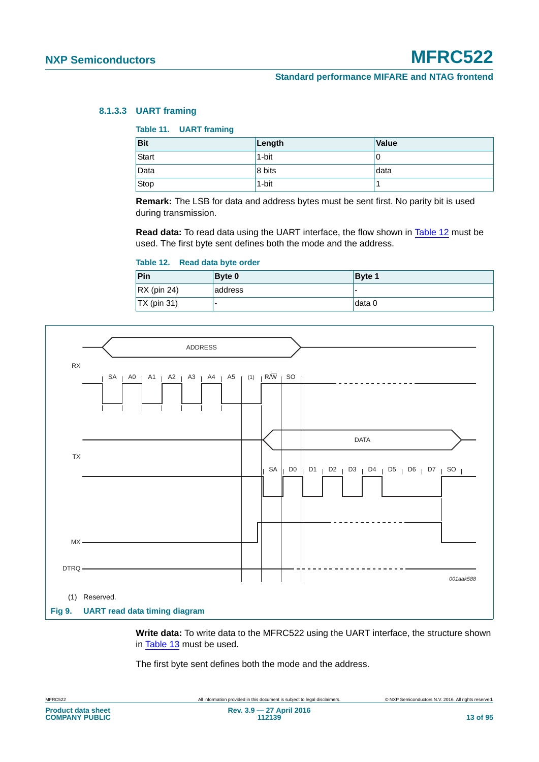#### 8.1.3.3 UART framing

**Table 11. UART framing**

| Bit | Length | Value |
|---|---|---|
| Start | 1-bit | 0 |
| Data | 8 bits | data |
| Stop | 1-bit | 1 |

**Remark:** The LSB for data and address bytes must be sent first. No parity bit is used during transmission.

**Read data:** To read data using the UART interface, the flow shown in Table 12 must be used. The first byte sent defines both the mode and the address.

**Table 12. Read data byte order**

| Pin | Byte 0 | Byte 1 |
|---|---|---|
| RX (pin 24) | address | - |
| TX (pin 31) | - | data 0 |

(1) Reserved.

**Fig 9. UART read data timing diagram**

**Write data:** To write data to the MFRC522 using the UART interface, the structure shown in Table 13 must be used.

The first byte sent defines both the mode and the address.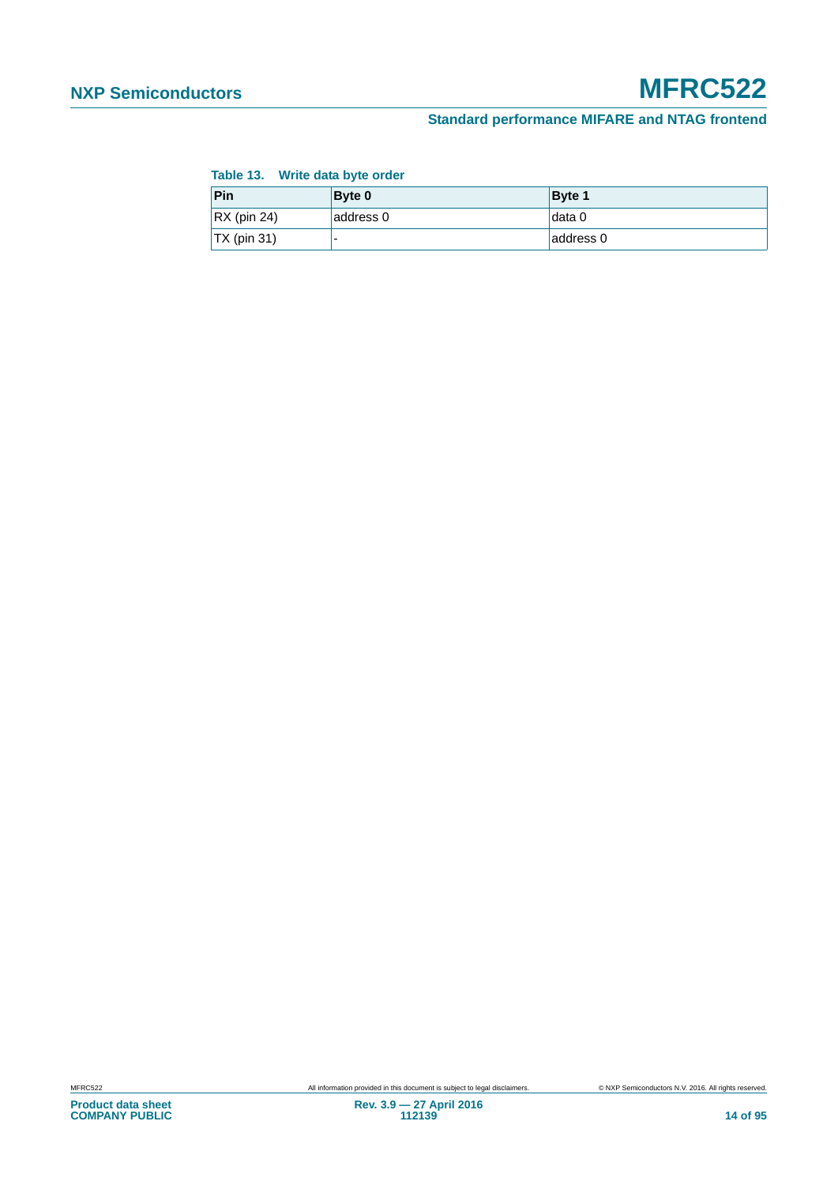**Table 13. Write data byte order**

| Pin | Byte 0 | Byte 1 |
|---|---|---|
| RX (pin 24) | address 0 | data 0 |
| TX (pin 31) | - | address 0 |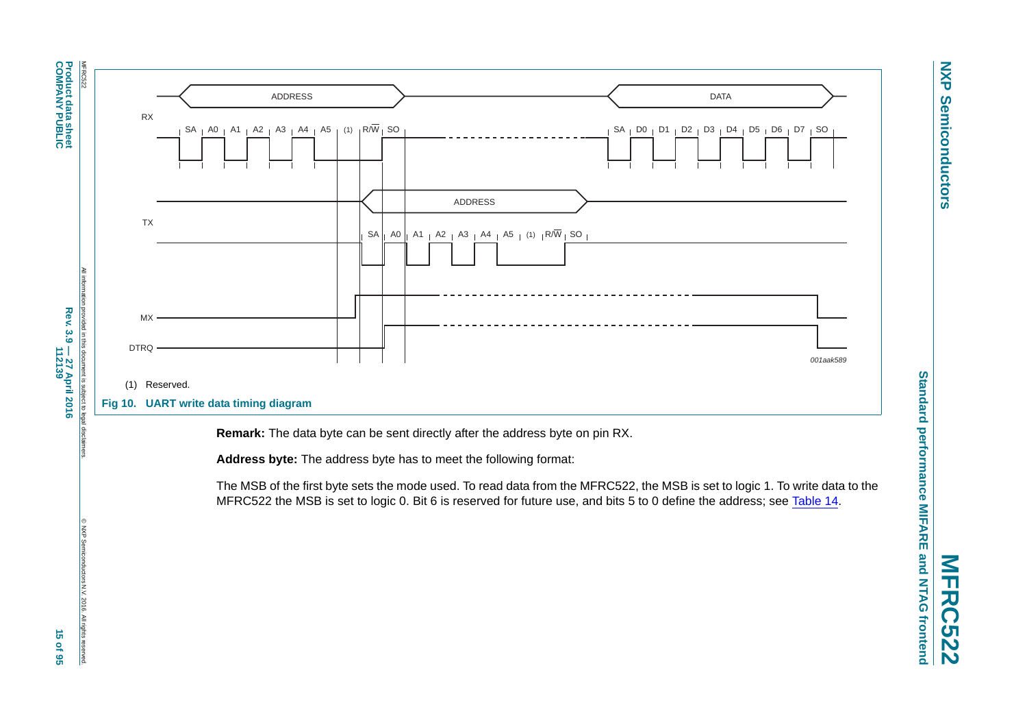(1) Reserved.

Fig 10. UART write data timing diagram

**Remark:** The data byte can be sent directly after the address byte on pin RX.

**Address byte:** The address byte has to meet the following format:

The MSB of the first byte sets the mode used. To read data from the MFRC522, the MSB is set to logic 1. To write data to the MFRC522 the MSB is set to logic 0. Bit 6 is reserved for future use, and bits 5 to 0 define the address; see Table 14.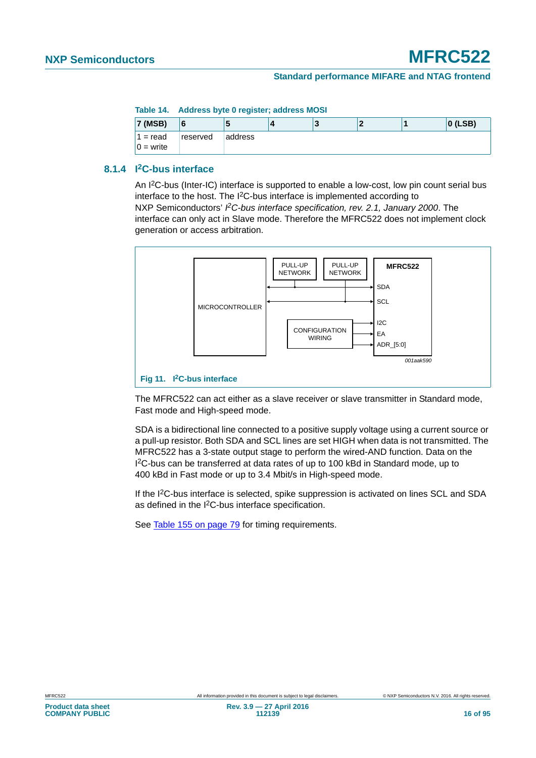**Table 14. Address byte 0 register; address MOSI**

| 7 (MSB) | 6 | 5 | 4 | 3 | 2 | 1 | 0 (LSB) |
|---|---|---|---|---|---|---|---|
| 1 = read<br>0 = write | reserved | address | | | | | |

### 8.1.4 I²C-bus interface

An I²C-bus (Inter-IC) interface is supported to enable a low-cost, low pin count serial bus interface to the host. The I²C-bus interface is implemented according to NXP Semiconductors' *I²C-bus interface specification, rev. 2.1, January 2000*. The interface can only act in Slave mode. Therefore the MFRC522 does not implement clock generation or access arbitration.

Fig 11. I²C-bus interface

The MFRC522 can act either as a slave receiver or slave transmitter in Standard mode, Fast mode and High-speed mode.

SDA is a bidirectional line connected to a positive supply voltage using a current source or a pull-up resistor. Both SDA and SCL lines are set HIGH when data is not transmitted. The MFRC522 has a 3-state output stage to perform the wired-AND function. Data on the I²C-bus can be transferred at data rates of up to 100 kBd in Standard mode, up to 400 kBd in Fast mode or up to 3.4 Mbit/s in High-speed mode.

If the I²C-bus interface is selected, spike suppression is activated on lines SCL and SDA as defined in the I²C-bus interface specification.

See Table 155 on page 79 for timing requirements.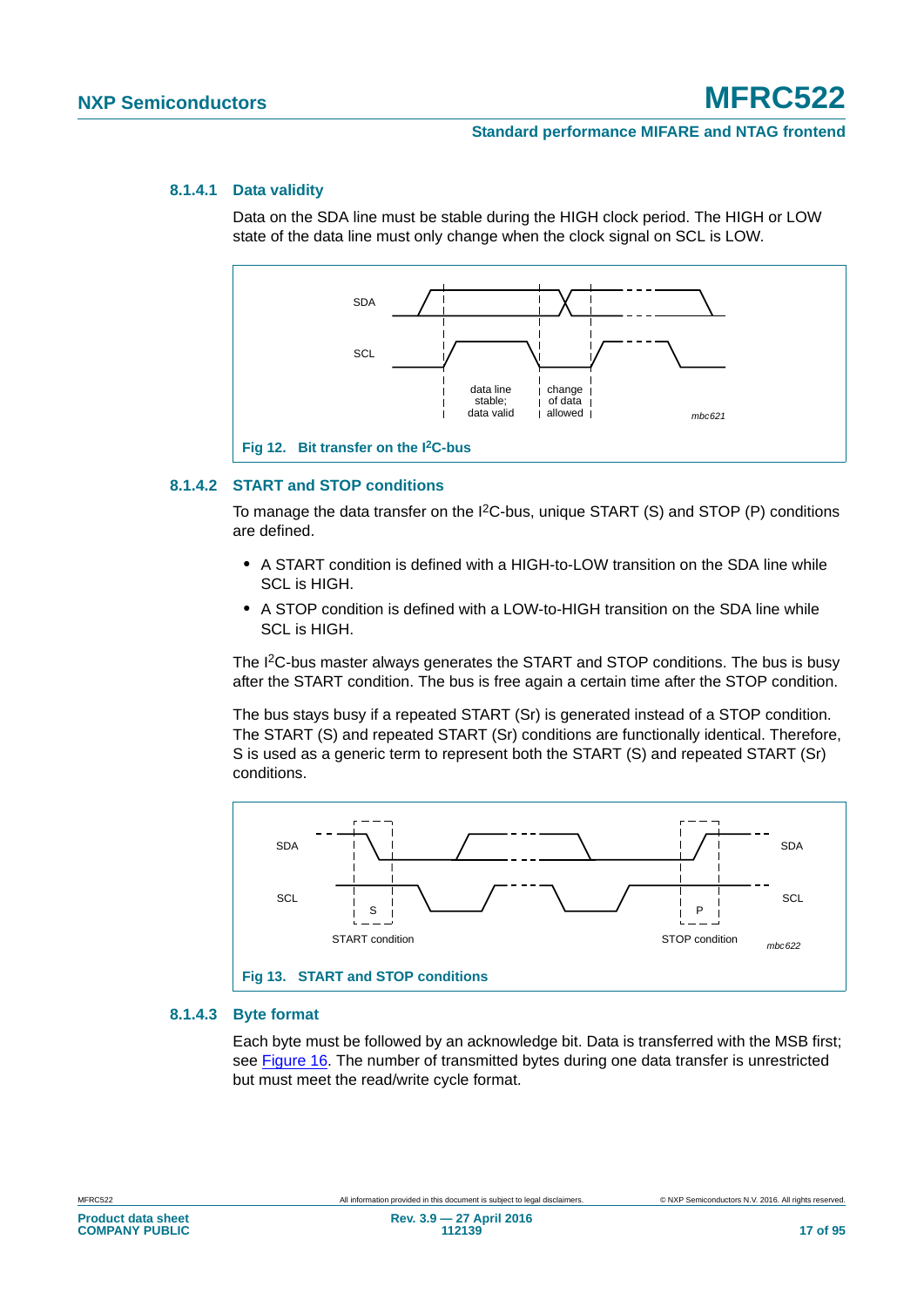#### 8.1.4.1 Data validity

Data on the SDA line must be stable during the HIGH clock period. The HIGH or LOW state of the data line must only change when the clock signal on SCL is LOW.

Fig 12. Bit transfer on the I2C-bus

#### 8.1.4.2 START and STOP conditions

To manage the data transfer on the I2C-bus, unique START (S) and STOP (P) conditions are defined.

- A START condition is defined with a HIGH-to-LOW transition on the SDA line while SCL is HIGH.
- A STOP condition is defined with a LOW-to-HIGH transition on the SDA line while SCL is HIGH.

The I2C-bus master always generates the START and STOP conditions. The bus is busy after the START condition. The bus is free again a certain time after the STOP condition.

The bus stays busy if a repeated START (Sr) is generated instead of a STOP condition. The START (S) and repeated START (Sr) conditions are functionally identical. Therefore, S is used as a generic term to represent both the START (S) and repeated START (Sr) conditions.

Fig 13. START and STOP conditions

#### 8.1.4.3 Byte format

Each byte must be followed by an acknowledge bit. Data is transferred with the MSB first; see Figure 16. The number of transmitted bytes during one data transfer is unrestricted but must meet the read/write cycle format.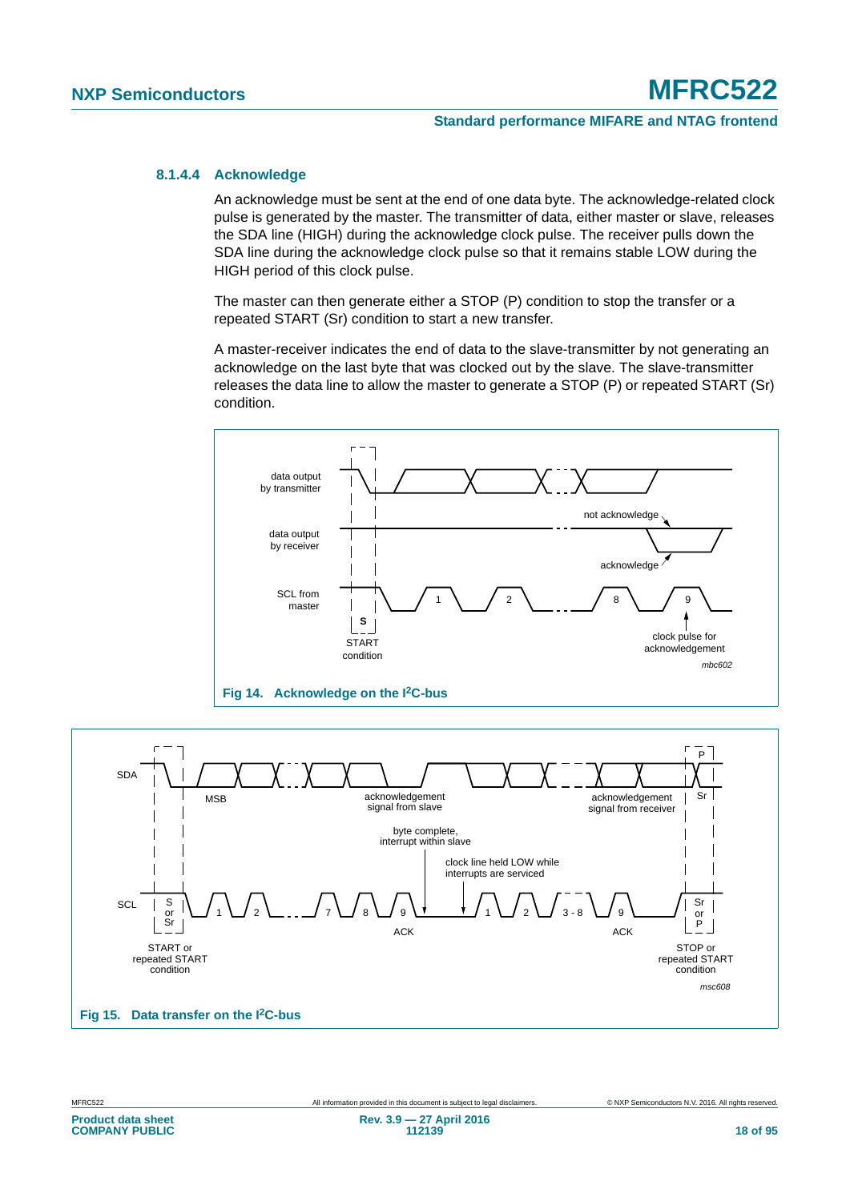#### 8.1.4.4 Acknowledge

An acknowledge must be sent at the end of one data byte. The acknowledge-related clock pulse is generated by the master. The transmitter of data, either master or slave, releases the SDA line (HIGH) during the acknowledge clock pulse. The receiver pulls down the SDA line during the acknowledge clock pulse so that it remains stable LOW during the HIGH period of this clock pulse.

The master can then generate either a STOP (P) condition to stop the transfer or a repeated START (Sr) condition to start a new transfer.

A master-receiver indicates the end of data to the slave-transmitter by not generating an acknowledge on the last byte that was clocked out by the slave. The slave-transmitter releases the data line to allow the master to generate a STOP (P) or repeated START (Sr) condition.

**Fig 14. Acknowledge on the I²C-bus**

**Fig 15. Data transfer on the I²C-bus**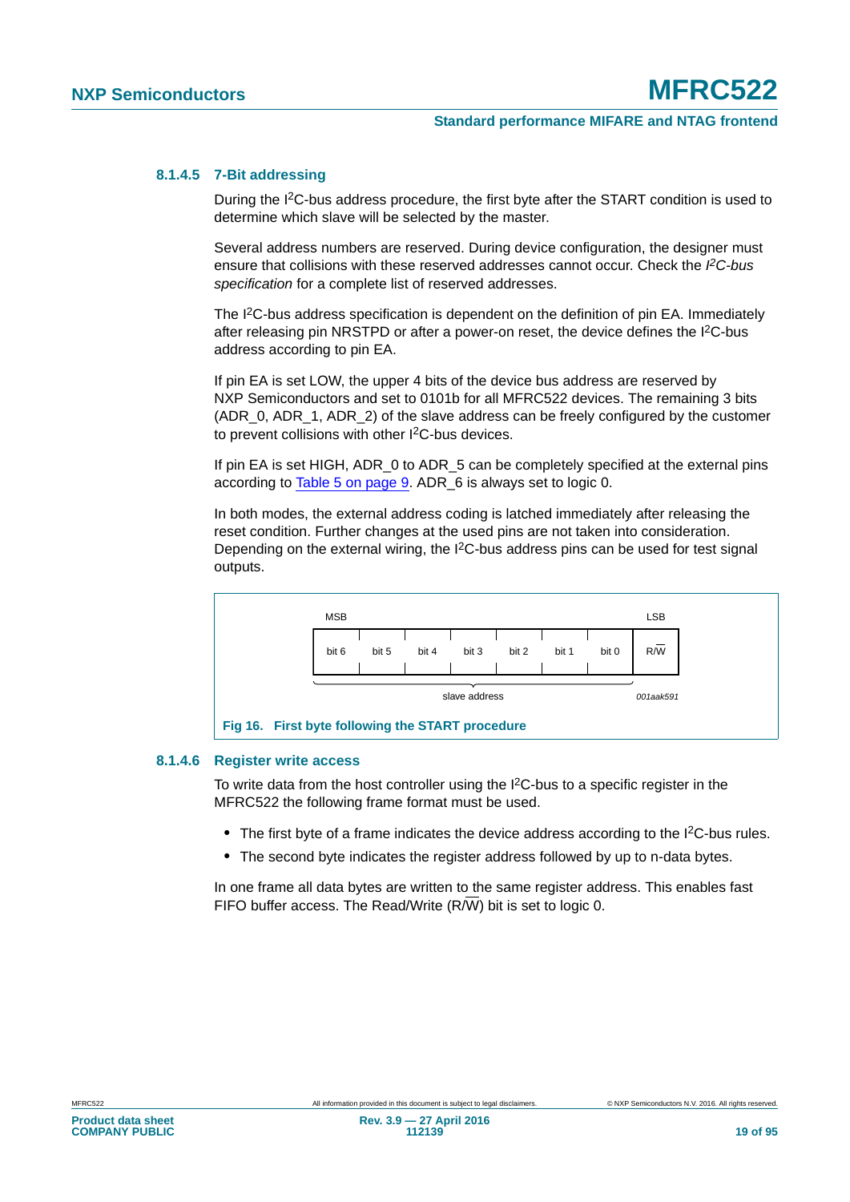#### 8.1.4.5 7-Bit addressing

During the I²C-bus address procedure, the first byte after the START condition is used to determine which slave will be selected by the master.

Several address numbers are reserved. During device configuration, the designer must ensure that collisions with these reserved addresses cannot occur. Check the *I²C-bus specification* for a complete list of reserved addresses.

The I²C-bus address specification is dependent on the definition of pin EA. Immediately after releasing pin NRSTPD or after a power-on reset, the device defines the I²C-bus address according to pin EA.

If pin EA is set LOW, the upper 4 bits of the device bus address are reserved by NXP Semiconductors and set to 0101b for all MFRC522 devices. The remaining 3 bits (ADR_0, ADR_1, ADR_2) of the slave address can be freely configured by the customer to prevent collisions with other I²C-bus devices.

If pin EA is set HIGH, ADR_0 to ADR_5 can be completely specified at the external pins according to Table 5 on page 9. ADR_6 is always set to logic 0.

In both modes, the external address coding is latched immediately after releasing the reset condition. Further changes at the used pins are not taken into consideration. Depending on the external wiring, the I²C-bus address pins can be used for test signal outputs.

| MSB | | | | | | | LSB |
|---|---|---|---|---|---|---|---|
| bit 6 | bit 5 | bit 4 | bit 3 | bit 2 | bit 1 | bit 0 | R/$\overline{W}$ |
| slave address | | | | | | | |

001aak591

**Fig 16. First byte following the START procedure**

#### 8.1.4.6 Register write access

To write data from the host controller using the I²C-bus to a specific register in the MFRC522 the following frame format must be used.

- The first byte of a frame indicates the device address according to the I²C-bus rules.
- The second byte indicates the register address followed by up to n-data bytes.

In one frame all data bytes are written to the same register address. This enables fast FIFO buffer access. The Read/Write (R/$\overline{W}$) bit is set to logic 0.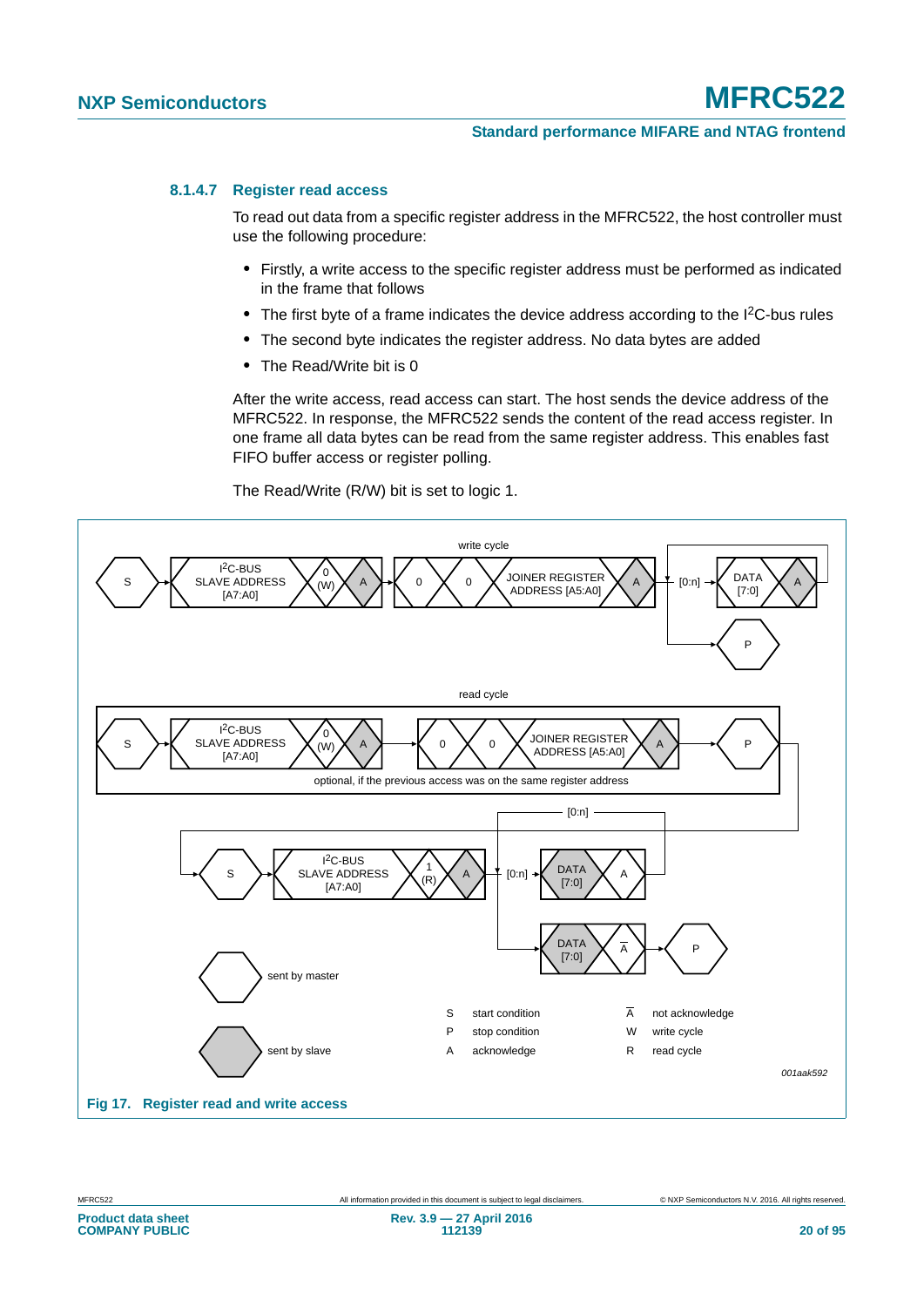### 8.1.4.7 Register read access

To read out data from a specific register address in the MFRC522, the host controller must use the following procedure:

- Firstly, a write access to the specific register address must be performed as indicated in the frame that follows
- The first byte of a frame indicates the device address according to the I²C-bus rules
- The second byte indicates the register address. No data bytes are added
- The Read/Write bit is 0

After the write access, read access can start. The host sends the device address of the MFRC522. In response, the MFRC522 sends the content of the read access register. In one frame all data bytes can be read from the same register address. This enables fast FIFO buffer access or register polling.

The Read/Write (R/W) bit is set to logic 1.

write cycle: S → I²C-BUS SLAVE ADDRESS [A7:A0] → 0 (W) → A → 0 → 0 → JOINER REGISTER ADDRESS [A5:A0] → A → [0:n] → DATA [7:0] → A → P

read cycle: S → I²C-BUS SLAVE ADDRESS [A7:A0] → 0 (W) → A → 0 → 0 → JOINER REGISTER ADDRESS [A5:A0] → A → P

optional, if the previous access was on the same register address

S → I²C-BUS SLAVE ADDRESS [A7:A0] → 1 (R) → A → [0:n] → DATA [7:0] → A; DATA [7:0] → $\overline{A}$ → P

sent by master

sent by slave

| | | | |
|---|---|---|---|
| S | start condition | $\overline{A}$ | not acknowledge |
| P | stop condition | W | write cycle |
| A | acknowledge | R | read cycle |

001aak592

Fig 17. Register read and write access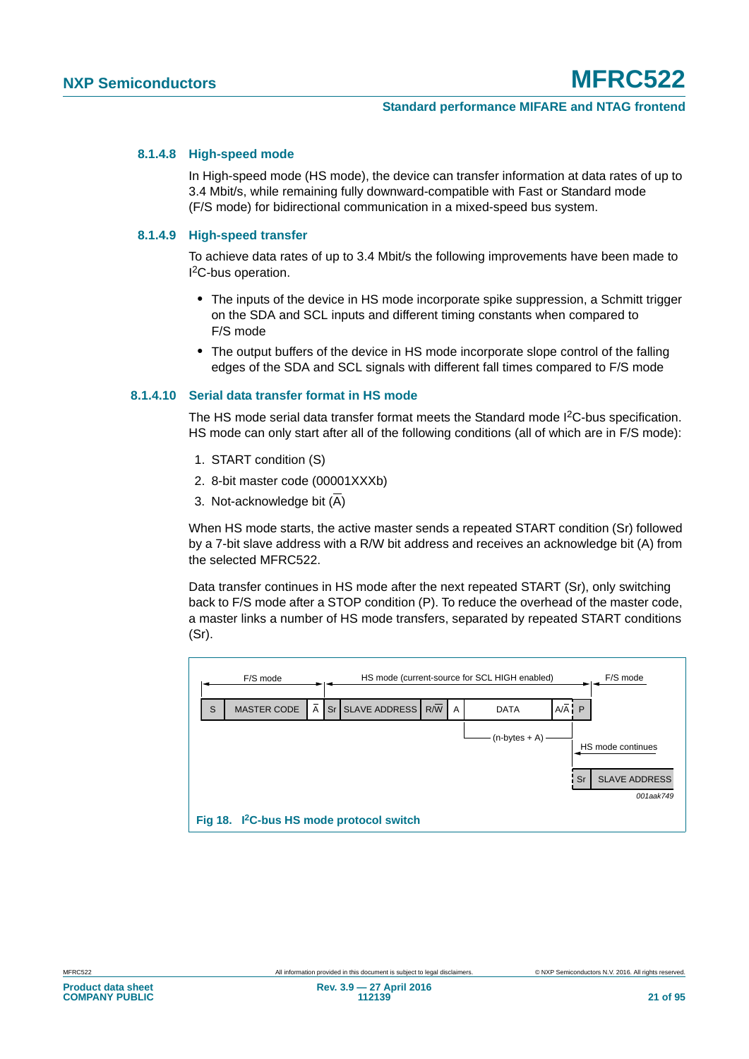#### 8.1.4.8 High-speed mode

In High-speed mode (HS mode), the device can transfer information at data rates of up to 3.4 Mbit/s, while remaining fully downward-compatible with Fast or Standard mode (F/S mode) for bidirectional communication in a mixed-speed bus system.

#### 8.1.4.9 High-speed transfer

To achieve data rates of up to 3.4 Mbit/s the following improvements have been made to I²C-bus operation.

- The inputs of the device in HS mode incorporate spike suppression, a Schmitt trigger on the SDA and SCL inputs and different timing constants when compared to F/S mode
- The output buffers of the device in HS mode incorporate slope control of the falling edges of the SDA and SCL signals with different fall times compared to F/S mode

#### 8.1.4.10 Serial data transfer format in HS mode

The HS mode serial data transfer format meets the Standard mode I²C-bus specification. HS mode can only start after all of the following conditions (all of which are in F/S mode):

1. START condition (S)
2. 8-bit master code (00001XXXb)
3. Not-acknowledge bit ($\overline{A}$)

When HS mode starts, the active master sends a repeated START condition (Sr) followed by a 7-bit slave address with a R/W bit address and receives an acknowledge bit (A) from the selected MFRC522.

Data transfer continues in HS mode after the next repeated START (Sr), only switching back to F/S mode after a STOP condition (P). To reduce the overhead of the master code, a master links a number of HS mode transfers, separated by repeated START conditions (Sr).

F/S mode | HS mode (current-source for SCL HIGH enabled) | F/S mode

| S | MASTER CODE | $\overline{A}$ | Sr | SLAVE ADDRESS | R/$\overline{W}$ | A | DATA | A/$\overline{A}$ | P |
|---|---|---|---|---|---|---|---|---|---|

(n-bytes + A)

HS mode continues

| Sr | SLAVE ADDRESS |
|---|---|

001aak749

**Fig 18. I²C-bus HS mode protocol switch**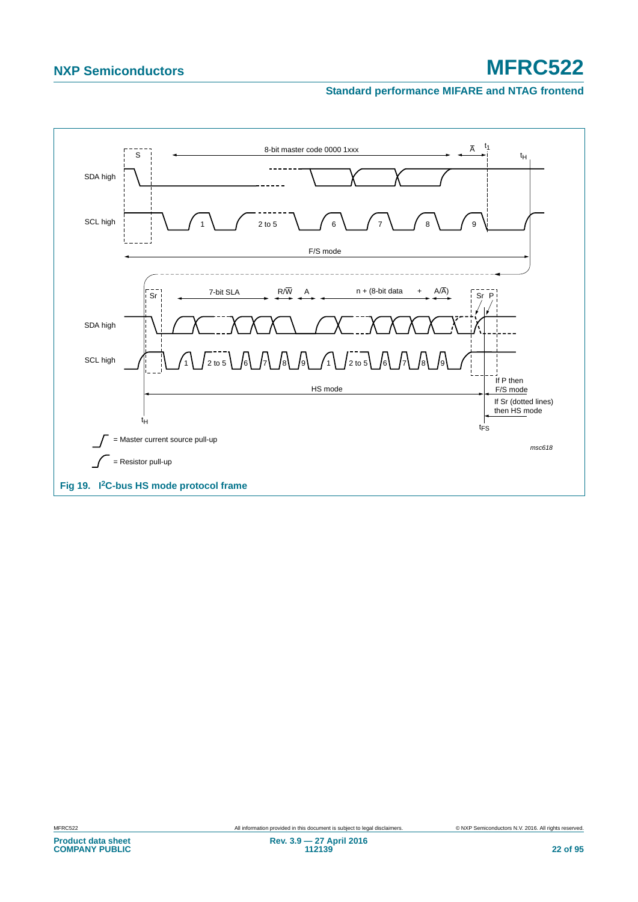**Fig 19. I²C-bus HS mode protocol frame**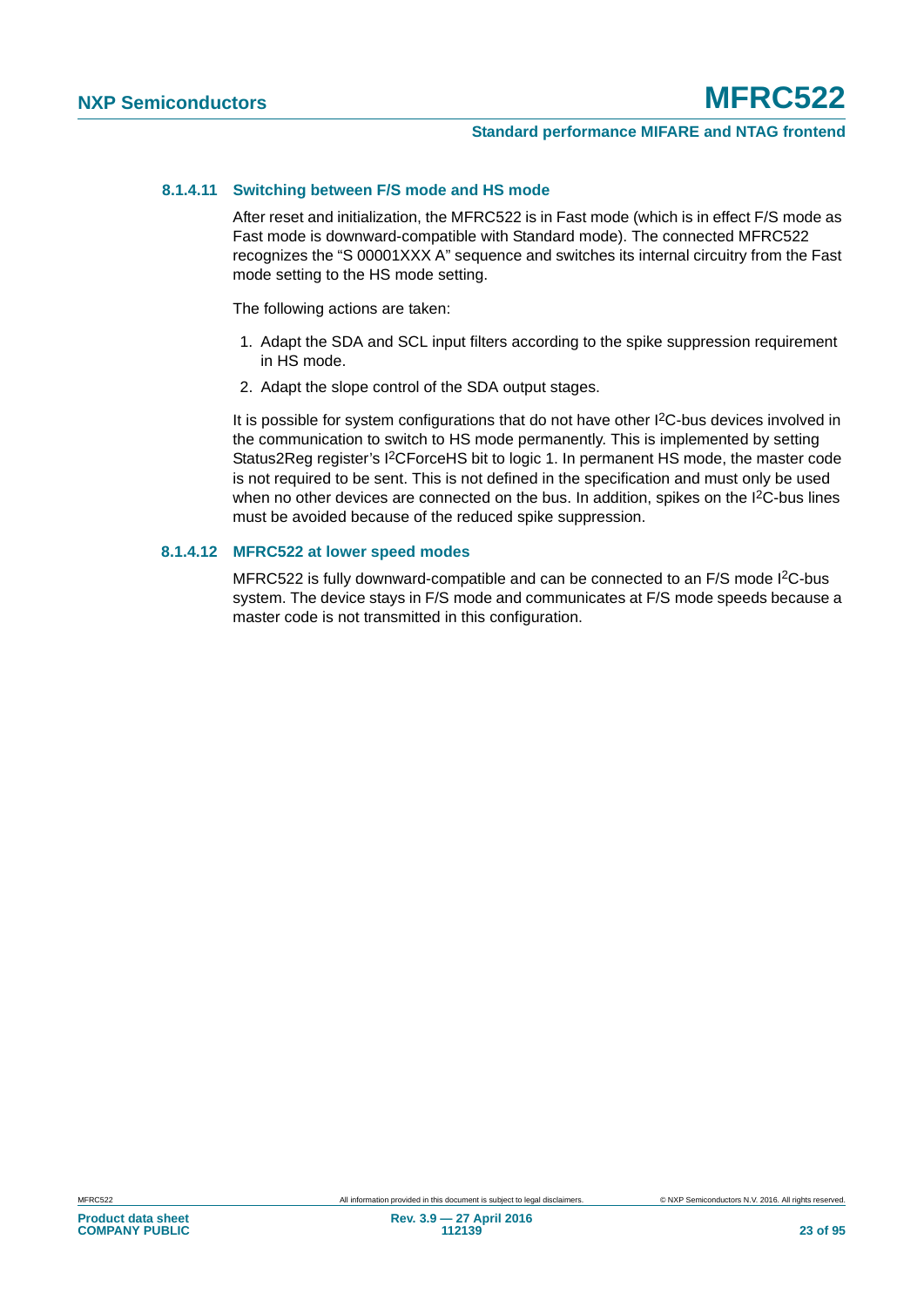#### 8.1.4.11 Switching between F/S mode and HS mode

After reset and initialization, the MFRC522 is in Fast mode (which is in effect F/S mode as Fast mode is downward-compatible with Standard mode). The connected MFRC522 recognizes the “S 00001XXX A” sequence and switches its internal circuitry from the Fast mode setting to the HS mode setting.

The following actions are taken:

1. Adapt the SDA and SCL input filters according to the spike suppression requirement in HS mode.
2. Adapt the slope control of the SDA output stages.

It is possible for system configurations that do not have other I2C-bus devices involved in the communication to switch to HS mode permanently. This is implemented by setting Status2Reg register’s I2CForceHS bit to logic 1. In permanent HS mode, the master code is not required to be sent. This is not defined in the specification and must only be used when no other devices are connected on the bus. In addition, spikes on the I2C-bus lines must be avoided because of the reduced spike suppression.

#### 8.1.4.12 MFRC522 at lower speed modes

MFRC522 is fully downward-compatible and can be connected to an F/S mode I2C-bus system. The device stays in F/S mode and communicates at F/S mode speeds because a master code is not transmitted in this configuration.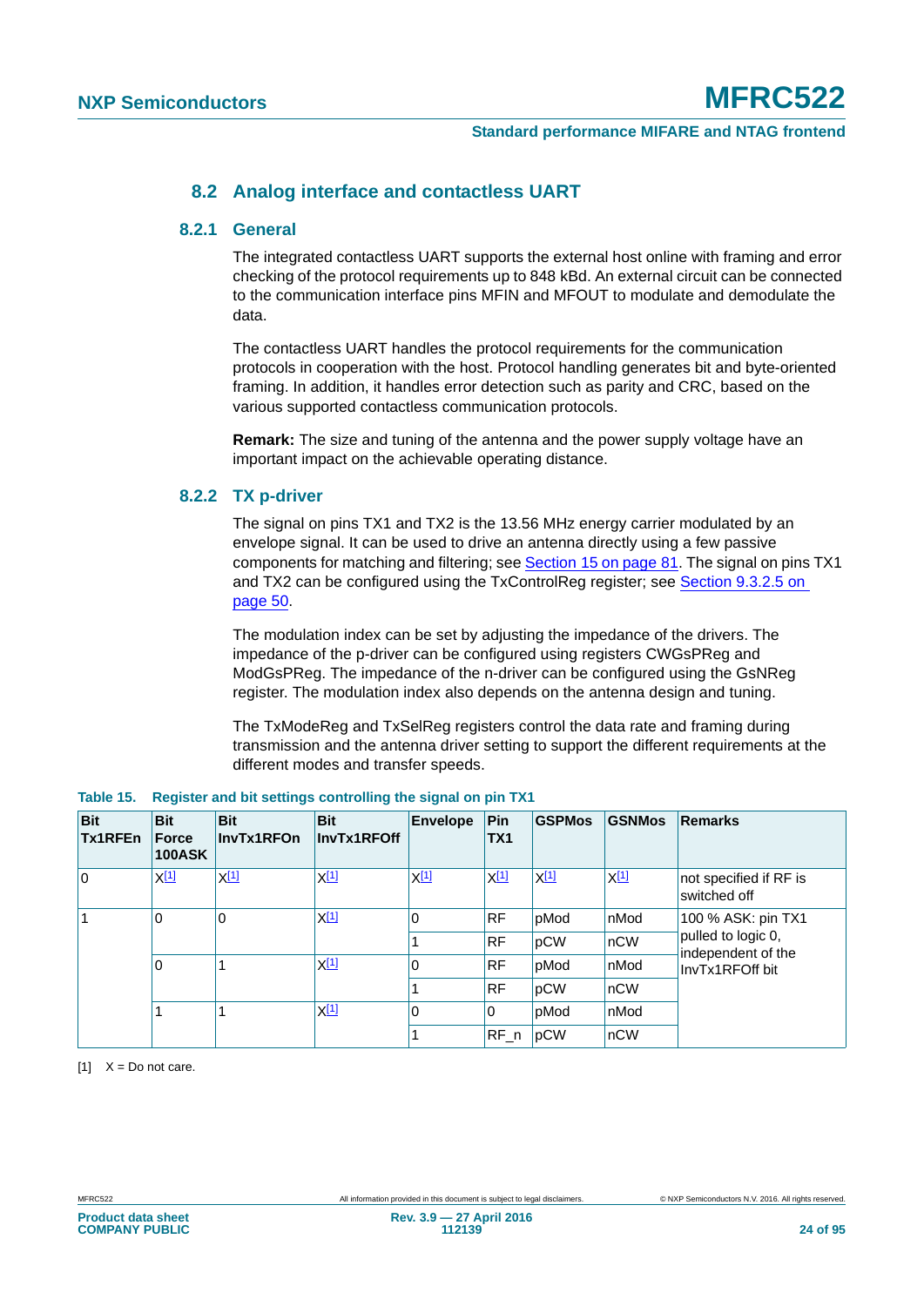## 8.2 Analog interface and contactless UART

### 8.2.1 General

The integrated contactless UART supports the external host online with framing and error checking of the protocol requirements up to 848 kBd. An external circuit can be connected to the communication interface pins MFIN and MFOUT to modulate and demodulate the data.

The contactless UART handles the protocol requirements for the communication protocols in cooperation with the host. Protocol handling generates bit and byte-oriented framing. In addition, it handles error detection such as parity and CRC, based on the various supported contactless communication protocols.

**Remark:** The size and tuning of the antenna and the power supply voltage have an important impact on the achievable operating distance.

### 8.2.2 TX p-driver

The signal on pins TX1 and TX2 is the 13.56 MHz energy carrier modulated by an envelope signal. It can be used to drive an antenna directly using a few passive components for matching and filtering; see Section 15 on page 81. The signal on pins TX1 and TX2 can be configured using the TxControlReg register; see Section 9.3.2.5 on page 50.

The modulation index can be set by adjusting the impedance of the drivers. The impedance of the p-driver can be configured using registers CWGsPReg and ModGsPReg. The impedance of the n-driver can be configured using the GsNReg register. The modulation index also depends on the antenna design and tuning.

The TxModeReg and TxSelReg registers control the data rate and framing during transmission and the antenna driver setting to support the different requirements at the different modes and transfer speeds.

**Table 15. Register and bit settings controlling the signal on pin TX1**

| Bit Tx1RFEn | Bit Force 100ASK | Bit InvTx1RFOn | Bit InvTx1RFOff | Envelope | Pin TX1 | GSPMos | GSNMos | Remarks |
|---|---|---|---|---|---|---|---|---|
| 0 | X[1] | X[1] | X[1] | X[1] | X[1] | X[1] | X[1] | not specified if RF is switched off |
| 1 | 0 | 0 | X[1] | 0 | RF | pMod | nMod | 100 % ASK: pin TX1 pulled to logic 0, independent of the InvTx1RFOff bit |
| | | | | 1 | RF | pCW | nCW | |
| | 0 | 1 | X[1] | 0 | RF | pMod | nMod | |
| | | | | 1 | RF | pCW | nCW | |
| | 1 | 1 | X[1] | 0 | 0 | pMod | nMod | |
| | | | | 1 | RF_n | pCW | nCW | |

[1] X = Do not care.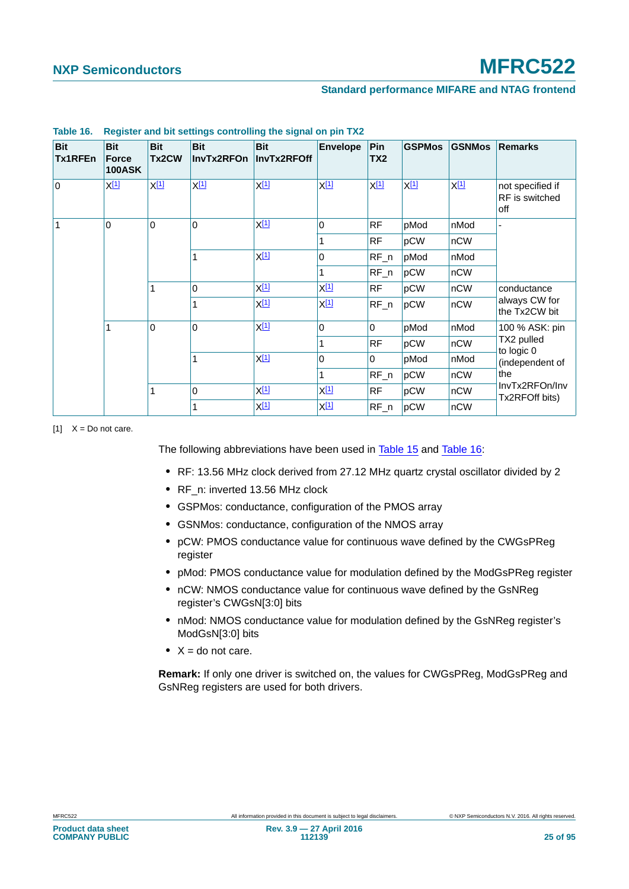**Table 16. Register and bit settings controlling the signal on pin TX2**

| Bit Tx1RFEn | Bit Force 100ASK | Bit Tx2CW | Bit InvTx2RFOn | Bit InvTx2RFOff | Envelope | Pin TX2 | GSPMos | GSNMos | Remarks |
|---|---|---|---|---|---|---|---|---|---|
| 0 | X[1] | X[1] | X[1] | X[1] | X[1] | X[1] | X[1] | X[1] | not specified if RF is switched off |
| 1 | 0 | 0 | 0 | X[1] | 0 | RF | pMod | nMod | - |
| | | | | | 1 | RF | pCW | nCW | |
| | | | 1 | X[1] | 0 | RF_n | pMod | nMod | |
| | | | | | 1 | RF_n | pCW | nCW | |
| | | 1 | 0 | X[1] | X[1] | RF | pCW | nCW | conductance always CW for the Tx2CW bit |
| | | | 1 | X[1] | X[1] | RF_n | pCW | nCW | |
| | 1 | 0 | 0 | X[1] | 0 | 0 | pMod | nMod | 100 % ASK: pin TX2 pulled to logic 0 (independent of the InvTx2RFOn/InvTx2RFOff bits) |
| | | | | | 1 | RF | pCW | nCW | |
| | | | 1 | X[1] | 0 | 0 | pMod | nMod | |
| | | | | | 1 | RF_n | pCW | nCW | |
| | | 1 | 0 | X[1] | X[1] | RF | pCW | nCW | |
| | | | 1 | X[1] | X[1] | RF_n | pCW | nCW | |

[1] X = Do not care.

The following abbreviations have been used in Table 15 and Table 16:

- RF: 13.56 MHz clock derived from 27.12 MHz quartz crystal oscillator divided by 2
- RF_n: inverted 13.56 MHz clock
- GSPMos: conductance, configuration of the PMOS array
- GSNMos: conductance, configuration of the NMOS array
- pCW: PMOS conductance value for continuous wave defined by the CWGsPReg register
- pMod: PMOS conductance value for modulation defined by the ModGsPReg register
- nCW: NMOS conductance value for continuous wave defined by the GsNReg register's CWGsN[3:0] bits
- nMod: NMOS conductance value for modulation defined by the GsNReg register's ModGsN[3:0] bits
- X = do not care.

**Remark:** If only one driver is switched on, the values for CWGsPReg, ModGsPReg and GsNReg registers are used for both drivers.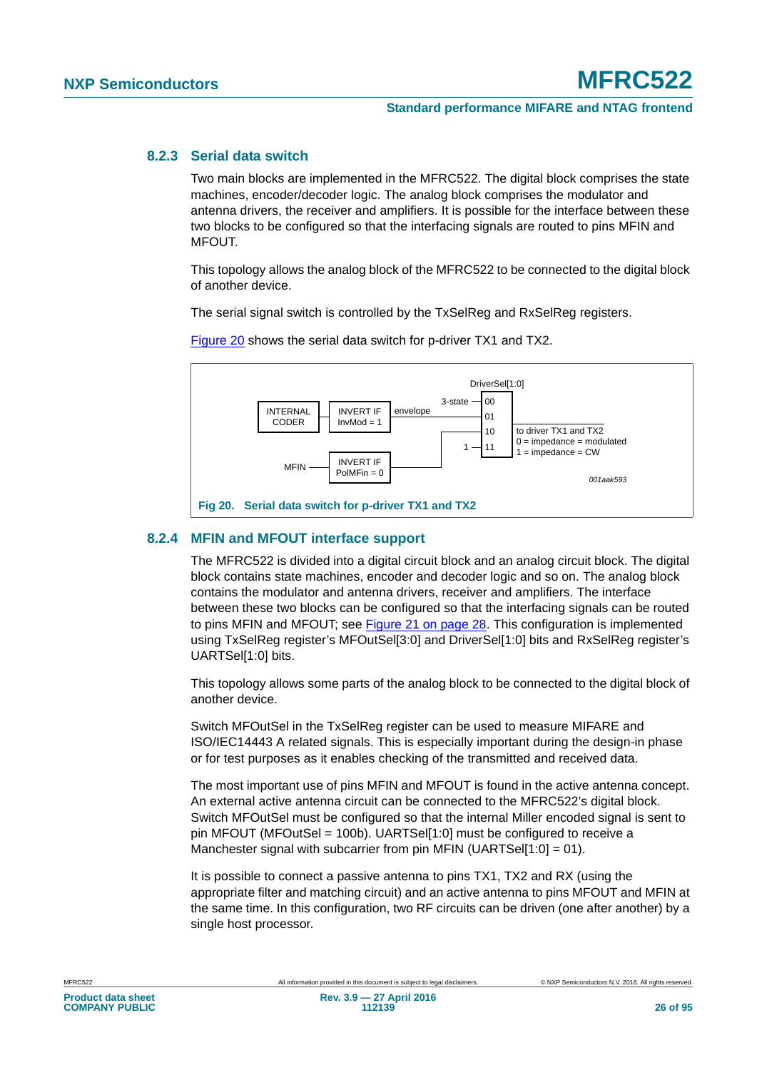### 8.2.3 Serial data switch

Two main blocks are implemented in the MFRC522. The digital block comprises the state machines, encoder/decoder logic. The analog block comprises the modulator and antenna drivers, the receiver and amplifiers. It is possible for the interface between these two blocks to be configured so that the interfacing signals are routed to pins MFIN and MFOUT.

This topology allows the analog block of the MFRC522 to be connected to the digital block of another device.

The serial signal switch is controlled by the TxSelReg and RxSelReg registers.

Figure 20 shows the serial data switch for p-driver TX1 and TX2.

DriverSel[1:0]

INTERNAL CODER → INVERT IF InvMod = 1 → envelope

3-state — 00
01
10
1 — 11

MFIN — INVERT IF PolMFin = 0

to driver TX1 and TX2
0 = impedance = modulated
1 = impedance = CW

001aak593

**Fig 20. Serial data switch for p-driver TX1 and TX2**

### 8.2.4 MFIN and MFOUT interface support

The MFRC522 is divided into a digital circuit block and an analog circuit block. The digital block contains state machines, encoder and decoder logic and so on. The analog block contains the modulator and antenna drivers, receiver and amplifiers. The interface between these two blocks can be configured so that the interfacing signals can be routed to pins MFIN and MFOUT; see Figure 21 on page 28. This configuration is implemented using TxSelReg register's MFOutSel[3:0] and DriverSel[1:0] bits and RxSelReg register's UARTSel[1:0] bits.

This topology allows some parts of the analog block to be connected to the digital block of another device.

Switch MFOutSel in the TxSelReg register can be used to measure MIFARE and ISO/IEC14443 A related signals. This is especially important during the design-in phase or for test purposes as it enables checking of the transmitted and received data.

The most important use of pins MFIN and MFOUT is found in the active antenna concept. An external active antenna circuit can be connected to the MFRC522's digital block. Switch MFOutSel must be configured so that the internal Miller encoded signal is sent to pin MFOUT (MFOutSel = 100b). UARTSel[1:0] must be configured to receive a Manchester signal with subcarrier from pin MFIN (UARTSel[1:0] = 01).

It is possible to connect a passive antenna to pins TX1, TX2 and RX (using the appropriate filter and matching circuit) and an active antenna to pins MFOUT and MFIN at the same time. In this configuration, two RF circuits can be driven (one after another) by a single host processor.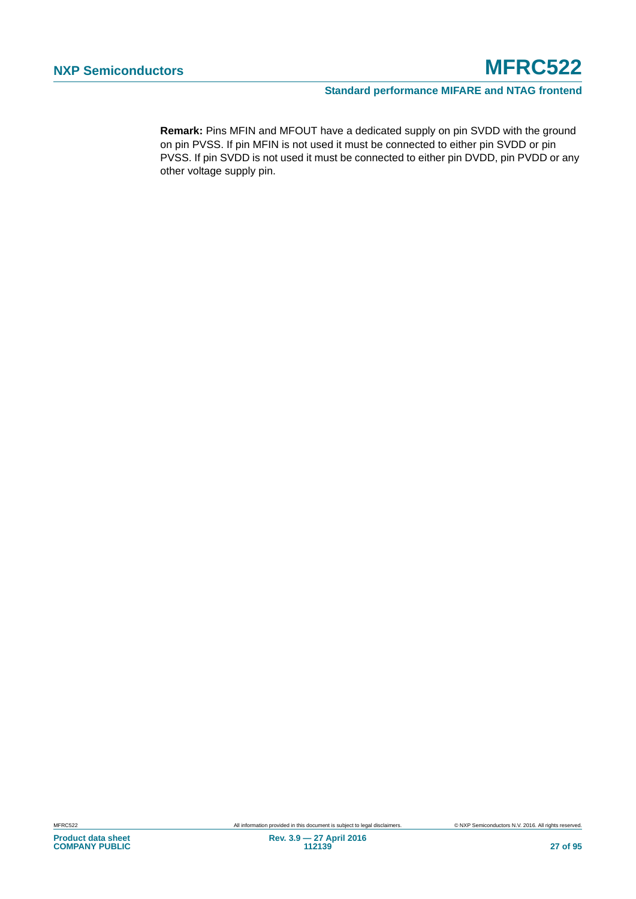**Remark:** Pins MFIN and MFOUT have a dedicated supply on pin SVDD with the ground on pin PVSS. If pin MFIN is not used it must be connected to either pin SVDD or pin PVSS. If pin SVDD is not used it must be connected to either pin DVDD, pin PVDD or any other voltage supply pin.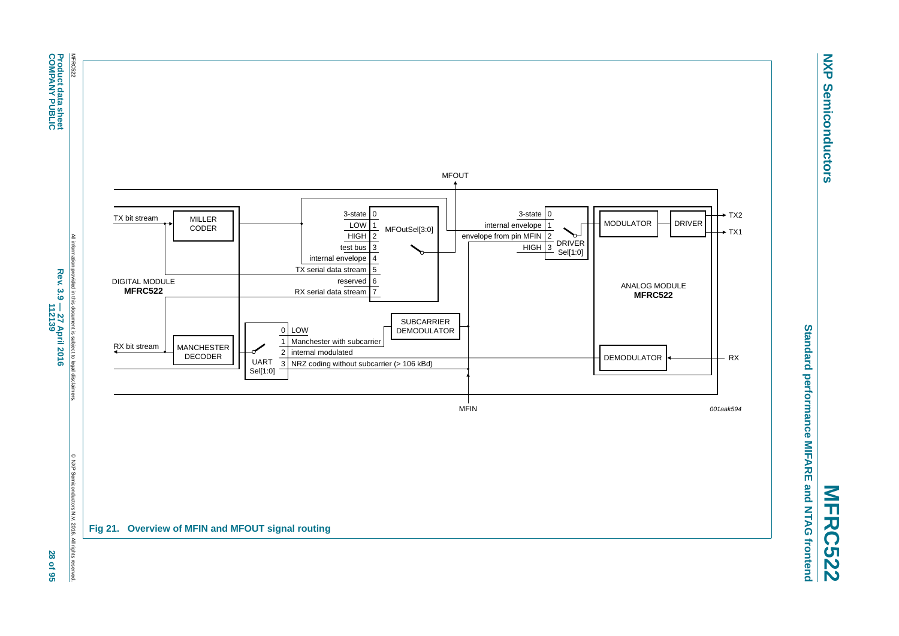MFOUT

TX bit stream — MILLER CODER

DIGITAL MODULE
**MFRC522**

RX bit stream — MANCHESTER DECODER

MFOutSel[3:0]:

| Input | Signal |
|---|---|
| 0 | 3-state |
| 1 | LOW |
| 2 | HIGH |
| 3 | test bus |
| 4 | internal envelope |
| 5 | TX serial data stream |
| 6 | reserved |
| 7 | RX serial data stream |

DRIVER Sel[1:0]:

| Input | Signal |
|---|---|
| 0 | 3-state |
| 1 | internal envelope |
| 2 | envelope from pin MFIN |
| 3 | HIGH |

UART Sel[1:0]:

| Input | Signal |
|---|---|
| 0 | LOW |
| 1 | Manchester with subcarrier |
| 2 | internal modulated |
| 3 | NRZ coding without subcarrier (> 106 kBd) |

SUBCARRIER DEMODULATOR

MODULATOR — DRIVER — TX2, TX1

ANALOG MODULE
**MFRC522**

DEMODULATOR — RX

MFIN

001aak594

**Fig 21. Overview of MFIN and MFOUT signal routing**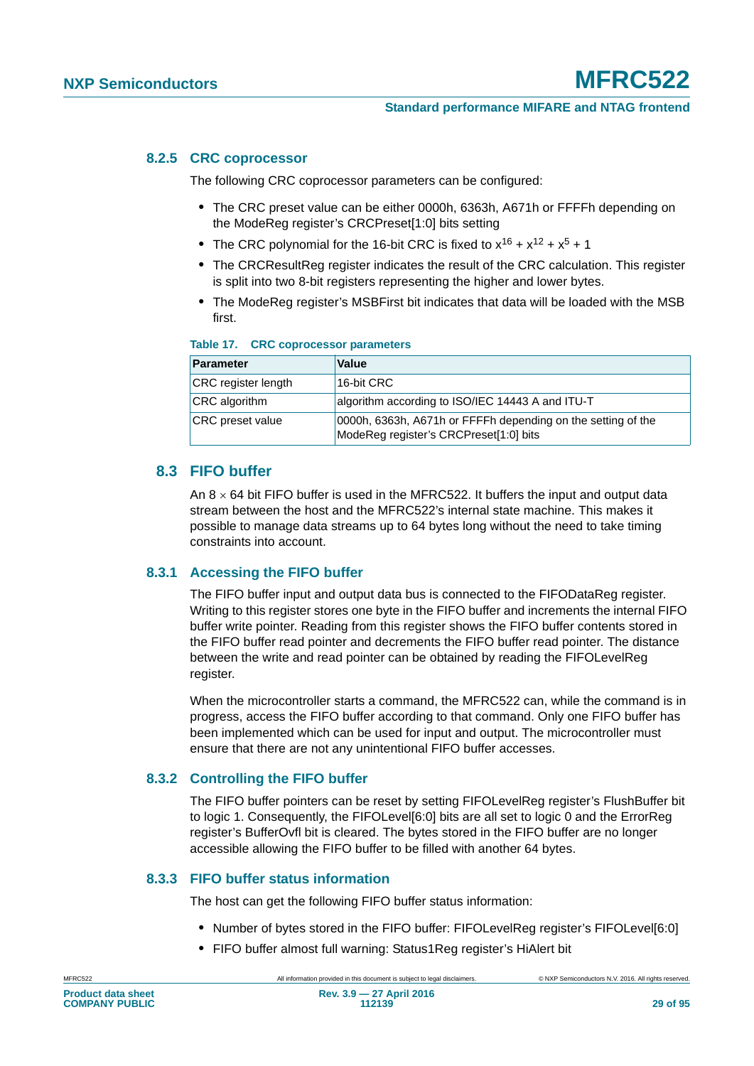### 8.2.5 CRC coprocessor

The following CRC coprocessor parameters can be configured:

- The CRC preset value can be either 0000h, 6363h, A671h or FFFFh depending on the ModeReg register's CRCPreset[1:0] bits setting
- The CRC polynomial for the 16-bit CRC is fixed to $x^{16} + x^{12} + x^5 + 1$
- The CRCResultReg register indicates the result of the CRC calculation. This register is split into two 8-bit registers representing the higher and lower bytes.
- The ModeReg register's MSBFirst bit indicates that data will be loaded with the MSB first.

**Table 17. CRC coprocessor parameters**

| Parameter | Value |
|---|---|
| CRC register length | 16-bit CRC |
| CRC algorithm | algorithm according to ISO/IEC 14443 A and ITU-T |
| CRC preset value | 0000h, 6363h, A671h or FFFFh depending on the setting of the ModeReg register's CRCPreset[1:0] bits |

## 8.3 FIFO buffer

An 8 × 64 bit FIFO buffer is used in the MFRC522. It buffers the input and output data stream between the host and the MFRC522's internal state machine. This makes it possible to manage data streams up to 64 bytes long without the need to take timing constraints into account.

### 8.3.1 Accessing the FIFO buffer

The FIFO buffer input and output data bus is connected to the FIFODataReg register. Writing to this register stores one byte in the FIFO buffer and increments the internal FIFO buffer write pointer. Reading from this register shows the FIFO buffer contents stored in the FIFO buffer read pointer and decrements the FIFO buffer read pointer. The distance between the write and read pointer can be obtained by reading the FIFOLevelReg register.

When the microcontroller starts a command, the MFRC522 can, while the command is in progress, access the FIFO buffer according to that command. Only one FIFO buffer has been implemented which can be used for input and output. The microcontroller must ensure that there are not any unintentional FIFO buffer accesses.

### 8.3.2 Controlling the FIFO buffer

The FIFO buffer pointers can be reset by setting FIFOLevelReg register's FlushBuffer bit to logic 1. Consequently, the FIFOLevel[6:0] bits are all set to logic 0 and the ErrorReg register's BufferOvfl bit is cleared. The bytes stored in the FIFO buffer are no longer accessible allowing the FIFO buffer to be filled with another 64 bytes.

### 8.3.3 FIFO buffer status information

The host can get the following FIFO buffer status information:

- Number of bytes stored in the FIFO buffer: FIFOLevelReg register's FIFOLevel[6:0]
- FIFO buffer almost full warning: Status1Reg register's HiAlert bit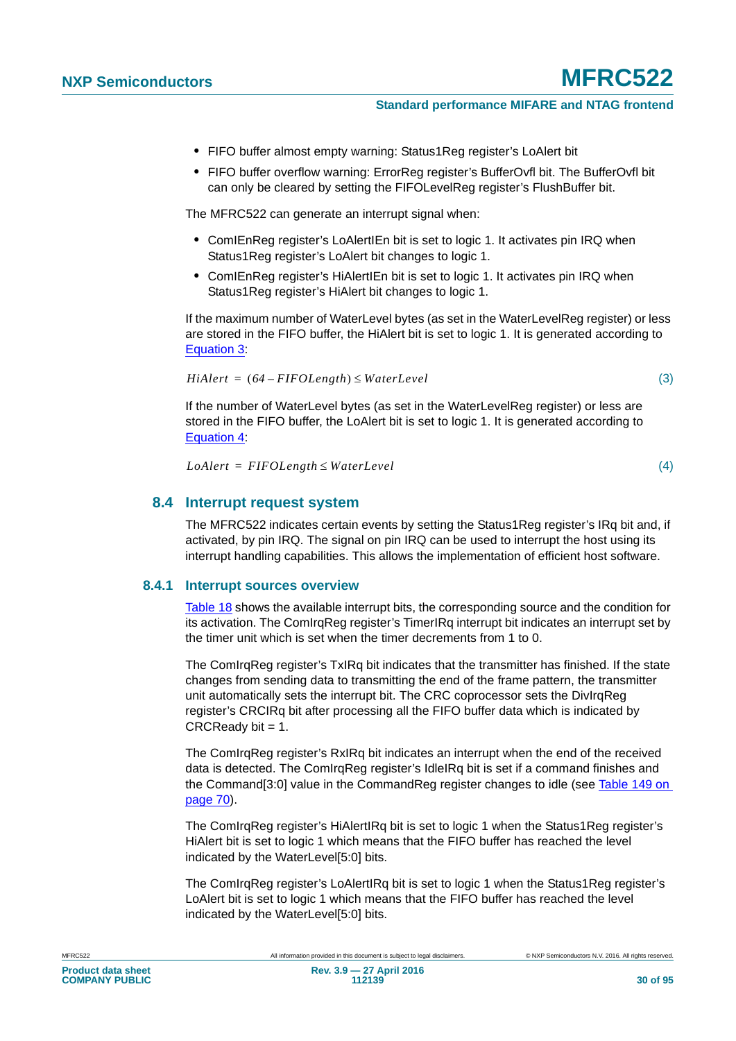- FIFO buffer almost empty warning: Status1Reg register's LoAlert bit
- FIFO buffer overflow warning: ErrorReg register's BufferOvfl bit. The BufferOvfl bit can only be cleared by setting the FIFOLevelReg register's FlushBuffer bit.

The MFRC522 can generate an interrupt signal when:

- ComIEnReg register's LoAlertIEn bit is set to logic 1. It activates pin IRQ when Status1Reg register's LoAlert bit changes to logic 1.
- ComIEnReg register's HiAlertIEn bit is set to logic 1. It activates pin IRQ when Status1Reg register's HiAlert bit changes to logic 1.

If the maximum number of WaterLevel bytes (as set in the WaterLevelReg register) or less are stored in the FIFO buffer, the HiAlert bit is set to logic 1. It is generated according to Equation 3:

$$HiAlert = (64 - FIFOLength) \leq WaterLevel \tag{3}$$

If the number of WaterLevel bytes (as set in the WaterLevelReg register) or less are stored in the FIFO buffer, the LoAlert bit is set to logic 1. It is generated according to Equation 4:

$$LoAlert = FIFOLength \leq WaterLevel \tag{4}$$

## 8.4 Interrupt request system

The MFRC522 indicates certain events by setting the Status1Reg register's IRq bit and, if activated, by pin IRQ. The signal on pin IRQ can be used to interrupt the host using its interrupt handling capabilities. This allows the implementation of efficient host software.

### 8.4.1 Interrupt sources overview

Table 18 shows the available interrupt bits, the corresponding source and the condition for its activation. The ComIrqReg register's TimerIRq interrupt bit indicates an interrupt set by the timer unit which is set when the timer decrements from 1 to 0.

The ComIrqReg register's TxIRq bit indicates that the transmitter has finished. If the state changes from sending data to transmitting the end of the frame pattern, the transmitter unit automatically sets the interrupt bit. The CRC coprocessor sets the DivIrqReg register's CRCIRq bit after processing all the FIFO buffer data which is indicated by CRCReady bit = 1.

The ComIrqReg register's RxIRq bit indicates an interrupt when the end of the received data is detected. The ComIrqReg register's IdleIRq bit is set if a command finishes and the Command[3:0] value in the CommandReg register changes to idle (see Table 149 on page 70).

The ComIrqReg register's HiAlertIRq bit is set to logic 1 when the Status1Reg register's HiAlert bit is set to logic 1 which means that the FIFO buffer has reached the level indicated by the WaterLevel[5:0] bits.

The ComIrqReg register's LoAlertIRq bit is set to logic 1 when the Status1Reg register's LoAlert bit is set to logic 1 which means that the FIFO buffer has reached the level indicated by the WaterLevel[5:0] bits.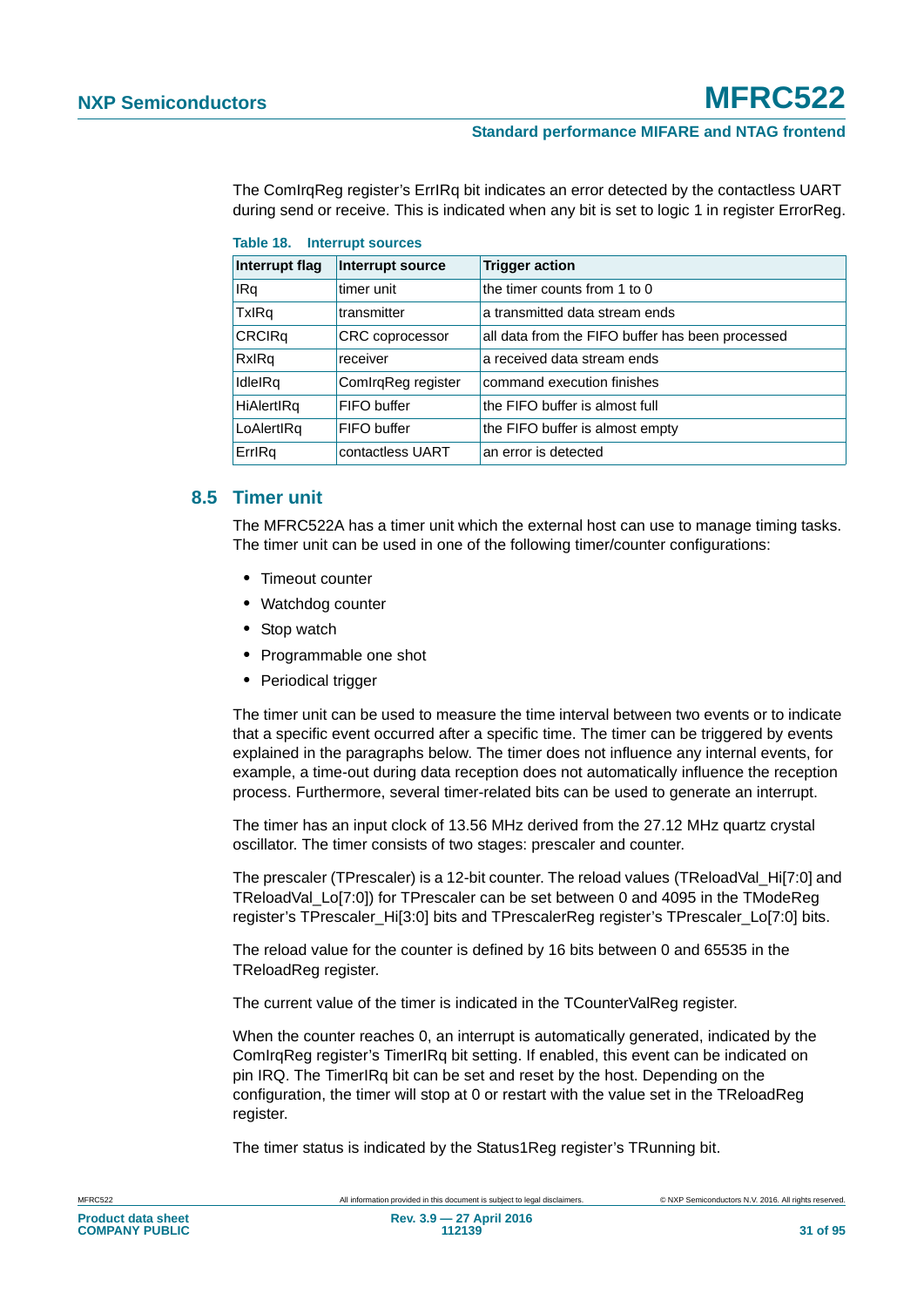The ComIrqReg register's ErrIRq bit indicates an error detected by the contactless UART during send or receive. This is indicated when any bit is set to logic 1 in register ErrorReg.

**Table 18. Interrupt sources**

| Interrupt flag | Interrupt source | Trigger action |
|---|---|---|
| IRq | timer unit | the timer counts from 1 to 0 |
| TxIRq | transmitter | a transmitted data stream ends |
| CRCIRq | CRC coprocessor | all data from the FIFO buffer has been processed |
| RxIRq | receiver | a received data stream ends |
| IdleIRq | ComIrqReg register | command execution finishes |
| HiAlertIRq | FIFO buffer | the FIFO buffer is almost full |
| LoAlertIRq | FIFO buffer | the FIFO buffer is almost empty |
| ErrIRq | contactless UART | an error is detected |

## 8.5 Timer unit

The MFRC522A has a timer unit which the external host can use to manage timing tasks. The timer unit can be used in one of the following timer/counter configurations:

- Timeout counter
- Watchdog counter
- Stop watch
- Programmable one shot
- Periodical trigger

The timer unit can be used to measure the time interval between two events or to indicate that a specific event occurred after a specific time. The timer can be triggered by events explained in the paragraphs below. The timer does not influence any internal events, for example, a time-out during data reception does not automatically influence the reception process. Furthermore, several timer-related bits can be used to generate an interrupt.

The timer has an input clock of 13.56 MHz derived from the 27.12 MHz quartz crystal oscillator. The timer consists of two stages: prescaler and counter.

The prescaler (TPrescaler) is a 12-bit counter. The reload values (TReloadVal_Hi[7:0] and TReloadVal_Lo[7:0]) for TPrescaler can be set between 0 and 4095 in the TModeReg register's TPrescaler_Hi[3:0] bits and TPrescalerReg register's TPrescaler_Lo[7:0] bits.

The reload value for the counter is defined by 16 bits between 0 and 65535 in the TReloadReg register.

The current value of the timer is indicated in the TCounterValReg register.

When the counter reaches 0, an interrupt is automatically generated, indicated by the ComIrqReg register's TimerIRq bit setting. If enabled, this event can be indicated on pin IRQ. The TimerIRq bit can be set and reset by the host. Depending on the configuration, the timer will stop at 0 or restart with the value set in the TReloadReg register.

The timer status is indicated by the Status1Reg register's TRunning bit.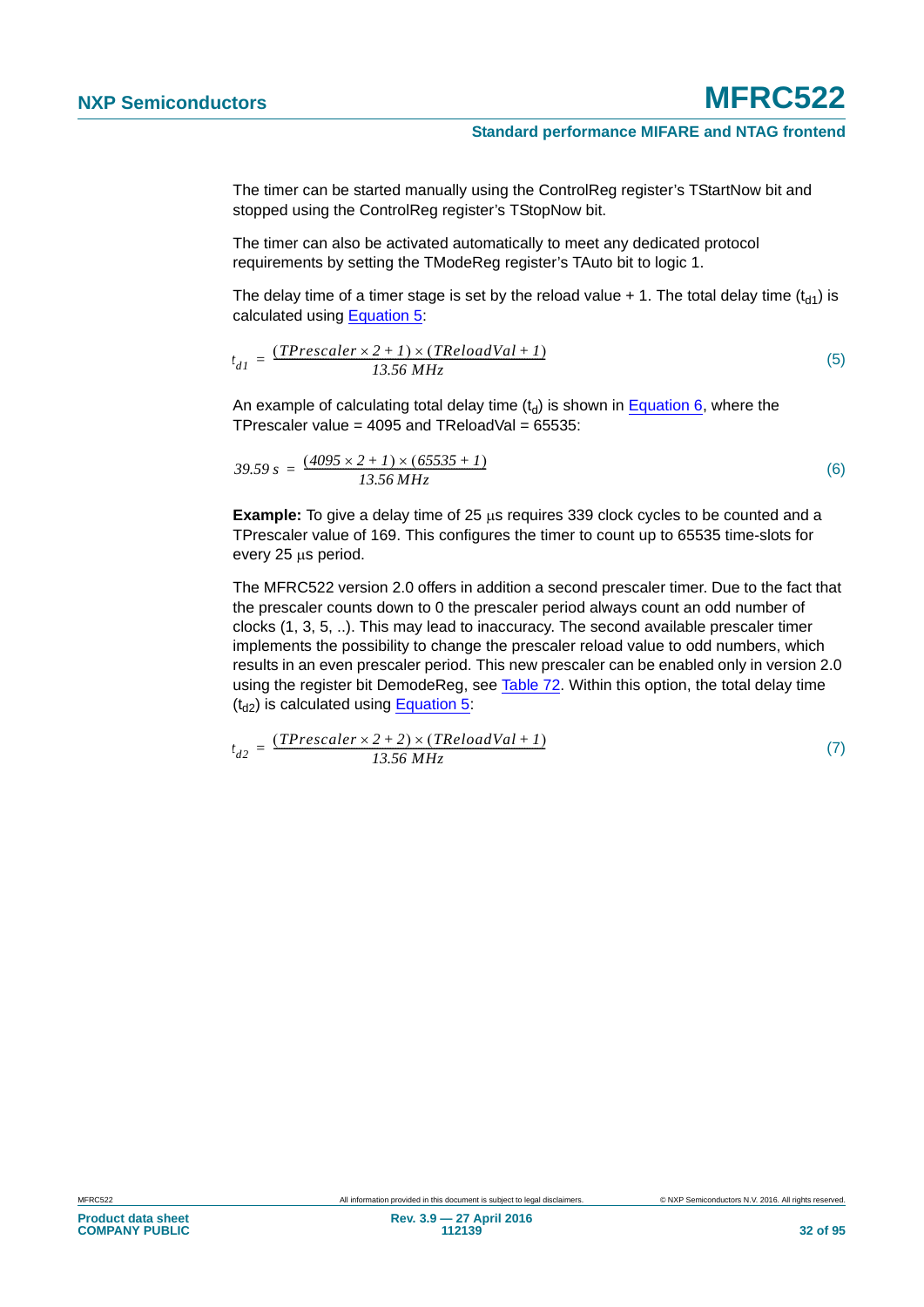The timer can be started manually using the ControlReg register's TStartNow bit and stopped using the ControlReg register's TStopNow bit.

The timer can also be activated automatically to meet any dedicated protocol requirements by setting the TModeReg register's TAuto bit to logic 1.

The delay time of a timer stage is set by the reload value + 1. The total delay time ($t_{d1}$) is calculated using Equation 5:

$$t_{d1} = \frac{(TPrescaler \times 2 + 1) \times (TReloadVal + 1)}{13.56\ MHz} \tag{5}$$

An example of calculating total delay time ($t_d$) is shown in Equation 6, where the TPrescaler value = 4095 and TReloadVal = 65535:

$$39.59\ s = \frac{(4095 \times 2 + 1) \times (65535 + 1)}{13.56\ MHz} \tag{6}$$

**Example:** To give a delay time of 25 μs requires 339 clock cycles to be counted and a TPrescaler value of 169. This configures the timer to count up to 65535 time-slots for every 25 μs period.

The MFRC522 version 2.0 offers in addition a second prescaler timer. Due to the fact that the prescaler counts down to 0 the prescaler period always count an odd number of clocks (1, 3, 5, ..). This may lead to inaccuracy. The second available prescaler timer implements the possibility to change the prescaler reload value to odd numbers, which results in an even prescaler period. This new prescaler can be enabled only in version 2.0 using the register bit DemodeReg, see Table 72. Within this option, the total delay time ($t_{d2}$) is calculated using Equation 5:

$$t_{d2} = \frac{(TPrescaler \times 2 + 2) \times (TReloadVal + 1)}{13.56\ MHz} \tag{7}$$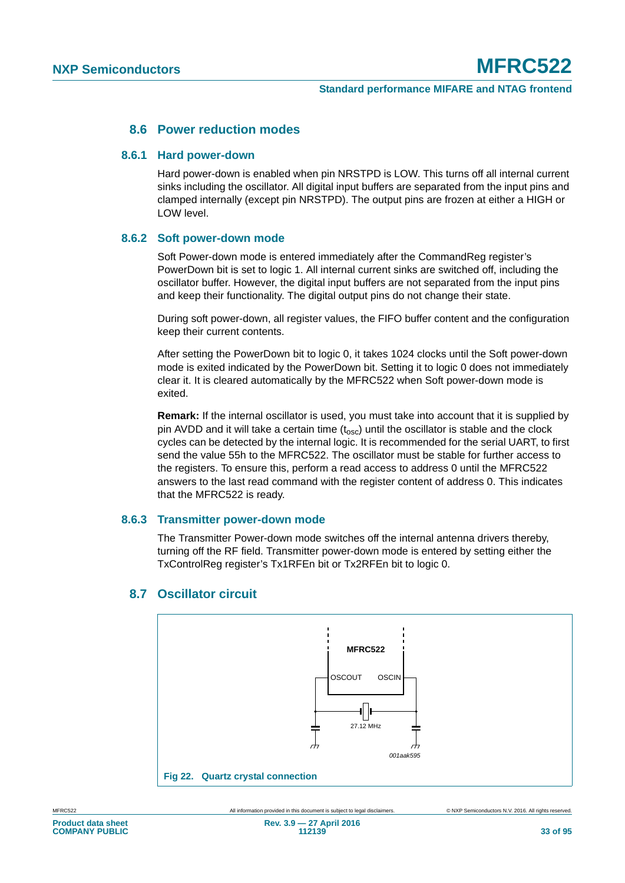## 8.6 Power reduction modes

### 8.6.1 Hard power-down

Hard power-down is enabled when pin NRSTPD is LOW. This turns off all internal current sinks including the oscillator. All digital input buffers are separated from the input pins and clamped internally (except pin NRSTPD). The output pins are frozen at either a HIGH or LOW level.

### 8.6.2 Soft power-down mode

Soft Power-down mode is entered immediately after the CommandReg register's PowerDown bit is set to logic 1. All internal current sinks are switched off, including the oscillator buffer. However, the digital input buffers are not separated from the input pins and keep their functionality. The digital output pins do not change their state.

During soft power-down, all register values, the FIFO buffer content and the configuration keep their current contents.

After setting the PowerDown bit to logic 0, it takes 1024 clocks until the Soft power-down mode is exited indicated by the PowerDown bit. Setting it to logic 0 does not immediately clear it. It is cleared automatically by the MFRC522 when Soft power-down mode is exited.

**Remark:** If the internal oscillator is used, you must take into account that it is supplied by pin AVDD and it will take a certain time ($t_{osc}$) until the oscillator is stable and the clock cycles can be detected by the internal logic. It is recommended for the serial UART, to first send the value 55h to the MFRC522. The oscillator must be stable for further access to the registers. To ensure this, perform a read access to address 0 until the MFRC522 answers to the last read command with the register content of address 0. This indicates that the MFRC522 is ready.

### 8.6.3 Transmitter power-down mode

The Transmitter Power-down mode switches off the internal antenna drivers thereby, turning off the RF field. Transmitter power-down mode is entered by setting either the TxControlReg register's Tx1RFEn bit or Tx2RFEn bit to logic 0.

## 8.7 Oscillator circuit

MFRC522

OSCOUT OSCIN

27.12 MHz

001aak595

**Fig 22. Quartz crystal connection**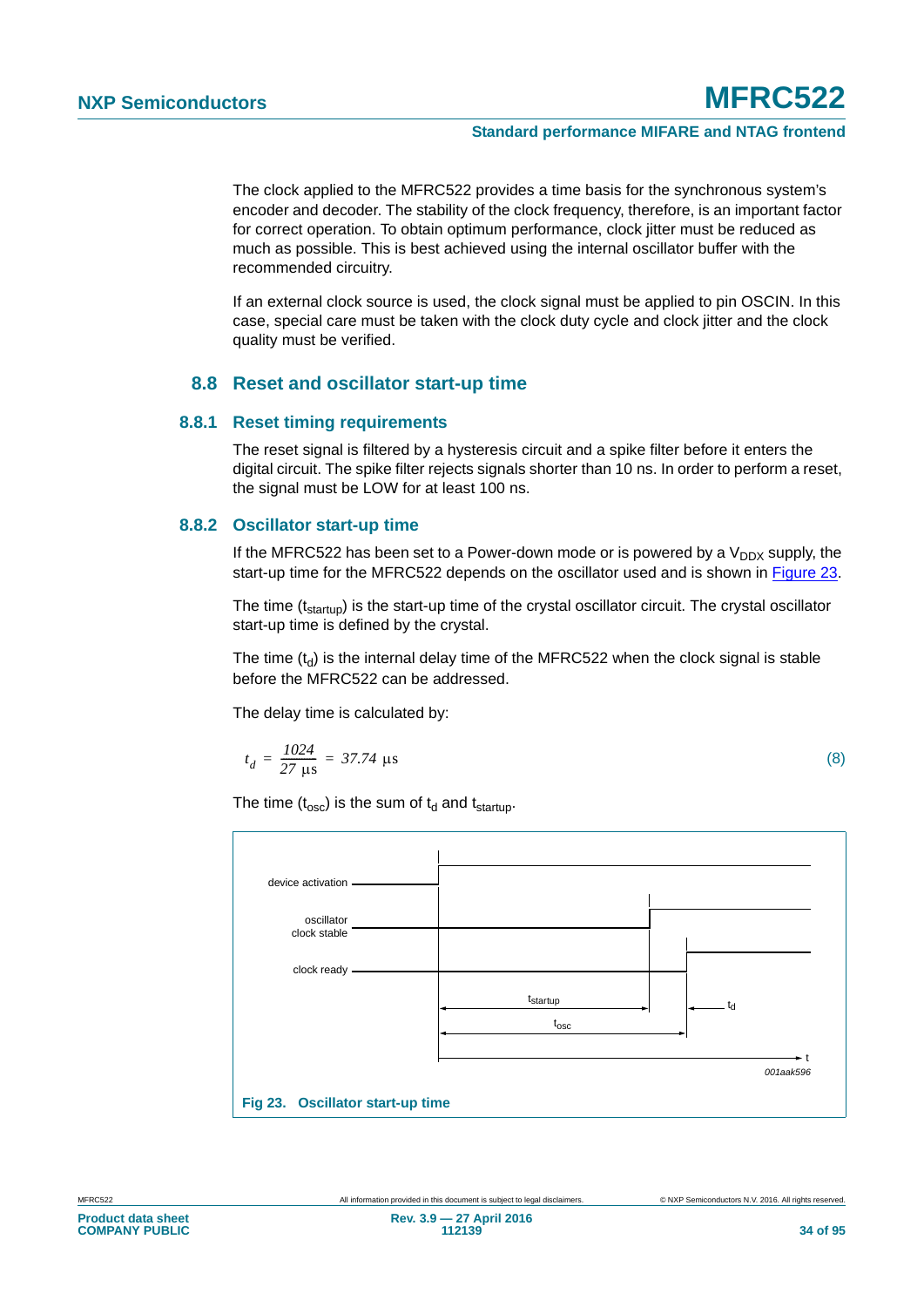The clock applied to the MFRC522 provides a time basis for the synchronous system's encoder and decoder. The stability of the clock frequency, therefore, is an important factor for correct operation. To obtain optimum performance, clock jitter must be reduced as much as possible. This is best achieved using the internal oscillator buffer with the recommended circuitry.

If an external clock source is used, the clock signal must be applied to pin OSCIN. In this case, special care must be taken with the clock duty cycle and clock jitter and the clock quality must be verified.

## 8.8 Reset and oscillator start-up time

### 8.8.1 Reset timing requirements

The reset signal is filtered by a hysteresis circuit and a spike filter before it enters the digital circuit. The spike filter rejects signals shorter than 10 ns. In order to perform a reset, the signal must be LOW for at least 100 ns.

### 8.8.2 Oscillator start-up time

If the MFRC522 has been set to a Power-down mode or is powered by a $V_{DDX}$ supply, the start-up time for the MFRC522 depends on the oscillator used and is shown in Figure 23.

The time ($t_{startup}$) is the start-up time of the crystal oscillator circuit. The crystal oscillator start-up time is defined by the crystal.

The time ($t_d$) is the internal delay time of the MFRC522 when the clock signal is stable before the MFRC522 can be addressed.

The delay time is calculated by:

$$t_d = \frac{1024}{27\ \mu\text{s}} = 37.74\ \mu\text{s} \quad (8)$$

The time ($t_{osc}$) is the sum of $t_d$ and $t_{startup}$.

device activation

oscillator clock stable

clock ready

$t_{startup}$

$t_d$

$t_{osc}$

t

001aak596

**Fig 23. Oscillator start-up time**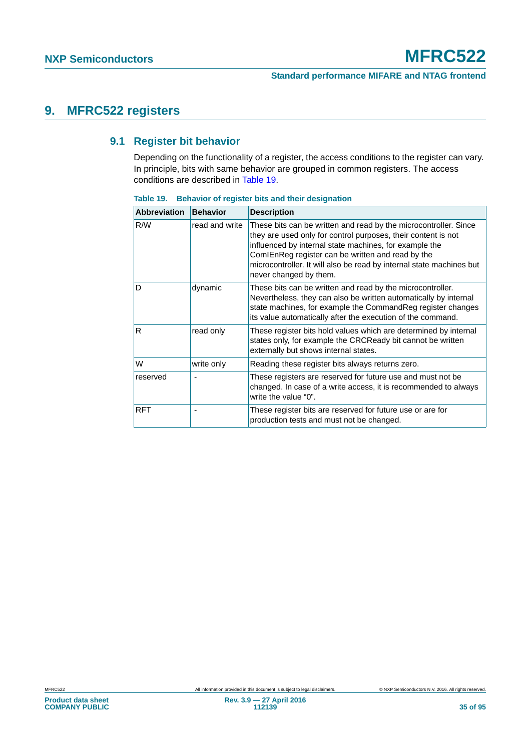# 9. MFRC522 registers

## 9.1 Register bit behavior

Depending on the functionality of a register, the access conditions to the register can vary. In principle, bits with same behavior are grouped in common registers. The access conditions are described in Table 19.

**Table 19. Behavior of register bits and their designation**

| Abbreviation | Behavior | Description |
|---|---|---|
| R/W | read and write | These bits can be written and read by the microcontroller. Since they are used only for control purposes, their content is not influenced by internal state machines, for example the ComIEnReg register can be written and read by the microcontroller. It will also be read by internal state machines but never changed by them. |
| D | dynamic | These bits can be written and read by the microcontroller. Nevertheless, they can also be written automatically by internal state machines, for example the CommandReg register changes its value automatically after the execution of the command. |
| R | read only | These register bits hold values which are determined by internal states only, for example the CRCReady bit cannot be written externally but shows internal states. |
| W | write only | Reading these register bits always returns zero. |
| reserved | - | These registers are reserved for future use and must not be changed. In case of a write access, it is recommended to always write the value “0”. |
| RFT | - | These register bits are reserved for future use or are for production tests and must not be changed. |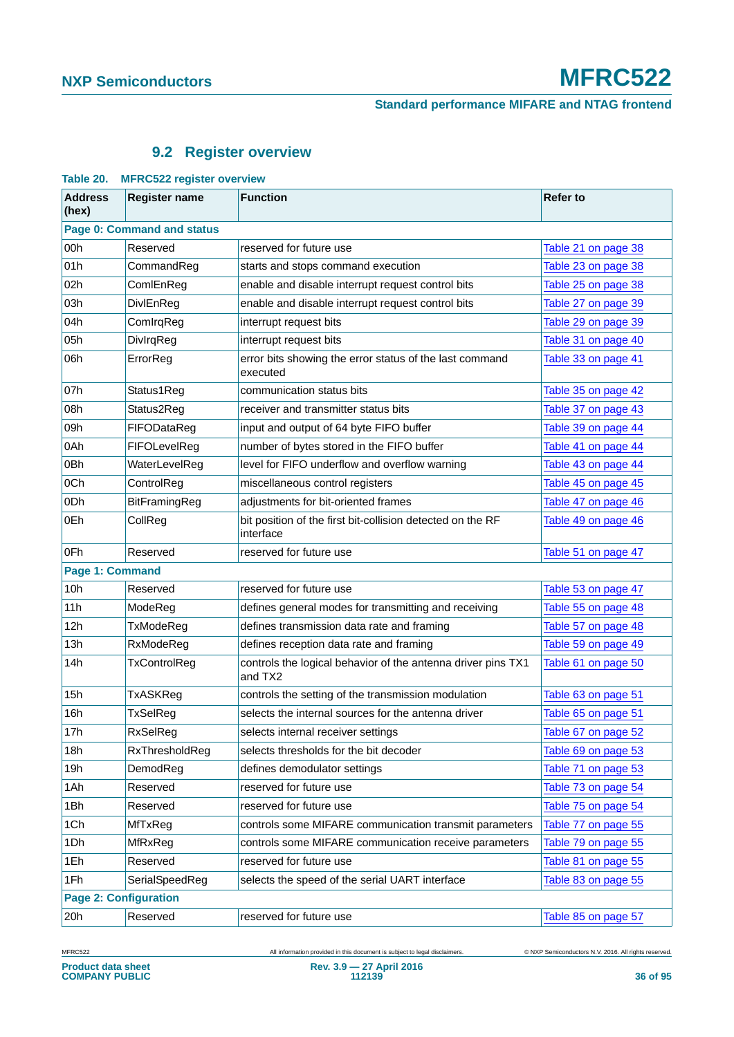## 9.2 Register overview

**Table 20. MFRC522 register overview**

| Address (hex) | Register name | Function | Refer to |
|---|---|---|---|
| **Page 0: Command and status** | | | |
| 00h | Reserved | reserved for future use | Table 21 on page 38 |
| 01h | CommandReg | starts and stops command execution | Table 23 on page 38 |
| 02h | ComIEnReg | enable and disable interrupt request control bits | Table 25 on page 38 |
| 03h | DivIEnReg | enable and disable interrupt request control bits | Table 27 on page 39 |
| 04h | ComIrqReg | interrupt request bits | Table 29 on page 39 |
| 05h | DivIrqReg | interrupt request bits | Table 31 on page 40 |
| 06h | ErrorReg | error bits showing the error status of the last command executed | Table 33 on page 41 |
| 07h | Status1Reg | communication status bits | Table 35 on page 42 |
| 08h | Status2Reg | receiver and transmitter status bits | Table 37 on page 43 |
| 09h | FIFODataReg | input and output of 64 byte FIFO buffer | Table 39 on page 44 |
| 0Ah | FIFOLevelReg | number of bytes stored in the FIFO buffer | Table 41 on page 44 |
| 0Bh | WaterLevelReg | level for FIFO underflow and overflow warning | Table 43 on page 44 |
| 0Ch | ControlReg | miscellaneous control registers | Table 45 on page 45 |
| 0Dh | BitFramingReg | adjustments for bit-oriented frames | Table 47 on page 46 |
| 0Eh | CollReg | bit position of the first bit-collision detected on the RF interface | Table 49 on page 46 |
| 0Fh | Reserved | reserved for future use | Table 51 on page 47 |
| **Page 1: Command** | | | |
| 10h | Reserved | reserved for future use | Table 53 on page 47 |
| 11h | ModeReg | defines general modes for transmitting and receiving | Table 55 on page 48 |
| 12h | TxModeReg | defines transmission data rate and framing | Table 57 on page 48 |
| 13h | RxModeReg | defines reception data rate and framing | Table 59 on page 49 |
| 14h | TxControlReg | controls the logical behavior of the antenna driver pins TX1 and TX2 | Table 61 on page 50 |
| 15h | TxASKReg | controls the setting of the transmission modulation | Table 63 on page 51 |
| 16h | TxSelReg | selects the internal sources for the antenna driver | Table 65 on page 51 |
| 17h | RxSelReg | selects internal receiver settings | Table 67 on page 52 |
| 18h | RxThresholdReg | selects thresholds for the bit decoder | Table 69 on page 53 |
| 19h | DemodReg | defines demodulator settings | Table 71 on page 53 |
| 1Ah | Reserved | reserved for future use | Table 73 on page 54 |
| 1Bh | Reserved | reserved for future use | Table 75 on page 54 |
| 1Ch | MfTxReg | controls some MIFARE communication transmit parameters | Table 77 on page 55 |
| 1Dh | MfRxReg | controls some MIFARE communication receive parameters | Table 79 on page 55 |
| 1Eh | Reserved | reserved for future use | Table 81 on page 55 |
| 1Fh | SerialSpeedReg | selects the speed of the serial UART interface | Table 83 on page 55 |
| **Page 2: Configuration** | | | |
| 20h | Reserved | reserved for future use | Table 85 on page 57 |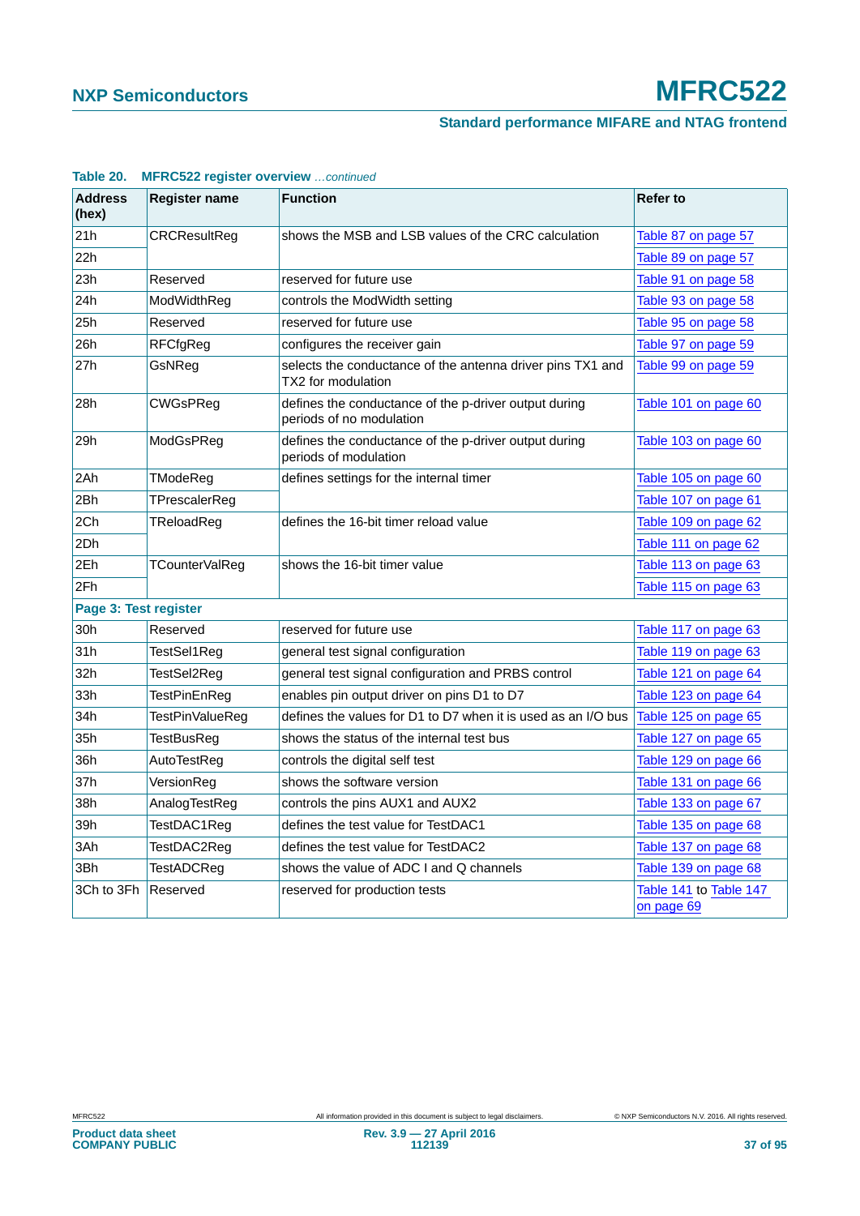**Table 20. MFRC522 register overview** *...continued*

| Address (hex) | Register name | Function | Refer to |
|---|---|---|---|
| 21h | CRCResultReg | shows the MSB and LSB values of the CRC calculation | Table 87 on page 57 |
| 22h | | | Table 89 on page 57 |
| 23h | Reserved | reserved for future use | Table 91 on page 58 |
| 24h | ModWidthReg | controls the ModWidth setting | Table 93 on page 58 |
| 25h | Reserved | reserved for future use | Table 95 on page 58 |
| 26h | RFCfgReg | configures the receiver gain | Table 97 on page 59 |
| 27h | GsNReg | selects the conductance of the antenna driver pins TX1 and TX2 for modulation | Table 99 on page 59 |
| 28h | CWGsPReg | defines the conductance of the p-driver output during periods of no modulation | Table 101 on page 60 |
| 29h | ModGsPReg | defines the conductance of the p-driver output during periods of modulation | Table 103 on page 60 |
| 2Ah | TModeReg | defines settings for the internal timer | Table 105 on page 60 |
| 2Bh | TPrescalerReg | | Table 107 on page 61 |
| 2Ch | TReloadReg | defines the 16-bit timer reload value | Table 109 on page 62 |
| 2Dh | | | Table 111 on page 62 |
| 2Eh | TCounterValReg | shows the 16-bit timer value | Table 113 on page 63 |
| 2Fh | | | Table 115 on page 63 |
| **Page 3: Test register** | | | |
| 30h | Reserved | reserved for future use | Table 117 on page 63 |
| 31h | TestSel1Reg | general test signal configuration | Table 119 on page 63 |
| 32h | TestSel2Reg | general test signal configuration and PRBS control | Table 121 on page 64 |
| 33h | TestPinEnReg | enables pin output driver on pins D1 to D7 | Table 123 on page 64 |
| 34h | TestPinValueReg | defines the values for D1 to D7 when it is used as an I/O bus | Table 125 on page 65 |
| 35h | TestBusReg | shows the status of the internal test bus | Table 127 on page 65 |
| 36h | AutoTestReg | controls the digital self test | Table 129 on page 66 |
| 37h | VersionReg | shows the software version | Table 131 on page 66 |
| 38h | AnalogTestReg | controls the pins AUX1 and AUX2 | Table 133 on page 67 |
| 39h | TestDAC1Reg | defines the test value for TestDAC1 | Table 135 on page 68 |
| 3Ah | TestDAC2Reg | defines the test value for TestDAC2 | Table 137 on page 68 |
| 3Bh | TestADCReg | shows the value of ADC I and Q channels | Table 139 on page 68 |
| 3Ch to 3Fh | Reserved | reserved for production tests | Table 141 to Table 147 on page 69 |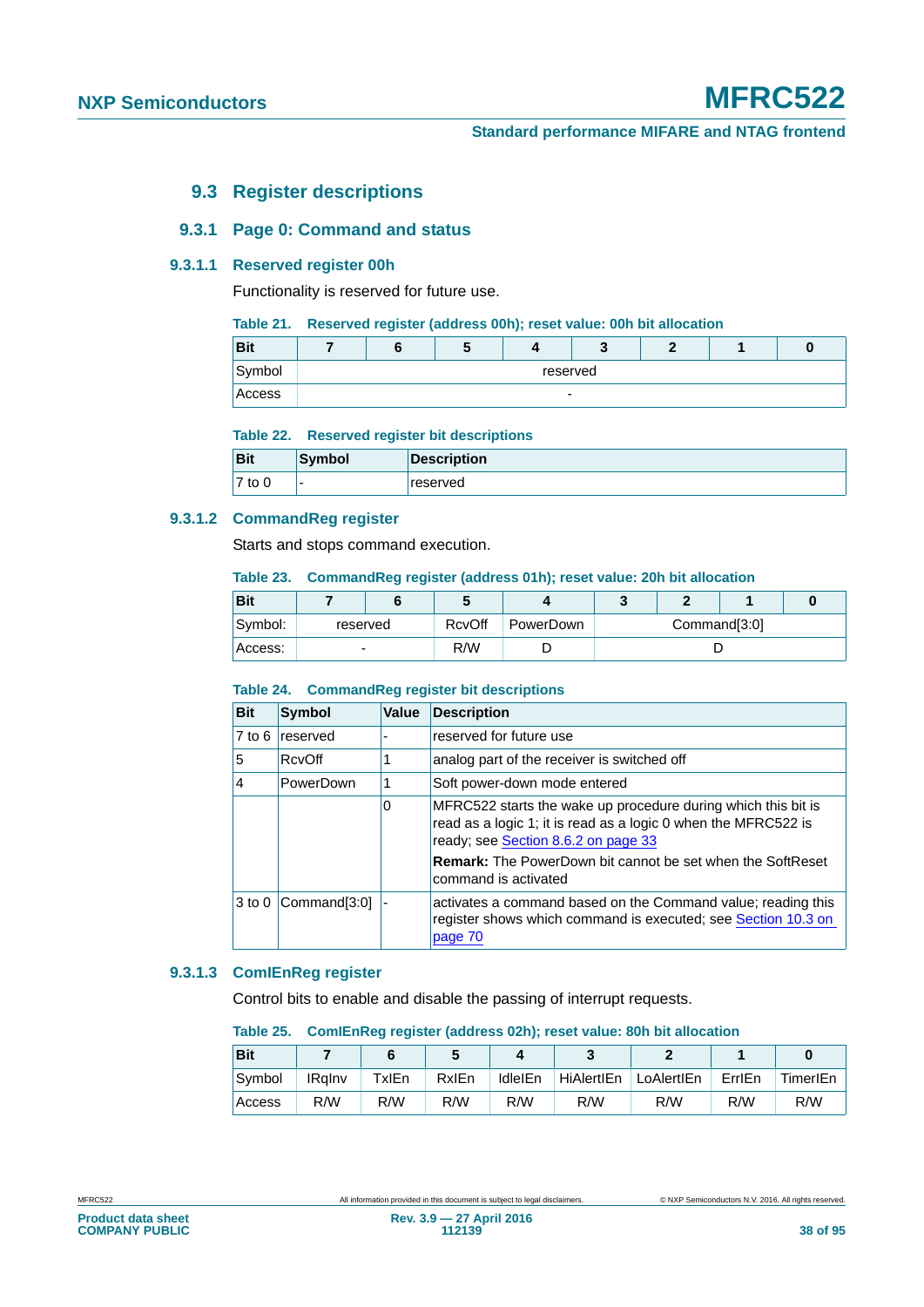## 9.3 Register descriptions

### 9.3.1 Page 0: Command and status

#### 9.3.1.1 Reserved register 00h

Functionality is reserved for future use.

**Table 21. Reserved register (address 00h); reset value: 00h bit allocation**

| Bit | 7 | 6 | 5 | 4 | 3 | 2 | 1 | 0 |
|---|---|---|---|---|---|---|---|---|
| Symbol | reserved | | | | | | | |
| Access | - | | | | | | | |

**Table 22. Reserved register bit descriptions**

| Bit | Symbol | Description |
|---|---|---|
| 7 to 0 | - | reserved |

#### 9.3.1.2 CommandReg register

Starts and stops command execution.

**Table 23. CommandReg register (address 01h); reset value: 20h bit allocation**

| Bit | 7 | 6 | 5 | 4 | 3 | 2 | 1 | 0 |
|---|---|---|---|---|---|---|---|---|
| Symbol: | reserved | | RcvOff | PowerDown | Command[3:0] | | | |
| Access: | - | | R/W | D | D | | | |

**Table 24. CommandReg register bit descriptions**

| Bit | Symbol | Value | Description |
|---|---|---|---|
| 7 to 6 | reserved | - | reserved for future use |
| 5 | RcvOff | 1 | analog part of the receiver is switched off |
| 4 | PowerDown | 1 | Soft power-down mode entered |
| | | 0 | MFRC522 starts the wake up procedure during which this bit is read as a logic 1; it is read as a logic 0 when the MFRC522 is ready; see Section 8.6.2 on page 33<br>**Remark:** The PowerDown bit cannot be set when the SoftReset command is activated |
| 3 to 0 | Command[3:0] | - | activates a command based on the Command value; reading this register shows which command is executed; see Section 10.3 on page 70 |

#### 9.3.1.3 ComIEnReg register

Control bits to enable and disable the passing of interrupt requests.

**Table 25. ComIEnReg register (address 02h); reset value: 80h bit allocation**

| Bit | 7 | 6 | 5 | 4 | 3 | 2 | 1 | 0 |
|---|---|---|---|---|---|---|---|---|
| Symbol | IRqInv | TxIEn | RxIEn | IdleIEn | HiAlertIEn | LoAlertIEn | ErrIEn | TimerIEn |
| Access | R/W | R/W | R/W | R/W | R/W | R/W | R/W | R/W |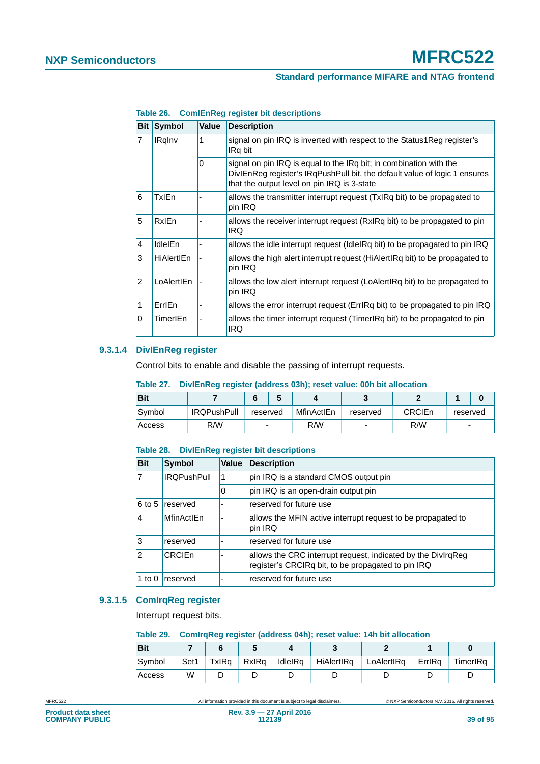**Table 26. ComIEnReg register bit descriptions**

| Bit | Symbol | Value | Description |
|---|---|---|---|
| 7 | IRqInv | 1 | signal on pin IRQ is inverted with respect to the Status1Reg register's IRq bit |
| | | 0 | signal on pin IRQ is equal to the IRq bit; in combination with the DivIEnReg register's IRqPushPull bit, the default value of logic 1 ensures that the output level on pin IRQ is 3-state |
| 6 | TxIEn | - | allows the transmitter interrupt request (TxIRq bit) to be propagated to pin IRQ |
| 5 | RxIEn | - | allows the receiver interrupt request (RxIRq bit) to be propagated to pin IRQ |
| 4 | IdleIEn | - | allows the idle interrupt request (IdleIRq bit) to be propagated to pin IRQ |
| 3 | HiAlertIEn | - | allows the high alert interrupt request (HiAlertIRq bit) to be propagated to pin IRQ |
| 2 | LoAlertIEn | - | allows the low alert interrupt request (LoAlertIRq bit) to be propagated to pin IRQ |
| 1 | ErrIEn | - | allows the error interrupt request (ErrIRq bit) to be propagated to pin IRQ |
| 0 | TimerIEn | - | allows the timer interrupt request (TimerIRq bit) to be propagated to pin IRQ |

### 9.3.1.4 DivIEnReg register

Control bits to enable and disable the passing of interrupt requests.

**Table 27. DivIEnReg register (address 03h); reset value: 00h bit allocation**

| Bit | 7 | 6 | 5 | 4 | 3 | 2 | 1 | 0 |
|---|---|---|---|---|---|---|---|---|
| Symbol | IRQPushPull | reserved | | MfinActIEn | reserved | CRCIEn | reserved | |
| Access | R/W | - | | R/W | - | R/W | - | |

**Table 28. DivIEnReg register bit descriptions**

| Bit | Symbol | Value | Description |
|---|---|---|---|
| 7 | IRQPushPull | 1 | pin IRQ is a standard CMOS output pin |
| | | 0 | pin IRQ is an open-drain output pin |
| 6 to 5 | reserved | - | reserved for future use |
| 4 | MfinActIEn | - | allows the MFIN active interrupt request to be propagated to pin IRQ |
| 3 | reserved | - | reserved for future use |
| 2 | CRCIEn | - | allows the CRC interrupt request, indicated by the DivIrqReg register's CRCIRq bit, to be propagated to pin IRQ |
| 1 to 0 | reserved | - | reserved for future use |

### 9.3.1.5 ComIrqReg register

Interrupt request bits.

**Table 29. ComIrqReg register (address 04h); reset value: 14h bit allocation**

| Bit | 7 | 6 | 5 | 4 | 3 | 2 | 1 | 0 |
|---|---|---|---|---|---|---|---|---|
| Symbol | Set1 | TxIRq | RxIRq | IdleIRq | HiAlertIRq | LoAlertIRq | ErrIRq | TimerIRq |
| Access | W | D | D | D | D | D | D | D |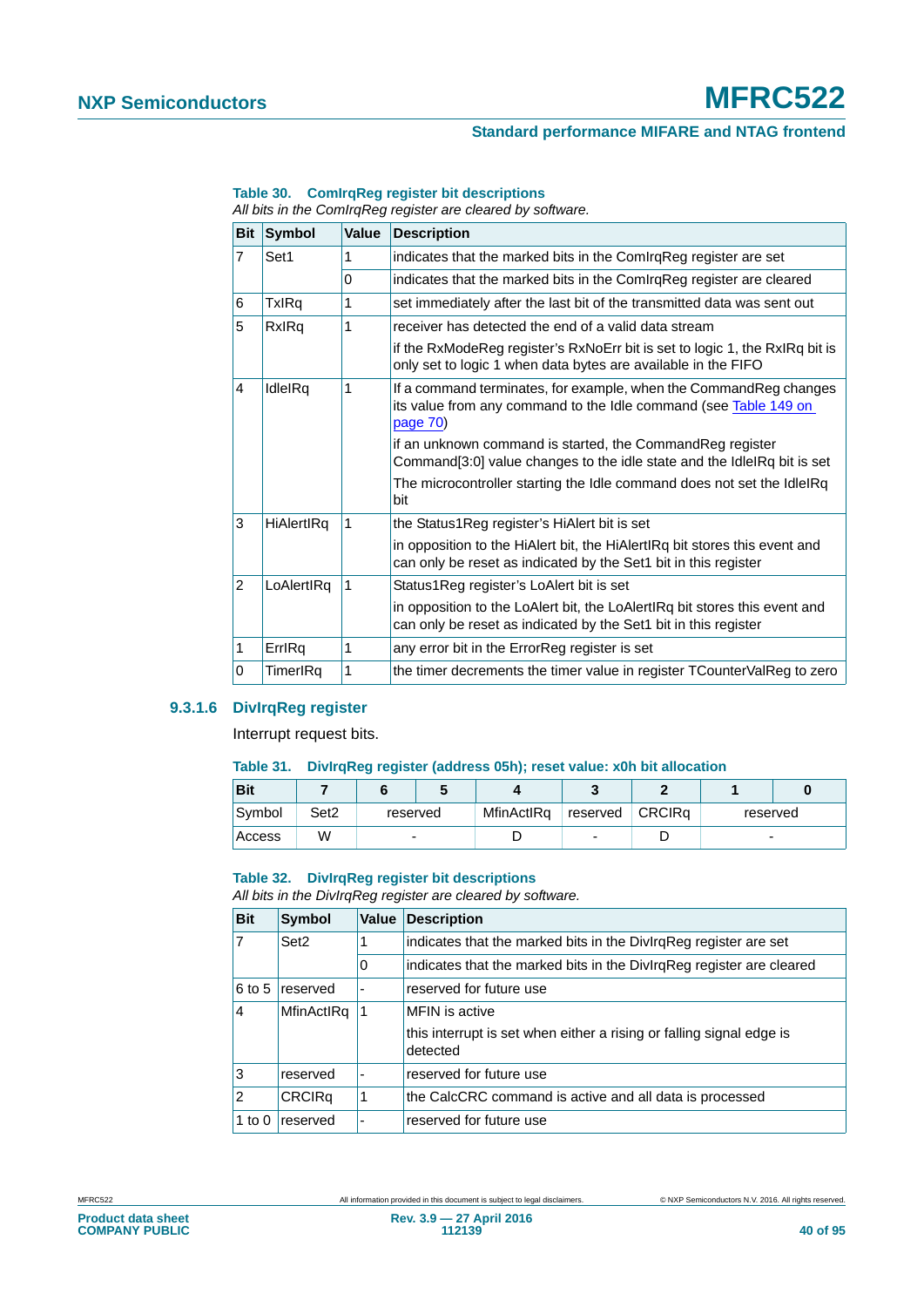**Table 30. ComIrqReg register bit descriptions**

*All bits in the ComIrqReg register are cleared by software.*

| Bit | Symbol | Value | Description |
|---|---|---|---|
| 7 | Set1 | 1 | indicates that the marked bits in the ComIrqReg register are set |
| | | 0 | indicates that the marked bits in the ComIrqReg register are cleared |
| 6 | TxIRq | 1 | set immediately after the last bit of the transmitted data was sent out |
| 5 | RxIRq | 1 | receiver has detected the end of a valid data stream<br>if the RxModeReg register's RxNoErr bit is set to logic 1, the RxIRq bit is only set to logic 1 when data bytes are available in the FIFO |
| 4 | IdleIRq | 1 | If a command terminates, for example, when the CommandReg changes its value from any command to the Idle command (see Table 149 on page 70)<br>if an unknown command is started, the CommandReg register Command[3:0] value changes to the idle state and the IdleIRq bit is set<br>The microcontroller starting the Idle command does not set the IdleIRq bit |
| 3 | HiAlertIRq | 1 | the Status1Reg register's HiAlert bit is set<br>in opposition to the HiAlert bit, the HiAlertIRq bit stores this event and can only be reset as indicated by the Set1 bit in this register |
| 2 | LoAlertIRq | 1 | Status1Reg register's LoAlert bit is set<br>in opposition to the LoAlert bit, the LoAlertIRq bit stores this event and can only be reset as indicated by the Set1 bit in this register |
| 1 | ErrIRq | 1 | any error bit in the ErrorReg register is set |
| 0 | TimerIRq | 1 | the timer decrements the timer value in register TCounterValReg to zero |

### 9.3.1.6 DivIrqReg register

Interrupt request bits.

**Table 31. DivIrqReg register (address 05h); reset value: x0h bit allocation**

| Bit | 7 | 6 | 5 | 4 | 3 | 2 | 1 | 0 |
|---|---|---|---|---|---|---|---|---|
| Symbol | Set2 | reserved | | MfinActIRq | reserved | CRCIRq | reserved | |
| Access | W | - | | D | - | D | - | |

**Table 32. DivIrqReg register bit descriptions**

*All bits in the DivIrqReg register are cleared by software.*

| Bit | Symbol | Value | Description |
|---|---|---|---|
| 7 | Set2 | 1 | indicates that the marked bits in the DivIrqReg register are set |
| | | 0 | indicates that the marked bits in the DivIrqReg register are cleared |
| 6 to 5 | reserved | - | reserved for future use |
| 4 | MfinActIRq | 1 | MFIN is active<br>this interrupt is set when either a rising or falling signal edge is detected |
| 3 | reserved | - | reserved for future use |
| 2 | CRCIRq | 1 | the CalcCRC command is active and all data is processed |
| 1 to 0 | reserved | - | reserved for future use |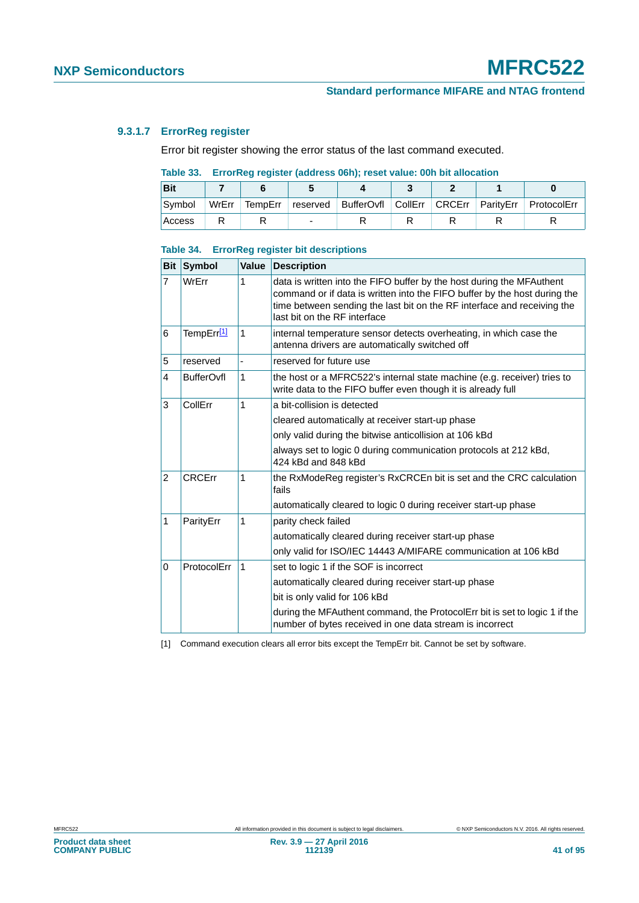#### 9.3.1.7 ErrorReg register

Error bit register showing the error status of the last command executed.

**Table 33. ErrorReg register (address 06h); reset value: 00h bit allocation**

| Bit | 7 | 6 | 5 | 4 | 3 | 2 | 1 | 0 |
|---|---|---|---|---|---|---|---|---|
| Symbol | WrErr | TempErr | reserved | BufferOvfl | CollErr | CRCErr | ParityErr | ProtocolErr |
| Access | R | R | - | R | R | R | R | R |

**Table 34. ErrorReg register bit descriptions**

| Bit | Symbol | Value | Description |
|---|---|---|---|
| 7 | WrErr | 1 | data is written into the FIFO buffer by the host during the MFAuthent command or if data is written into the FIFO buffer by the host during the time between sending the last bit on the RF interface and receiving the last bit on the RF interface |
| 6 | TempErr[1] | 1 | internal temperature sensor detects overheating, in which case the antenna drivers are automatically switched off |
| 5 | reserved | - | reserved for future use |
| 4 | BufferOvfl | 1 | the host or a MFRC522's internal state machine (e.g. receiver) tries to write data to the FIFO buffer even though it is already full |
| 3 | CollErr | 1 | a bit-collision is detected<br>cleared automatically at receiver start-up phase<br>only valid during the bitwise anticollision at 106 kBd<br>always set to logic 0 during communication protocols at 212 kBd, 424 kBd and 848 kBd |
| 2 | CRCErr | 1 | the RxModeReg register's RxCRCEn bit is set and the CRC calculation fails<br>automatically cleared to logic 0 during receiver start-up phase |
| 1 | ParityErr | 1 | parity check failed<br>automatically cleared during receiver start-up phase<br>only valid for ISO/IEC 14443 A/MIFARE communication at 106 kBd |
| 0 | ProtocolErr | 1 | set to logic 1 if the SOF is incorrect<br>automatically cleared during receiver start-up phase<br>bit is only valid for 106 kBd<br>during the MFAuthent command, the ProtocolErr bit is set to logic 1 if the number of bytes received in one data stream is incorrect |

[1] Command execution clears all error bits except the TempErr bit. Cannot be set by software.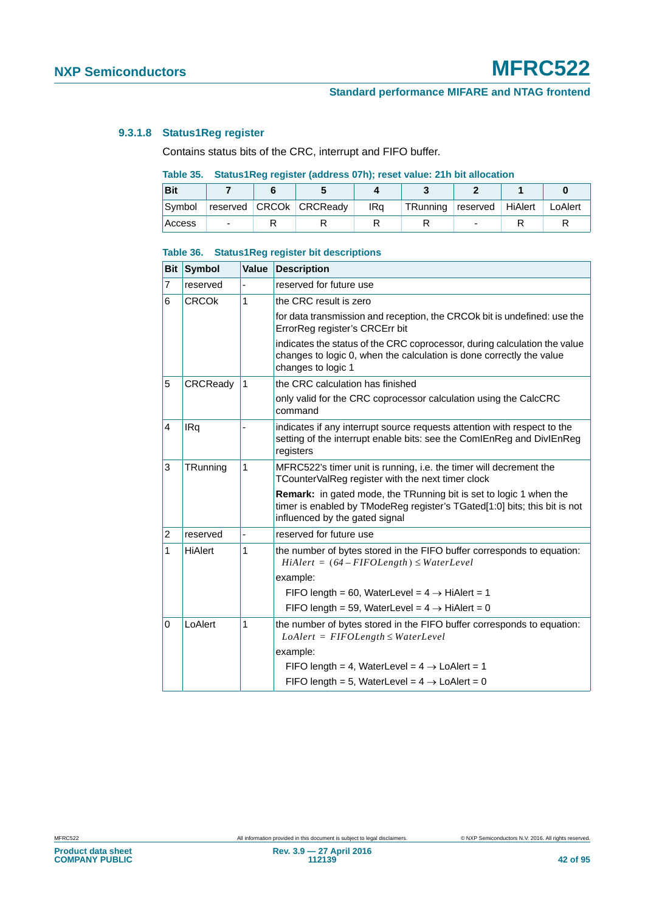#### 9.3.1.8 Status1Reg register

Contains status bits of the CRC, interrupt and FIFO buffer.

**Table 35. Status1Reg register (address 07h); reset value: 21h bit allocation**

| Bit | 7 | 6 | 5 | 4 | 3 | 2 | 1 | 0 |
|---|---|---|---|---|---|---|---|---|
| Symbol | reserved | CRCOk | CRCReady | IRq | TRunning | reserved | HiAlert | LoAlert |
| Access | - | R | R | R | R | - | R | R |

**Table 36. Status1Reg register bit descriptions**

| Bit | Symbol | Value | Description |
|---|---|---|---|
| 7 | reserved | - | reserved for future use |
| 6 | CRCOk | 1 | the CRC result is zero<br>for data transmission and reception, the CRCOk bit is undefined: use the ErrorReg register's CRCErr bit<br>indicates the status of the CRC coprocessor, during calculation the value changes to logic 0, when the calculation is done correctly the value changes to logic 1 |
| 5 | CRCReady | 1 | the CRC calculation has finished<br>only valid for the CRC coprocessor calculation using the CalcCRC command |
| 4 | IRq | - | indicates if any interrupt source requests attention with respect to the setting of the interrupt enable bits: see the ComIEnReg and DivIEnReg registers |
| 3 | TRunning | 1 | MFRC522's timer unit is running, i.e. the timer will decrement the TCounterValReg register with the next timer clock<br>**Remark:** in gated mode, the TRunning bit is set to logic 1 when the timer is enabled by TModeReg register's TGated[1:0] bits; this bit is not influenced by the gated signal |
| 2 | reserved | - | reserved for future use |
| 1 | HiAlert | 1 | the number of bytes stored in the FIFO buffer corresponds to equation: $HiAlert = (64 - FIFOLength) \leq WaterLevel$<br>example:<br>FIFO length = 60, WaterLevel = 4 → HiAlert = 1<br>FIFO length = 59, WaterLevel = 4 → HiAlert = 0 |
| 0 | LoAlert | 1 | the number of bytes stored in the FIFO buffer corresponds to equation: $LoAlert = FIFOLength \leq WaterLevel$<br>example:<br>FIFO length = 4, WaterLevel = 4 → LoAlert = 1<br>FIFO length = 5, WaterLevel = 4 → LoAlert = 0 |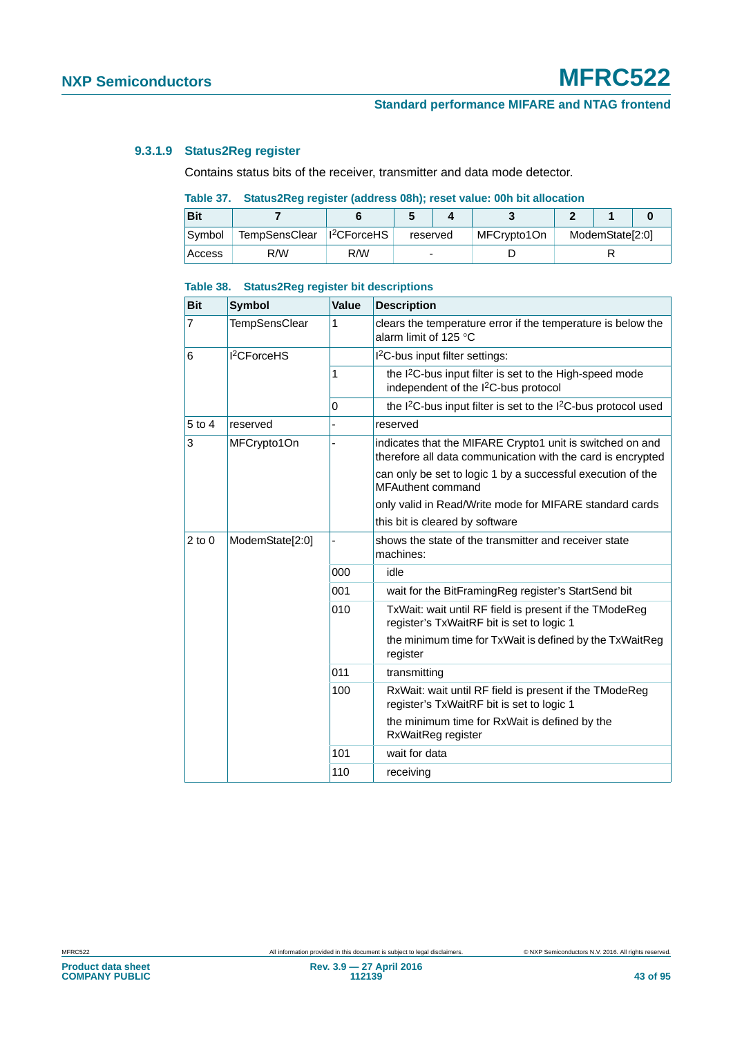#### 9.3.1.9 Status2Reg register

Contains status bits of the receiver, transmitter and data mode detector.

**Table 37. Status2Reg register (address 08h); reset value: 00h bit allocation**

| Bit | 7 | 6 | 5 | 4 | 3 | 2 | 1 | 0 |
|---|---|---|---|---|---|---|---|---|
| Symbol | TempSensClear | I²CForceHS | reserved | | MFCrypto1On | ModemState[2:0] | | |
| Access | R/W | R/W | - | | D | R | | |

**Table 38. Status2Reg register bit descriptions**

| Bit | Symbol | Value | Description |
|---|---|---|---|
| 7 | TempSensClear | 1 | clears the temperature error if the temperature is below the alarm limit of 125 °C |
| 6 | I²CForceHS | | I²C-bus input filter settings: |
| | | 1 | the I²C-bus input filter is set to the High-speed mode independent of the I²C-bus protocol |
| | | 0 | the I²C-bus input filter is set to the I²C-bus protocol used |
| 5 to 4 | reserved | - | reserved |
| 3 | MFCrypto1On | - | indicates that the MIFARE Crypto1 unit is switched on and therefore all data communication with the card is encrypted<br>can only be set to logic 1 by a successful execution of the MFAuthent command<br>only valid in Read/Write mode for MIFARE standard cards<br>this bit is cleared by software |
| 2 to 0 | ModemState[2:0] | - | shows the state of the transmitter and receiver state machines: |
| | | 000 | idle |
| | | 001 | wait for the BitFramingReg register's StartSend bit |
| | | 010 | TxWait: wait until RF field is present if the TModeReg register's TxWaitRF bit is set to logic 1<br>the minimum time for TxWait is defined by the TxWaitReg register |
| | | 011 | transmitting |
| | | 100 | RxWait: wait until RF field is present if the TModeReg register's TxWaitRF bit is set to logic 1<br>the minimum time for RxWait is defined by the RxWaitReg register |
| | | 101 | wait for data |
| | | 110 | receiving |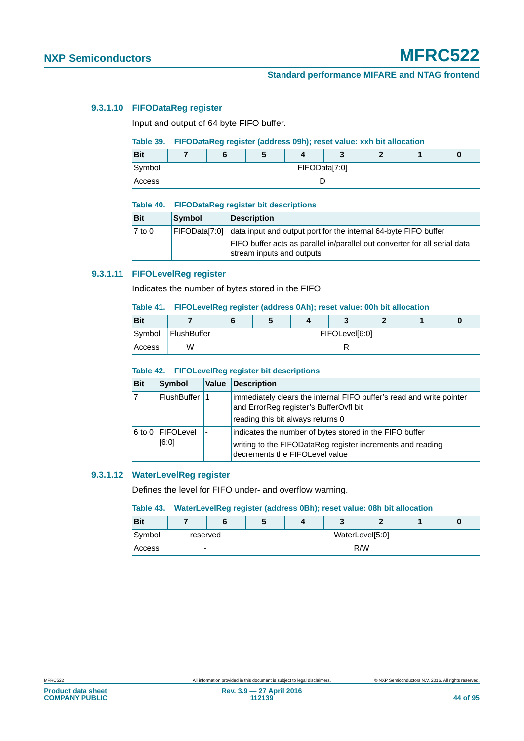#### 9.3.1.10 FIFODataReg register

Input and output of 64 byte FIFO buffer.

**Table 39. FIFODataReg register (address 09h); reset value: xxh bit allocation**

| Bit | 7 | 6 | 5 | 4 | 3 | 2 | 1 | 0 |
|---|---|---|---|---|---|---|---|---|
| Symbol | FIFOData[7:0] | | | | | | | |
| Access | D | | | | | | | |

**Table 40. FIFODataReg register bit descriptions**

| Bit | Symbol | Description |
|---|---|---|
| 7 to 0 | FIFOData[7:0] | data input and output port for the internal 64-byte FIFO buffer<br>FIFO buffer acts as parallel in/parallel out converter for all serial data stream inputs and outputs |

#### 9.3.1.11 FIFOLevelReg register

Indicates the number of bytes stored in the FIFO.

**Table 41. FIFOLevelReg register (address 0Ah); reset value: 00h bit allocation**

| Bit | 7 | 6 | 5 | 4 | 3 | 2 | 1 | 0 |
|---|---|---|---|---|---|---|---|---|
| Symbol | FlushBuffer | FIFOLevel[6:0] | | | | | | |
| Access | W | R | | | | | | |

**Table 42. FIFOLevelReg register bit descriptions**

| Bit | Symbol | Value | Description |
|---|---|---|---|
| 7 | FlushBuffer | 1 | immediately clears the internal FIFO buffer's read and write pointer and ErrorReg register's BufferOvfl bit<br>reading this bit always returns 0 |
| 6 to 0 | FIFOLevel [6:0] | - | indicates the number of bytes stored in the FIFO buffer<br>writing to the FIFODataReg register increments and reading decrements the FIFOLevel value |

#### 9.3.1.12 WaterLevelReg register

Defines the level for FIFO under- and overflow warning.

**Table 43. WaterLevelReg register (address 0Bh); reset value: 08h bit allocation**

| Bit | 7 | 6 | 5 | 4 | 3 | 2 | 1 | 0 |
|---|---|---|---|---|---|---|---|---|
| Symbol | reserved | | WaterLevel[5:0] | | | | | |
| Access | - | | R/W | | | | | |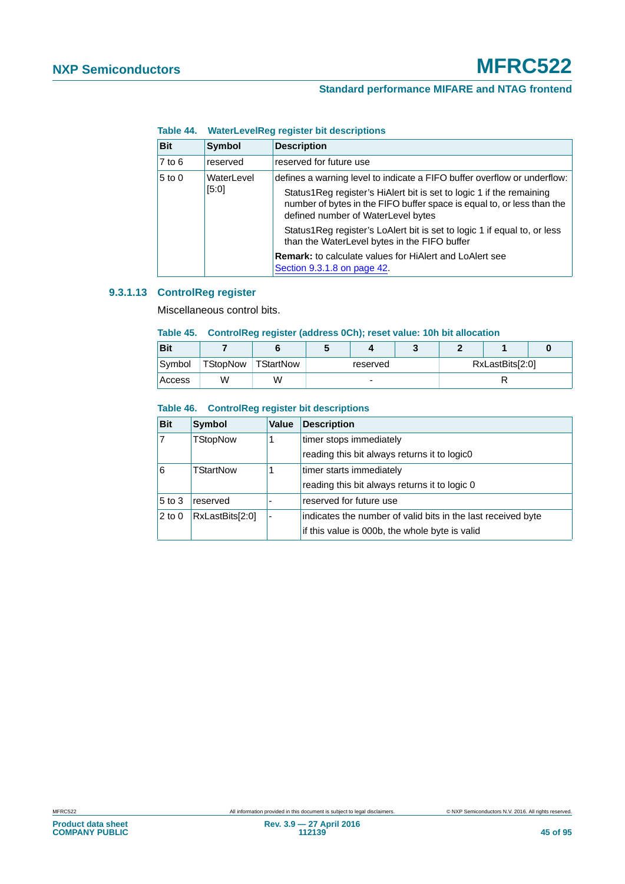**Table 44. WaterLevelReg register bit descriptions**

| Bit | Symbol | Description |
|---|---|---|
| 7 to 6 | reserved | reserved for future use |
| 5 to 0 | WaterLevel [5:0] | defines a warning level to indicate a FIFO buffer overflow or underflow: Status1Reg register's HiAlert bit is set to logic 1 if the remaining number of bytes in the FIFO buffer space is equal to, or less than the defined number of WaterLevel bytes. Status1Reg register's LoAlert bit is set to logic 1 if equal to, or less than the WaterLevel bytes in the FIFO buffer. **Remark:** to calculate values for HiAlert and LoAlert see Section 9.3.1.8 on page 42. |

#### 9.3.1.13 ControlReg register

Miscellaneous control bits.

**Table 45. ControlReg register (address 0Ch); reset value: 10h bit allocation**

| Bit | 7 | 6 | 5 | 4 | 3 | 2 | 1 | 0 |
|---|---|---|---|---|---|---|---|---|
| Symbol | TStopNow | TStartNow | reserved | | | RxLastBits[2:0] | | |
| Access | W | W | - | | | R | | |

**Table 46. ControlReg register bit descriptions**

| Bit | Symbol | Value | Description |
|---|---|---|---|
| 7 | TStopNow | 1 | timer stops immediately<br>reading this bit always returns it to logic0 |
| 6 | TStartNow | 1 | timer starts immediately<br>reading this bit always returns it to logic 0 |
| 5 to 3 | reserved | - | reserved for future use |
| 2 to 0 | RxLastBits[2:0] | - | indicates the number of valid bits in the last received byte<br>if this value is 000b, the whole byte is valid |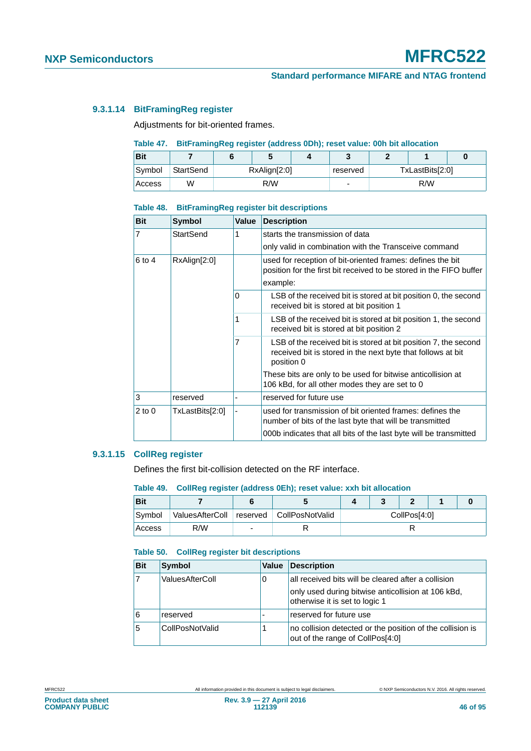#### 9.3.1.14 BitFramingReg register

Adjustments for bit-oriented frames.

**Table 47. BitFramingReg register (address 0Dh); reset value: 00h bit allocation**

| Bit | 7 | 6 | 5 | 4 | 3 | 2 | 1 | 0 |
|---|---|---|---|---|---|---|---|---|
| Symbol | StartSend | RxAlign[2:0] | | | reserved | TxLastBits[2:0] | | |
| Access | W | R/W | | | - | R/W | | |

**Table 48. BitFramingReg register bit descriptions**

| Bit | Symbol | Value | Description |
|---|---|---|---|
| 7 | StartSend | 1 | starts the transmission of data<br>only valid in combination with the Transceive command |
| 6 to 4 | RxAlign[2:0] | | used for reception of bit-oriented frames: defines the bit position for the first bit received to be stored in the FIFO buffer<br>example: |
| | | 0 | LSB of the received bit is stored at bit position 0, the second received bit is stored at bit position 1 |
| | | 1 | LSB of the received bit is stored at bit position 1, the second received bit is stored at bit position 2 |
| | | 7 | LSB of the received bit is stored at bit position 7, the second received bit is stored in the next byte that follows at bit position 0<br>These bits are only to be used for bitwise anticollision at 106 kBd, for all other modes they are set to 0 |
| 3 | reserved | - | reserved for future use |
| 2 to 0 | TxLastBits[2:0] | - | used for transmission of bit oriented frames: defines the number of bits of the last byte that will be transmitted<br>000b indicates that all bits of the last byte will be transmitted |

#### 9.3.1.15 CollReg register

Defines the first bit-collision detected on the RF interface.

**Table 49. CollReg register (address 0Eh); reset value: xxh bit allocation**

| Bit | 7 | 6 | 5 | 4 | 3 | 2 | 1 | 0 |
|---|---|---|---|---|---|---|---|---|
| Symbol | ValuesAfterColl | reserved | CollPosNotValid | CollPos[4:0] | | | | |
| Access | R/W | - | R | R | | | | |

**Table 50. CollReg register bit descriptions**

| Bit | Symbol | Value | Description |
|---|---|---|---|
| 7 | ValuesAfterColl | 0 | all received bits will be cleared after a collision<br>only used during bitwise anticollision at 106 kBd, otherwise it is set to logic 1 |
| 6 | reserved | - | reserved for future use |
| 5 | CollPosNotValid | 1 | no collision detected or the position of the collision is out of the range of CollPos[4:0] |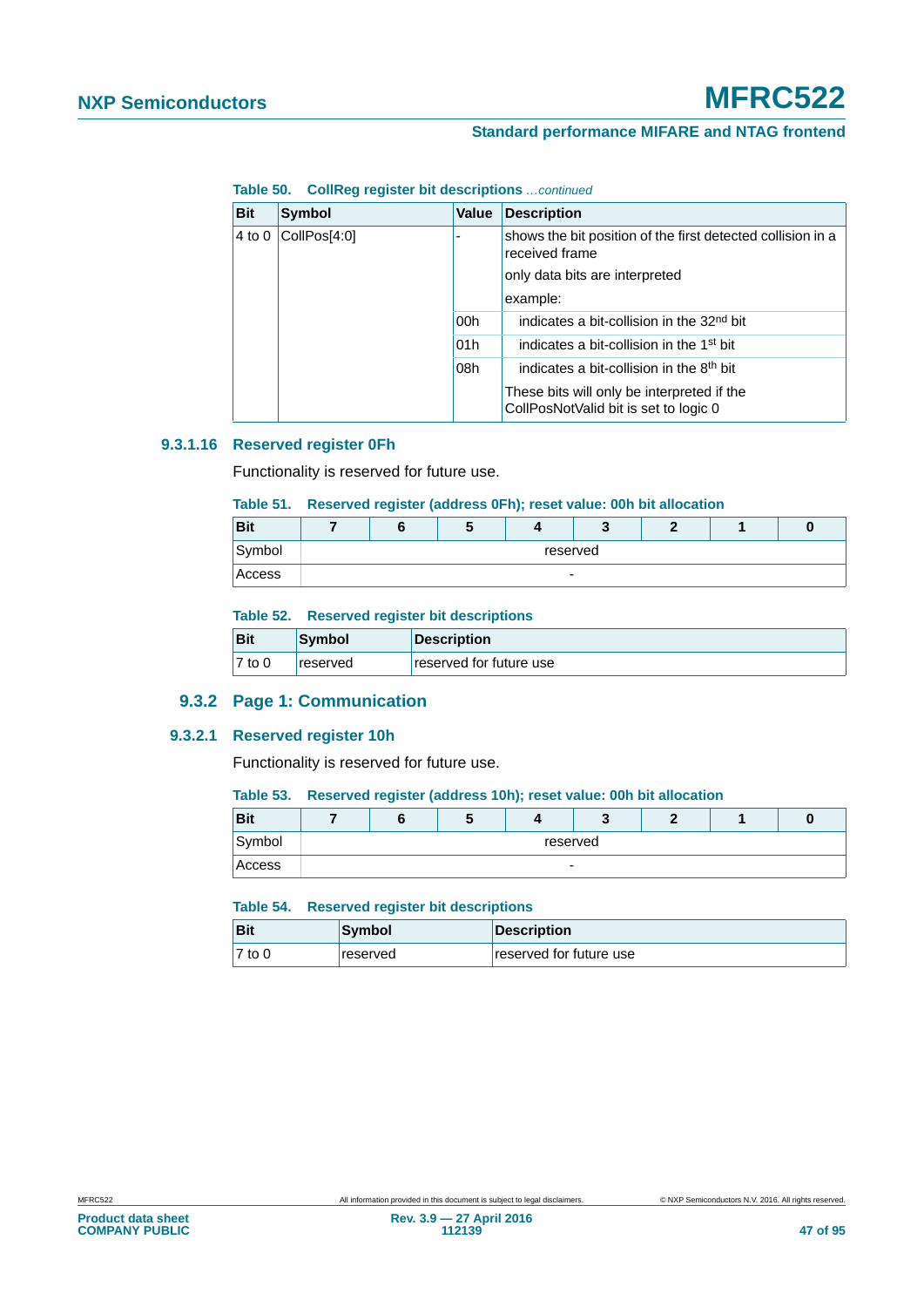**Table 50. CollReg register bit descriptions** *...continued*

| Bit | Symbol | Value | Description |
|---|---|---|---|
| 4 to 0 | CollPos[4:0] | - | shows the bit position of the first detected collision in a received frame<br>only data bits are interpreted<br>example: |
| | | 00h | indicates a bit-collision in the 32nd bit |
| | | 01h | indicates a bit-collision in the 1st bit |
| | | 08h | indicates a bit-collision in the 8th bit<br>These bits will only be interpreted if the CollPosNotValid bit is set to logic 0 |

#### 9.3.1.16 Reserved register 0Fh

Functionality is reserved for future use.

**Table 51. Reserved register (address 0Fh); reset value: 00h bit allocation**

| Bit | 7 | 6 | 5 | 4 | 3 | 2 | 1 | 0 |
|---|---|---|---|---|---|---|---|---|
| Symbol | reserved | | | | | | | |
| Access | - | | | | | | | |

**Table 52. Reserved register bit descriptions**

| Bit | Symbol | Description |
|---|---|---|
| 7 to 0 | reserved | reserved for future use |

### 9.3.2 Page 1: Communication

#### 9.3.2.1 Reserved register 10h

Functionality is reserved for future use.

**Table 53. Reserved register (address 10h); reset value: 00h bit allocation**

| Bit | 7 | 6 | 5 | 4 | 3 | 2 | 1 | 0 |
|---|---|---|---|---|---|---|---|---|
| Symbol | reserved | | | | | | | |
| Access | - | | | | | | | |

**Table 54. Reserved register bit descriptions**

| Bit | Symbol | Description |
|---|---|---|
| 7 to 0 | reserved | reserved for future use |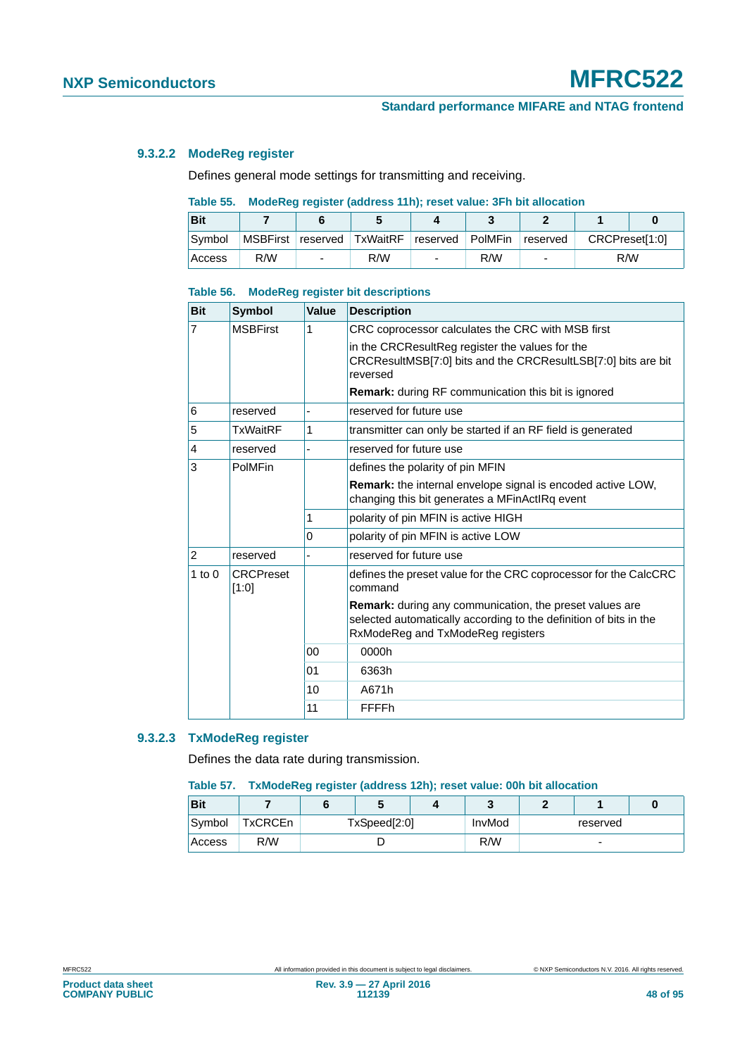#### 9.3.2.2 ModeReg register

Defines general mode settings for transmitting and receiving.

**Table 55. ModeReg register (address 11h); reset value: 3Fh bit allocation**

| Bit | 7 | 6 | 5 | 4 | 3 | 2 | 1 | 0 |
|---|---|---|---|---|---|---|---|---|
| Symbol | MSBFirst | reserved | TxWaitRF | reserved | PolMFin | reserved | CRCPreset[1:0] | |
| Access | R/W | - | R/W | - | R/W | - | R/W | |

**Table 56. ModeReg register bit descriptions**

| Bit | Symbol | Value | Description |
|---|---|---|---|
| 7 | MSBFirst | 1 | CRC coprocessor calculates the CRC with MSB first<br>in the CRCResultReg register the values for the CRCResultMSB[7:0] bits and the CRCResultLSB[7:0] bits are bit reversed<br>**Remark:** during RF communication this bit is ignored |
| 6 | reserved | - | reserved for future use |
| 5 | TxWaitRF | 1 | transmitter can only be started if an RF field is generated |
| 4 | reserved | - | reserved for future use |
| 3 | PolMFin | | defines the polarity of pin MFIN<br>**Remark:** the internal envelope signal is encoded active LOW, changing this bit generates a MFinActIRq event |
| | | 1 | polarity of pin MFIN is active HIGH |
| | | 0 | polarity of pin MFIN is active LOW |
| 2 | reserved | - | reserved for future use |
| 1 to 0 | CRCPreset [1:0] | | defines the preset value for the CRC coprocessor for the CalcCRC command<br>**Remark:** during any communication, the preset values are selected automatically according to the definition of bits in the RxModeReg and TxModeReg registers |
| | | 00 | 0000h |
| | | 01 | 6363h |
| | | 10 | A671h |
| | | 11 | FFFFh |

#### 9.3.2.3 TxModeReg register

Defines the data rate during transmission.

**Table 57. TxModeReg register (address 12h); reset value: 00h bit allocation**

| Bit | 7 | 6 | 5 | 4 | 3 | 2 | 1 | 0 |
|---|---|---|---|---|---|---|---|---|
| Symbol | TxCRCEn | TxSpeed[2:0] | | | InvMod | reserved | | |
| Access | R/W | D | | | R/W | - | | |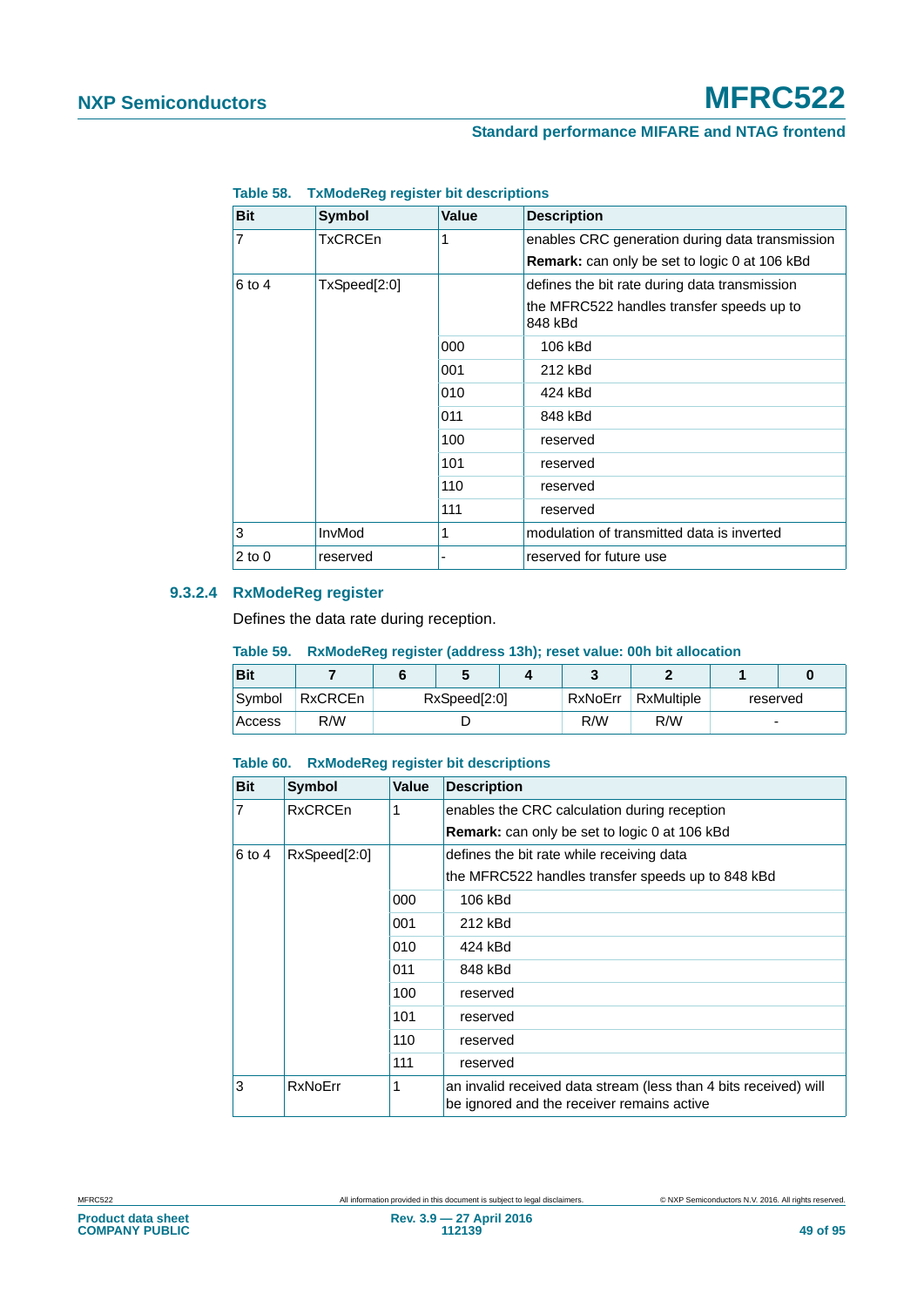**Table 58. TxModeReg register bit descriptions**

| Bit | Symbol | Value | Description |
|---|---|---|---|
| 7 | TxCRCEn | 1 | enables CRC generation during data transmission<br>**Remark:** can only be set to logic 0 at 106 kBd |
| 6 to 4 | TxSpeed[2:0] | | defines the bit rate during data transmission<br>the MFRC522 handles transfer speeds up to 848 kBd |
| | | 000 | 106 kBd |
| | | 001 | 212 kBd |
| | | 010 | 424 kBd |
| | | 011 | 848 kBd |
| | | 100 | reserved |
| | | 101 | reserved |
| | | 110 | reserved |
| | | 111 | reserved |
| 3 | InvMod | 1 | modulation of transmitted data is inverted |
| 2 to 0 | reserved | - | reserved for future use |

### 9.3.2.4 RxModeReg register

Defines the data rate during reception.

**Table 59. RxModeReg register (address 13h); reset value: 00h bit allocation**

| Bit | 7 | 6 | 5 | 4 | 3 | 2 | 1 | 0 |
|---|---|---|---|---|---|---|---|---|
| Symbol | RxCRCEn | RxSpeed[2:0] | | | RxNoErr | RxMultiple | reserved | |
| Access | R/W | D | | | R/W | R/W | - | |

**Table 60. RxModeReg register bit descriptions**

| Bit | Symbol | Value | Description |
|---|---|---|---|
| 7 | RxCRCEn | 1 | enables the CRC calculation during reception<br>**Remark:** can only be set to logic 0 at 106 kBd |
| 6 to 4 | RxSpeed[2:0] | | defines the bit rate while receiving data<br>the MFRC522 handles transfer speeds up to 848 kBd |
| | | 000 | 106 kBd |
| | | 001 | 212 kBd |
| | | 010 | 424 kBd |
| | | 011 | 848 kBd |
| | | 100 | reserved |
| | | 101 | reserved |
| | | 110 | reserved |
| | | 111 | reserved |
| 3 | RxNoErr | 1 | an invalid received data stream (less than 4 bits received) will be ignored and the receiver remains active |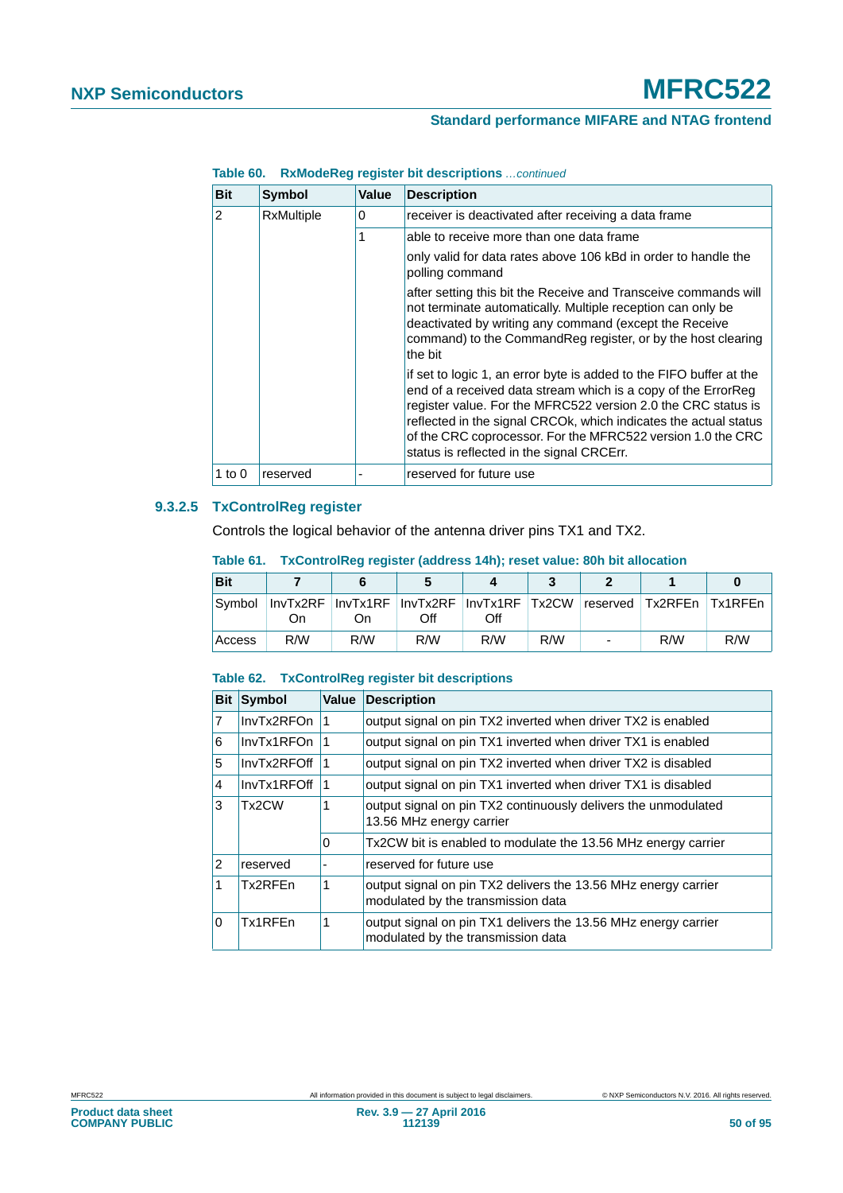**Table 60. RxModeReg register bit descriptions** *…continued*

| Bit | Symbol | Value | Description |
|---|---|---|---|
| 2 | RxMultiple | 0 | receiver is deactivated after receiving a data frame |
| | | 1 | able to receive more than one data frame<br><br>only valid for data rates above 106 kBd in order to handle the polling command<br><br>after setting this bit the Receive and Transceive commands will not terminate automatically. Multiple reception can only be deactivated by writing any command (except the Receive command) to the CommandReg register, or by the host clearing the bit<br><br>if set to logic 1, an error byte is added to the FIFO buffer at the end of a received data stream which is a copy of the ErrorReg register value. For the MFRC522 version 2.0 the CRC status is reflected in the signal CRCOk, which indicates the actual status of the CRC coprocessor. For the MFRC522 version 1.0 the CRC status is reflected in the signal CRCErr. |
| 1 to 0 | reserved | - | reserved for future use |

#### 9.3.2.5 TxControlReg register

Controls the logical behavior of the antenna driver pins TX1 and TX2.

**Table 61. TxControlReg register (address 14h); reset value: 80h bit allocation**

| Bit | 7 | 6 | 5 | 4 | 3 | 2 | 1 | 0 |
|---|---|---|---|---|---|---|---|---|
| Symbol | InvTx2RF On | InvTx1RF On | InvTx2RF Off | InvTx1RF Off | Tx2CW | reserved | Tx2RFEn | Tx1RFEn |
| Access | R/W | R/W | R/W | R/W | R/W | - | R/W | R/W |

**Table 62. TxControlReg register bit descriptions**

| Bit | Symbol | Value | Description |
|---|---|---|---|
| 7 | InvTx2RFOn | 1 | output signal on pin TX2 inverted when driver TX2 is enabled |
| 6 | InvTx1RFOn | 1 | output signal on pin TX1 inverted when driver TX1 is enabled |
| 5 | InvTx2RFOff | 1 | output signal on pin TX2 inverted when driver TX2 is disabled |
| 4 | InvTx1RFOff | 1 | output signal on pin TX1 inverted when driver TX1 is disabled |
| 3 | Tx2CW | 1 | output signal on pin TX2 continuously delivers the unmodulated 13.56 MHz energy carrier |
| | | 0 | Tx2CW bit is enabled to modulate the 13.56 MHz energy carrier |
| 2 | reserved | - | reserved for future use |
| 1 | Tx2RFEn | 1 | output signal on pin TX2 delivers the 13.56 MHz energy carrier modulated by the transmission data |
| 0 | Tx1RFEn | 1 | output signal on pin TX1 delivers the 13.56 MHz energy carrier modulated by the transmission data |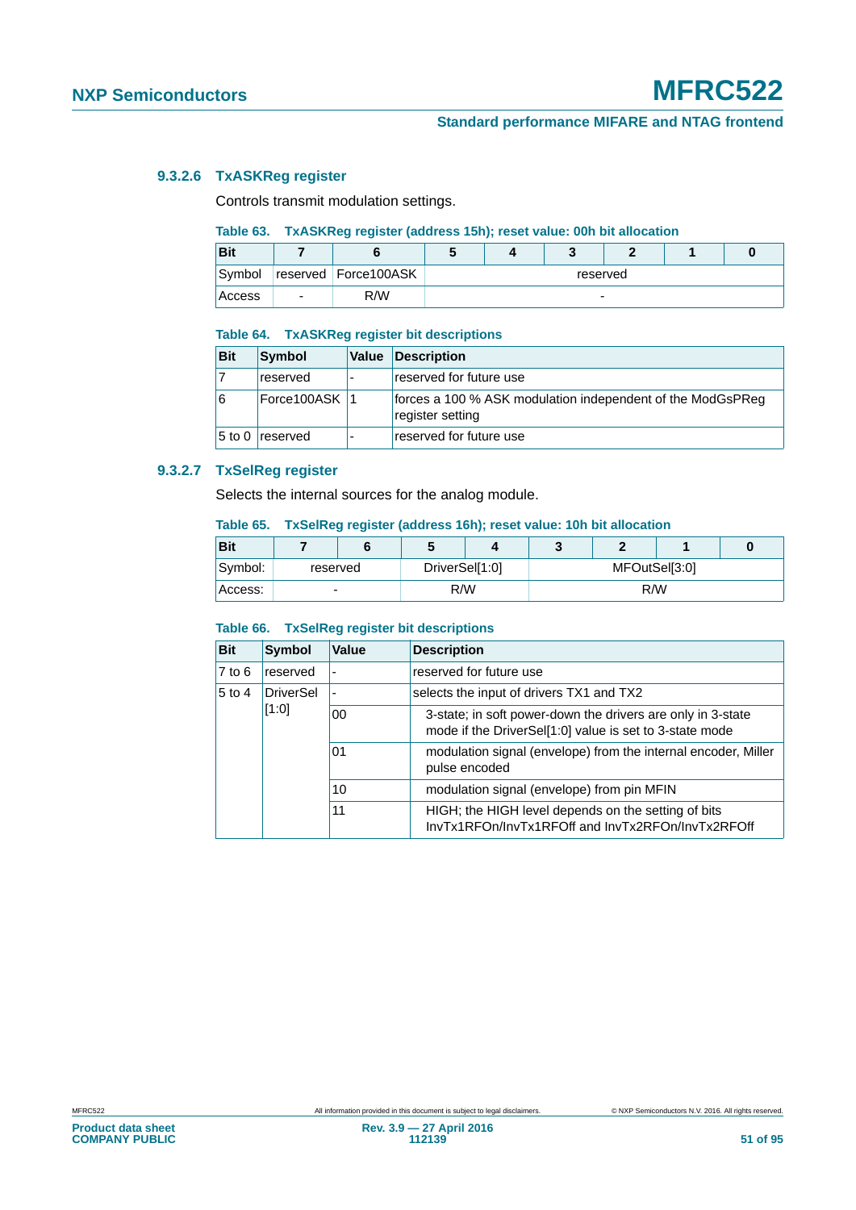#### 9.3.2.6 TxASKReg register

Controls transmit modulation settings.

**Table 63. TxASKReg register (address 15h); reset value: 00h bit allocation**

| Bit | 7 | 6 | 5 | 4 | 3 | 2 | 1 | 0 |
|---|---|---|---|---|---|---|---|---|
| Symbol | reserved | Force100ASK | reserved | | | | | |
| Access | - | R/W | - | | | | | |

**Table 64. TxASKReg register bit descriptions**

| Bit | Symbol | Value | Description |
|---|---|---|---|
| 7 | reserved | - | reserved for future use |
| 6 | Force100ASK | 1 | forces a 100 % ASK modulation independent of the ModGsPReg register setting |
| 5 to 0 | reserved | - | reserved for future use |

#### 9.3.2.7 TxSelReg register

Selects the internal sources for the analog module.

**Table 65. TxSelReg register (address 16h); reset value: 10h bit allocation**

| Bit | 7 | 6 | 5 | 4 | 3 | 2 | 1 | 0 |
|---|---|---|---|---|---|---|---|---|
| Symbol: | reserved | | DriverSel[1:0] | | MFOutSel[3:0] | | | |
| Access: | - | | R/W | | R/W | | | |

**Table 66. TxSelReg register bit descriptions**

| Bit | Symbol | Value | Description |
|---|---|---|---|
| 7 to 6 | reserved | - | reserved for future use |
| 5 to 4 | DriverSel [1:0] | - | selects the input of drivers TX1 and TX2 |
| | | 00 | 3-state; in soft power-down the drivers are only in 3-state mode if the DriverSel[1:0] value is set to 3-state mode |
| | | 01 | modulation signal (envelope) from the internal encoder, Miller pulse encoded |
| | | 10 | modulation signal (envelope) from pin MFIN |
| | | 11 | HIGH; the HIGH level depends on the setting of bits InvTx1RFOn/InvTx1RFOff and InvTx2RFOn/InvTx2RFOff |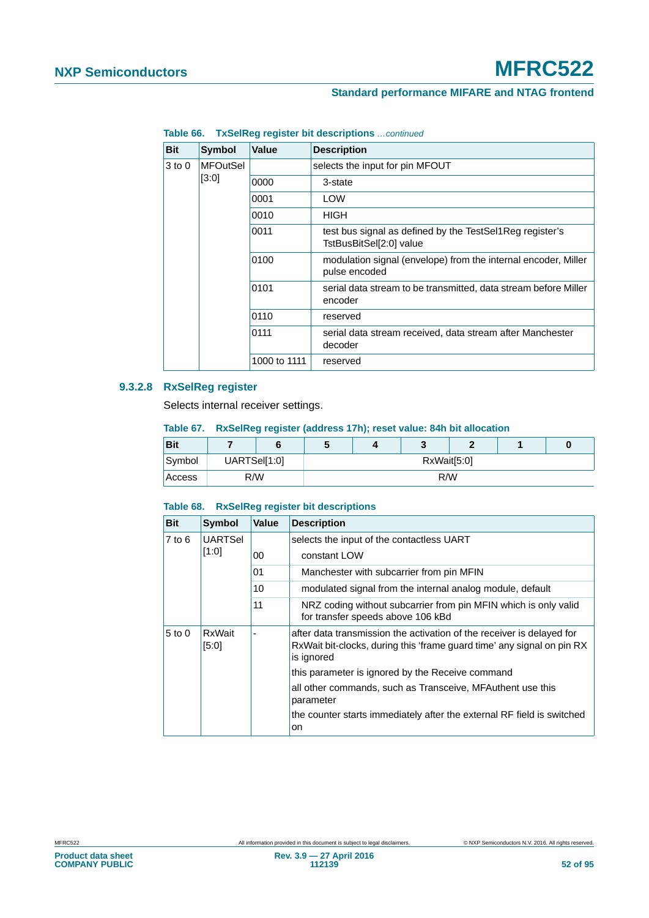**Table 66. TxSelReg register bit descriptions** *...continued*

| Bit | Symbol | Value | Description |
|---|---|---|---|
| 3 to 0 | MFOutSel [3:0] | | selects the input for pin MFOUT |
| | | 0000 | 3-state |
| | | 0001 | LOW |
| | | 0010 | HIGH |
| | | 0011 | test bus signal as defined by the TestSel1Reg register's TstBusBitSel[2:0] value |
| | | 0100 | modulation signal (envelope) from the internal encoder, Miller pulse encoded |
| | | 0101 | serial data stream to be transmitted, data stream before Miller encoder |
| | | 0110 | reserved |
| | | 0111 | serial data stream received, data stream after Manchester decoder |
| | | 1000 to 1111 | reserved |

#### 9.3.2.8 RxSelReg register

Selects internal receiver settings.

**Table 67. RxSelReg register (address 17h); reset value: 84h bit allocation**

| Bit | 7 | 6 | 5 | 4 | 3 | 2 | 1 | 0 |
|---|---|---|---|---|---|---|---|---|
| Symbol | UARTSel[1:0] | | RxWait[5:0] | | | | | |
| Access | R/W | | R/W | | | | | |

**Table 68. RxSelReg register bit descriptions**

| Bit | Symbol | Value | Description |
|---|---|---|---|
| 7 to 6 | UARTSel [1:0] | | selects the input of the contactless UART |
| | | 00 | constant LOW |
| | | 01 | Manchester with subcarrier from pin MFIN |
| | | 10 | modulated signal from the internal analog module, default |
| | | 11 | NRZ coding without subcarrier from pin MFIN which is only valid for transfer speeds above 106 kBd |
| 5 to 0 | RxWait [5:0] | - | after data transmission the activation of the receiver is delayed for RxWait bit-clocks, during this 'frame guard time' any signal on pin RX is ignored |
| | | | this parameter is ignored by the Receive command |
| | | | all other commands, such as Transceive, MFAuthent use this parameter |
| | | | the counter starts immediately after the external RF field is switched on |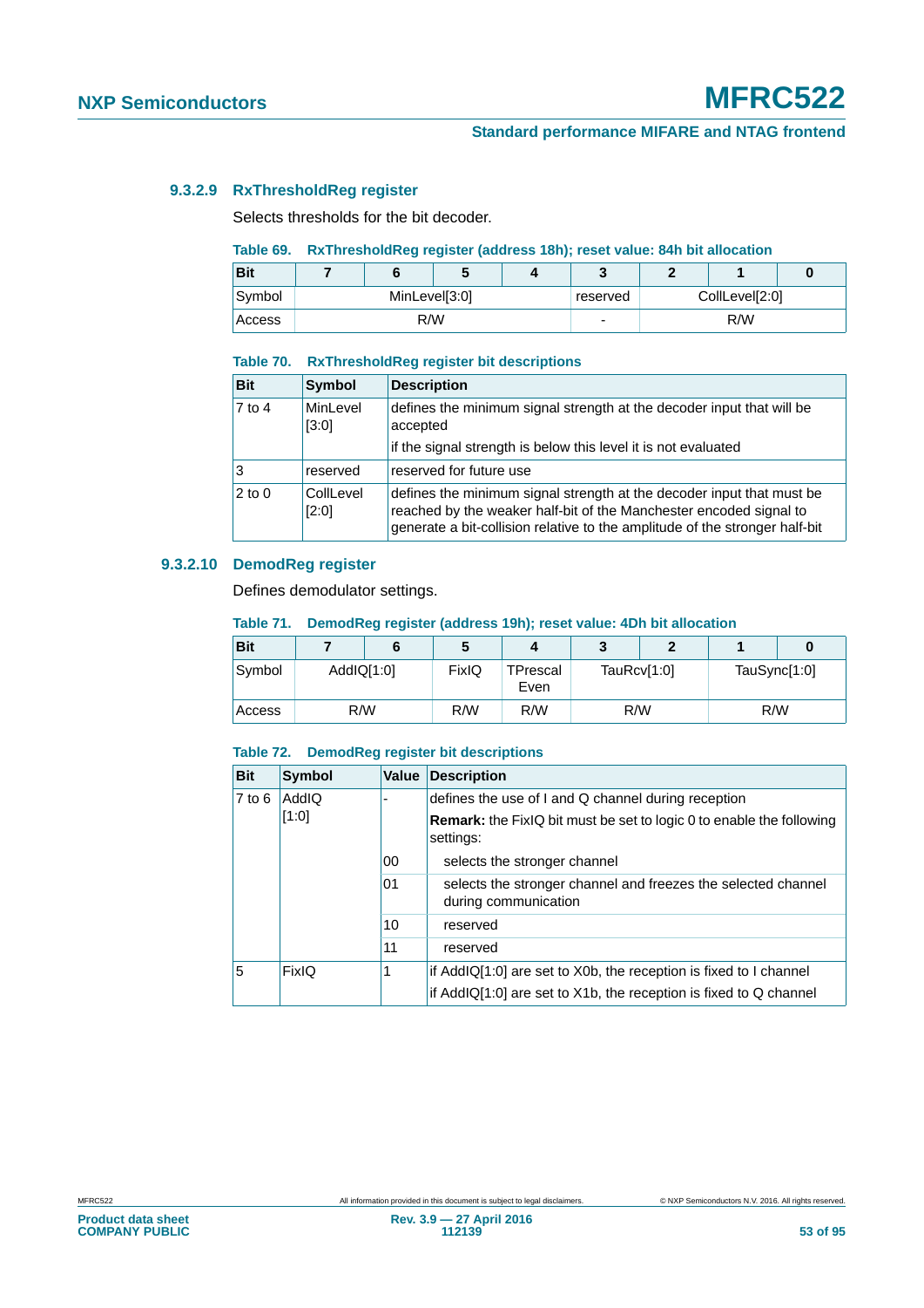#### 9.3.2.9 RxThresholdReg register

Selects thresholds for the bit decoder.

**Table 69. RxThresholdReg register (address 18h); reset value: 84h bit allocation**

| Bit | 7 | 6 | 5 | 4 | 3 | 2 | 1 | 0 |
|---|---|---|---|---|---|---|---|---|
| Symbol | MinLevel[3:0] | | | | reserved | CollLevel[2:0] | | |
| Access | R/W | | | | - | R/W | | |

**Table 70. RxThresholdReg register bit descriptions**

| Bit | Symbol | Description |
|---|---|---|
| 7 to 4 | MinLevel [3:0] | defines the minimum signal strength at the decoder input that will be accepted<br>if the signal strength is below this level it is not evaluated |
| 3 | reserved | reserved for future use |
| 2 to 0 | CollLevel [2:0] | defines the minimum signal strength at the decoder input that must be reached by the weaker half-bit of the Manchester encoded signal to generate a bit-collision relative to the amplitude of the stronger half-bit |

#### 9.3.2.10 DemodReg register

Defines demodulator settings.

**Table 71. DemodReg register (address 19h); reset value: 4Dh bit allocation**

| Bit | 7 | 6 | 5 | 4 | 3 | 2 | 1 | 0 |
|---|---|---|---|---|---|---|---|---|
| Symbol | AddIQ[1:0] | | FixIQ | TPrescal Even | TauRcv[1:0] | | TauSync[1:0] | |
| Access | R/W | | R/W | R/W | R/W | | R/W | |

**Table 72. DemodReg register bit descriptions**

| Bit | Symbol | Value | Description |
|---|---|---|---|
| 7 to 6 | AddIQ [1:0] | - | defines the use of I and Q channel during reception<br>**Remark:** the FixIQ bit must be set to logic 0 to enable the following settings: |
| | | 00 | selects the stronger channel |
| | | 01 | selects the stronger channel and freezes the selected channel during communication |
| | | 10 | reserved |
| | | 11 | reserved |
| 5 | FixIQ | 1 | if AddIQ[1:0] are set to X0b, the reception is fixed to I channel<br>if AddIQ[1:0] are set to X1b, the reception is fixed to Q channel |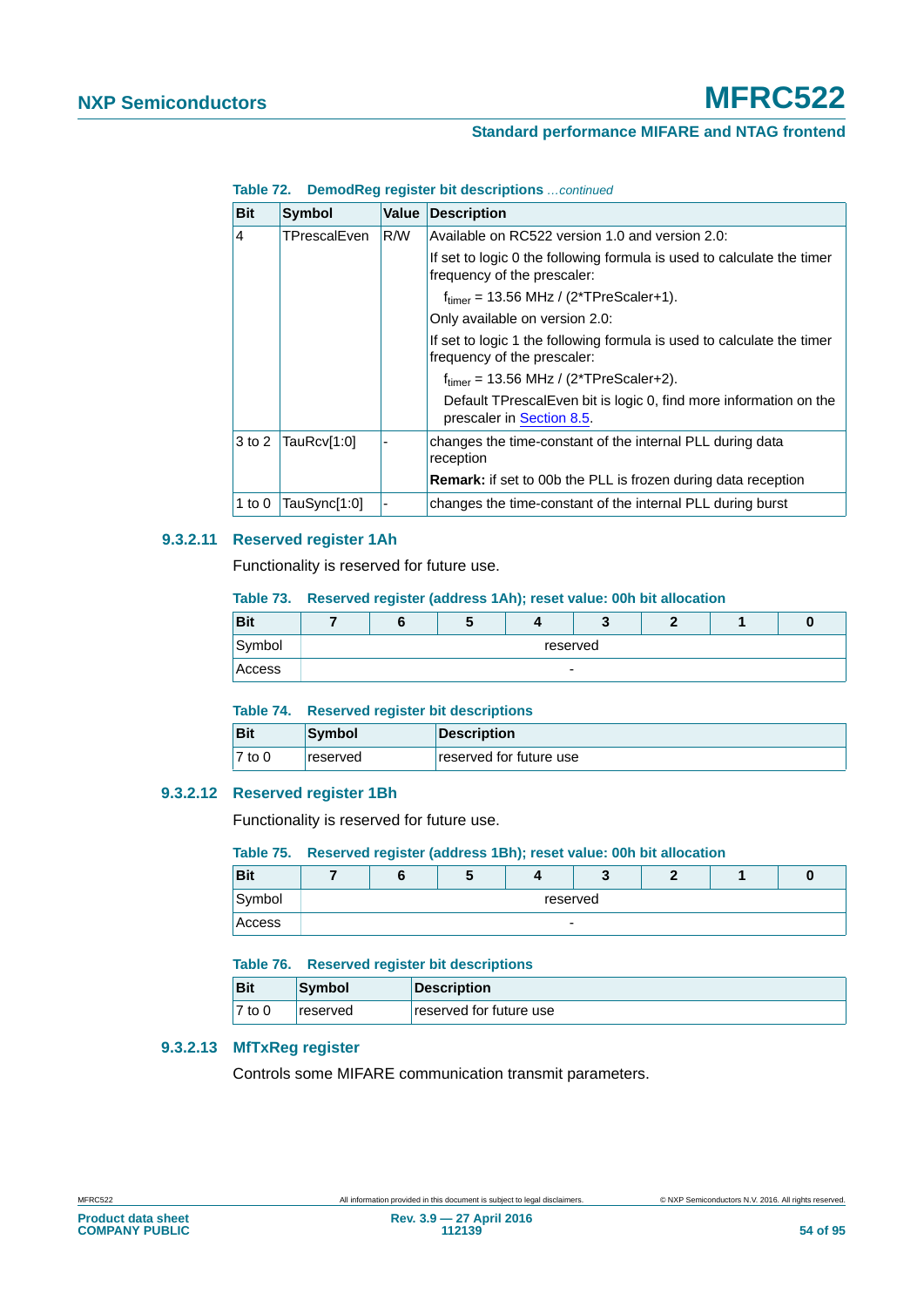**Table 72. DemodReg register bit descriptions** *...continued*

| Bit | Symbol | Value | Description |
|---|---|---|---|
| 4 | TPrescalEven | R/W | Available on RC522 version 1.0 and version 2.0: |
| | | | If set to logic 0 the following formula is used to calculate the timer frequency of the prescaler: |
| | | | $f_{timer}$ = 13.56 MHz / (2*TPreScaler+1). |
| | | | Only available on version 2.0: |
| | | | If set to logic 1 the following formula is used to calculate the timer frequency of the prescaler: |
| | | | $f_{timer}$ = 13.56 MHz / (2*TPreScaler+2). |
| | | | Default TPrescalEven bit is logic 0, find more information on the prescaler in Section 8.5. |
| 3 to 2 | TauRcv[1:0] | - | changes the time-constant of the internal PLL during data reception |
| | | | **Remark:** if set to 00b the PLL is frozen during data reception |
| 1 to 0 | TauSync[1:0] | - | changes the time-constant of the internal PLL during burst |

### 9.3.2.11 Reserved register 1Ah

Functionality is reserved for future use.

**Table 73. Reserved register (address 1Ah); reset value: 00h bit allocation**

| Bit | 7 | 6 | 5 | 4 | 3 | 2 | 1 | 0 |
|---|---|---|---|---|---|---|---|---|
| Symbol | reserved | | | | | | | |
| Access | - | | | | | | | |

**Table 74. Reserved register bit descriptions**

| Bit | Symbol | Description |
|---|---|---|
| 7 to 0 | reserved | reserved for future use |

### 9.3.2.12 Reserved register 1Bh

Functionality is reserved for future use.

**Table 75. Reserved register (address 1Bh); reset value: 00h bit allocation**

| Bit | 7 | 6 | 5 | 4 | 3 | 2 | 1 | 0 |
|---|---|---|---|---|---|---|---|---|
| Symbol | reserved | | | | | | | |
| Access | - | | | | | | | |

**Table 76. Reserved register bit descriptions**

| Bit | Symbol | Description |
|---|---|---|
| 7 to 0 | reserved | reserved for future use |

### 9.3.2.13 MfTxReg register

Controls some MIFARE communication transmit parameters.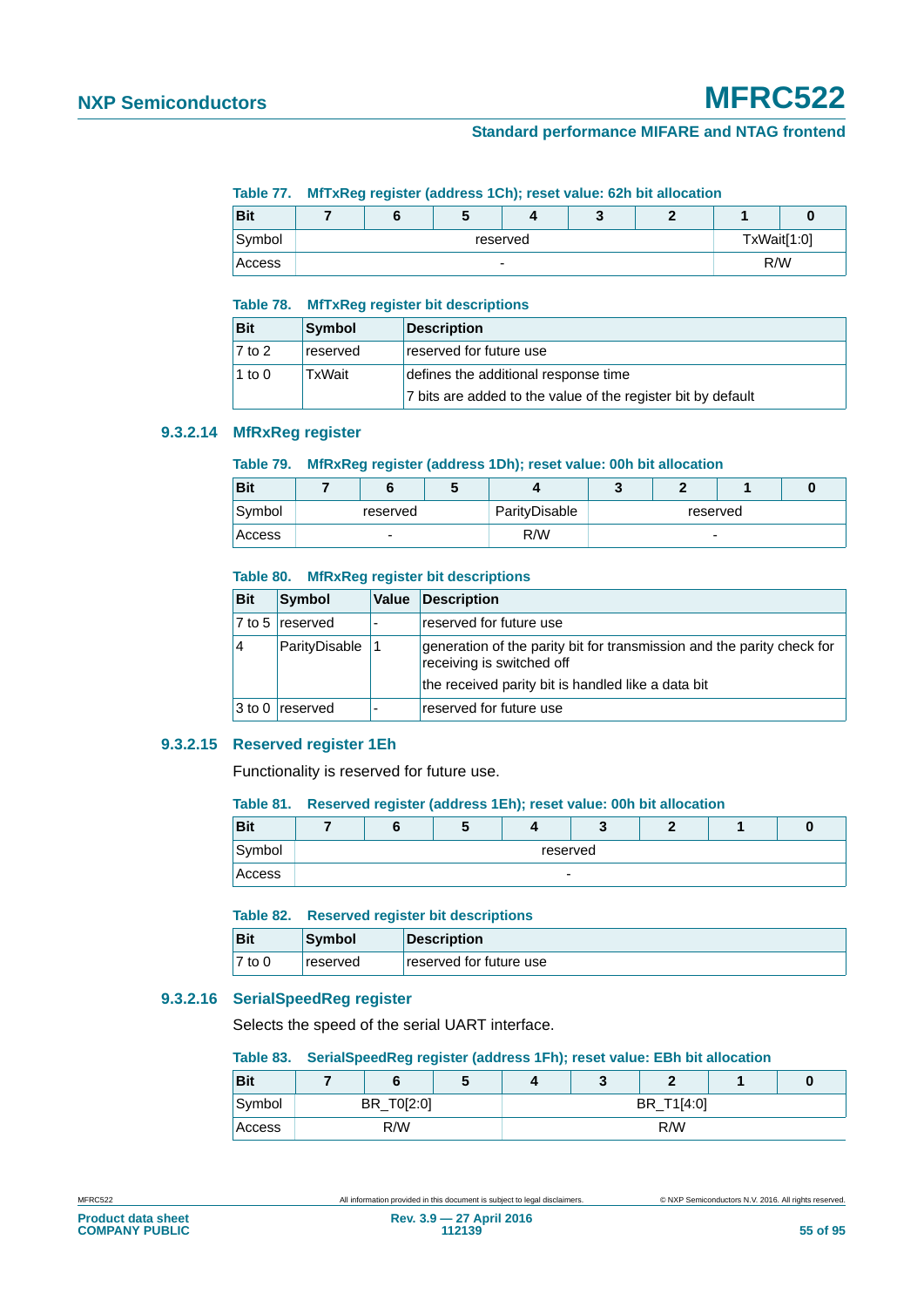**Table 77. MfTxReg register (address 1Ch); reset value: 62h bit allocation**

| Bit | 7 | 6 | 5 | 4 | 3 | 2 | 1 | 0 |
|---|---|---|---|---|---|---|---|---|
| Symbol | reserved | | | | | | TxWait[1:0] | |
| Access | - | | | | | | R/W | |

**Table 78. MfTxReg register bit descriptions**

| Bit | Symbol | Description |
|---|---|---|
| 7 to 2 | reserved | reserved for future use |
| 1 to 0 | TxWait | defines the additional response time<br>7 bits are added to the value of the register bit by default |

### 9.3.2.14 MfRxReg register

**Table 79. MfRxReg register (address 1Dh); reset value: 00h bit allocation**

| Bit | 7 | 6 | 5 | 4 | 3 | 2 | 1 | 0 |
|---|---|---|---|---|---|---|---|---|
| Symbol | reserved | | | ParityDisable | reserved | | | |
| Access | - | | | R/W | - | | | |

**Table 80. MfRxReg register bit descriptions**

| Bit | Symbol | Value | Description |
|---|---|---|---|
| 7 to 5 | reserved | - | reserved for future use |
| 4 | ParityDisable | 1 | generation of the parity bit for transmission and the parity check for receiving is switched off<br>the received parity bit is handled like a data bit |
| 3 to 0 | reserved | - | reserved for future use |

### 9.3.2.15 Reserved register 1Eh

Functionality is reserved for future use.

**Table 81. Reserved register (address 1Eh); reset value: 00h bit allocation**

| Bit | 7 | 6 | 5 | 4 | 3 | 2 | 1 | 0 |
|---|---|---|---|---|---|---|---|---|
| Symbol | reserved | | | | | | | |
| Access | - | | | | | | | |

**Table 82. Reserved register bit descriptions**

| Bit | Symbol | Description |
|---|---|---|
| 7 to 0 | reserved | reserved for future use |

### 9.3.2.16 SerialSpeedReg register

Selects the speed of the serial UART interface.

**Table 83. SerialSpeedReg register (address 1Fh); reset value: EBh bit allocation**

| Bit | 7 | 6 | 5 | 4 | 3 | 2 | 1 | 0 |
|---|---|---|---|---|---|---|---|---|
| Symbol | BR_T0[2:0] | | | BR_T1[4:0] | | | | |
| Access | R/W | | | R/W | | | | |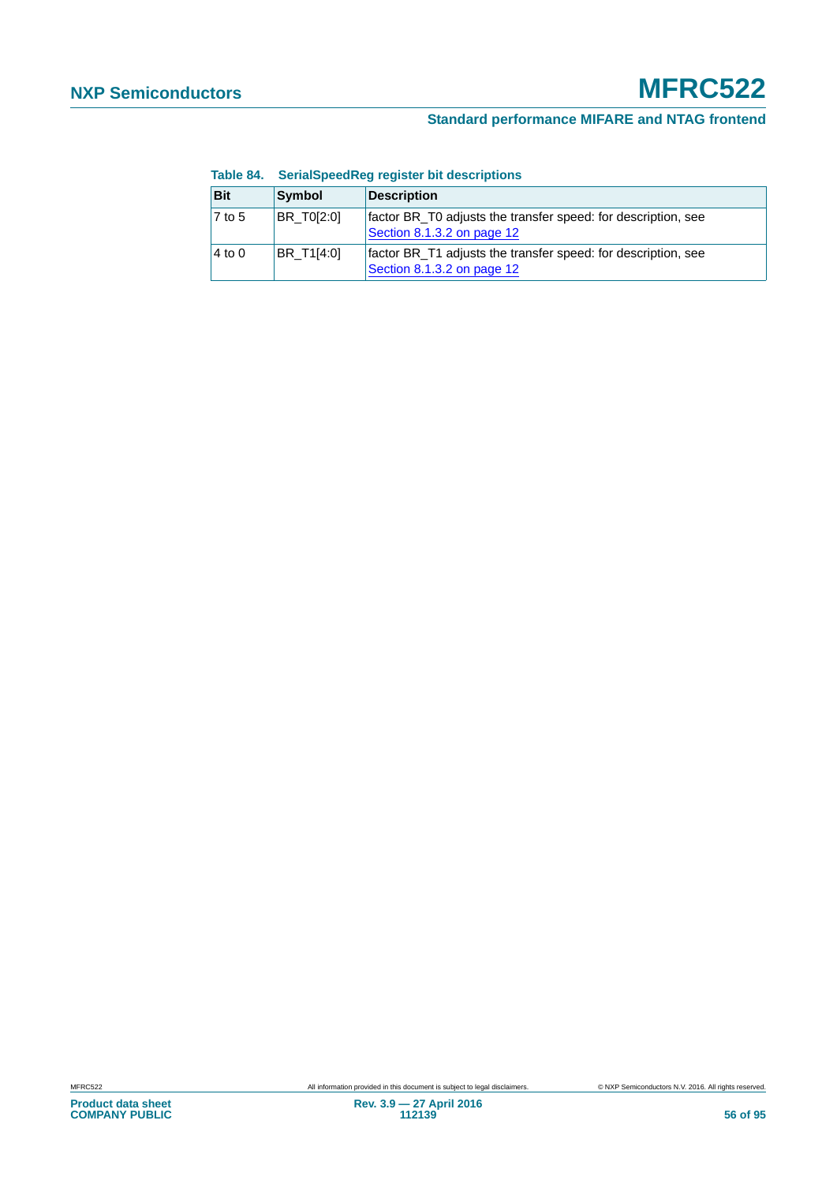**Table 84. SerialSpeedReg register bit descriptions**

| Bit | Symbol | Description |
|---|---|---|
| 7 to 5 | BR_T0[2:0] | factor BR_T0 adjusts the transfer speed: for description, see Section 8.1.3.2 on page 12 |
| 4 to 0 | BR_T1[4:0] | factor BR_T1 adjusts the transfer speed: for description, see Section 8.1.3.2 on page 12 |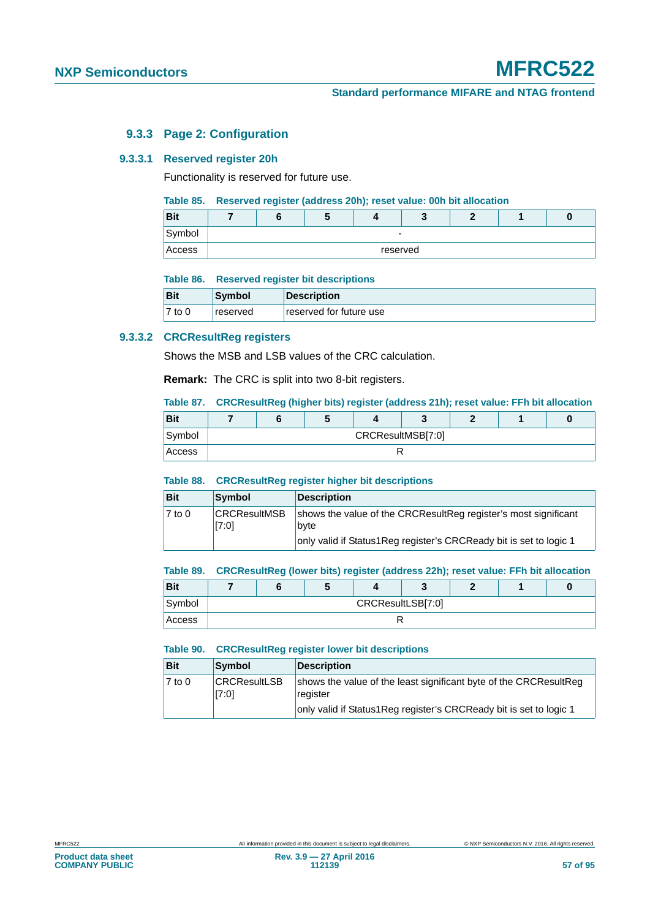### 9.3.3 Page 2: Configuration

#### 9.3.3.1 Reserved register 20h

Functionality is reserved for future use.

**Table 85. Reserved register (address 20h); reset value: 00h bit allocation**

| Bit | 7 | 6 | 5 | 4 | 3 | 2 | 1 | 0 |
|---|---|---|---|---|---|---|---|---|
| Symbol | - | | | | | | | |
| Access | reserved | | | | | | | |

**Table 86. Reserved register bit descriptions**

| Bit | Symbol | Description |
|---|---|---|
| 7 to 0 | reserved | reserved for future use |

#### 9.3.3.2 CRCResultReg registers

Shows the MSB and LSB values of the CRC calculation.

**Remark:** The CRC is split into two 8-bit registers.

**Table 87. CRCResultReg (higher bits) register (address 21h); reset value: FFh bit allocation**

| Bit | 7 | 6 | 5 | 4 | 3 | 2 | 1 | 0 |
|---|---|---|---|---|---|---|---|---|
| Symbol | CRCResultMSB[7:0] | | | | | | | |
| Access | R | | | | | | | |

**Table 88. CRCResultReg register higher bit descriptions**

| Bit | Symbol | Description |
|---|---|---|
| 7 to 0 | CRCResultMSB [7:0] | shows the value of the CRCResultReg register's most significant byte<br>only valid if Status1Reg register's CRCReady bit is set to logic 1 |

**Table 89. CRCResultReg (lower bits) register (address 22h); reset value: FFh bit allocation**

| Bit | 7 | 6 | 5 | 4 | 3 | 2 | 1 | 0 |
|---|---|---|---|---|---|---|---|---|
| Symbol | CRCResultLSB[7:0] | | | | | | | |
| Access | R | | | | | | | |

**Table 90. CRCResultReg register lower bit descriptions**

| Bit | Symbol | Description |
|---|---|---|
| 7 to 0 | CRCResultLSB [7:0] | shows the value of the least significant byte of the CRCResultReg register<br>only valid if Status1Reg register's CRCReady bit is set to logic 1 |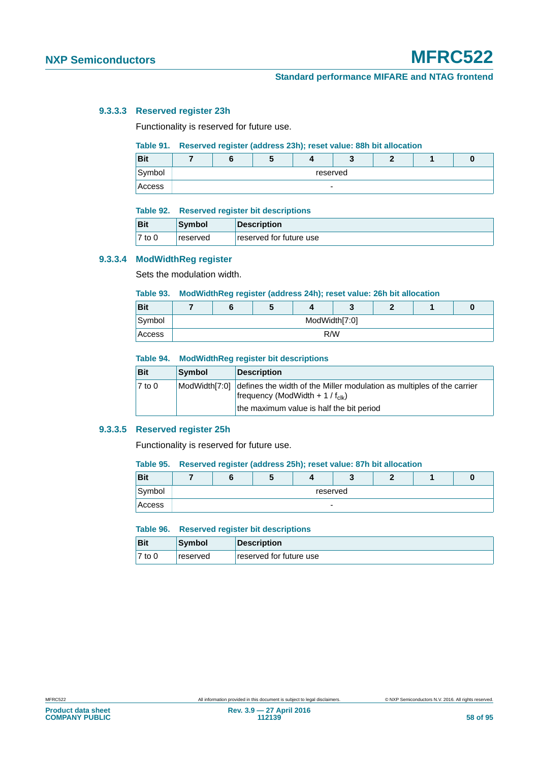#### 9.3.3.3 Reserved register 23h

Functionality is reserved for future use.

**Table 91. Reserved register (address 23h); reset value: 88h bit allocation**

| Bit | 7 | 6 | 5 | 4 | 3 | 2 | 1 | 0 |
|---|---|---|---|---|---|---|---|---|
| Symbol | reserved | | | | | | | |
| Access | - | | | | | | | |

**Table 92. Reserved register bit descriptions**

| Bit | Symbol | Description |
|---|---|---|
| 7 to 0 | reserved | reserved for future use |

#### 9.3.3.4 ModWidthReg register

Sets the modulation width.

**Table 93. ModWidthReg register (address 24h); reset value: 26h bit allocation**

| Bit | 7 | 6 | 5 | 4 | 3 | 2 | 1 | 0 |
|---|---|---|---|---|---|---|---|---|
| Symbol | ModWidth[7:0] | | | | | | | |
| Access | R/W | | | | | | | |

**Table 94. ModWidthReg register bit descriptions**

| Bit | Symbol | Description |
|---|---|---|
| 7 to 0 | ModWidth[7:0] | defines the width of the Miller modulation as multiples of the carrier frequency (ModWidth + 1 / $f_{clk}$) |
| | | the maximum value is half the bit period |

#### 9.3.3.5 Reserved register 25h

Functionality is reserved for future use.

**Table 95. Reserved register (address 25h); reset value: 87h bit allocation**

| Bit | 7 | 6 | 5 | 4 | 3 | 2 | 1 | 0 |
|---|---|---|---|---|---|---|---|---|
| Symbol | reserved | | | | | | | |
| Access | - | | | | | | | |

**Table 96. Reserved register bit descriptions**

| Bit | Symbol | Description |
|---|---|---|
| 7 to 0 | reserved | reserved for future use |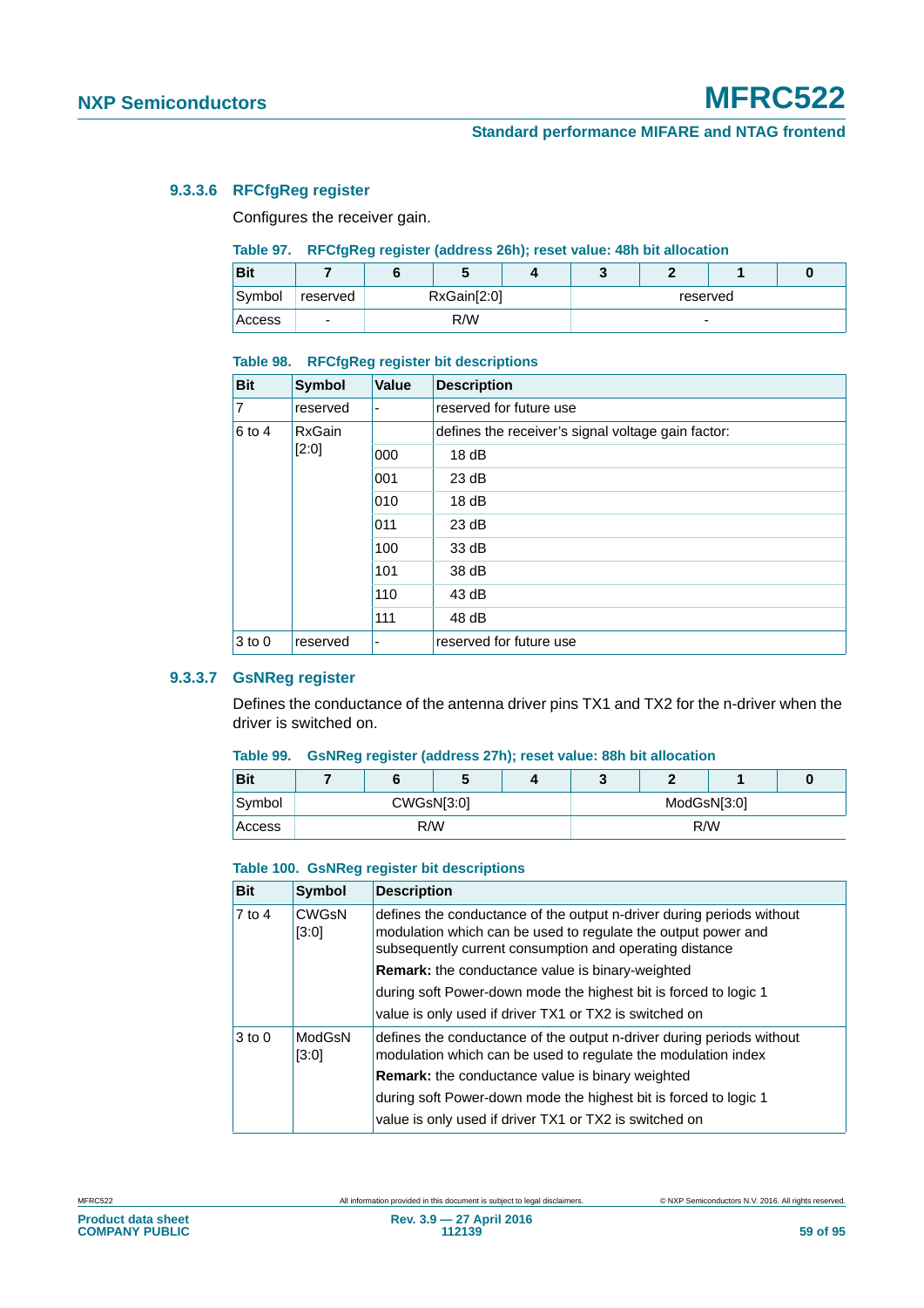#### 9.3.3.6 RFCfgReg register

Configures the receiver gain.

**Table 97. RFCfgReg register (address 26h); reset value: 48h bit allocation**

| Bit | 7 | 6 | 5 | 4 | 3 | 2 | 1 | 0 |
|---|---|---|---|---|---|---|---|---|
| Symbol | reserved | RxGain[2:0] | | | reserved | | | |
| Access | - | R/W | | | - | | | |

**Table 98. RFCfgReg register bit descriptions**

| Bit | Symbol | Value | Description |
|---|---|---|---|
| 7 | reserved | - | reserved for future use |
| 6 to 4 | RxGain [2:0] | | defines the receiver's signal voltage gain factor: |
| | | 000 | 18 dB |
| | | 001 | 23 dB |
| | | 010 | 18 dB |
| | | 011 | 23 dB |
| | | 100 | 33 dB |
| | | 101 | 38 dB |
| | | 110 | 43 dB |
| | | 111 | 48 dB |
| 3 to 0 | reserved | - | reserved for future use |

#### 9.3.3.7 GsNReg register

Defines the conductance of the antenna driver pins TX1 and TX2 for the n-driver when the driver is switched on.

**Table 99. GsNReg register (address 27h); reset value: 88h bit allocation**

| Bit | 7 | 6 | 5 | 4 | 3 | 2 | 1 | 0 |
|---|---|---|---|---|---|---|---|---|
| Symbol | CWGsN[3:0] | | | | ModGsN[3:0] | | | |
| Access | R/W | | | | R/W | | | |

**Table 100. GsNReg register bit descriptions**

| Bit | Symbol | Description |
|---|---|---|
| 7 to 4 | CWGsN [3:0] | defines the conductance of the output n-driver during periods without modulation which can be used to regulate the output power and subsequently current consumption and operating distance |
| | | **Remark:** the conductance value is binary-weighted |
| | | during soft Power-down mode the highest bit is forced to logic 1 |
| | | value is only used if driver TX1 or TX2 is switched on |
| 3 to 0 | ModGsN [3:0] | defines the conductance of the output n-driver during periods without modulation which can be used to regulate the modulation index |
| | | **Remark:** the conductance value is binary weighted |
| | | during soft Power-down mode the highest bit is forced to logic 1 |
| | | value is only used if driver TX1 or TX2 is switched on |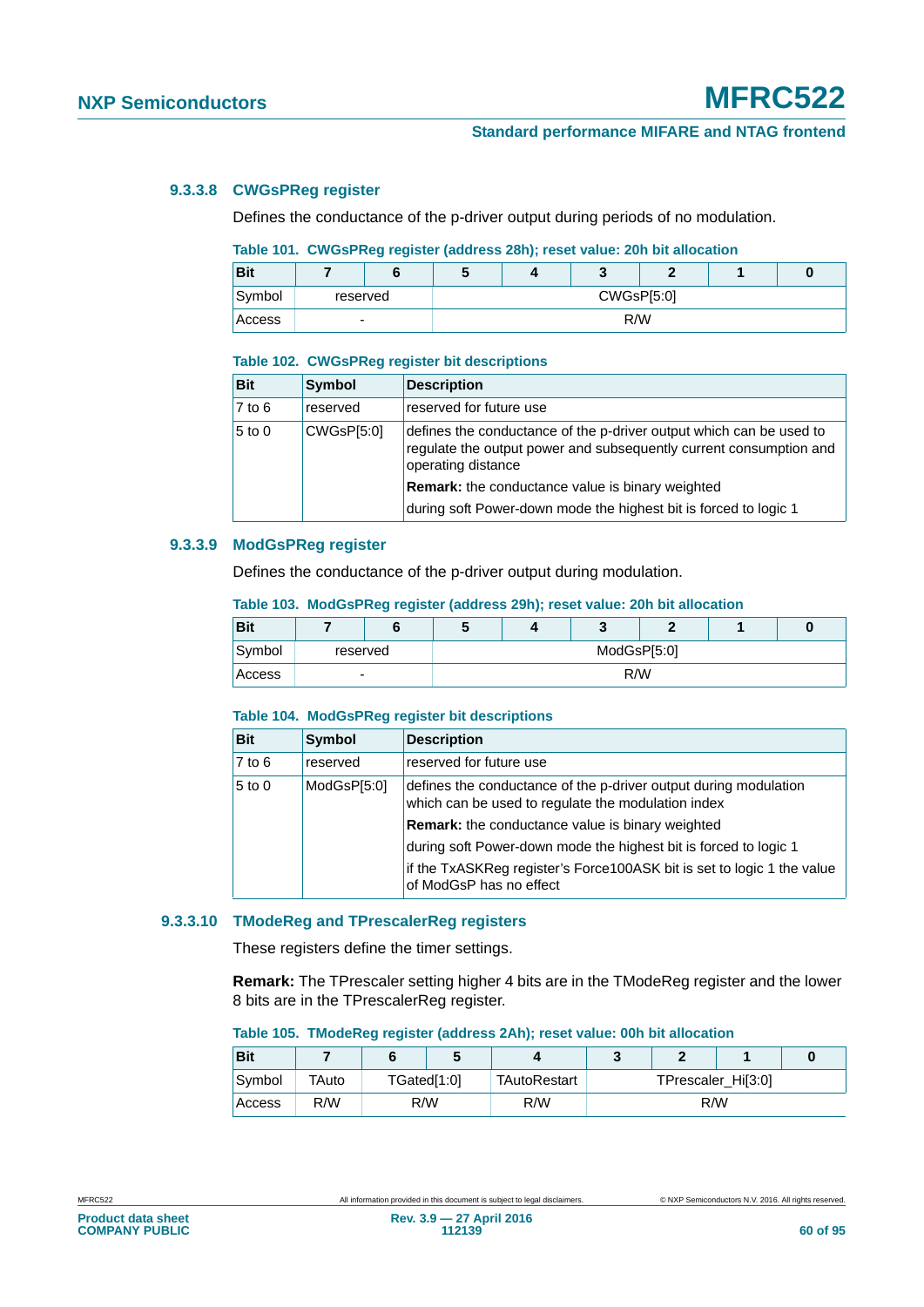#### 9.3.3.8 CWGsPReg register

Defines the conductance of the p-driver output during periods of no modulation.

**Table 101. CWGsPReg register (address 28h); reset value: 20h bit allocation**

| Bit | 7 | 6 | 5 | 4 | 3 | 2 | 1 | 0 |
|---|---|---|---|---|---|---|---|---|
| Symbol | reserved | | CWGsP[5:0] | | | | | |
| Access | - | | R/W | | | | | |

**Table 102. CWGsPReg register bit descriptions**

| Bit | Symbol | Description |
|---|---|---|
| 7 to 6 | reserved | reserved for future use |
| 5 to 0 | CWGsP[5:0] | defines the conductance of the p-driver output which can be used to regulate the output power and subsequently current consumption and operating distance<br>**Remark:** the conductance value is binary weighted<br>during soft Power-down mode the highest bit is forced to logic 1 |

#### 9.3.3.9 ModGsPReg register

Defines the conductance of the p-driver output during modulation.

**Table 103. ModGsPReg register (address 29h); reset value: 20h bit allocation**

| Bit | 7 | 6 | 5 | 4 | 3 | 2 | 1 | 0 |
|---|---|---|---|---|---|---|---|---|
| Symbol | reserved | | ModGsP[5:0] | | | | | |
| Access | - | | R/W | | | | | |

**Table 104. ModGsPReg register bit descriptions**

| Bit | Symbol | Description |
|---|---|---|
| 7 to 6 | reserved | reserved for future use |
| 5 to 0 | ModGsP[5:0] | defines the conductance of the p-driver output during modulation which can be used to regulate the modulation index<br>**Remark:** the conductance value is binary weighted<br>during soft Power-down mode the highest bit is forced to logic 1<br>if the TxASKReg register's Force100ASK bit is set to logic 1 the value of ModGsP has no effect |

#### 9.3.3.10 TModeReg and TPrescalerReg registers

These registers define the timer settings.

**Remark:** The TPrescaler setting higher 4 bits are in the TModeReg register and the lower 8 bits are in the TPrescalerReg register.

**Table 105. TModeReg register (address 2Ah); reset value: 00h bit allocation**

| Bit | 7 | 6 | 5 | 4 | 3 | 2 | 1 | 0 |
|---|---|---|---|---|---|---|---|---|
| Symbol | TAuto | TGated[1:0] | | TAutoRestart | TPrescaler_Hi[3:0] | | | |
| Access | R/W | R/W | | R/W | R/W | | | |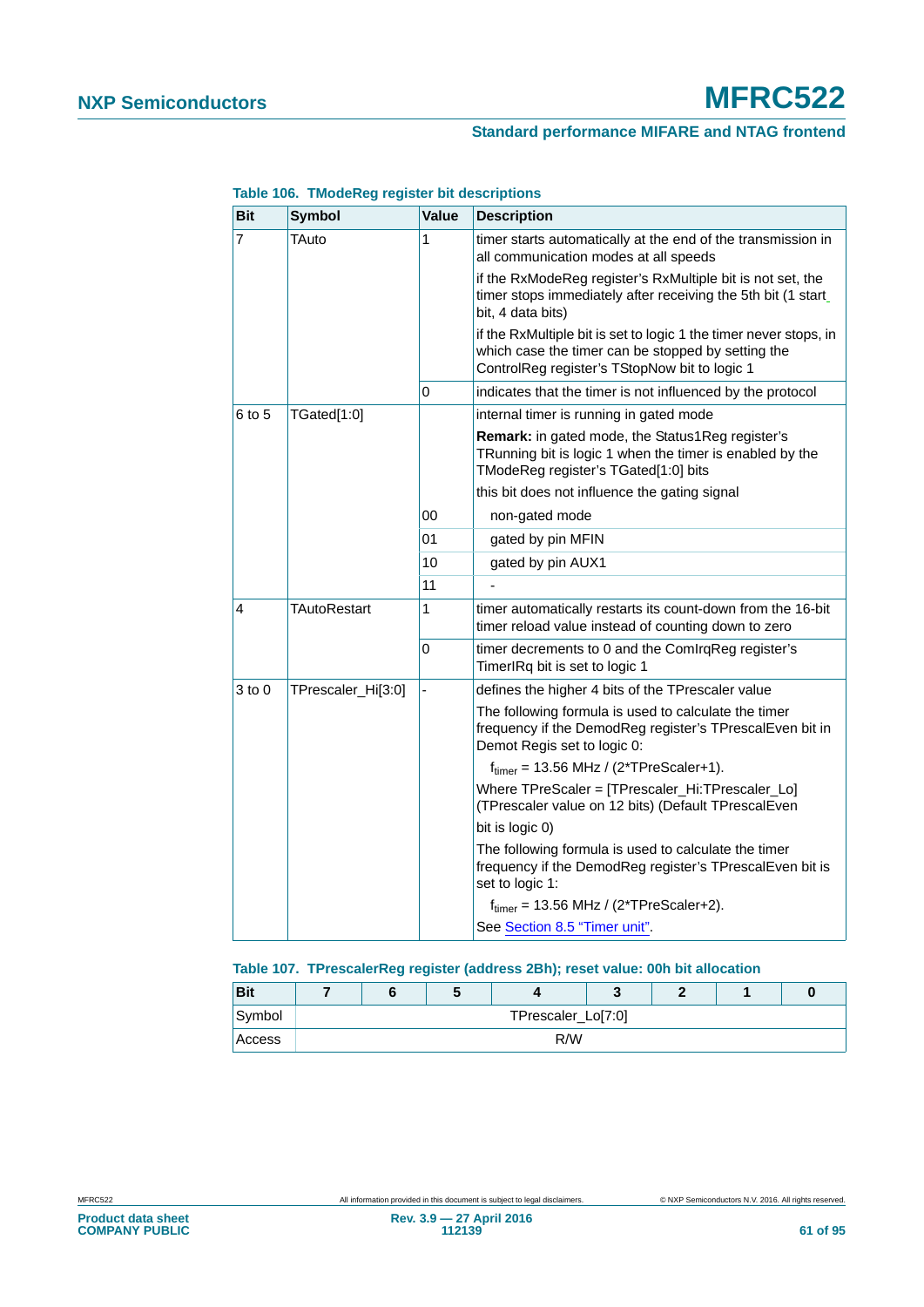**Table 106. TModeReg register bit descriptions**

| Bit | Symbol | Value | Description |
|---|---|---|---|
| 7 | TAuto | 1 | timer starts automatically at the end of the transmission in all communication modes at all speeds<br><br>if the RxModeReg register's RxMultiple bit is not set, the timer stops immediately after receiving the 5th bit (1 start bit, 4 data bits)<br><br>if the RxMultiple bit is set to logic 1 the timer never stops, in which case the timer can be stopped by setting the ControlReg register's TStopNow bit to logic 1 |
| | | 0 | indicates that the timer is not influenced by the protocol |
| 6 to 5 | TGated[1:0] | | internal timer is running in gated mode<br><br>**Remark:** in gated mode, the Status1Reg register's TRunning bit is logic 1 when the timer is enabled by the TModeReg register's TGated[1:0] bits<br><br>this bit does not influence the gating signal |
| | | 00 | non-gated mode |
| | | 01 | gated by pin MFIN |
| | | 10 | gated by pin AUX1 |
| | | 11 | - |
| 4 | TAutoRestart | 1 | timer automatically restarts its count-down from the 16-bit timer reload value instead of counting down to zero |
| | | 0 | timer decrements to 0 and the ComIrqReg register's TimerIRq bit is set to logic 1 |
| 3 to 0 | TPrescaler_Hi[3:0] | - | defines the higher 4 bits of the TPrescaler value<br><br>The following formula is used to calculate the timer frequency if the DemodReg register's TPrescalEven bit in Demot Regis set to logic 0:<br><br>$f_{timer}$ = 13.56 MHz / (2*TPreScaler+1).<br><br>Where TPreScaler = [TPrescaler_Hi:TPrescaler_Lo] (TPrescaler value on 12 bits) (Default TPrescalEven<br><br>bit is logic 0)<br><br>The following formula is used to calculate the timer frequency if the DemodReg register's TPrescalEven bit is set to logic 1:<br><br>$f_{timer}$ = 13.56 MHz / (2*TPreScaler+2).<br><br>See Section 8.5 "Timer unit". |

**Table 107. TPrescalerReg register (address 2Bh); reset value: 00h bit allocation**

| Bit | 7 | 6 | 5 | 4 | 3 | 2 | 1 | 0 |
|---|---|---|---|---|---|---|---|---|
| Symbol | TPrescaler_Lo[7:0] | | | | | | | |
| Access | R/W | | | | | | | |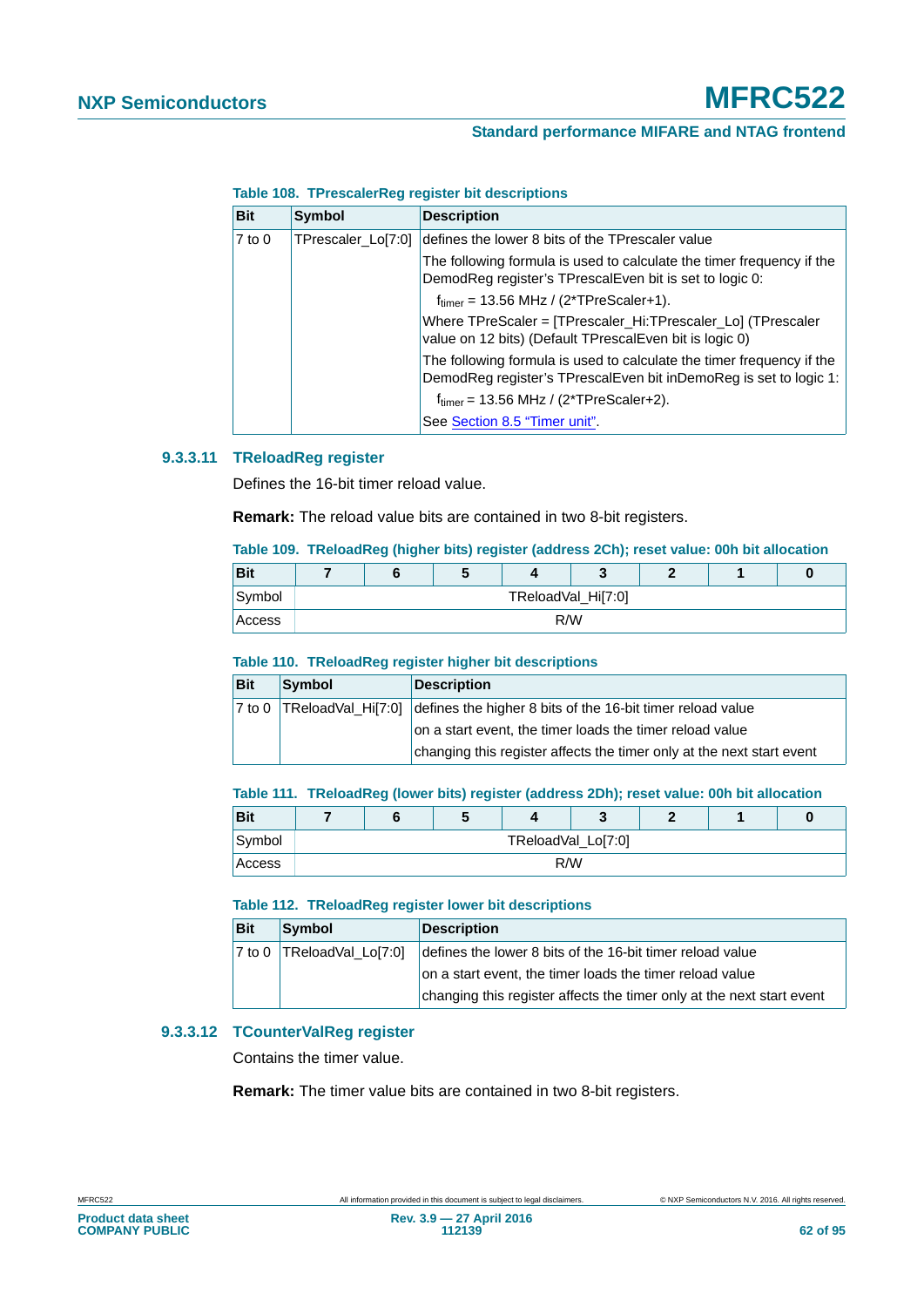**Table 108. TPrescalerReg register bit descriptions**

| Bit | Symbol | Description |
|---|---|---|
| 7 to 0 | TPrescaler_Lo[7:0] | defines the lower 8 bits of the TPrescaler value<br>The following formula is used to calculate the timer frequency if the DemodReg register's TPrescalEven bit is set to logic 0:<br>$f_{timer}$ = 13.56 MHz / (2*TPreScaler+1).<br>Where TPreScaler = [TPrescaler_Hi:TPrescaler_Lo] (TPrescaler value on 12 bits) (Default TPrescalEven bit is logic 0)<br>The following formula is used to calculate the timer frequency if the DemodReg register's TPrescalEven bit inDemoReg is set to logic 1:<br>$f_{timer}$ = 13.56 MHz / (2*TPreScaler+2).<br>See Section 8.5 "Timer unit". |

### 9.3.3.11 TReloadReg register

Defines the 16-bit timer reload value.

**Remark:** The reload value bits are contained in two 8-bit registers.

**Table 109. TReloadReg (higher bits) register (address 2Ch); reset value: 00h bit allocation**

| Bit | 7 | 6 | 5 | 4 | 3 | 2 | 1 | 0 |
|---|---|---|---|---|---|---|---|---|
| Symbol | TReloadVal_Hi[7:0] | | | | | | | |
| Access | R/W | | | | | | | |

**Table 110. TReloadReg register higher bit descriptions**

| Bit | Symbol | Description |
|---|---|---|
| 7 to 0 | TReloadVal_Hi[7:0] | defines the higher 8 bits of the 16-bit timer reload value<br>on a start event, the timer loads the timer reload value<br>changing this register affects the timer only at the next start event |

**Table 111. TReloadReg (lower bits) register (address 2Dh); reset value: 00h bit allocation**

| Bit | 7 | 6 | 5 | 4 | 3 | 2 | 1 | 0 |
|---|---|---|---|---|---|---|---|---|
| Symbol | TReloadVal_Lo[7:0] | | | | | | | |
| Access | R/W | | | | | | | |

**Table 112. TReloadReg register lower bit descriptions**

| Bit | Symbol | Description |
|---|---|---|
| 7 to 0 | TReloadVal_Lo[7:0] | defines the lower 8 bits of the 16-bit timer reload value<br>on a start event, the timer loads the timer reload value<br>changing this register affects the timer only at the next start event |

### 9.3.3.12 TCounterValReg register

Contains the timer value.

**Remark:** The timer value bits are contained in two 8-bit registers.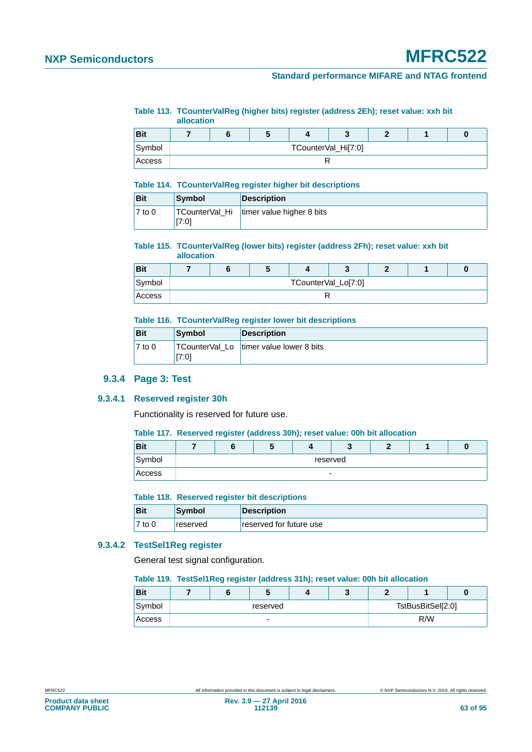**Table 113. TCounterValReg (higher bits) register (address 2Eh); reset value: xxh bit allocation**

| Bit | 7 | 6 | 5 | 4 | 3 | 2 | 1 | 0 |
|---|---|---|---|---|---|---|---|---|
| Symbol | TCounterVal_Hi[7:0] | | | | | | | |
| Access | R | | | | | | | |

**Table 114. TCounterValReg register higher bit descriptions**

| Bit | Symbol | Description |
|---|---|---|
| 7 to 0 | TCounterVal_Hi [7:0] | timer value higher 8 bits |

**Table 115. TCounterValReg (lower bits) register (address 2Fh); reset value: xxh bit allocation**

| Bit | 7 | 6 | 5 | 4 | 3 | 2 | 1 | 0 |
|---|---|---|---|---|---|---|---|---|
| Symbol | TCounterVal_Lo[7:0] | | | | | | | |
| Access | R | | | | | | | |

**Table 116. TCounterValReg register lower bit descriptions**

| Bit | Symbol | Description |
|---|---|---|
| 7 to 0 | TCounterVal_Lo [7:0] | timer value lower 8 bits |

### 9.3.4 Page 3: Test

#### 9.3.4.1 Reserved register 30h

Functionality is reserved for future use.

**Table 117. Reserved register (address 30h); reset value: 00h bit allocation**

| Bit | 7 | 6 | 5 | 4 | 3 | 2 | 1 | 0 |
|---|---|---|---|---|---|---|---|---|
| Symbol | reserved | | | | | | | |
| Access | - | | | | | | | |

**Table 118. Reserved register bit descriptions**

| Bit | Symbol | Description |
|---|---|---|
| 7 to 0 | reserved | reserved for future use |

#### 9.3.4.2 TestSel1Reg register

General test signal configuration.

**Table 119. TestSel1Reg register (address 31h); reset value: 00h bit allocation**

| Bit | 7 | 6 | 5 | 4 | 3 | 2 | 1 | 0 |
|---|---|---|---|---|---|---|---|---|
| Symbol | reserved | | | | | TstBusBitSel[2:0] | | |
| Access | - | | | | | R/W | | |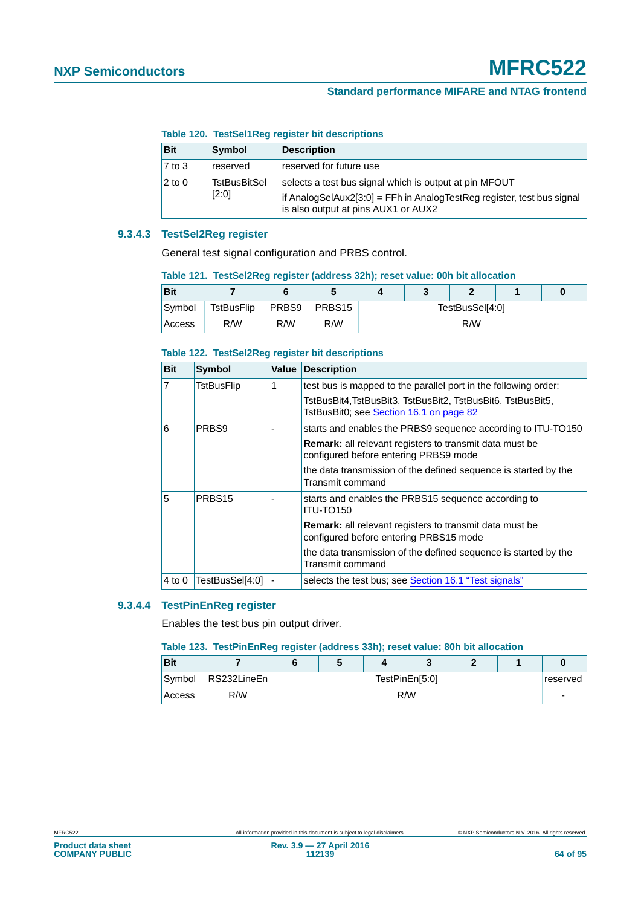**Table 120. TestSel1Reg register bit descriptions**

| Bit | Symbol | Description |
|---|---|---|
| 7 to 3 | reserved | reserved for future use |
| 2 to 0 | TstBusBitSel [2:0] | selects a test bus signal which is output at pin MFOUT<br>if AnalogSelAux2[3:0] = FFh in AnalogTestReg register, test bus signal is also output at pins AUX1 or AUX2 |

#### 9.3.4.3 TestSel2Reg register

General test signal configuration and PRBS control.

**Table 121. TestSel2Reg register (address 32h); reset value: 00h bit allocation**

| Bit | 7 | 6 | 5 | 4 | 3 | 2 | 1 | 0 |
|---|---|---|---|---|---|---|---|---|
| Symbol | TstBusFlip | PRBS9 | PRBS15 | TestBusSel[4:0] | | | | |
| Access | R/W | R/W | R/W | R/W | | | | |

**Table 122. TestSel2Reg register bit descriptions**

| Bit | Symbol | Value | Description |
|---|---|---|---|
| 7 | TstBusFlip | 1 | test bus is mapped to the parallel port in the following order:<br>TstBusBit4,TstBusBit3, TstBusBit2, TstBusBit6, TstBusBit5, TstBusBit0; see Section 16.1 on page 82 |
| 6 | PRBS9 | - | starts and enables the PRBS9 sequence according to ITU-TO150<br>**Remark:** all relevant registers to transmit data must be configured before entering PRBS9 mode<br>the data transmission of the defined sequence is started by the Transmit command |
| 5 | PRBS15 | - | starts and enables the PRBS15 sequence according to ITU-TO150<br>**Remark:** all relevant registers to transmit data must be configured before entering PRBS15 mode<br>the data transmission of the defined sequence is started by the Transmit command |
| 4 to 0 | TestBusSel[4:0] | - | selects the test bus; see Section 16.1 "Test signals" |

#### 9.3.4.4 TestPinEnReg register

Enables the test bus pin output driver.

**Table 123. TestPinEnReg register (address 33h); reset value: 80h bit allocation**

| Bit | 7 | 6 | 5 | 4 | 3 | 2 | 1 | 0 |
|---|---|---|---|---|---|---|---|---|
| Symbol | RS232LineEn | TestPinEn[5:0] | | | | | | reserved |
| Access | R/W | R/W | | | | | | - |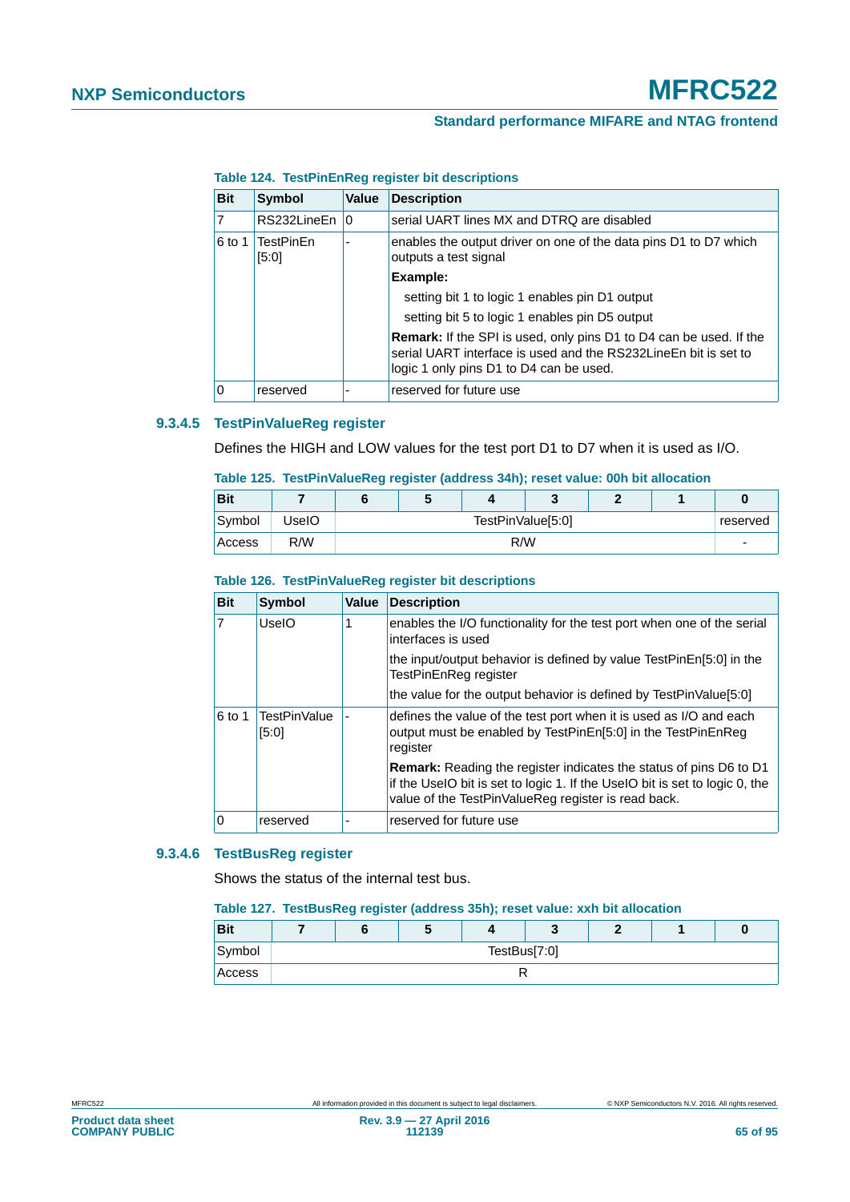**Table 124. TestPinEnReg register bit descriptions**

| Bit | Symbol | Value | Description |
|---|---|---|---|
| 7 | RS232LineEn | 0 | serial UART lines MX and DTRQ are disabled |
| 6 to 1 | TestPinEn [5:0] | - | enables the output driver on one of the data pins D1 to D7 which outputs a test signal |
| | | | **Example:** |
| | | | setting bit 1 to logic 1 enables pin D1 output |
| | | | setting bit 5 to logic 1 enables pin D5 output |
| | | | **Remark:** If the SPI is used, only pins D1 to D4 can be used. If the serial UART interface is used and the RS232LineEn bit is set to logic 1 only pins D1 to D4 can be used. |
| 0 | reserved | - | reserved for future use |

### 9.3.4.5 TestPinValueReg register

Defines the HIGH and LOW values for the test port D1 to D7 when it is used as I/O.

**Table 125. TestPinValueReg register (address 34h); reset value: 00h bit allocation**

| Bit | 7 | 6 | 5 | 4 | 3 | 2 | 1 | 0 |
|---|---|---|---|---|---|---|---|---|
| Symbol | UseIO | TestPinValue[5:0] | | | | | | reserved |
| Access | R/W | R/W | | | | | | - |

**Table 126. TestPinValueReg register bit descriptions**

| Bit | Symbol | Value | Description |
|---|---|---|---|
| 7 | UseIO | 1 | enables the I/O functionality for the test port when one of the serial interfaces is used |
| | | | the input/output behavior is defined by value TestPinEn[5:0] in the TestPinEnReg register |
| | | | the value for the output behavior is defined by TestPinValue[5:0] |
| 6 to 1 | TestPinValue [5:0] | - | defines the value of the test port when it is used as I/O and each output must be enabled by TestPinEn[5:0] in the TestPinEnReg register |
| | | | **Remark:** Reading the register indicates the status of pins D6 to D1 if the UseIO bit is set to logic 1. If the UseIO bit is set to logic 0, the value of the TestPinValueReg register is read back. |
| 0 | reserved | - | reserved for future use |

### 9.3.4.6 TestBusReg register

Shows the status of the internal test bus.

**Table 127. TestBusReg register (address 35h); reset value: xxh bit allocation**

| Bit | 7 | 6 | 5 | 4 | 3 | 2 | 1 | 0 |
|---|---|---|---|---|---|---|---|---|
| Symbol | TestBus[7:0] | | | | | | | |
| Access | R | | | | | | | |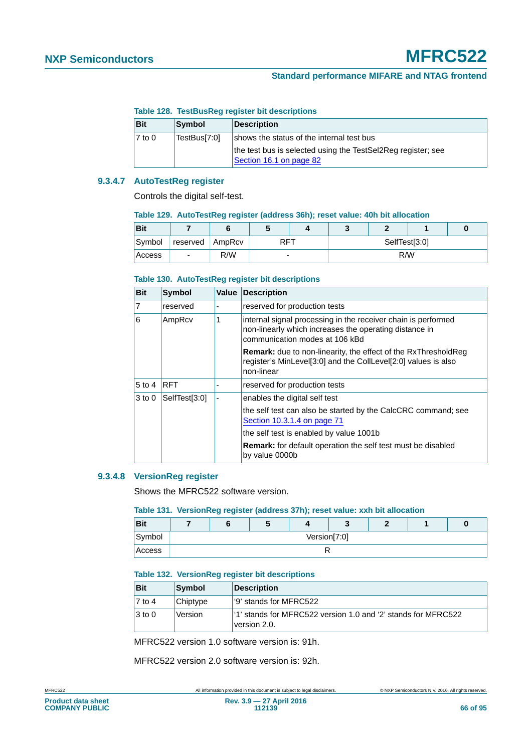**Table 128. TestBusReg register bit descriptions**

| Bit | Symbol | Description |
|---|---|---|
| 7 to 0 | TestBus[7:0] | shows the status of the internal test bus<br>the test bus is selected using the TestSel2Reg register; see Section 16.1 on page 82 |

### 9.3.4.7 AutoTestReg register

Controls the digital self-test.

**Table 129. AutoTestReg register (address 36h); reset value: 40h bit allocation**

| Bit | 7 | 6 | 5 | 4 | 3 | 2 | 1 | 0 |
|---|---|---|---|---|---|---|---|---|
| Symbol | reserved | AmpRcv | RFT | | SelfTest[3:0] | | | |
| Access | - | R/W | - | | R/W | | | |

**Table 130. AutoTestReg register bit descriptions**

| Bit | Symbol | Value | Description |
|---|---|---|---|
| 7 | reserved | - | reserved for production tests |
| 6 | AmpRcv | 1 | internal signal processing in the receiver chain is performed non-linearly which increases the operating distance in communication modes at 106 kBd<br>**Remark:** due to non-linearity, the effect of the RxThresholdReg register's MinLevel[3:0] and the CollLevel[2:0] values is also non-linear |
| 5 to 4 | RFT | - | reserved for production tests |
| 3 to 0 | SelfTest[3:0] | - | enables the digital self test<br>the self test can also be started by the CalcCRC command; see Section 10.3.1.4 on page 71<br>the self test is enabled by value 1001b<br>**Remark:** for default operation the self test must be disabled by value 0000b |

### 9.3.4.8 VersionReg register

Shows the MFRC522 software version.

**Table 131. VersionReg register (address 37h); reset value: xxh bit allocation**

| Bit | 7 | 6 | 5 | 4 | 3 | 2 | 1 | 0 |
|---|---|---|---|---|---|---|---|---|
| Symbol | Version[7:0] | | | | | | | |
| Access | R | | | | | | | |

**Table 132. VersionReg register bit descriptions**

| Bit | Symbol | Description |
|---|---|---|
| 7 to 4 | Chiptype | '9' stands for MFRC522 |
| 3 to 0 | Version | '1' stands for MFRC522 version 1.0 and '2' stands for MFRC522 version 2.0. |

MFRC522 version 1.0 software version is: 91h.

MFRC522 version 2.0 software version is: 92h.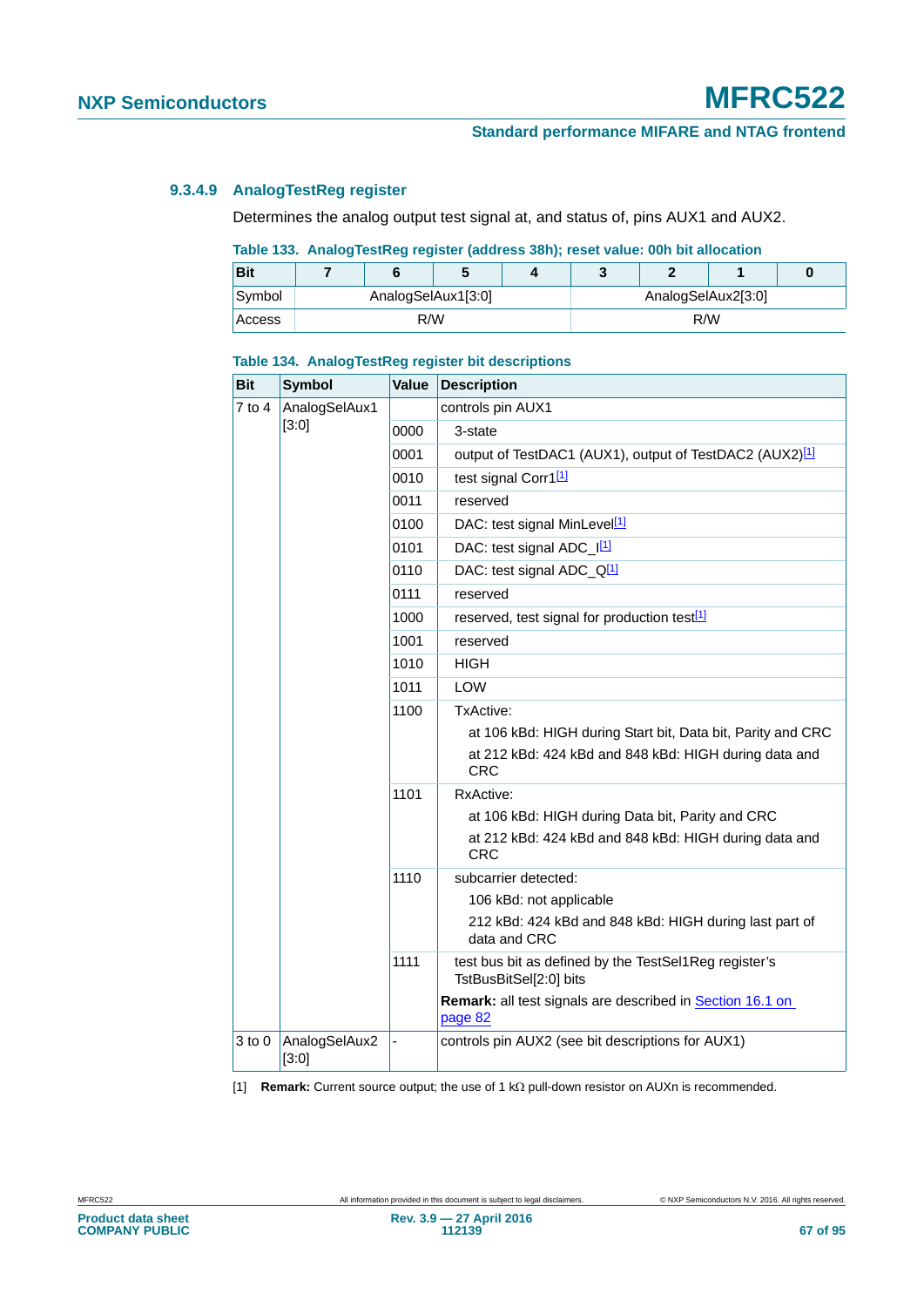#### 9.3.4.9 AnalogTestReg register

Determines the analog output test signal at, and status of, pins AUX1 and AUX2.

**Table 133. AnalogTestReg register (address 38h); reset value: 00h bit allocation**

| Bit | 7 | 6 | 5 | 4 | 3 | 2 | 1 | 0 |
|---|---|---|---|---|---|---|---|---|
| Symbol | AnalogSelAux1[3:0] | | | | AnalogSelAux2[3:0] | | | |
| Access | R/W | | | | R/W | | | |

**Table 134. AnalogTestReg register bit descriptions**

| Bit | Symbol | Value | Description |
|---|---|---|---|
| 7 to 4 | AnalogSelAux1 [3:0] | | controls pin AUX1 |
| | | 0000 | 3-state |
| | | 0001 | output of TestDAC1 (AUX1), output of TestDAC2 (AUX2)[1] |
| | | 0010 | test signal Corr1[1] |
| | | 0011 | reserved |
| | | 0100 | DAC: test signal MinLevel[1] |
| | | 0101 | DAC: test signal ADC_I[1] |
| | | 0110 | DAC: test signal ADC_Q[1] |
| | | 0111 | reserved |
| | | 1000 | reserved, test signal for production test[1] |
| | | 1001 | reserved |
| | | 1010 | HIGH |
| | | 1011 | LOW |
| | | 1100 | TxActive: at 106 kBd: HIGH during Start bit, Data bit, Parity and CRC; at 212 kBd: 424 kBd and 848 kBd: HIGH during data and CRC |
| | | 1101 | RxActive: at 106 kBd: HIGH during Data bit, Parity and CRC; at 212 kBd: 424 kBd and 848 kBd: HIGH during data and CRC |
| | | 1110 | subcarrier detected: 106 kBd: not applicable; 212 kBd: 424 kBd and 848 kBd: HIGH during last part of data and CRC |
| | | 1111 | test bus bit as defined by the TestSel1Reg register's TstBusBitSel[2:0] bits |
| | | | **Remark:** all test signals are described in Section 16.1 on page 82 |
| 3 to 0 | AnalogSelAux2 [3:0] | - | controls pin AUX2 (see bit descriptions for AUX1) |

[1] **Remark:** Current source output; the use of 1 kΩ pull-down resistor on AUXn is recommended.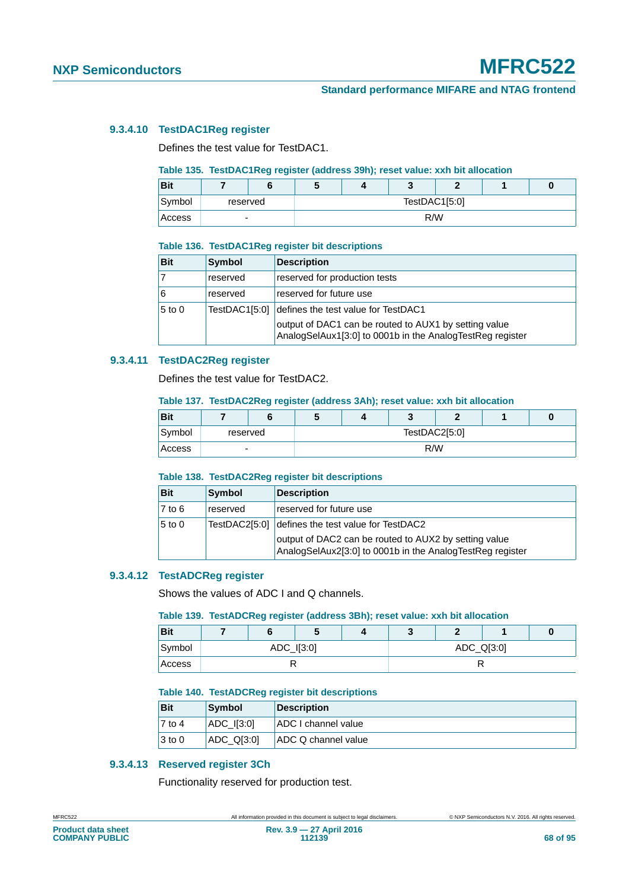#### 9.3.4.10 TestDAC1Reg register

Defines the test value for TestDAC1.

**Table 135. TestDAC1Reg register (address 39h); reset value: xxh bit allocation**

| Bit | 7 | 6 | 5 | 4 | 3 | 2 | 1 | 0 |
|---|---|---|---|---|---|---|---|---|
| Symbol | reserved | | TestDAC1[5:0] | | | | | |
| Access | - | | R/W | | | | | |

**Table 136. TestDAC1Reg register bit descriptions**

| Bit | Symbol | Description |
|---|---|---|
| 7 | reserved | reserved for production tests |
| 6 | reserved | reserved for future use |
| 5 to 0 | TestDAC1[5:0] | defines the test value for TestDAC1<br>output of DAC1 can be routed to AUX1 by setting value AnalogSelAux1[3:0] to 0001b in the AnalogTestReg register |

#### 9.3.4.11 TestDAC2Reg register

Defines the test value for TestDAC2.

**Table 137. TestDAC2Reg register (address 3Ah); reset value: xxh bit allocation**

| Bit | 7 | 6 | 5 | 4 | 3 | 2 | 1 | 0 |
|---|---|---|---|---|---|---|---|---|
| Symbol | reserved | | TestDAC2[5:0] | | | | | |
| Access | - | | R/W | | | | | |

**Table 138. TestDAC2Reg register bit descriptions**

| Bit | Symbol | Description |
|---|---|---|
| 7 to 6 | reserved | reserved for future use |
| 5 to 0 | TestDAC2[5:0] | defines the test value for TestDAC2<br>output of DAC2 can be routed to AUX2 by setting value AnalogSelAux2[3:0] to 0001b in the AnalogTestReg register |

#### 9.3.4.12 TestADCReg register

Shows the values of ADC I and Q channels.

**Table 139. TestADCReg register (address 3Bh); reset value: xxh bit allocation**

| Bit | 7 | 6 | 5 | 4 | 3 | 2 | 1 | 0 |
|---|---|---|---|---|---|---|---|---|
| Symbol | ADC_I[3:0] | | | | ADC_Q[3:0] | | | |
| Access | R | | | | R | | | |

**Table 140. TestADCReg register bit descriptions**

| Bit | Symbol | Description |
|---|---|---|
| 7 to 4 | ADC_I[3:0] | ADC I channel value |
| 3 to 0 | ADC_Q[3:0] | ADC Q channel value |

#### 9.3.4.13 Reserved register 3Ch

Functionality reserved for production test.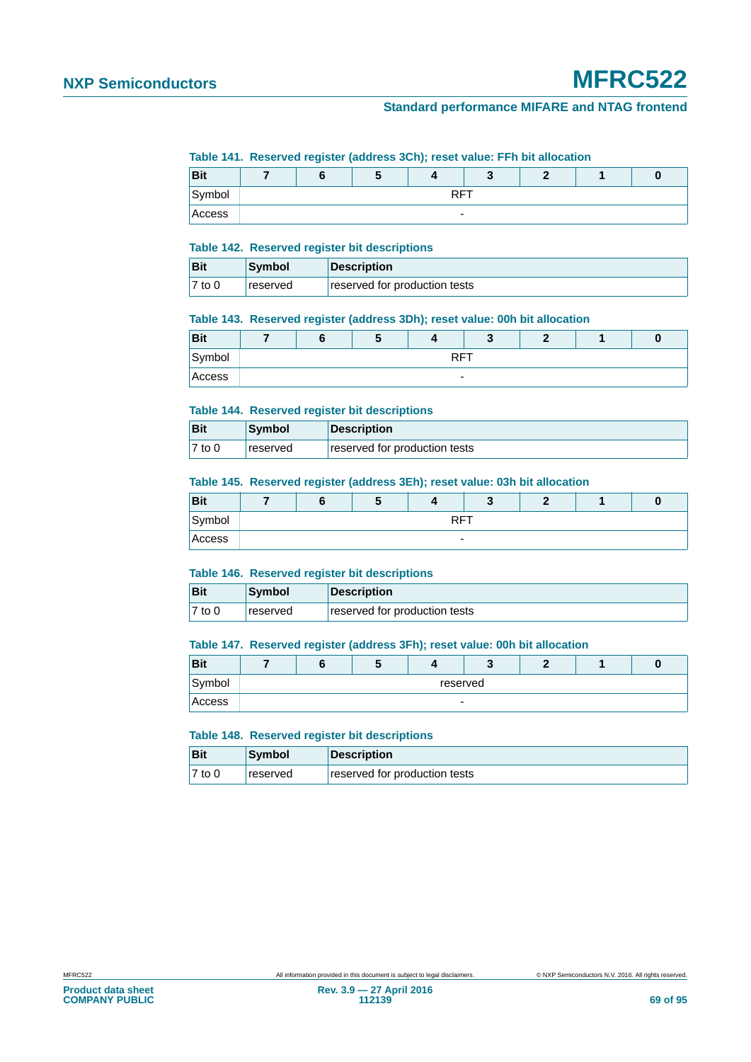**Table 141. Reserved register (address 3Ch); reset value: FFh bit allocation**

| Bit | 7 | 6 | 5 | 4 | 3 | 2 | 1 | 0 |
|---|---|---|---|---|---|---|---|---|
| Symbol | RFT | | | | | | | |
| Access | - | | | | | | | |

**Table 142. Reserved register bit descriptions**

| Bit | Symbol | Description |
|---|---|---|
| 7 to 0 | reserved | reserved for production tests |

**Table 143. Reserved register (address 3Dh); reset value: 00h bit allocation**

| Bit | 7 | 6 | 5 | 4 | 3 | 2 | 1 | 0 |
|---|---|---|---|---|---|---|---|---|
| Symbol | RFT | | | | | | | |
| Access | - | | | | | | | |

**Table 144. Reserved register bit descriptions**

| Bit | Symbol | Description |
|---|---|---|
| 7 to 0 | reserved | reserved for production tests |

**Table 145. Reserved register (address 3Eh); reset value: 03h bit allocation**

| Bit | 7 | 6 | 5 | 4 | 3 | 2 | 1 | 0 |
|---|---|---|---|---|---|---|---|---|
| Symbol | RFT | | | | | | | |
| Access | - | | | | | | | |

**Table 146. Reserved register bit descriptions**

| Bit | Symbol | Description |
|---|---|---|
| 7 to 0 | reserved | reserved for production tests |

**Table 147. Reserved register (address 3Fh); reset value: 00h bit allocation**

| Bit | 7 | 6 | 5 | 4 | 3 | 2 | 1 | 0 |
|---|---|---|---|---|---|---|---|---|
| Symbol | reserved | | | | | | | |
| Access | - | | | | | | | |

**Table 148. Reserved register bit descriptions**

| Bit | Symbol | Description |
|---|---|---|
| 7 to 0 | reserved | reserved for production tests |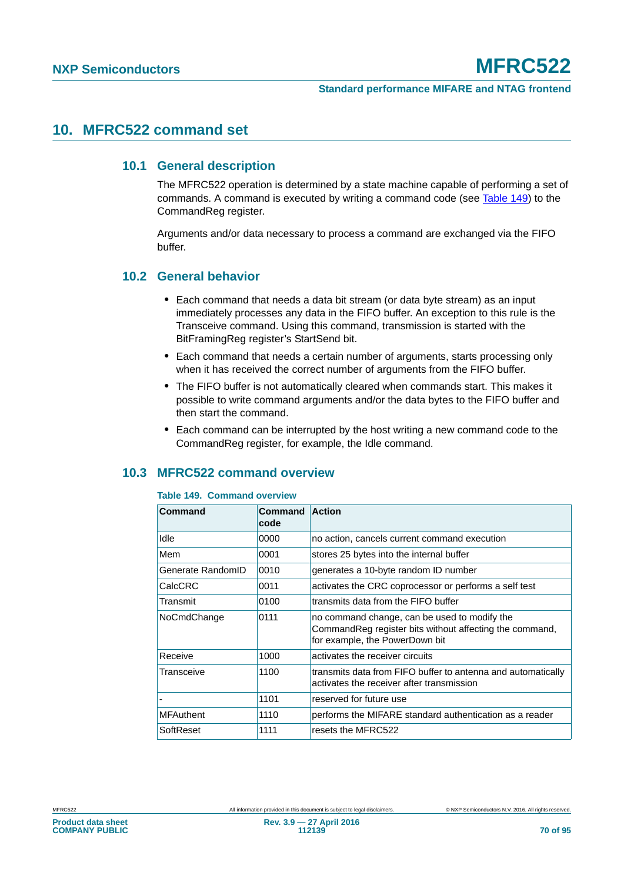# 10. MFRC522 command set

## 10.1 General description

The MFRC522 operation is determined by a state machine capable of performing a set of commands. A command is executed by writing a command code (see Table 149) to the CommandReg register.

Arguments and/or data necessary to process a command are exchanged via the FIFO buffer.

## 10.2 General behavior

- Each command that needs a data bit stream (or data byte stream) as an input immediately processes any data in the FIFO buffer. An exception to this rule is the Transceive command. Using this command, transmission is started with the BitFramingReg register's StartSend bit.
- Each command that needs a certain number of arguments, starts processing only when it has received the correct number of arguments from the FIFO buffer.
- The FIFO buffer is not automatically cleared when commands start. This makes it possible to write command arguments and/or the data bytes to the FIFO buffer and then start the command.
- Each command can be interrupted by the host writing a new command code to the CommandReg register, for example, the Idle command.

## 10.3 MFRC522 command overview

**Table 149. Command overview**

| Command | Command code | Action |
|---|---|---|
| Idle | 0000 | no action, cancels current command execution |
| Mem | 0001 | stores 25 bytes into the internal buffer |
| Generate RandomID | 0010 | generates a 10-byte random ID number |
| CalcCRC | 0011 | activates the CRC coprocessor or performs a self test |
| Transmit | 0100 | transmits data from the FIFO buffer |
| NoCmdChange | 0111 | no command change, can be used to modify the CommandReg register bits without affecting the command, for example, the PowerDown bit |
| Receive | 1000 | activates the receiver circuits |
| Transceive | 1100 | transmits data from FIFO buffer to antenna and automatically activates the receiver after transmission |
| - | 1101 | reserved for future use |
| MFAuthent | 1110 | performs the MIFARE standard authentication as a reader |
| SoftReset | 1111 | resets the MFRC522 |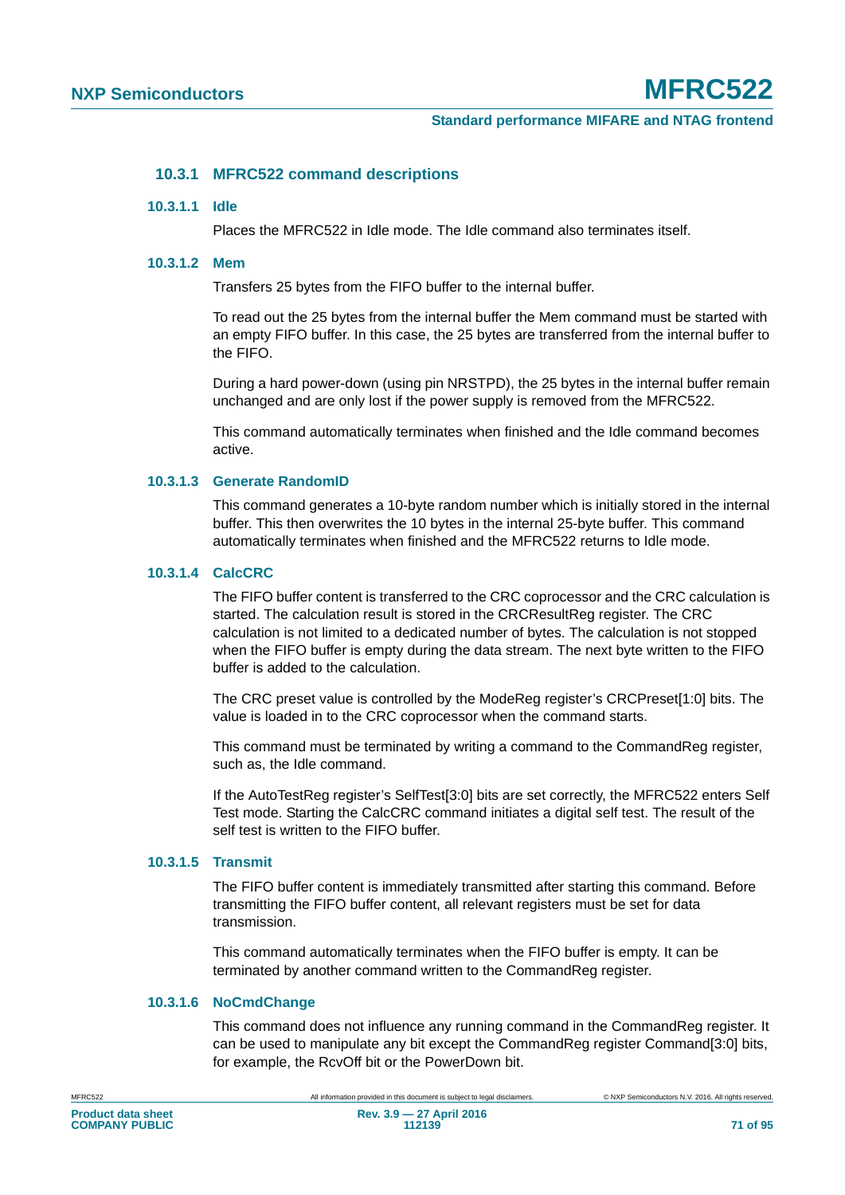### 10.3.1 MFRC522 command descriptions

#### 10.3.1.1 Idle

Places the MFRC522 in Idle mode. The Idle command also terminates itself.

#### 10.3.1.2 Mem

Transfers 25 bytes from the FIFO buffer to the internal buffer.

To read out the 25 bytes from the internal buffer the Mem command must be started with an empty FIFO buffer. In this case, the 25 bytes are transferred from the internal buffer to the FIFO.

During a hard power-down (using pin NRSTPD), the 25 bytes in the internal buffer remain unchanged and are only lost if the power supply is removed from the MFRC522.

This command automatically terminates when finished and the Idle command becomes active.

#### 10.3.1.3 Generate RandomID

This command generates a 10-byte random number which is initially stored in the internal buffer. This then overwrites the 10 bytes in the internal 25-byte buffer. This command automatically terminates when finished and the MFRC522 returns to Idle mode.

#### 10.3.1.4 CalcCRC

The FIFO buffer content is transferred to the CRC coprocessor and the CRC calculation is started. The calculation result is stored in the CRCResultReg register. The CRC calculation is not limited to a dedicated number of bytes. The calculation is not stopped when the FIFO buffer is empty during the data stream. The next byte written to the FIFO buffer is added to the calculation.

The CRC preset value is controlled by the ModeReg register's CRCPreset[1:0] bits. The value is loaded in to the CRC coprocessor when the command starts.

This command must be terminated by writing a command to the CommandReg register, such as, the Idle command.

If the AutoTestReg register's SelfTest[3:0] bits are set correctly, the MFRC522 enters Self Test mode. Starting the CalcCRC command initiates a digital self test. The result of the self test is written to the FIFO buffer.

#### 10.3.1.5 Transmit

The FIFO buffer content is immediately transmitted after starting this command. Before transmitting the FIFO buffer content, all relevant registers must be set for data transmission.

This command automatically terminates when the FIFO buffer is empty. It can be terminated by another command written to the CommandReg register.

#### 10.3.1.6 NoCmdChange

This command does not influence any running command in the CommandReg register. It can be used to manipulate any bit except the CommandReg register Command[3:0] bits, for example, the RcvOff bit or the PowerDown bit.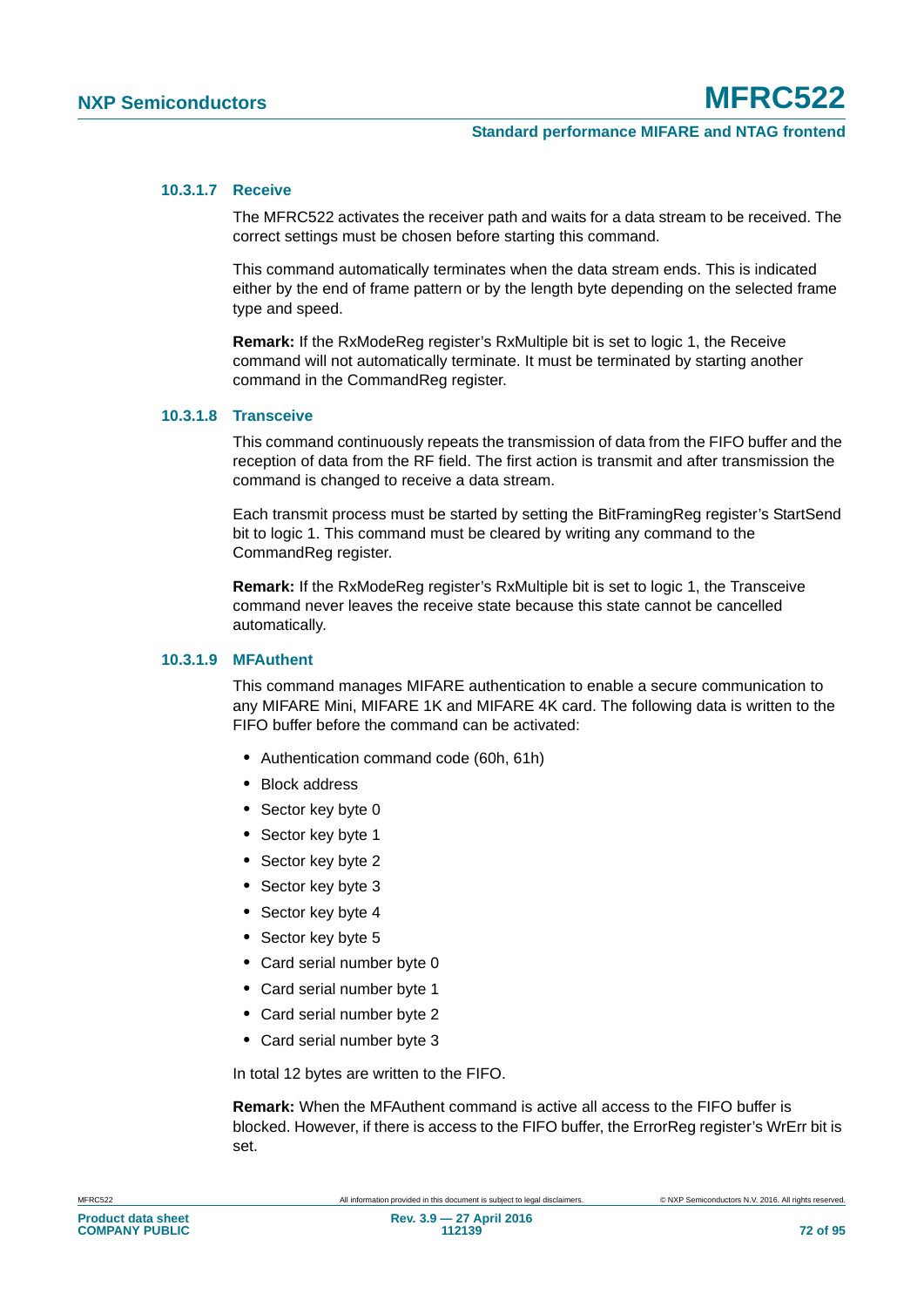#### 10.3.1.7 Receive

The MFRC522 activates the receiver path and waits for a data stream to be received. The correct settings must be chosen before starting this command.

This command automatically terminates when the data stream ends. This is indicated either by the end of frame pattern or by the length byte depending on the selected frame type and speed.

**Remark:** If the RxModeReg register's RxMultiple bit is set to logic 1, the Receive command will not automatically terminate. It must be terminated by starting another command in the CommandReg register.

#### 10.3.1.8 Transceive

This command continuously repeats the transmission of data from the FIFO buffer and the reception of data from the RF field. The first action is transmit and after transmission the command is changed to receive a data stream.

Each transmit process must be started by setting the BitFramingReg register's StartSend bit to logic 1. This command must be cleared by writing any command to the CommandReg register.

**Remark:** If the RxModeReg register's RxMultiple bit is set to logic 1, the Transceive command never leaves the receive state because this state cannot be cancelled automatically.

#### 10.3.1.9 MFAuthent

This command manages MIFARE authentication to enable a secure communication to any MIFARE Mini, MIFARE 1K and MIFARE 4K card. The following data is written to the FIFO buffer before the command can be activated:

- Authentication command code (60h, 61h)
- Block address
- Sector key byte 0
- Sector key byte 1
- Sector key byte 2
- Sector key byte 3
- Sector key byte 4
- Sector key byte 5
- Card serial number byte 0
- Card serial number byte 1
- Card serial number byte 2
- Card serial number byte 3

In total 12 bytes are written to the FIFO.

**Remark:** When the MFAuthent command is active all access to the FIFO buffer is blocked. However, if there is access to the FIFO buffer, the ErrorReg register's WrErr bit is set.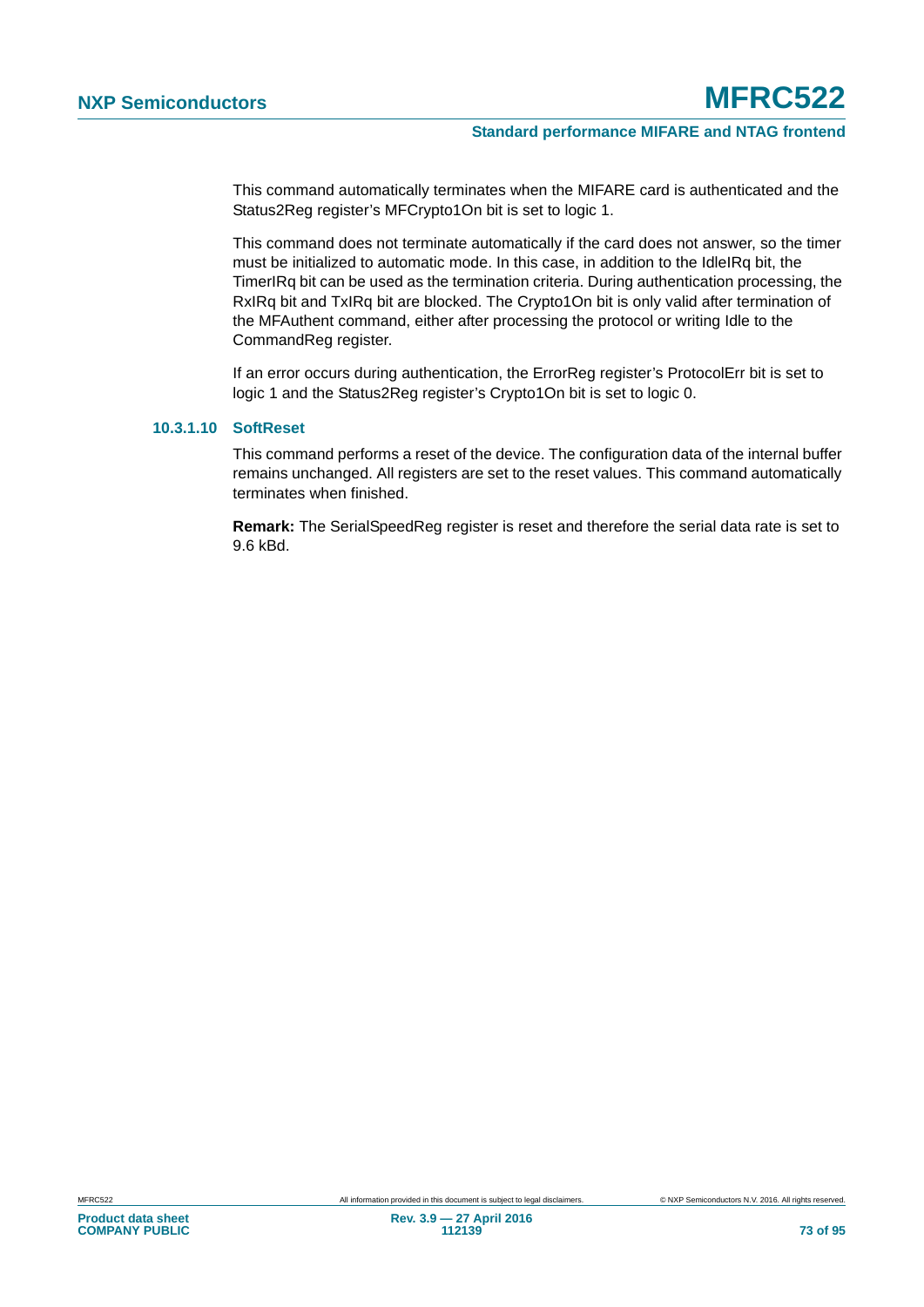This command automatically terminates when the MIFARE card is authenticated and the Status2Reg register's MFCrypto1On bit is set to logic 1.

This command does not terminate automatically if the card does not answer, so the timer must be initialized to automatic mode. In this case, in addition to the IdleIRq bit, the TimerIRq bit can be used as the termination criteria. During authentication processing, the RxIRq bit and TxIRq bit are blocked. The Crypto1On bit is only valid after termination of the MFAuthent command, either after processing the protocol or writing Idle to the CommandReg register.

If an error occurs during authentication, the ErrorReg register's ProtocolErr bit is set to logic 1 and the Status2Reg register's Crypto1On bit is set to logic 0.

#### 10.3.1.10 SoftReset

This command performs a reset of the device. The configuration data of the internal buffer remains unchanged. All registers are set to the reset values. This command automatically terminates when finished.

**Remark:** The SerialSpeedReg register is reset and therefore the serial data rate is set to 9.6 kBd.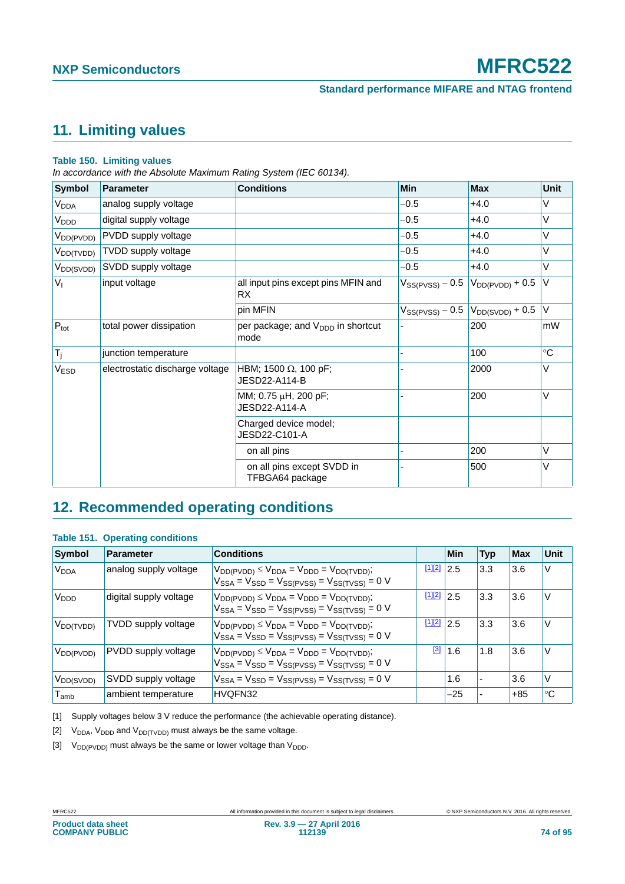## 11. Limiting values

**Table 150. Limiting values**

*In accordance with the Absolute Maximum Rating System (IEC 60134).*

| Symbol | Parameter | Conditions | Min | Max | Unit |
|---|---|---|---|---|---|
| $V_{DDA}$ | analog supply voltage | | −0.5 | +4.0 | V |
| $V_{DDD}$ | digital supply voltage | | −0.5 | +4.0 | V |
| $V_{DD(PVDD)}$ | PVDD supply voltage | | −0.5 | +4.0 | V |
| $V_{DD(TVDD)}$ | TVDD supply voltage | | −0.5 | +4.0 | V |
| $V_{DD(SVDD)}$ | SVDD supply voltage | | −0.5 | +4.0 | V |
| $V_I$ | input voltage | all input pins except pins MFIN and RX | $V_{SS(PVSS)} - 0.5$ | $V_{DD(PVDD)} + 0.5$ | V |
| | | pin MFIN | $V_{SS(PVSS)} - 0.5$ | $V_{DD(SVDD)} + 0.5$ | V |
| $P_{tot}$ | total power dissipation | per package; and $V_{DDD}$ in shortcut mode | - | 200 | mW |
| $T_j$ | junction temperature | | - | 100 | °C |
| $V_{ESD}$ | electrostatic discharge voltage | HBM; 1500 Ω, 100 pF; JESD22-A114-B | - | 2000 | V |
| | | MM; 0.75 μH, 200 pF; JESD22-A114-A | - | 200 | V |
| | | Charged device model; JESD22-C101-A | | | |
| | | on all pins | - | 200 | V |
| | | on all pins except SVDD in TFBGA64 package | - | 500 | V |

## 12. Recommended operating conditions

**Table 151. Operating conditions**

| Symbol | Parameter | Conditions | | Min | Typ | Max | Unit |
|---|---|---|---|---|---|---|---|
| $V_{DDA}$ | analog supply voltage | $V_{DD(PVDD)} \leq V_{DDA} = V_{DDD} = V_{DD(TVDD)}$; $V_{SSA} = V_{SSD} = V_{SS(PVSS)} = V_{SS(TVSS)} = 0$ V | [1][2] | 2.5 | 3.3 | 3.6 | V |
| $V_{DDD}$ | digital supply voltage | $V_{DD(PVDD)} \leq V_{DDA} = V_{DDD} = V_{DD(TVDD)}$; $V_{SSA} = V_{SSD} = V_{SS(PVSS)} = V_{SS(TVSS)} = 0$ V | [1][2] | 2.5 | 3.3 | 3.6 | V |
| $V_{DD(TVDD)}$ | TVDD supply voltage | $V_{DD(PVDD)} \leq V_{DDA} = V_{DDD} = V_{DD(TVDD)}$; $V_{SSA} = V_{SSD} = V_{SS(PVSS)} = V_{SS(TVSS)} = 0$ V | [1][2] | 2.5 | 3.3 | 3.6 | V |
| $V_{DD(PVDD)}$ | PVDD supply voltage | $V_{DD(PVDD)} \leq V_{DDA} = V_{DDD} = V_{DD(TVDD)}$; $V_{SSA} = V_{SSD} = V_{SS(PVSS)} = V_{SS(TVSS)} = 0$ V | [3] | 1.6 | 1.8 | 3.6 | V |
| $V_{DD(SVDD)}$ | SVDD supply voltage | $V_{SSA} = V_{SSD} = V_{SS(PVSS)} = V_{SS(TVSS)} = 0$ V | | 1.6 | - | 3.6 | V |
| $T_{amb}$ | ambient temperature | HVQFN32 | | −25 | - | +85 | °C |

[1] Supply voltages below 3 V reduce the performance (the achievable operating distance).

[2] $V_{DDA}$, $V_{DDD}$ and $V_{DD(TVDD)}$ must always be the same voltage.

[3] $V_{DD(PVDD)}$ must always be the same or lower voltage than $V_{DDD}$.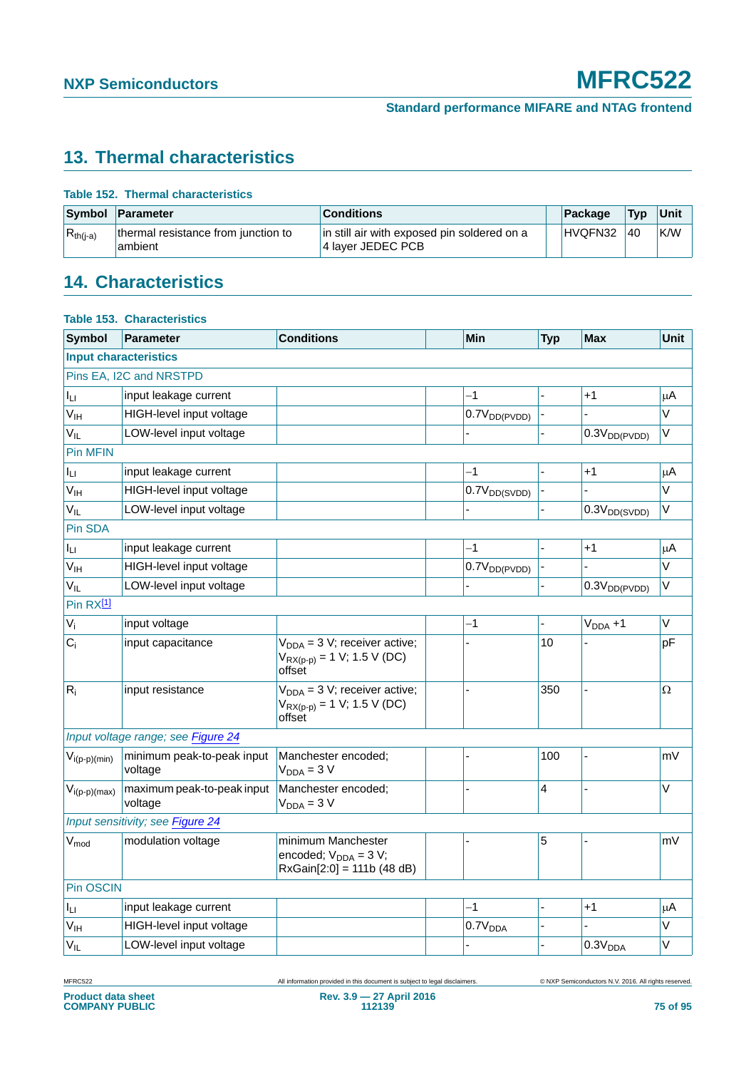## 13. Thermal characteristics

**Table 152. Thermal characteristics**

| Symbol | Parameter | Conditions | | Package | Typ | Unit |
|---|---|---|---|---|---|---|
| $R_{th(j-a)}$ | thermal resistance from junction to ambient | in still air with exposed pin soldered on a 4 layer JEDEC PCB | | HVQFN32 | 40 | K/W |

## 14. Characteristics

**Table 153. Characteristics**

| Symbol | Parameter | Conditions | | Min | Typ | Max | Unit |
|---|---|---|---|---|---|---|---|
| **Input characteristics** | | | | | | | |
| Pins EA, I2C and NRSTPD | | | | | | | |
| $I_{LI}$ | input leakage current | | | −1 | - | +1 | μA |
| $V_{IH}$ | HIGH-level input voltage | | | $0.7V_{DD(PVDD)}$ | - | - | V |
| $V_{IL}$ | LOW-level input voltage | | | - | - | $0.3V_{DD(PVDD)}$ | V |
| Pin MFIN | | | | | | | |
| $I_{LI}$ | input leakage current | | | −1 | - | +1 | μA |
| $V_{IH}$ | HIGH-level input voltage | | | $0.7V_{DD(SVDD)}$ | - | - | V |
| $V_{IL}$ | LOW-level input voltage | | | - | - | $0.3V_{DD(SVDD)}$ | V |
| Pin SDA | | | | | | | |
| $I_{LI}$ | input leakage current | | | −1 | - | +1 | μA |
| $V_{IH}$ | HIGH-level input voltage | | | $0.7V_{DD(PVDD)}$ | - | - | V |
| $V_{IL}$ | LOW-level input voltage | | | - | - | $0.3V_{DD(PVDD)}$ | V |
| Pin RX[1] | | | | | | | |
| $V_i$ | input voltage | | | −1 | - | $V_{DDA}$ +1 | V |
| $C_i$ | input capacitance | $V_{DDA}$ = 3 V; receiver active; $V_{RX(p-p)}$ = 1 V; 1.5 V (DC) offset | | - | 10 | - | pF |
| $R_i$ | input resistance | $V_{DDA}$ = 3 V; receiver active; $V_{RX(p-p)}$ = 1 V; 1.5 V (DC) offset | | - | 350 | - | Ω |
| *Input voltage range; see Figure 24* | | | | | | | |
| $V_{i(p-p)(min)}$ | minimum peak-to-peak input voltage | Manchester encoded; $V_{DDA}$ = 3 V | | - | 100 | - | mV |
| $V_{i(p-p)(max)}$ | maximum peak-to-peak input voltage | Manchester encoded; $V_{DDA}$ = 3 V | | - | 4 | - | V |
| *Input sensitivity; see Figure 24* | | | | | | | |
| $V_{mod}$ | modulation voltage | minimum Manchester encoded; $V_{DDA}$ = 3 V; RxGain[2:0] = 111b (48 dB) | | - | 5 | - | mV |
| Pin OSCIN | | | | | | | |
| $I_{LI}$ | input leakage current | | | −1 | - | +1 | μA |
| $V_{IH}$ | HIGH-level input voltage | | | $0.7V_{DDA}$ | - | - | V |
| $V_{IL}$ | LOW-level input voltage | | | - | - | $0.3V_{DDA}$ | V |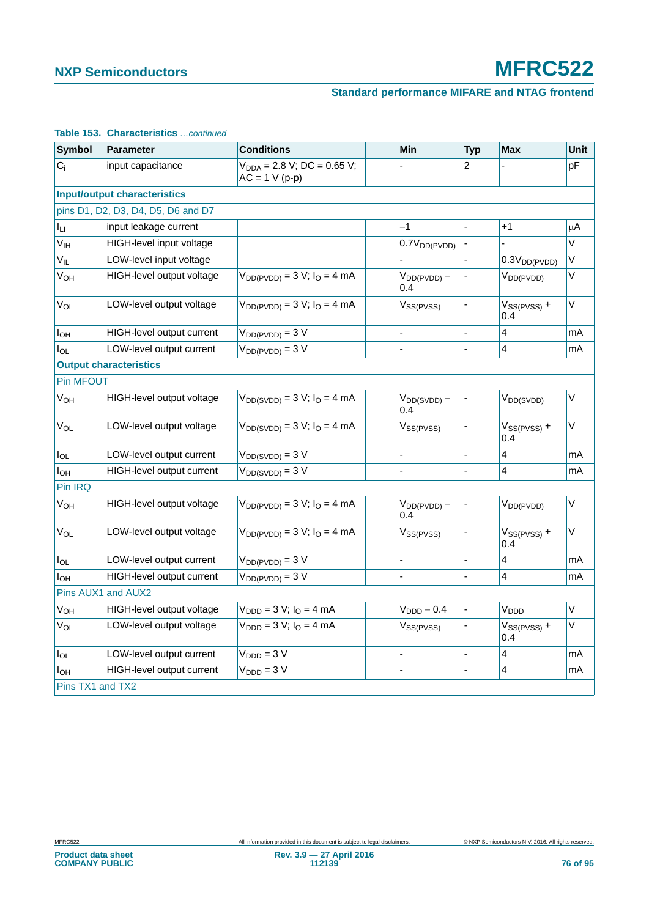**Table 153. Characteristics** *...continued*

| Symbol | Parameter | Conditions | | Min | Typ | Max | Unit |
|---|---|---|---|---|---|---|---|
| $C_i$ | input capacitance | $V_{DDA}$ = 2.8 V; DC = 0.65 V; AC = 1 V (p-p) | | - | 2 | - | pF |
| **Input/output characteristics** | | | | | | | |
| pins D1, D2, D3, D4, D5, D6 and D7 | | | | | | | |
| $I_{LI}$ | input leakage current | | | −1 | - | +1 | μA |
| $V_{IH}$ | HIGH-level input voltage | | | $0.7V_{DD(PVDD)}$ | - | - | V |
| $V_{IL}$ | LOW-level input voltage | | | - | - | $0.3V_{DD(PVDD)}$ | V |
| $V_{OH}$ | HIGH-level output voltage | $V_{DD(PVDD)}$ = 3 V; $I_O$ = 4 mA | | $V_{DD(PVDD)}$ − 0.4 | - | $V_{DD(PVDD)}$ | V |
| $V_{OL}$ | LOW-level output voltage | $V_{DD(PVDD)}$ = 3 V; $I_O$ = 4 mA | | $V_{SS(PVSS)}$ | - | $V_{SS(PVSS)}$ + 0.4 | V |
| $I_{OH}$ | HIGH-level output current | $V_{DD(PVDD)}$ = 3 V | | - | - | 4 | mA |
| $I_{OL}$ | LOW-level output current | $V_{DD(PVDD)}$ = 3 V | | - | - | 4 | mA |
| **Output characteristics** | | | | | | | |
| Pin MFOUT | | | | | | | |
| $V_{OH}$ | HIGH-level output voltage | $V_{DD(SVDD)}$ = 3 V; $I_O$ = 4 mA | | $V_{DD(SVDD)}$ − 0.4 | - | $V_{DD(SVDD)}$ | V |
| $V_{OL}$ | LOW-level output voltage | $V_{DD(SVDD)}$ = 3 V; $I_O$ = 4 mA | | $V_{SS(PVSS)}$ | - | $V_{SS(PVSS)}$ + 0.4 | V |
| $I_{OL}$ | LOW-level output current | $V_{DD(SVDD)}$ = 3 V | | - | - | 4 | mA |
| $I_{OH}$ | HIGH-level output current | $V_{DD(SVDD)}$ = 3 V | | - | - | 4 | mA |
| Pin IRQ | | | | | | | |
| $V_{OH}$ | HIGH-level output voltage | $V_{DD(PVDD)}$ = 3 V; $I_O$ = 4 mA | | $V_{DD(PVDD)}$ − 0.4 | - | $V_{DD(PVDD)}$ | V |
| $V_{OL}$ | LOW-level output voltage | $V_{DD(PVDD)}$ = 3 V; $I_O$ = 4 mA | | $V_{SS(PVSS)}$ | - | $V_{SS(PVSS)}$ + 0.4 | V |
| $I_{OL}$ | LOW-level output current | $V_{DD(PVDD)}$ = 3 V | | - | - | 4 | mA |
| $I_{OH}$ | HIGH-level output current | $V_{DD(PVDD)}$ = 3 V | | - | - | 4 | mA |
| Pins AUX1 and AUX2 | | | | | | | |
| $V_{OH}$ | HIGH-level output voltage | $V_{DDD}$ = 3 V; $I_O$ = 4 mA | | $V_{DDD}$ − 0.4 | - | $V_{DDD}$ | V |
| $V_{OL}$ | LOW-level output voltage | $V_{DDD}$ = 3 V; $I_O$ = 4 mA | | $V_{SS(PVSS)}$ | - | $V_{SS(PVSS)}$ + 0.4 | V |
| $I_{OL}$ | LOW-level output current | $V_{DDD}$ = 3 V | | - | - | 4 | mA |
| $I_{OH}$ | HIGH-level output current | $V_{DDD}$ = 3 V | | - | - | 4 | mA |
| Pins TX1 and TX2 | | | | | | | |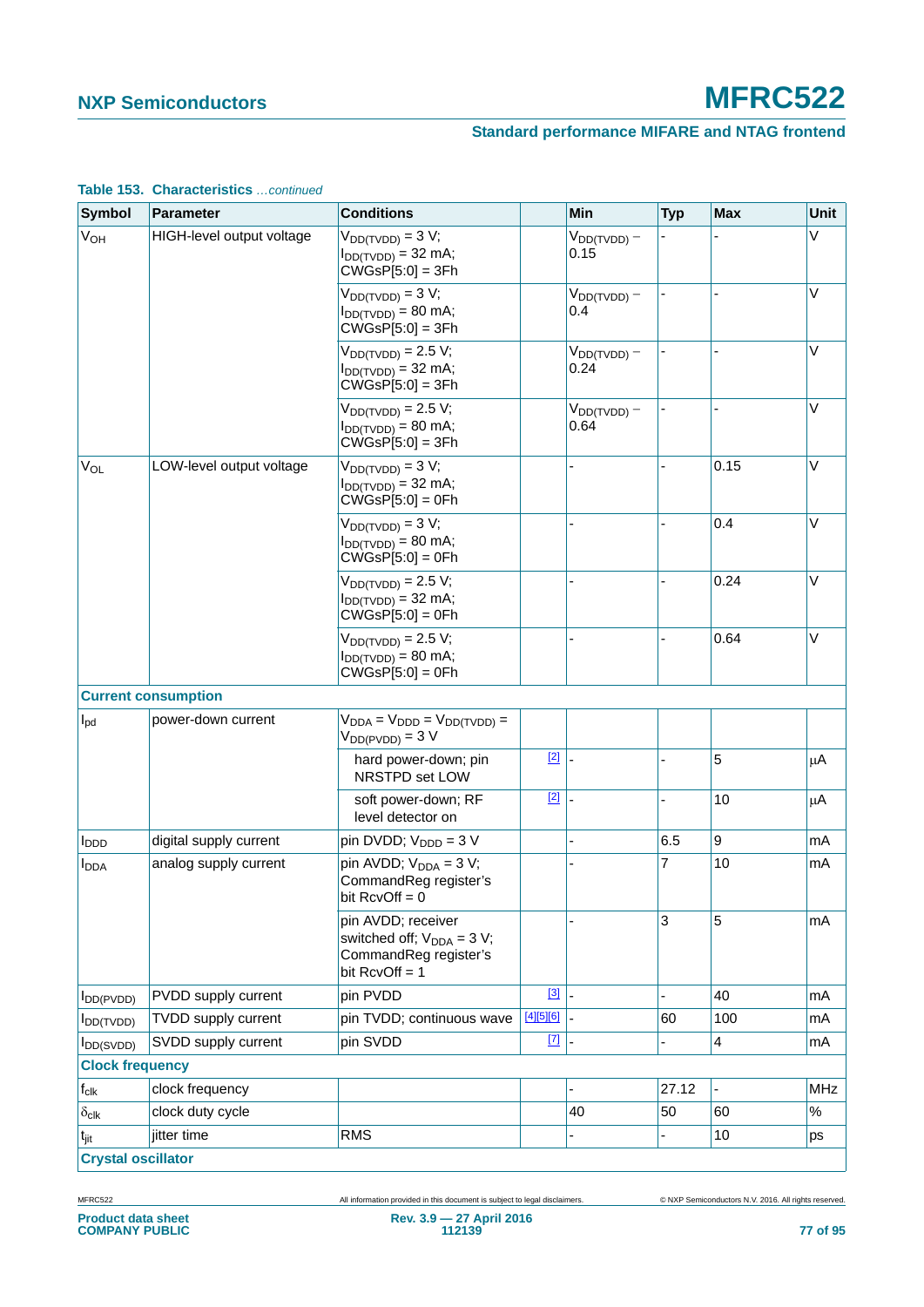**Table 153. Characteristics** *…continued*

| Symbol | Parameter | Conditions | | Min | Typ | Max | Unit |
|---|---|---|---|---|---|---|---|
| $V_{OH}$ | HIGH-level output voltage | $V_{DD(TVDD)}$ = 3 V; $I_{DD(TVDD)}$ = 32 mA; CWGsP[5:0] = 3Fh | | $V_{DD(TVDD)}$ − 0.15 | - | - | V |
| | | $V_{DD(TVDD)}$ = 3 V; $I_{DD(TVDD)}$ = 80 mA; CWGsP[5:0] = 3Fh | | $V_{DD(TVDD)}$ − 0.4 | - | - | V |
| | | $V_{DD(TVDD)}$ = 2.5 V; $I_{DD(TVDD)}$ = 32 mA; CWGsP[5:0] = 3Fh | | $V_{DD(TVDD)}$ − 0.24 | - | - | V |
| | | $V_{DD(TVDD)}$ = 2.5 V; $I_{DD(TVDD)}$ = 80 mA; CWGsP[5:0] = 3Fh | | $V_{DD(TVDD)}$ − 0.64 | - | - | V |
| $V_{OL}$ | LOW-level output voltage | $V_{DD(TVDD)}$ = 3 V; $I_{DD(TVDD)}$ = 32 mA; CWGsP[5:0] = 0Fh | | - | - | 0.15 | V |
| | | $V_{DD(TVDD)}$ = 3 V; $I_{DD(TVDD)}$ = 80 mA; CWGsP[5:0] = 0Fh | | - | - | 0.4 | V |
| | | $V_{DD(TVDD)}$ = 2.5 V; $I_{DD(TVDD)}$ = 32 mA; CWGsP[5:0] = 0Fh | | - | - | 0.24 | V |
| | | $V_{DD(TVDD)}$ = 2.5 V; $I_{DD(TVDD)}$ = 80 mA; CWGsP[5:0] = 0Fh | | - | - | 0.64 | V |
| **Current consumption** | | | | | | | |
| $I_{pd}$ | power-down current | $V_{DDA} = V_{DDD} = V_{DD(TVDD)} = V_{DD(PVDD)}$ = 3 V | | | | | |
| | | hard power-down; pin NRSTPD set LOW | [2] | - | - | 5 | µA |
| | | soft power-down; RF level detector on | [2] | - | - | 10 | µA |
| $I_{DDD}$ | digital supply current | pin DVDD; $V_{DDD}$ = 3 V | | - | 6.5 | 9 | mA |
| $I_{DDA}$ | analog supply current | pin AVDD; $V_{DDA}$ = 3 V; CommandReg register's bit RcvOff = 0 | | - | 7 | 10 | mA |
| | | pin AVDD; receiver switched off; $V_{DDA}$ = 3 V; CommandReg register's bit RcvOff = 1 | | - | 3 | 5 | mA |
| $I_{DD(PVDD)}$ | PVDD supply current | pin PVDD | [3] | - | - | 40 | mA |
| $I_{DD(TVDD)}$ | TVDD supply current | pin TVDD; continuous wave | [4][5][6] | - | 60 | 100 | mA |
| $I_{DD(SVDD)}$ | SVDD supply current | pin SVDD | [7] | - | - | 4 | mA |
| **Clock frequency** | | | | | | | |
| $f_{clk}$ | clock frequency | | | - | 27.12 | - | MHz |
| $\delta_{clk}$ | clock duty cycle | | | 40 | 50 | 60 | % |
| $t_{jit}$ | jitter time | RMS | | - | - | 10 | ps |
| **Crystal oscillator** | | | | | | | |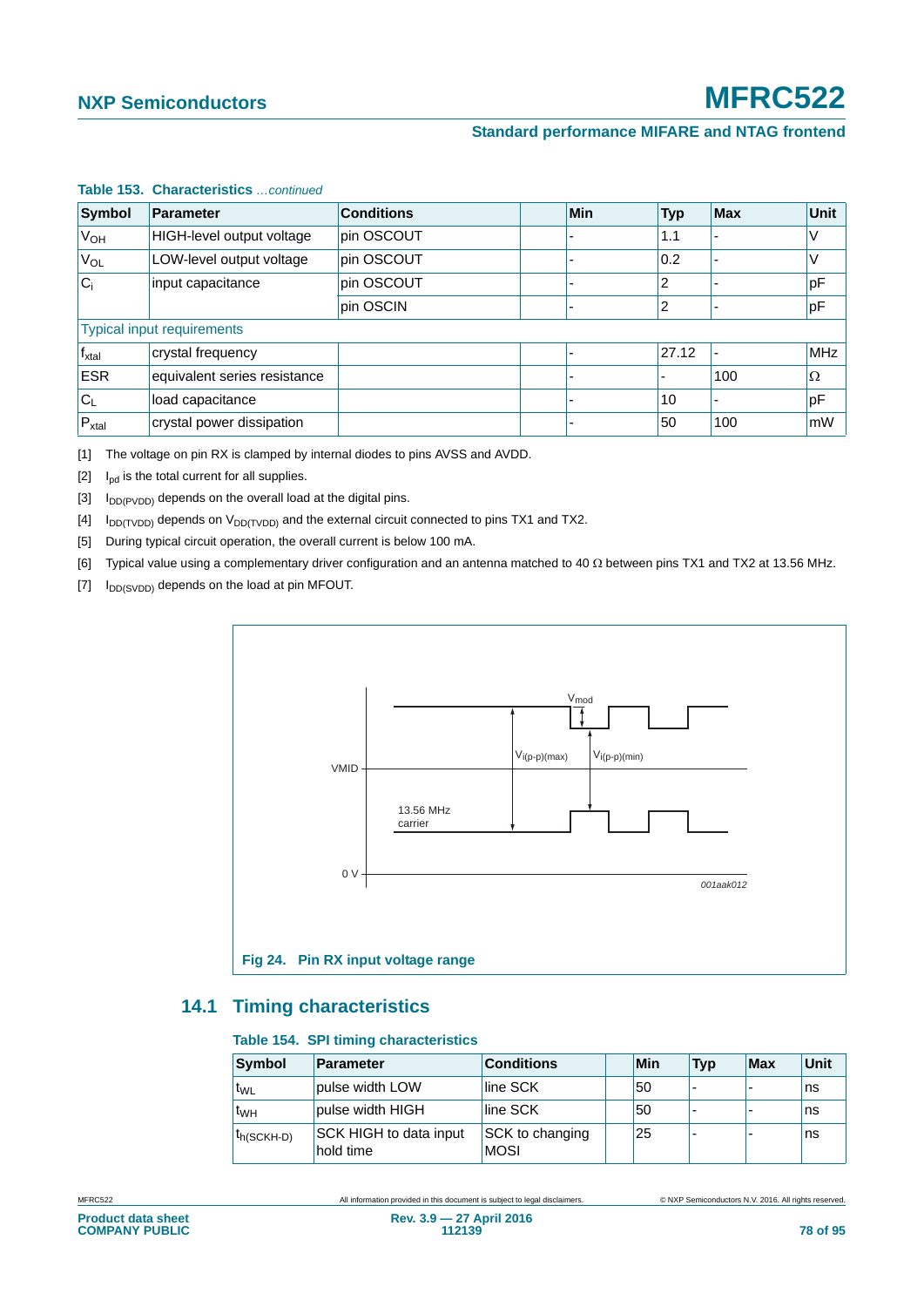**Table 153. Characteristics** *…continued*

| Symbol | Parameter | Conditions | Min | Typ | Max | Unit |
|---|---|---|---|---|---|---|
| $V_{OH}$ | HIGH-level output voltage | pin OSCOUT | - | 1.1 | - | V |
| $V_{OL}$ | LOW-level output voltage | pin OSCOUT | - | 0.2 | - | V |
| $C_i$ | input capacitance | pin OSCOUT | - | 2 | - | pF |
| | | pin OSCIN | - | 2 | - | pF |
| Typical input requirements | | | | | | |
| $f_{xtal}$ | crystal frequency | | - | 27.12 | - | MHz |
| ESR | equivalent series resistance | | - | - | 100 | Ω |
| $C_L$ | load capacitance | | - | 10 | - | pF |
| $P_{xtal}$ | crystal power dissipation | | - | 50 | 100 | mW |

[1] The voltage on pin RX is clamped by internal diodes to pins AVSS and AVDD.

[2] $I_{pd}$ is the total current for all supplies.

[3] $I_{DD(PVDD)}$ depends on the overall load at the digital pins.

[4] $I_{DD(TVDD)}$ depends on $V_{DD(TVDD)}$ and the external circuit connected to pins TX1 and TX2.

[5] During typical circuit operation, the overall current is below 100 mA.

[6] Typical value using a complementary driver configuration and an antenna matched to 40 Ω between pins TX1 and TX2 at 13.56 MHz.

[7] $I_{DD(SVDD)}$ depends on the load at pin MFOUT.

**Fig 24. Pin RX input voltage range**

## 14.1 Timing characteristics

**Table 154. SPI timing characteristics**

| Symbol | Parameter | Conditions | Min | Typ | Max | Unit |
|---|---|---|---|---|---|---|
| $t_{WL}$ | pulse width LOW | line SCK | 50 | - | - | ns |
| $t_{WH}$ | pulse width HIGH | line SCK | 50 | - | - | ns |
| $t_{h(SCKH-D)}$ | SCK HIGH to data input hold time | SCK to changing MOSI | 25 | - | - | ns |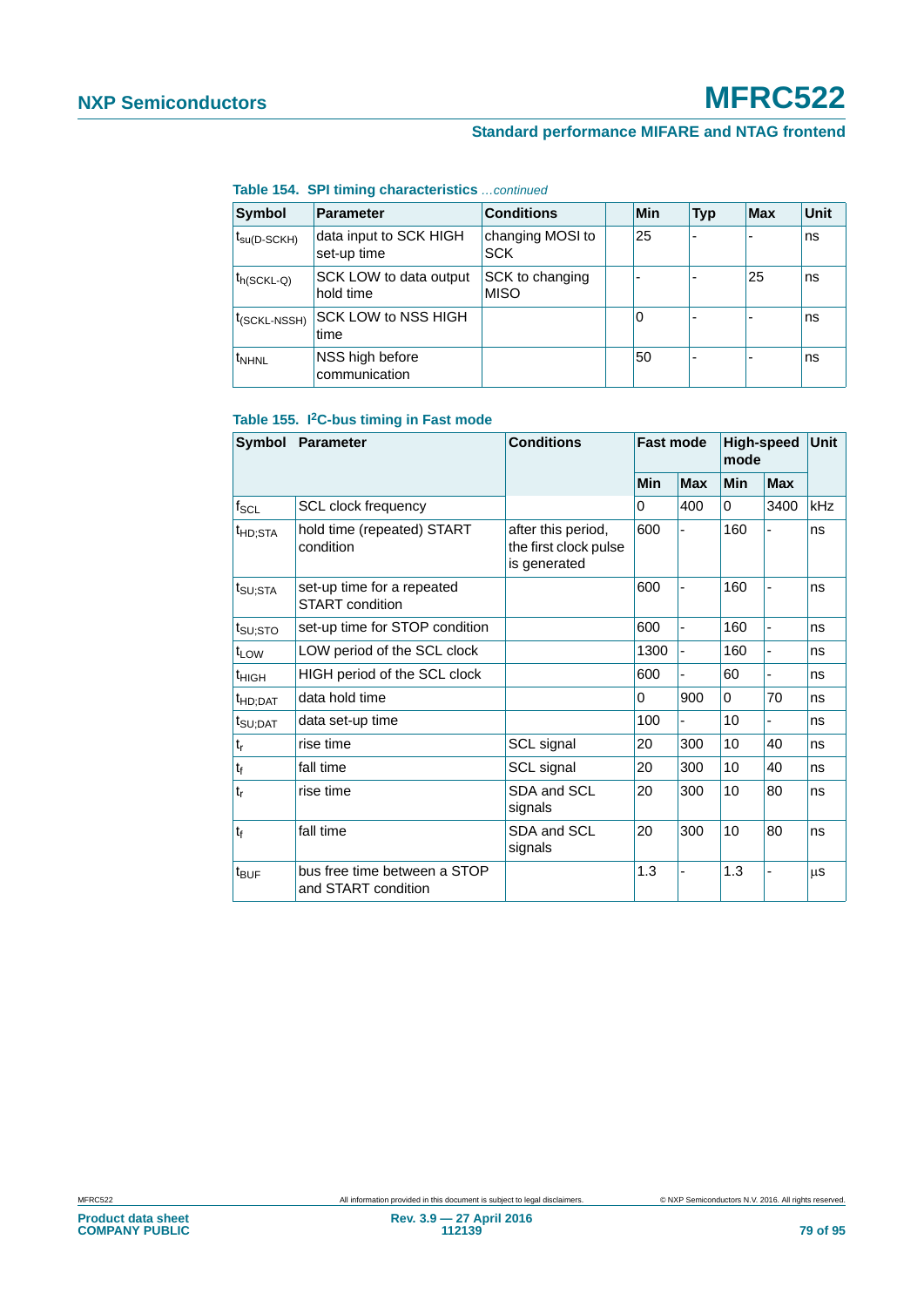**Table 154. SPI timing characteristics** *...continued*

| Symbol | Parameter | Conditions | | Min | Typ | Max | Unit |
|---|---|---|---|---|---|---|---|
| $t_{su(D-SCKH)}$ | data input to SCK HIGH set-up time | changing MOSI to SCK | | 25 | - | - | ns |
| $t_{h(SCKL-Q)}$ | SCK LOW to data output hold time | SCK to changing MISO | | - | - | 25 | ns |
| $t_{(SCKL-NSSH)}$ | SCK LOW to NSS HIGH time | | | 0 | - | - | ns |
| $t_{NHNL}$ | NSS high before communication | | | 50 | - | - | ns |

**Table 155. I²C-bus timing in Fast mode**

| Symbol | Parameter | Conditions | Fast mode | | High-speed mode | | Unit |
|---|---|---|---|---|---|---|---|
| | | | Min | Max | Min | Max | |
| $f_{SCL}$ | SCL clock frequency | | 0 | 400 | 0 | 3400 | kHz |
| $t_{HD;STA}$ | hold time (repeated) START condition | after this period, the first clock pulse is generated | 600 | - | 160 | - | ns |
| $t_{SU;STA}$ | set-up time for a repeated START condition | | 600 | - | 160 | - | ns |
| $t_{SU;STO}$ | set-up time for STOP condition | | 600 | - | 160 | - | ns |
| $t_{LOW}$ | LOW period of the SCL clock | | 1300 | - | 160 | - | ns |
| $t_{HIGH}$ | HIGH period of the SCL clock | | 600 | - | 60 | - | ns |
| $t_{HD;DAT}$ | data hold time | | 0 | 900 | 0 | 70 | ns |
| $t_{SU;DAT}$ | data set-up time | | 100 | - | 10 | - | ns |
| $t_r$ | rise time | SCL signal | 20 | 300 | 10 | 40 | ns |
| $t_f$ | fall time | SCL signal | 20 | 300 | 10 | 40 | ns |
| $t_r$ | rise time | SDA and SCL signals | 20 | 300 | 10 | 80 | ns |
| $t_f$ | fall time | SDA and SCL signals | 20 | 300 | 10 | 80 | ns |
| $t_{BUF}$ | bus free time between a STOP and START condition | | 1.3 | - | 1.3 | - | μs |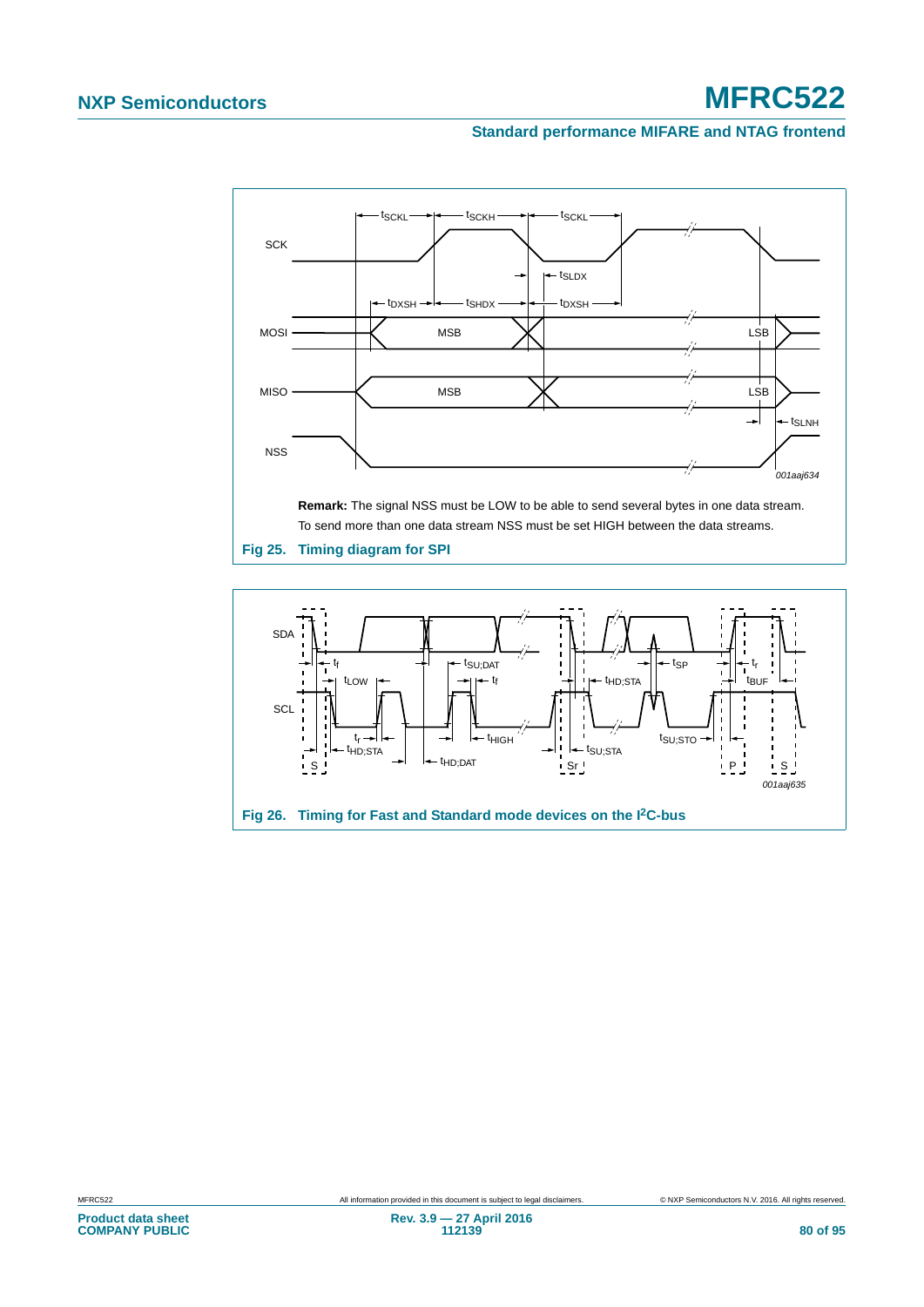**Remark:** The signal NSS must be LOW to be able to send several bytes in one data stream. To send more than one data stream NSS must be set HIGH between the data streams.

**Fig 25. Timing diagram for SPI**

**Fig 26. Timing for Fast and Standard mode devices on the I²C-bus**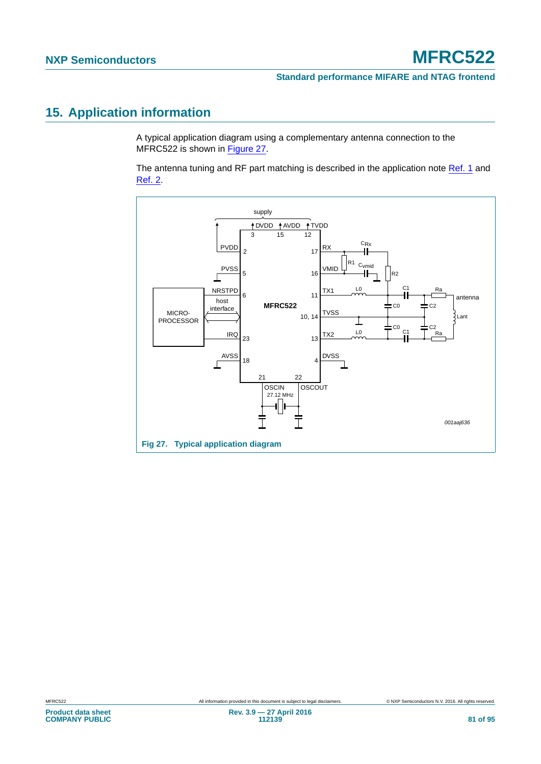# 15. Application information

A typical application diagram using a complementary antenna connection to the MFRC522 is shown in Figure 27.

The antenna tuning and RF part matching is described in the application note Ref. 1 and Ref. 2.

Fig 27. Typical application diagram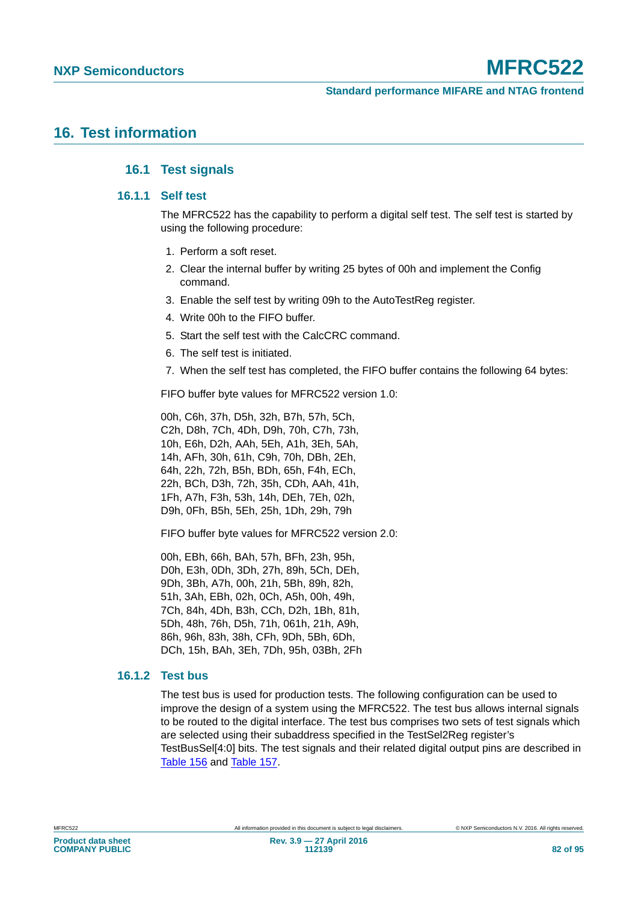## 16. Test information

### 16.1 Test signals

#### 16.1.1 Self test

The MFRC522 has the capability to perform a digital self test. The self test is started by using the following procedure:

1. Perform a soft reset.
2. Clear the internal buffer by writing 25 bytes of 00h and implement the Config command.
3. Enable the self test by writing 09h to the AutoTestReg register.
4. Write 00h to the FIFO buffer.
5. Start the self test with the CalcCRC command.
6. The self test is initiated.
7. When the self test has completed, the FIFO buffer contains the following 64 bytes:

FIFO buffer byte values for MFRC522 version 1.0:

00h, C6h, 37h, D5h, 32h, B7h, 57h, 5Ch,
C2h, D8h, 7Ch, 4Dh, D9h, 70h, C7h, 73h,
10h, E6h, D2h, AAh, 5Eh, A1h, 3Eh, 5Ah,
14h, AFh, 30h, 61h, C9h, 70h, DBh, 2Eh,
64h, 22h, 72h, B5h, BDh, 65h, F4h, ECh,
22h, BCh, D3h, 72h, 35h, CDh, AAh, 41h,
1Fh, A7h, F3h, 53h, 14h, DEh, 7Eh, 02h,
D9h, 0Fh, B5h, 5Eh, 25h, 1Dh, 29h, 79h

FIFO buffer byte values for MFRC522 version 2.0:

00h, EBh, 66h, BAh, 57h, BFh, 23h, 95h,
D0h, E3h, 0Dh, 3Dh, 27h, 89h, 5Ch, DEh,
9Dh, 3Bh, A7h, 00h, 21h, 5Bh, 89h, 82h,
51h, 3Ah, EBh, 02h, 0Ch, A5h, 00h, 49h,
7Ch, 84h, 4Dh, B3h, CCh, D2h, 1Bh, 81h,
5Dh, 48h, 76h, D5h, 71h, 061h, 21h, A9h,
86h, 96h, 83h, 38h, CFh, 9Dh, 5Bh, 6Dh,
DCh, 15h, BAh, 3Eh, 7Dh, 95h, 03Bh, 2Fh

#### 16.1.2 Test bus

The test bus is used for production tests. The following configuration can be used to improve the design of a system using the MFRC522. The test bus allows internal signals to be routed to the digital interface. The test bus comprises two sets of test signals which are selected using their subaddress specified in the TestSel2Reg register's TestBusSel[4:0] bits. The test signals and their related digital output pins are described in Table 156 and Table 157.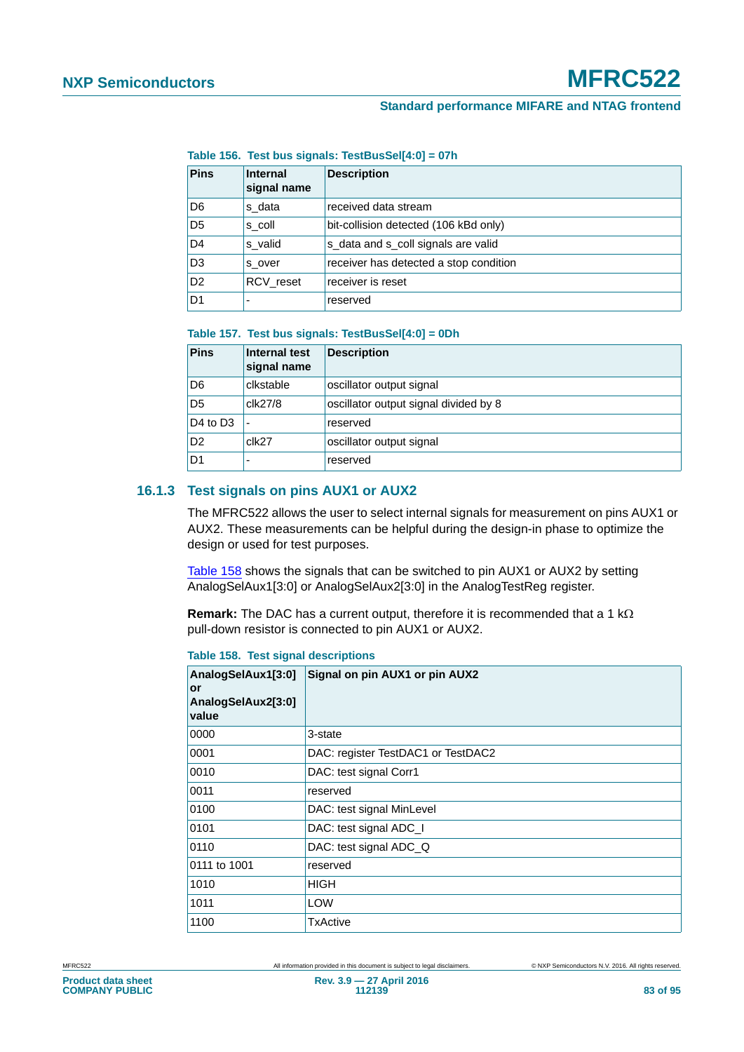**Table 156. Test bus signals: TestBusSel[4:0] = 07h**

| Pins | Internal signal name | Description |
|---|---|---|
| D6 | s_data | received data stream |
| D5 | s_coll | bit-collision detected (106 kBd only) |
| D4 | s_valid | s_data and s_coll signals are valid |
| D3 | s_over | receiver has detected a stop condition |
| D2 | RCV_reset | receiver is reset |
| D1 | - | reserved |

**Table 157. Test bus signals: TestBusSel[4:0] = 0Dh**

| Pins | Internal test signal name | Description |
|---|---|---|
| D6 | clkstable | oscillator output signal |
| D5 | clk27/8 | oscillator output signal divided by 8 |
| D4 to D3 | - | reserved |
| D2 | clk27 | oscillator output signal |
| D1 | - | reserved |

### 16.1.3 Test signals on pins AUX1 or AUX2

The MFRC522 allows the user to select internal signals for measurement on pins AUX1 or AUX2. These measurements can be helpful during the design-in phase to optimize the design or used for test purposes.

Table 158 shows the signals that can be switched to pin AUX1 or AUX2 by setting AnalogSelAux1[3:0] or AnalogSelAux2[3:0] in the AnalogTestReg register.

**Remark:** The DAC has a current output, therefore it is recommended that a 1 kΩ pull-down resistor is connected to pin AUX1 or AUX2.

**Table 158. Test signal descriptions**

| AnalogSelAux1[3:0] or AnalogSelAux2[3:0] value | Signal on pin AUX1 or pin AUX2 |
|---|---|
| 0000 | 3-state |
| 0001 | DAC: register TestDAC1 or TestDAC2 |
| 0010 | DAC: test signal Corr1 |
| 0011 | reserved |
| 0100 | DAC: test signal MinLevel |
| 0101 | DAC: test signal ADC_I |
| 0110 | DAC: test signal ADC_Q |
| 0111 to 1001 | reserved |
| 1010 | HIGH |
| 1011 | LOW |
| 1100 | TxActive |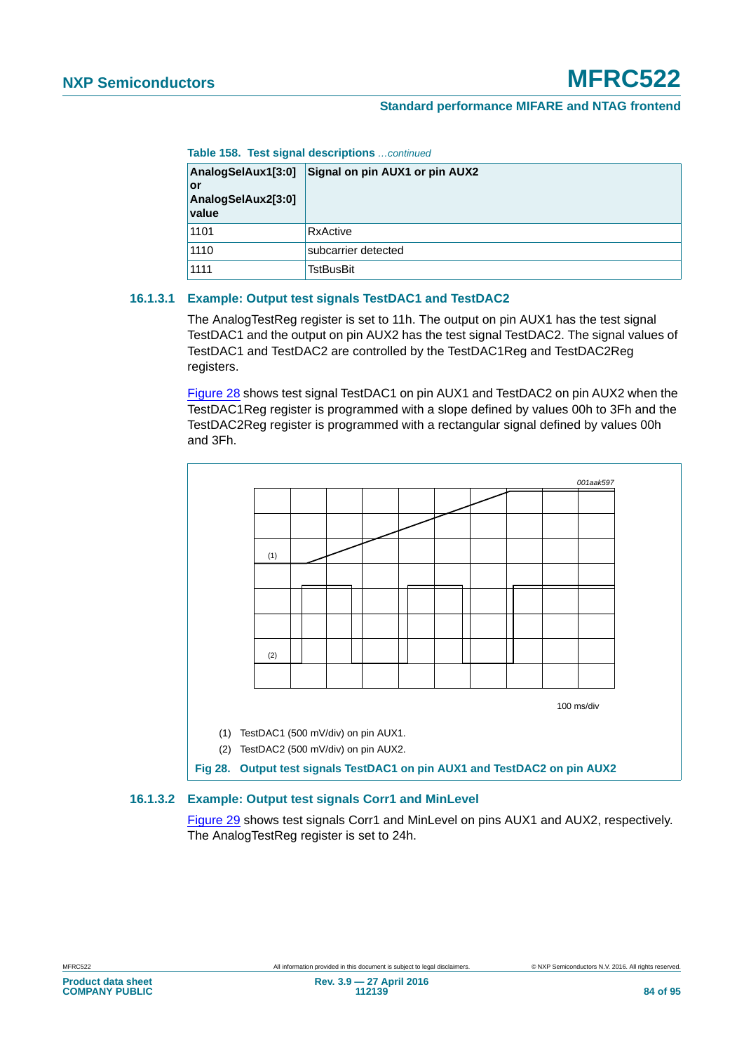**Table 158. Test signal descriptions** *...continued*

| AnalogSelAux1[3:0] or AnalogSelAux2[3:0] value | Signal on pin AUX1 or pin AUX2 |
|---|---|
| 1101 | RxActive |
| 1110 | subcarrier detected |
| 1111 | TstBusBit |

### 16.1.3.1 Example: Output test signals TestDAC1 and TestDAC2

The AnalogTestReg register is set to 11h. The output on pin AUX1 has the test signal TestDAC1 and the output on pin AUX2 has the test signal TestDAC2. The signal values of TestDAC1 and TestDAC2 are controlled by the TestDAC1Reg and TestDAC2Reg registers.

Figure 28 shows test signal TestDAC1 on pin AUX1 and TestDAC2 on pin AUX2 when the TestDAC1Reg register is programmed with a slope defined by values 00h to 3Fh and the TestDAC2Reg register is programmed with a rectangular signal defined by values 00h and 3Fh.

001aak597

100 ms/div

(1) TestDAC1 (500 mV/div) on pin AUX1.

(2) TestDAC2 (500 mV/div) on pin AUX2.

**Fig 28. Output test signals TestDAC1 on pin AUX1 and TestDAC2 on pin AUX2**

### 16.1.3.2 Example: Output test signals Corr1 and MinLevel

Figure 29 shows test signals Corr1 and MinLevel on pins AUX1 and AUX2, respectively. The AnalogTestReg register is set to 24h.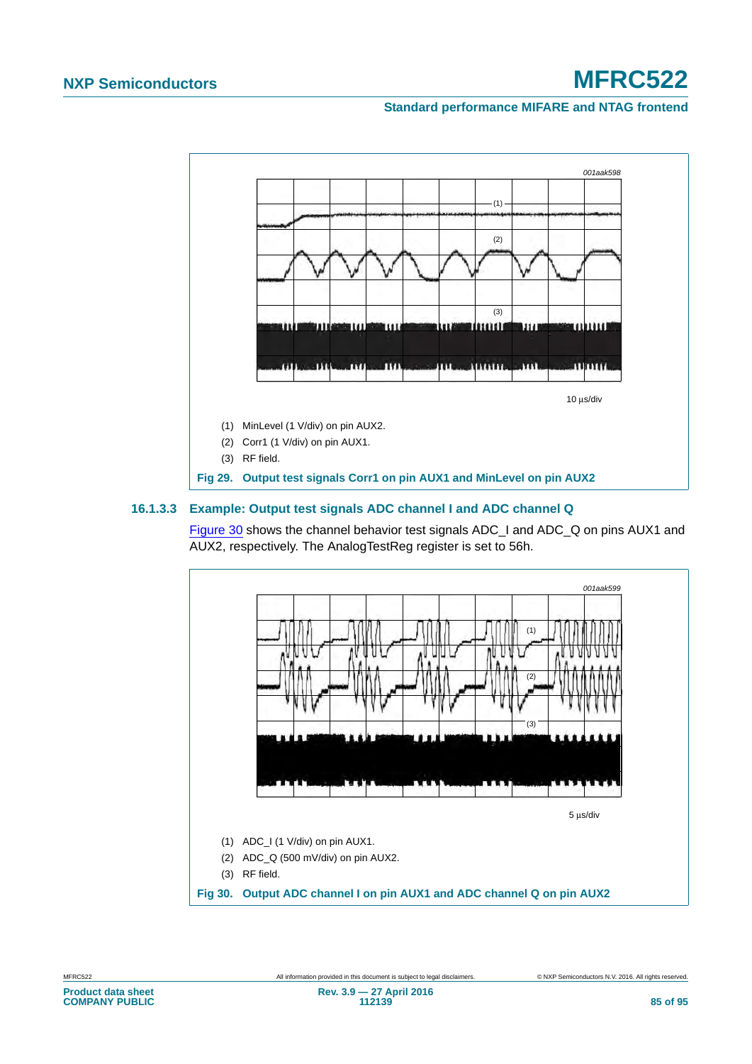001aak598

10 µs/div

(1) MinLevel (1 V/div) on pin AUX2.

(2) Corr1 (1 V/div) on pin AUX1.

(3) RF field.

**Fig 29. Output test signals Corr1 on pin AUX1 and MinLevel on pin AUX2**

### 16.1.3.3 Example: Output test signals ADC channel I and ADC channel Q

Figure 30 shows the channel behavior test signals ADC_I and ADC_Q on pins AUX1 and AUX2, respectively. The AnalogTestReg register is set to 56h.

001aak599

5 µs/div

(1) ADC_I (1 V/div) on pin AUX1.

(2) ADC_Q (500 mV/div) on pin AUX2.

(3) RF field.

**Fig 30. Output ADC channel I on pin AUX1 and ADC channel Q on pin AUX2**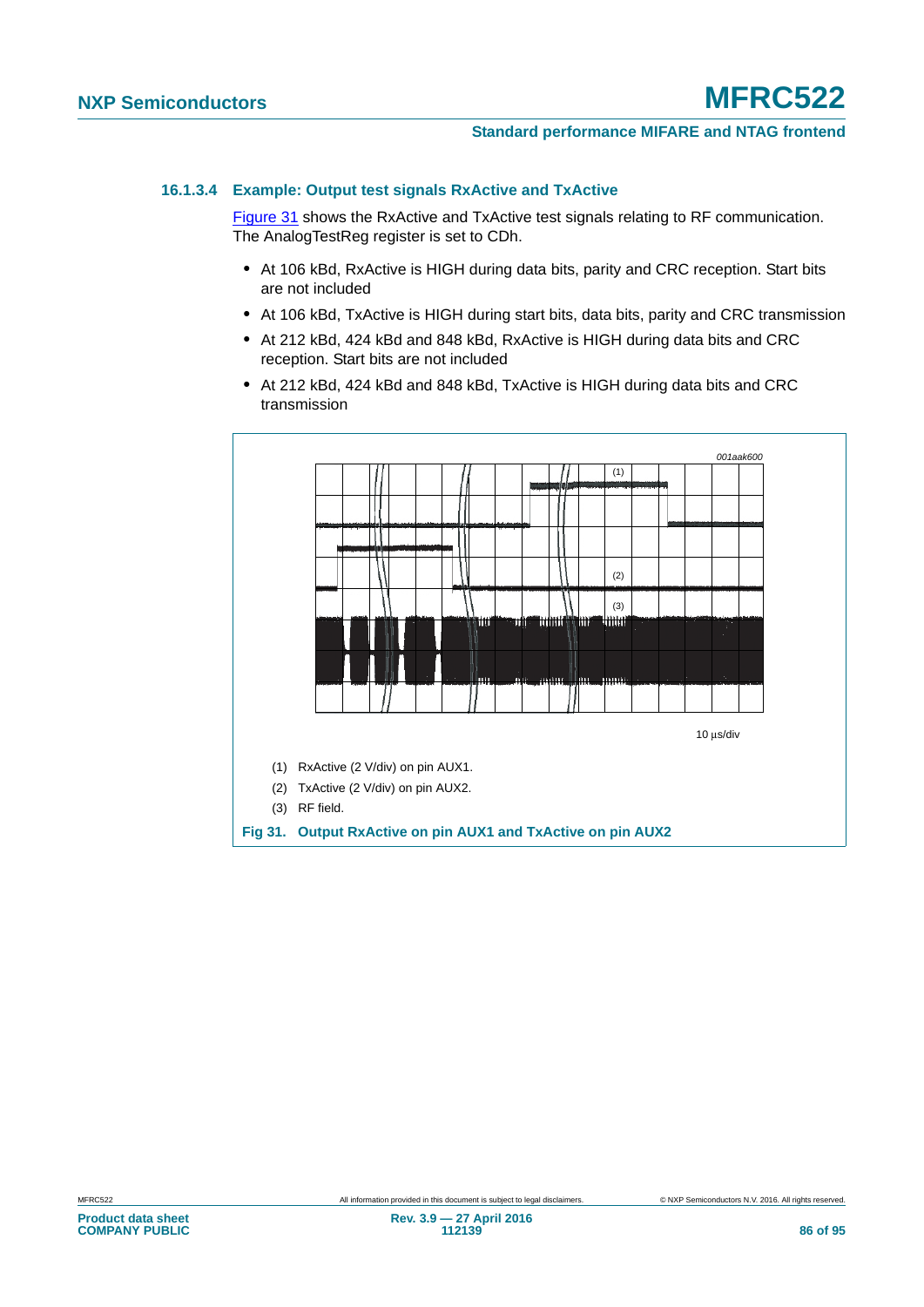#### 16.1.3.4 Example: Output test signals RxActive and TxActive

Figure 31 shows the RxActive and TxActive test signals relating to RF communication. The AnalogTestReg register is set to CDh.

- At 106 kBd, RxActive is HIGH during data bits, parity and CRC reception. Start bits are not included
- At 106 kBd, TxActive is HIGH during start bits, data bits, parity and CRC transmission
- At 212 kBd, 424 kBd and 848 kBd, RxActive is HIGH during data bits and CRC reception. Start bits are not included
- At 212 kBd, 424 kBd and 848 kBd, TxActive is HIGH during data bits and CRC transmission

001aak600

10 μs/div

(1) RxActive (2 V/div) on pin AUX1.

(2) TxActive (2 V/div) on pin AUX2.

(3) RF field.

**Fig 31. Output RxActive on pin AUX1 and TxActive on pin AUX2**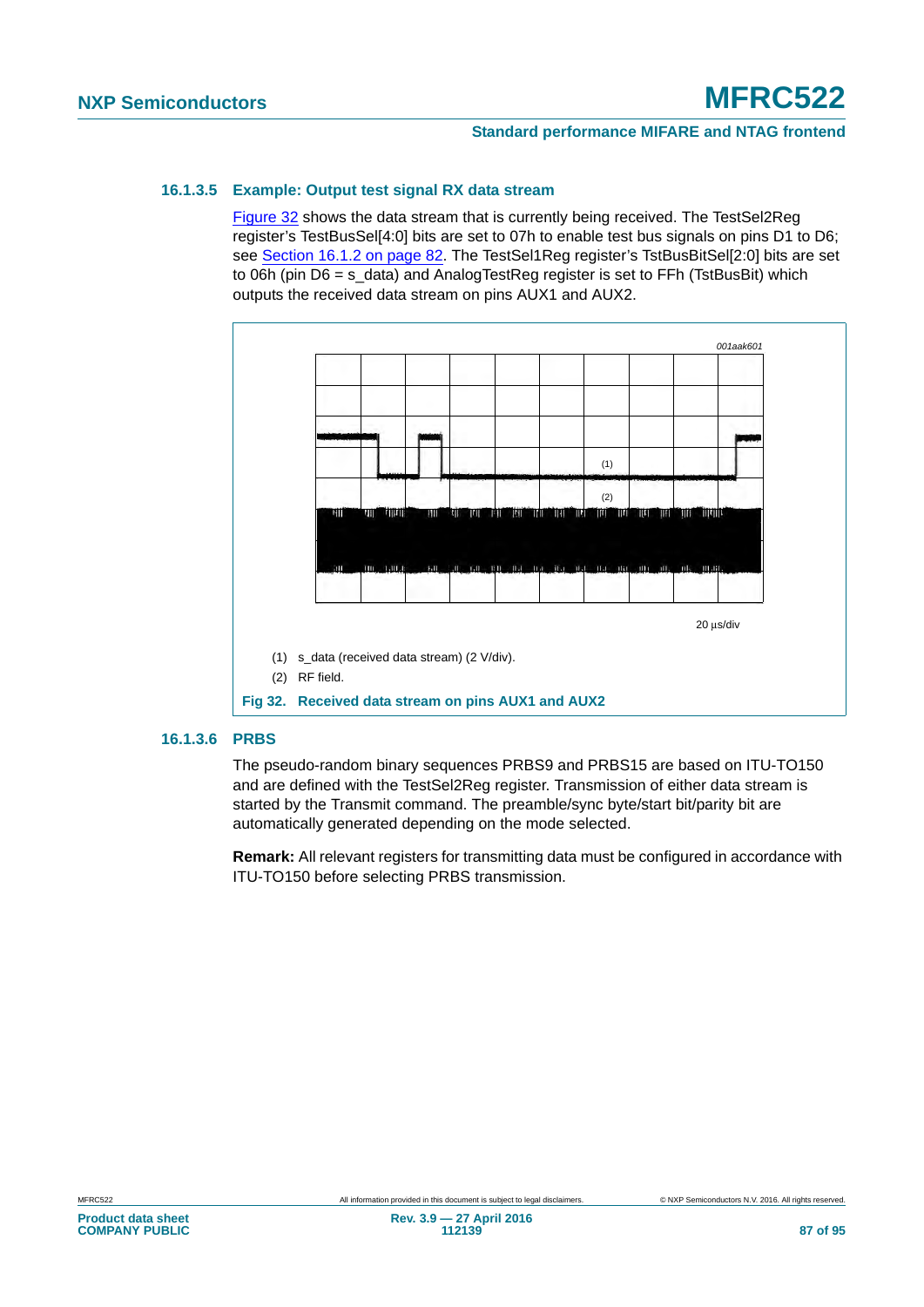#### 16.1.3.5 Example: Output test signal RX data stream

Figure 32 shows the data stream that is currently being received. The TestSel2Reg register's TestBusSel[4:0] bits are set to 07h to enable test bus signals on pins D1 to D6; see Section 16.1.2 on page 82. The TestSel1Reg register's TstBusBitSel[2:0] bits are set to 06h (pin D6 = s_data) and AnalogTestReg register is set to FFh (TstBusBit) which outputs the received data stream on pins AUX1 and AUX2.

001aak601

20 µs/div

(1) s_data (received data stream) (2 V/div).

(2) RF field.

**Fig 32. Received data stream on pins AUX1 and AUX2**

#### 16.1.3.6 PRBS

The pseudo-random binary sequences PRBS9 and PRBS15 are based on ITU-TO150 and are defined with the TestSel2Reg register. Transmission of either data stream is started by the Transmit command. The preamble/sync byte/start bit/parity bit are automatically generated depending on the mode selected.

**Remark:** All relevant registers for transmitting data must be configured in accordance with ITU-TO150 before selecting PRBS transmission.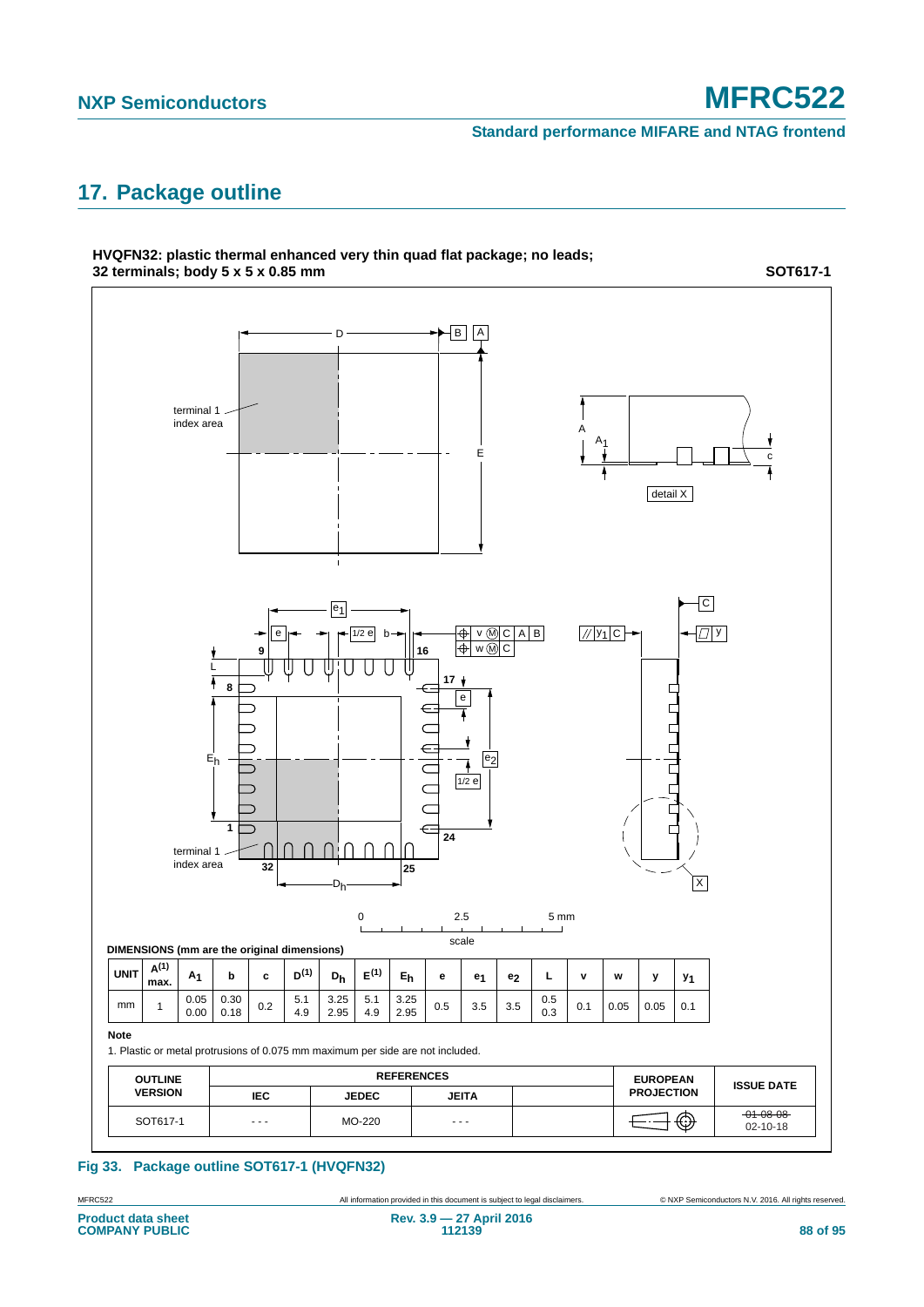## 17. Package outline

**HVQFN32: plastic thermal enhanced very thin quad flat package; no leads; 32 terminals; body 5 x 5 x 0.85 mm** — **SOT617-1**

**DIMENSIONS (mm are the original dimensions)**

| UNIT | $A^{(1)}$ max. | $A_1$ | b | c | $D^{(1)}$ | $D_h$ | $E^{(1)}$ | $E_h$ | e | $e_1$ | $e_2$ | L | v | w | y | $y_1$ |
|---|---|---|---|---|---|---|---|---|---|---|---|---|---|---|---|---|
| mm | 1 | 0.05<br>0.00 | 0.30<br>0.18 | 0.2 | 5.1<br>4.9 | 3.25<br>2.95 | 5.1<br>4.9 | 3.25<br>2.95 | 0.5 | 3.5 | 3.5 | 0.5<br>0.3 | 0.1 | 0.05 | 0.05 | 0.1 |

**Note**

1. Plastic or metal protrusions of 0.075 mm maximum per side are not included.

| OUTLINE VERSION | REFERENCES IEC | REFERENCES JEDEC | REFERENCES JEITA | | EUROPEAN PROJECTION | ISSUE DATE |
|---|---|---|---|---|---|---|
| SOT617-1 | - - - | MO-220 | - - - | | | ~~01-08-08~~<br>02-10-18 |

**Fig 33. Package outline SOT617-1 (HVQFN32)**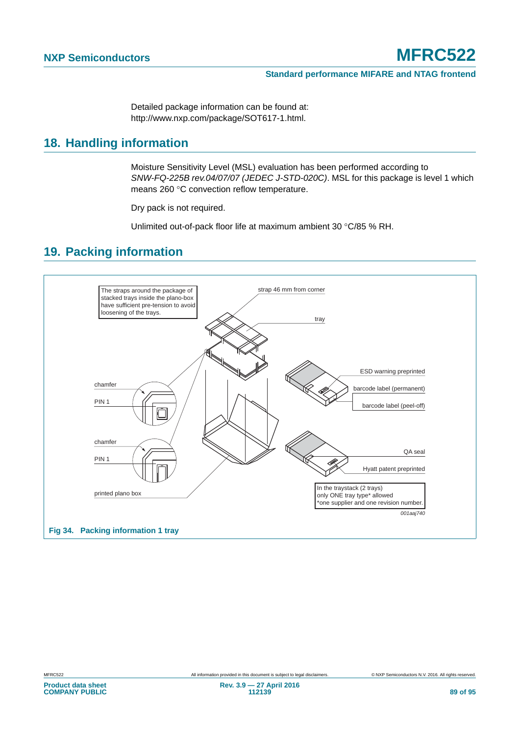Detailed package information can be found at: http://www.nxp.com/package/SOT617-1.html.

## 18. Handling information

Moisture Sensitivity Level (MSL) evaluation has been performed according to *SNW-FQ-225B rev.04/07/07 (JEDEC J-STD-020C)*. MSL for this package is level 1 which means 260 °C convection reflow temperature.

Dry pack is not required.

Unlimited out-of-pack floor life at maximum ambient 30 °C/85 % RH.

## 19. Packing information

The straps around the package of stacked trays inside the plano-box have sufficient pre-tension to avoid loosening of the trays.

strap 46 mm from corner

tray

chamfer

PIN 1

chamfer

PIN 1

printed plano box

ESD warning preprinted

barcode label (permanent)

barcode label (peel-off)

QA seal

Hyatt patent preprinted

In the traystack (2 trays) only ONE tray type* allowed
*one supplier and one revision number.

001aaj740

**Fig 34. Packing information 1 tray**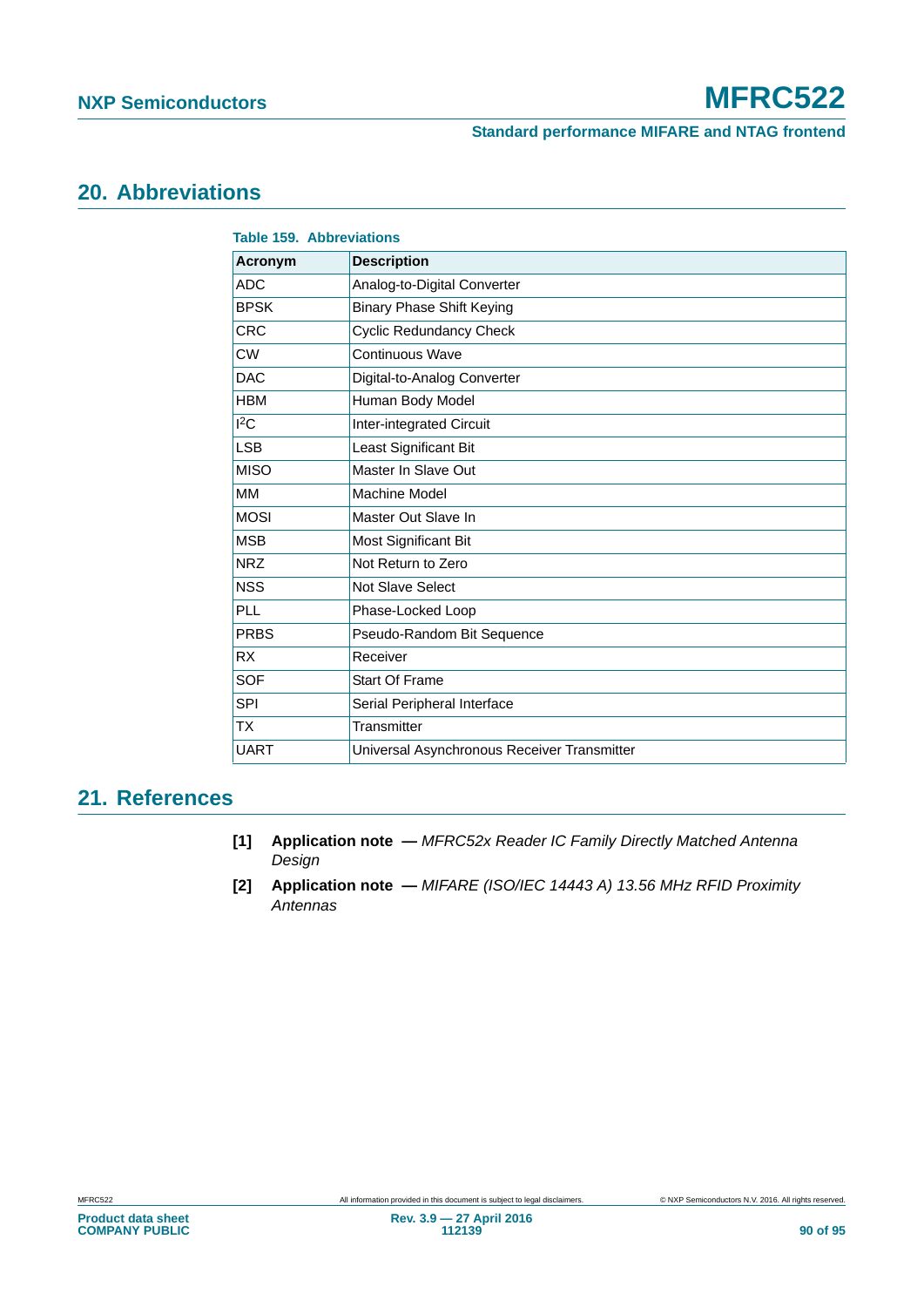## 20. Abbreviations

**Table 159. Abbreviations**

| Acronym | Description |
|---|---|
| ADC | Analog-to-Digital Converter |
| BPSK | Binary Phase Shift Keying |
| CRC | Cyclic Redundancy Check |
| CW | Continuous Wave |
| DAC | Digital-to-Analog Converter |
| HBM | Human Body Model |
| $I^2C$ | Inter-integrated Circuit |
| LSB | Least Significant Bit |
| MISO | Master In Slave Out |
| MM | Machine Model |
| MOSI | Master Out Slave In |
| MSB | Most Significant Bit |
| NRZ | Not Return to Zero |
| NSS | Not Slave Select |
| PLL | Phase-Locked Loop |
| PRBS | Pseudo-Random Bit Sequence |
| RX | Receiver |
| SOF | Start Of Frame |
| SPI | Serial Peripheral Interface |
| TX | Transmitter |
| UART | Universal Asynchronous Receiver Transmitter |

## 21. References

**[1]** **Application note —** *MFRC52x Reader IC Family Directly Matched Antenna Design*

**[2]** **Application note —** *MIFARE (ISO/IEC 14443 A) 13.56 MHz RFID Proximity Antennas*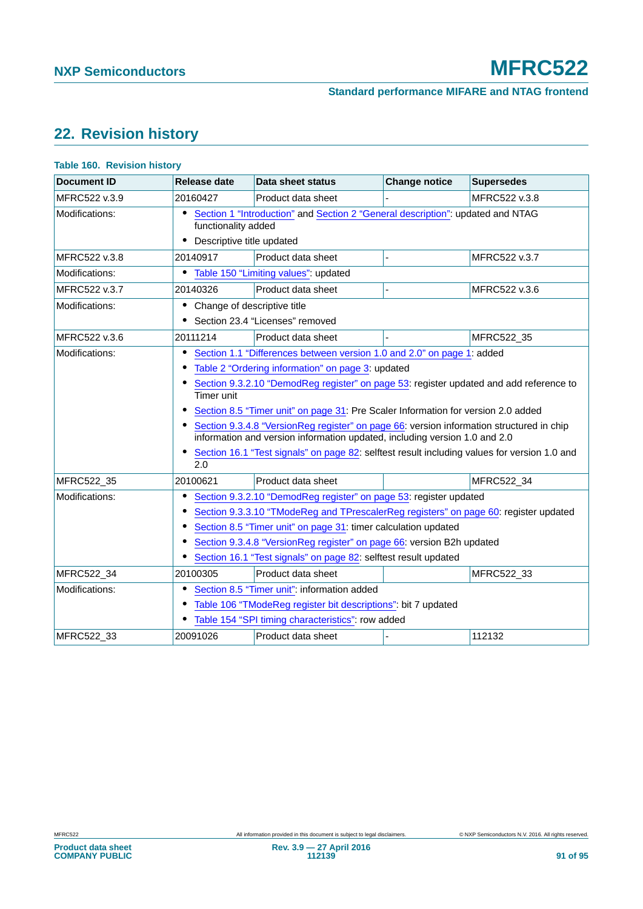## 22. Revision history

**Table 160. Revision history**

| Document ID | Release date | Data sheet status | Change notice | Supersedes |
|---|---|---|---|---|
| MFRC522 v.3.9 | 20160427 | Product data sheet | - | MFRC522 v.3.8 |
| Modifications: | • Section 1 “Introduction” and Section 2 “General description”: updated and NTAG functionality added<br>• Descriptive title updated | | | |
| MFRC522 v.3.8 | 20140917 | Product data sheet | - | MFRC522 v.3.7 |
| Modifications: | • Table 150 “Limiting values”: updated | | | |
| MFRC522 v.3.7 | 20140326 | Product data sheet | - | MFRC522 v.3.6 |
| Modifications: | • Change of descriptive title<br>• Section 23.4 “Licenses” removed | | | |
| MFRC522 v.3.6 | 20111214 | Product data sheet | - | MFRC522_35 |
| Modifications: | • Section 1.1 “Differences between version 1.0 and 2.0” on page 1: added<br>• Table 2 “Ordering information” on page 3: updated<br>• Section 9.3.2.10 “DemodReg register” on page 53: register updated and add reference to Timer unit<br>• Section 8.5 “Timer unit” on page 31: Pre Scaler Information for version 2.0 added<br>• Section 9.3.4.8 “VersionReg register” on page 66: version information structured in chip information and version information updated, including version 1.0 and 2.0<br>• Section 16.1 “Test signals” on page 82: selftest result including values for version 1.0 and 2.0 | | | |
| MFRC522_35 | 20100621 | Product data sheet | | MFRC522_34 |
| Modifications: | • Section 9.3.2.10 “DemodReg register” on page 53: register updated<br>• Section 9.3.3.10 “TModeReg and TPrescalerReg registers” on page 60: register updated<br>• Section 8.5 “Timer unit” on page 31: timer calculation updated<br>• Section 9.3.4.8 “VersionReg register” on page 66: version B2h updated<br>• Section 16.1 “Test signals” on page 82: selftest result updated | | | |
| MFRC522_34 | 20100305 | Product data sheet | | MFRC522_33 |
| Modifications: | • Section 8.5 “Timer unit”: information added<br>• Table 106 “TModeReg register bit descriptions”: bit 7 updated<br>• Table 154 “SPI timing characteristics”: row added | | | |
| MFRC522_33 | 20091026 | Product data sheet | - | 112132 |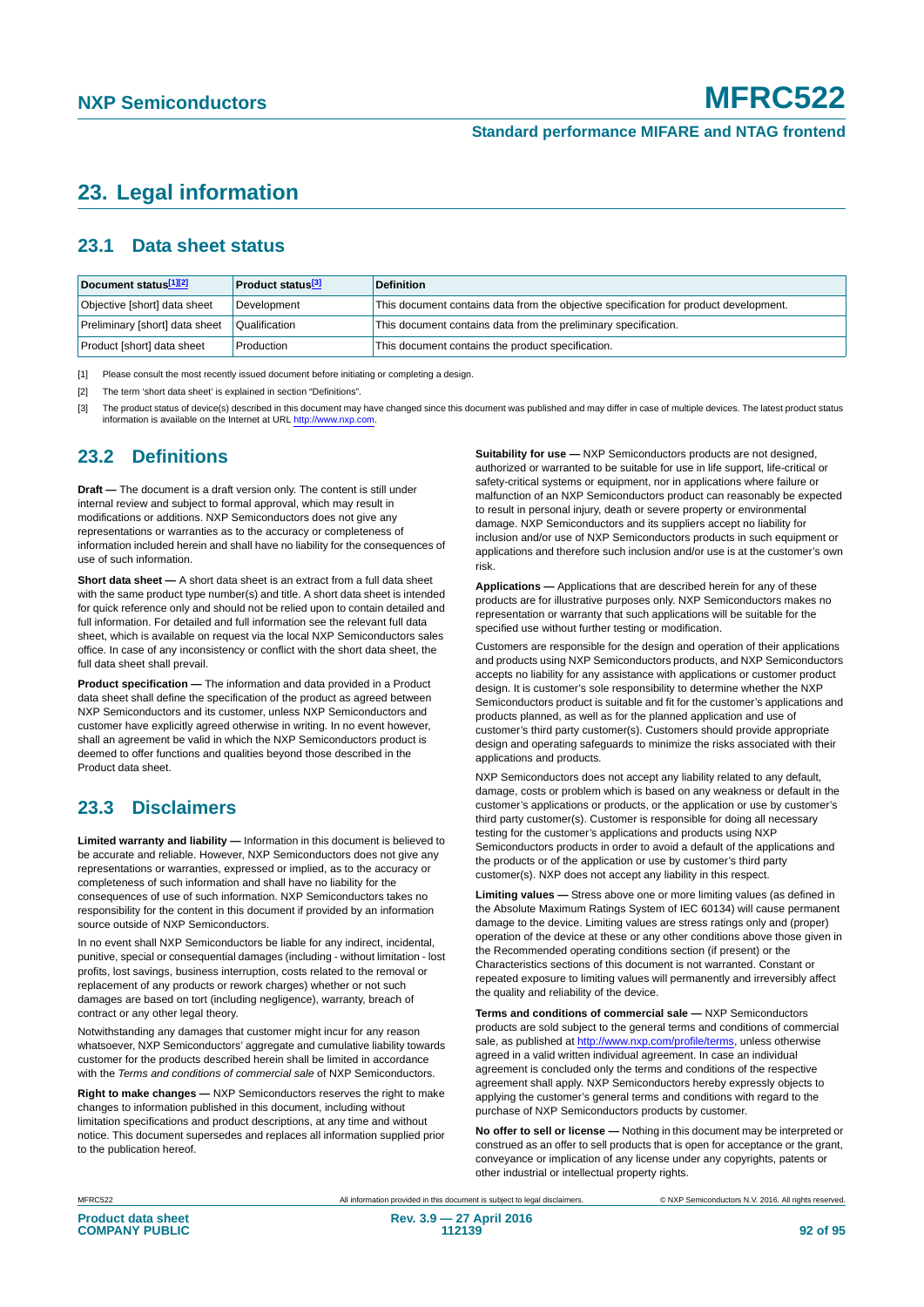# 23. Legal information

## 23.1 Data sheet status

| Document status[1][2] | Product status[3] | Definition |
|---|---|---|
| Objective [short] data sheet | Development | This document contains data from the objective specification for product development. |
| Preliminary [short] data sheet | Qualification | This document contains data from the preliminary specification. |
| Product [short] data sheet | Production | This document contains the product specification. |

[1] Please consult the most recently issued document before initiating or completing a design.

[2] The term 'short data sheet' is explained in section "Definitions".

[3] The product status of device(s) described in this document may have changed since this document was published and may differ in case of multiple devices. The latest product status information is available on the Internet at URL http://www.nxp.com.

## 23.2 Definitions

**Draft —** The document is a draft version only. The content is still under internal review and subject to formal approval, which may result in modifications or additions. NXP Semiconductors does not give any representations or warranties as to the accuracy or completeness of information included herein and shall have no liability for the consequences of use of such information.

**Short data sheet —** A short data sheet is an extract from a full data sheet with the same product type number(s) and title. A short data sheet is intended for quick reference only and should not be relied upon to contain detailed and full information. For detailed and full information see the relevant full data sheet, which is available on request via the local NXP Semiconductors sales office. In case of any inconsistency or conflict with the short data sheet, the full data sheet shall prevail.

**Product specification —** The information and data provided in a Product data sheet shall define the specification of the product as agreed between NXP Semiconductors and its customer, unless NXP Semiconductors and customer have explicitly agreed otherwise in writing. In no event however, shall an agreement be valid in which the NXP Semiconductors product is deemed to offer functions and qualities beyond those described in the Product data sheet.

## 23.3 Disclaimers

**Limited warranty and liability —** Information in this document is believed to be accurate and reliable. However, NXP Semiconductors does not give any representations or warranties, expressed or implied, as to the accuracy or completeness of such information and shall have no liability for the consequences of use of such information. NXP Semiconductors takes no responsibility for the content in this document if provided by an information source outside of NXP Semiconductors.

In no event shall NXP Semiconductors be liable for any indirect, incidental, punitive, special or consequential damages (including - without limitation - lost profits, lost savings, business interruption, costs related to the removal or replacement of any products or rework charges) whether or not such damages are based on tort (including negligence), warranty, breach of contract or any other legal theory.

Notwithstanding any damages that customer might incur for any reason whatsoever, NXP Semiconductors' aggregate and cumulative liability towards customer for the products described herein shall be limited in accordance with the *Terms and conditions of commercial sale* of NXP Semiconductors.

**Right to make changes —** NXP Semiconductors reserves the right to make changes to information published in this document, including without limitation specifications and product descriptions, at any time and without notice. This document supersedes and replaces all information supplied prior to the publication hereof.

**Suitability for use —** NXP Semiconductors products are not designed, authorized or warranted to be suitable for use in life support, life-critical or safety-critical systems or equipment, nor in applications where failure or malfunction of an NXP Semiconductors product can reasonably be expected to result in personal injury, death or severe property or environmental damage. NXP Semiconductors and its suppliers accept no liability for inclusion and/or use of NXP Semiconductors products in such equipment or applications and therefore such inclusion and/or use is at the customer's own risk.

**Applications —** Applications that are described herein for any of these products are for illustrative purposes only. NXP Semiconductors makes no representation or warranty that such applications will be suitable for the specified use without further testing or modification.

Customers are responsible for the design and operation of their applications and products using NXP Semiconductors products, and NXP Semiconductors accepts no liability for any assistance with applications or customer product design. It is customer's sole responsibility to determine whether the NXP Semiconductors product is suitable and fit for the customer's applications and products planned, as well as for the planned application and use of customer's third party customer(s). Customers should provide appropriate design and operating safeguards to minimize the risks associated with their applications and products.

NXP Semiconductors does not accept any liability related to any default, damage, costs or problem which is based on any weakness or default in the customer's applications or products, or the application or use by customer's third party customer(s). Customer is responsible for doing all necessary testing for the customer's applications and products using NXP Semiconductors products in order to avoid a default of the applications and the products or of the application or use by customer's third party customer(s). NXP does not accept any liability in this respect.

**Limiting values —** Stress above one or more limiting values (as defined in the Absolute Maximum Ratings System of IEC 60134) will cause permanent damage to the device. Limiting values are stress ratings only and (proper) operation of the device at these or any other conditions above those given in the Recommended operating conditions section (if present) or the Characteristics sections of this document is not warranted. Constant or repeated exposure to limiting values will permanently and irreversibly affect the quality and reliability of the device.

**Terms and conditions of commercial sale —** NXP Semiconductors products are sold subject to the general terms and conditions of commercial sale, as published at http://www.nxp.com/profile/terms, unless otherwise agreed in a valid written individual agreement. In case an individual agreement is concluded only the terms and conditions of the respective agreement shall apply. NXP Semiconductors hereby expressly objects to applying the customer's general terms and conditions with regard to the purchase of NXP Semiconductors products by customer.

**No offer to sell or license —** Nothing in this document may be interpreted or construed as an offer to sell products that is open for acceptance or the grant, conveyance or implication of any license under any copyrights, patents or other industrial or intellectual property rights.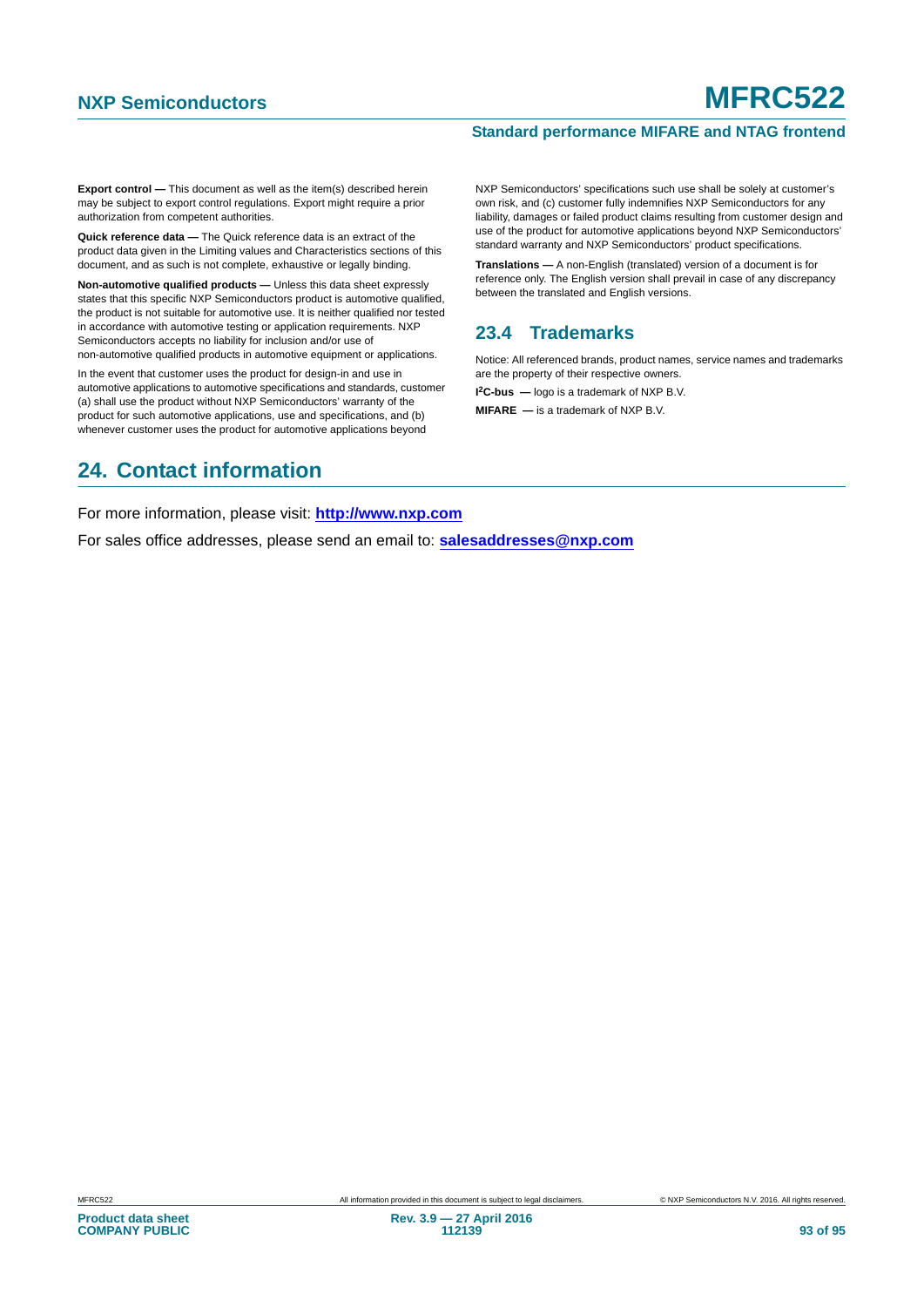**Export control —** This document as well as the item(s) described herein may be subject to export control regulations. Export might require a prior authorization from competent authorities.

**Quick reference data —** The Quick reference data is an extract of the product data given in the Limiting values and Characteristics sections of this document, and as such is not complete, exhaustive or legally binding.

**Non-automotive qualified products —** Unless this data sheet expressly states that this specific NXP Semiconductors product is automotive qualified, the product is not suitable for automotive use. It is neither qualified nor tested in accordance with automotive testing or application requirements. NXP Semiconductors accepts no liability for inclusion and/or use of non-automotive qualified products in automotive equipment or applications.

In the event that customer uses the product for design-in and use in automotive applications to automotive specifications and standards, customer (a) shall use the product without NXP Semiconductors' warranty of the product for such automotive applications, use and specifications, and (b) whenever customer uses the product for automotive applications beyond NXP Semiconductors' specifications such use shall be solely at customer's own risk, and (c) customer fully indemnifies NXP Semiconductors for any liability, damages or failed product claims resulting from customer design and use of the product for automotive applications beyond NXP Semiconductors' standard warranty and NXP Semiconductors' product specifications.

**Translations —** A non-English (translated) version of a document is for reference only. The English version shall prevail in case of any discrepancy between the translated and English versions.

### 23.4 Trademarks

Notice: All referenced brands, product names, service names and trademarks are the property of their respective owners.

**I$^2$C-bus —** logo is a trademark of NXP B.V.

**MIFARE —** is a trademark of NXP B.V.

## 24. Contact information

For more information, please visit: **http://www.nxp.com**

For sales office addresses, please send an email to: **salesaddresses@nxp.com**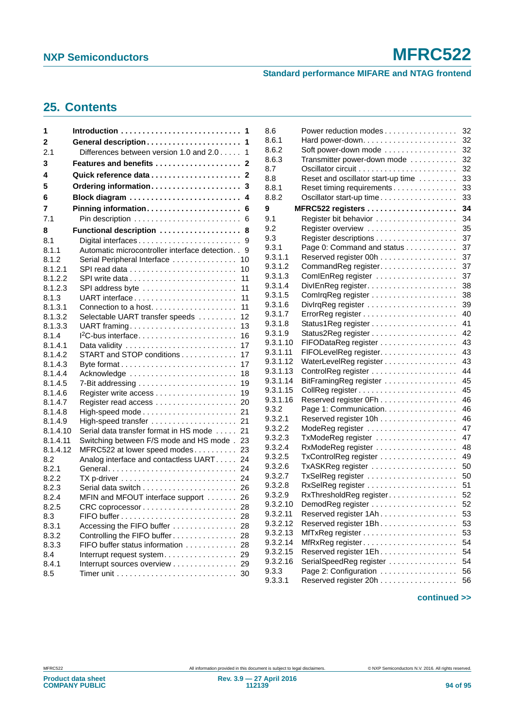## 25. Contents

| | | |
|---|---|---|
| **1** | **Introduction** | **1** |
| **2** | **General description** | **1** |
| 2.1 | Differences between version 1.0 and 2.0 | 1 |
| **3** | **Features and benefits** | **2** |
| **4** | **Quick reference data** | **2** |
| **5** | **Ordering information** | **3** |
| **6** | **Block diagram** | **4** |
| **7** | **Pinning information** | **6** |
| 7.1 | Pin description | 6 |
| **8** | **Functional description** | **8** |
| 8.1 | Digital interfaces | 9 |
| 8.1.1 | Automatic microcontroller interface detection | 9 |
| 8.1.2 | Serial Peripheral Interface | 10 |
| 8.1.2.1 | SPI read data | 10 |
| 8.1.2.2 | SPI write data | 11 |
| 8.1.2.3 | SPI address byte | 11 |
| 8.1.3 | UART interface | 11 |
| 8.1.3.1 | Connection to a host | 11 |
| 8.1.3.2 | Selectable UART transfer speeds | 12 |
| 8.1.3.3 | UART framing | 13 |
| 8.1.4 | I2C-bus interface | 16 |
| 8.1.4.1 | Data validity | 17 |
| 8.1.4.2 | START and STOP conditions | 17 |
| 8.1.4.3 | Byte format | 17 |
| 8.1.4.4 | Acknowledge | 18 |
| 8.1.4.5 | 7-Bit addressing | 19 |
| 8.1.4.6 | Register write access | 19 |
| 8.1.4.7 | Register read access | 20 |
| 8.1.4.8 | High-speed mode | 21 |
| 8.1.4.9 | High-speed transfer | 21 |
| 8.1.4.10 | Serial data transfer format in HS mode | 21 |
| 8.1.4.11 | Switching between F/S mode and HS mode | 23 |
| 8.1.4.12 | MFRC522 at lower speed modes | 23 |
| 8.2 | Analog interface and contactless UART | 24 |
| 8.2.1 | General | 24 |
| 8.2.2 | TX p-driver | 24 |
| 8.2.3 | Serial data switch | 26 |
| 8.2.4 | MFIN and MFOUT interface support | 26 |
| 8.2.5 | CRC coprocessor | 28 |
| 8.3 | FIFO buffer | 28 |
| 8.3.1 | Accessing the FIFO buffer | 28 |
| 8.3.2 | Controlling the FIFO buffer | 28 |
| 8.3.3 | FIFO buffer status information | 28 |
| 8.4 | Interrupt request system | 29 |
| 8.4.1 | Interrupt sources overview | 29 |
| 8.5 | Timer unit | 30 |
| 8.6 | Power reduction modes | 32 |
| 8.6.1 | Hard power-down | 32 |
| 8.6.2 | Soft power-down mode | 32 |
| 8.6.3 | Transmitter power-down mode | 32 |
| 8.7 | Oscillator circuit | 32 |
| 8.8 | Reset and oscillator start-up time | 33 |
| 8.8.1 | Reset timing requirements | 33 |
| 8.8.2 | Oscillator start-up time | 33 |
| **9** | **MFRC522 registers** | **34** |
| 9.1 | Register bit behavior | 34 |
| 9.2 | Register overview | 35 |
| 9.3 | Register descriptions | 37 |
| 9.3.1 | Page 0: Command and status | 37 |
| 9.3.1.1 | Reserved register 00h | 37 |
| 9.3.1.2 | CommandReg register | 37 |
| 9.3.1.3 | ComIEnReg register | 37 |
| 9.3.1.4 | DivIEnReg register | 38 |
| 9.3.1.5 | ComIrqReg register | 38 |
| 9.3.1.6 | DivIrqReg register | 39 |
| 9.3.1.7 | ErrorReg register | 40 |
| 9.3.1.8 | Status1Reg register | 41 |
| 9.3.1.9 | Status2Reg register | 42 |
| 9.3.1.10 | FIFODataReg register | 43 |
| 9.3.1.11 | FIFOLevelReg register | 43 |
| 9.3.1.12 | WaterLevelReg register | 43 |
| 9.3.1.13 | ControlReg register | 44 |
| 9.3.1.14 | BitFramingReg register | 45 |
| 9.3.1.15 | CollReg register | 45 |
| 9.3.1.16 | Reserved register 0Fh | 46 |
| 9.3.2 | Page 1: Communication | 46 |
| 9.3.2.1 | Reserved register 10h | 46 |
| 9.3.2.2 | ModeReg register | 47 |
| 9.3.2.3 | TxModeReg register | 47 |
| 9.3.2.4 | RxModeReg register | 48 |
| 9.3.2.5 | TxControlReg register | 49 |
| 9.3.2.6 | TxASKReg register | 50 |
| 9.3.2.7 | TxSelReg register | 50 |
| 9.3.2.8 | RxSelReg register | 51 |
| 9.3.2.9 | RxThresholdReg register | 52 |
| 9.3.2.10 | DemodReg register | 52 |
| 9.3.2.11 | Reserved register 1Ah | 53 |
| 9.3.2.12 | Reserved register 1Bh | 53 |
| 9.3.2.13 | MfTxReg register | 53 |
| 9.3.2.14 | MfRxReg register | 54 |
| 9.3.2.15 | Reserved register 1Eh | 54 |
| 9.3.2.16 | SerialSpeedReg register | 54 |
| 9.3.3 | Page 2: Configuration | 56 |
| 9.3.3.1 | Reserved register 20h | 56 |

**continued >>**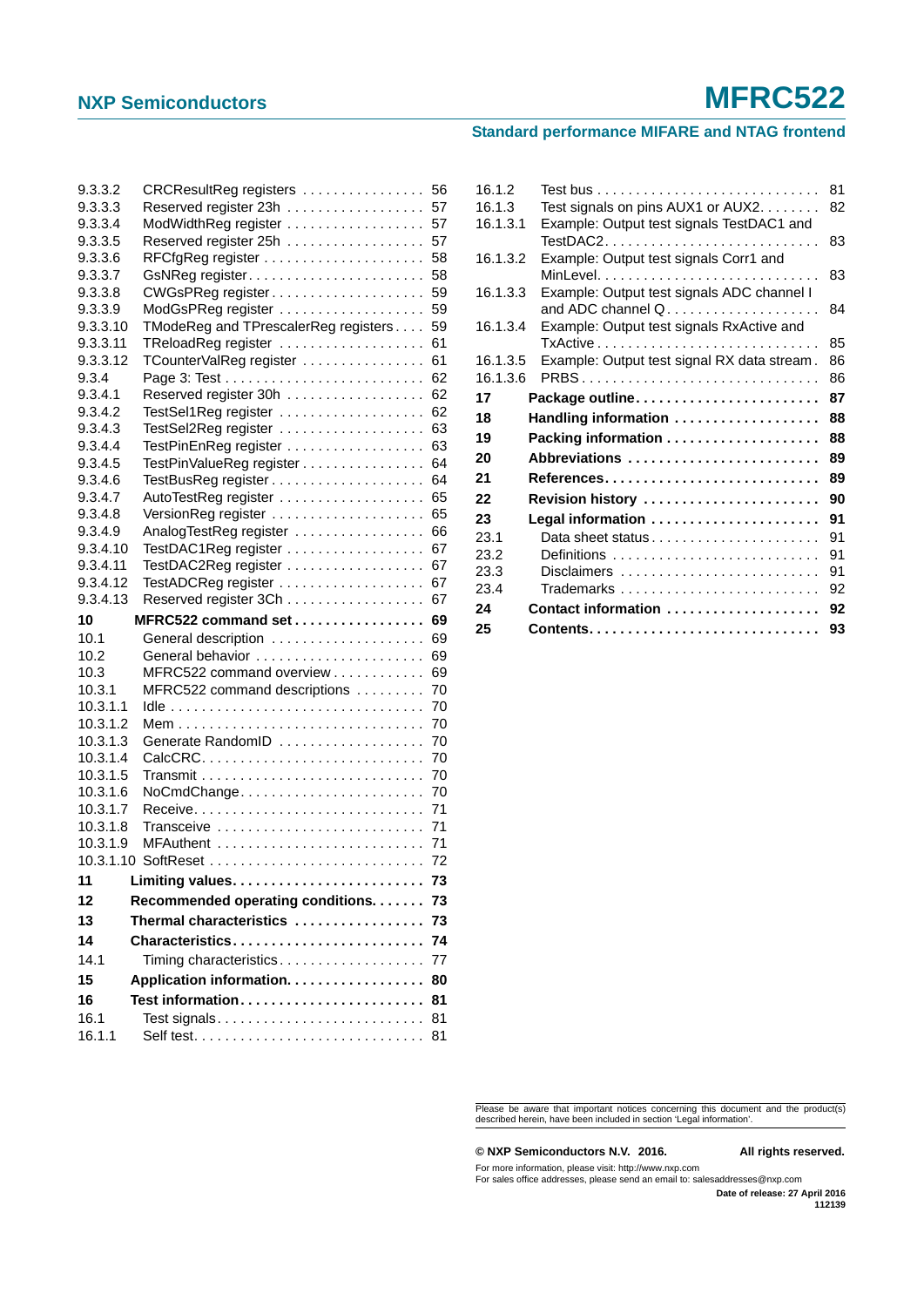9.3.3.2 CRCResultReg registers . . . . . . . . . . . . . . . . 56
9.3.3.3 Reserved register 23h . . . . . . . . . . . . . . . . . . 57
9.3.3.4 ModWidthReg register . . . . . . . . . . . . . . . . . . 57
9.3.3.5 Reserved register 25h . . . . . . . . . . . . . . . . . . 57
9.3.3.6 RFCfgReg register . . . . . . . . . . . . . . . . . . . . . 58
9.3.3.7 GsNReg register. . . . . . . . . . . . . . . . . . . . . . . 58
9.3.3.8 CWGsPReg register . . . . . . . . . . . . . . . . . . . . 59
9.3.3.9 ModGsPReg register . . . . . . . . . . . . . . . . . . . 59
9.3.3.10 TModeReg and TPrescalerReg registers . . . . 59
9.3.3.11 TReloadReg register . . . . . . . . . . . . . . . . . . . 61
9.3.3.12 TCounterValReg register . . . . . . . . . . . . . . . . 61
9.3.4 Page 3: Test . . . . . . . . . . . . . . . . . . . . . . . . . . 62
9.3.4.1 Reserved register 30h . . . . . . . . . . . . . . . . . . 62
9.3.4.2 TestSel1Reg register . . . . . . . . . . . . . . . . . . . 62
9.3.4.3 TestSel2Reg register . . . . . . . . . . . . . . . . . . . 63
9.3.4.4 TestPinEnReg register . . . . . . . . . . . . . . . . . . 63
9.3.4.5 TestPinValueReg register . . . . . . . . . . . . . . . . 64
9.3.4.6 TestBusReg register . . . . . . . . . . . . . . . . . . . . 64
9.3.4.7 AutoTestReg register . . . . . . . . . . . . . . . . . . . 65
9.3.4.8 VersionReg register . . . . . . . . . . . . . . . . . . . . 65
9.3.4.9 AnalogTestReg register . . . . . . . . . . . . . . . . . 66
9.3.4.10 TestDAC1Reg register . . . . . . . . . . . . . . . . . . 67
9.3.4.11 TestDAC2Reg register . . . . . . . . . . . . . . . . . . 67
9.3.4.12 TestADCReg register . . . . . . . . . . . . . . . . . . . 67
9.3.4.13 Reserved register 3Ch . . . . . . . . . . . . . . . . . . 67
**10 MFRC522 command set . . . . . . . . . . . . . . . . . 69**
10.1 General description . . . . . . . . . . . . . . . . . . . . 69
10.2 General behavior . . . . . . . . . . . . . . . . . . . . . . 69
10.3 MFRC522 command overview . . . . . . . . . . . . 69
10.3.1 MFRC522 command descriptions . . . . . . . . . 70
10.3.1.1 Idle . . . . . . . . . . . . . . . . . . . . . . . . . . . . . . . . . 70
10.3.1.2 Mem . . . . . . . . . . . . . . . . . . . . . . . . . . . . . . . . 70
10.3.1.3 Generate RandomID . . . . . . . . . . . . . . . . . . . 70
10.3.1.4 CalcCRC. . . . . . . . . . . . . . . . . . . . . . . . . . . . . 70
10.3.1.5 Transmit . . . . . . . . . . . . . . . . . . . . . . . . . . . . . 70
10.3.1.6 NoCmdChange. . . . . . . . . . . . . . . . . . . . . . . . 70
10.3.1.7 Receive. . . . . . . . . . . . . . . . . . . . . . . . . . . . . . 71
10.3.1.8 Transceive . . . . . . . . . . . . . . . . . . . . . . . . . . . 71
10.3.1.9 MFAuthent . . . . . . . . . . . . . . . . . . . . . . . . . . . 71
10.3.1.10 SoftReset . . . . . . . . . . . . . . . . . . . . . . . . . . . . 72
**11 Limiting values. . . . . . . . . . . . . . . . . . . . . . . . . 73**
**12 Recommended operating conditions. . . . . . . 73**
**13 Thermal characteristics . . . . . . . . . . . . . . . . . 73**
**14 Characteristics. . . . . . . . . . . . . . . . . . . . . . . . . 74**
14.1 Timing characteristics. . . . . . . . . . . . . . . . . . . 77
**15 Application information. . . . . . . . . . . . . . . . . . 80**
**16 Test information. . . . . . . . . . . . . . . . . . . . . . . . 81**
16.1 Test signals. . . . . . . . . . . . . . . . . . . . . . . . . . . 81
16.1.1 Self test. . . . . . . . . . . . . . . . . . . . . . . . . . . . . . 81
16.1.2 Test bus . . . . . . . . . . . . . . . . . . . . . . . . . . . . . 81
16.1.3 Test signals on pins AUX1 or AUX2. . . . . . . . 82
16.1.3.1 Example: Output test signals TestDAC1 and TestDAC2. . . . . . . . . . . . . . . . . . . . . . . . . . . . 83
16.1.3.2 Example: Output test signals Corr1 and MinLevel. . . . . . . . . . . . . . . . . . . . . . . . . . . . . 83
16.1.3.3 Example: Output test signals ADC channel I and ADC channel Q . . . . . . . . . . . . . . . . . . . . 84
16.1.3.4 Example: Output test signals RxActive and TxActive . . . . . . . . . . . . . . . . . . . . . . . . . . . . . 85
16.1.3.5 Example: Output test signal RX data stream . 86
16.1.3.6 PRBS . . . . . . . . . . . . . . . . . . . . . . . . . . . . . . . 86
**17 Package outline. . . . . . . . . . . . . . . . . . . . . . . . 87**
**18 Handling information . . . . . . . . . . . . . . . . . . . 88**
**19 Packing information . . . . . . . . . . . . . . . . . . . . 88**
**20 Abbreviations . . . . . . . . . . . . . . . . . . . . . . . . . 89**
**21 References. . . . . . . . . . . . . . . . . . . . . . . . . . . . 89**
**22 Revision history . . . . . . . . . . . . . . . . . . . . . . . 90**
**23 Legal information . . . . . . . . . . . . . . . . . . . . . . 91**
23.1 Data sheet status . . . . . . . . . . . . . . . . . . . . . . 91
23.2 Definitions . . . . . . . . . . . . . . . . . . . . . . . . . . . 91
23.3 Disclaimers . . . . . . . . . . . . . . . . . . . . . . . . . . 91
23.4 Trademarks . . . . . . . . . . . . . . . . . . . . . . . . . . 92
**24 Contact information . . . . . . . . . . . . . . . . . . . . 92**
**25 Contents. . . . . . . . . . . . . . . . . . . . . . . . . . . . . . 93**

Please be aware that important notices concerning this document and the product(s) described herein, have been included in section 'Legal information'.

**© NXP Semiconductors N.V. 2016. All rights reserved.**

For more information, please visit: http://www.nxp.com
For sales office addresses, please send an email to: salesaddresses@nxp.com

**Date of release: 27 April 2016**
**112139**